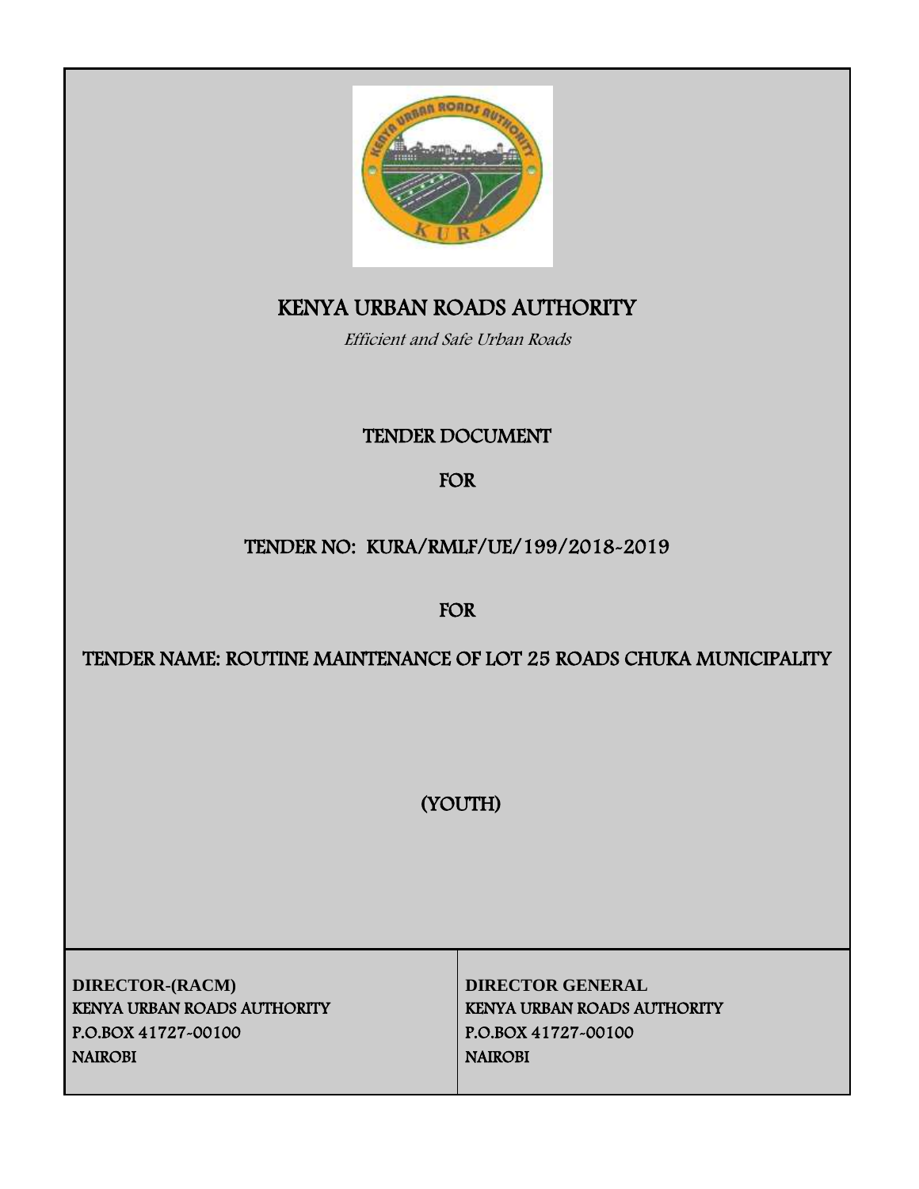# KENYA URBAN ROADS AUTHORITY

*Efficient and Safe Urban Roads*

## TENDER DOCUMENT

## FOR

## TENDER NO: KURA/RMLF/UE/199/2018-2019

## FOR

## TENDER NAME: ROUTINE MAINTENANCE OF LOT 25 ROADS CHUKA MUNICIPALITY

## (YOUTH)

| **DIRECTOR-(RACM)**<br>KENYA URBAN ROADS AUTHORITY<br>P.O.BOX 41727-00100<br>NAIROBI | **DIRECTOR GENERAL**<br>KENYA URBAN ROADS AUTHORITY<br>P.O.BOX 41727-00100<br>NAIROBI |
|---|---|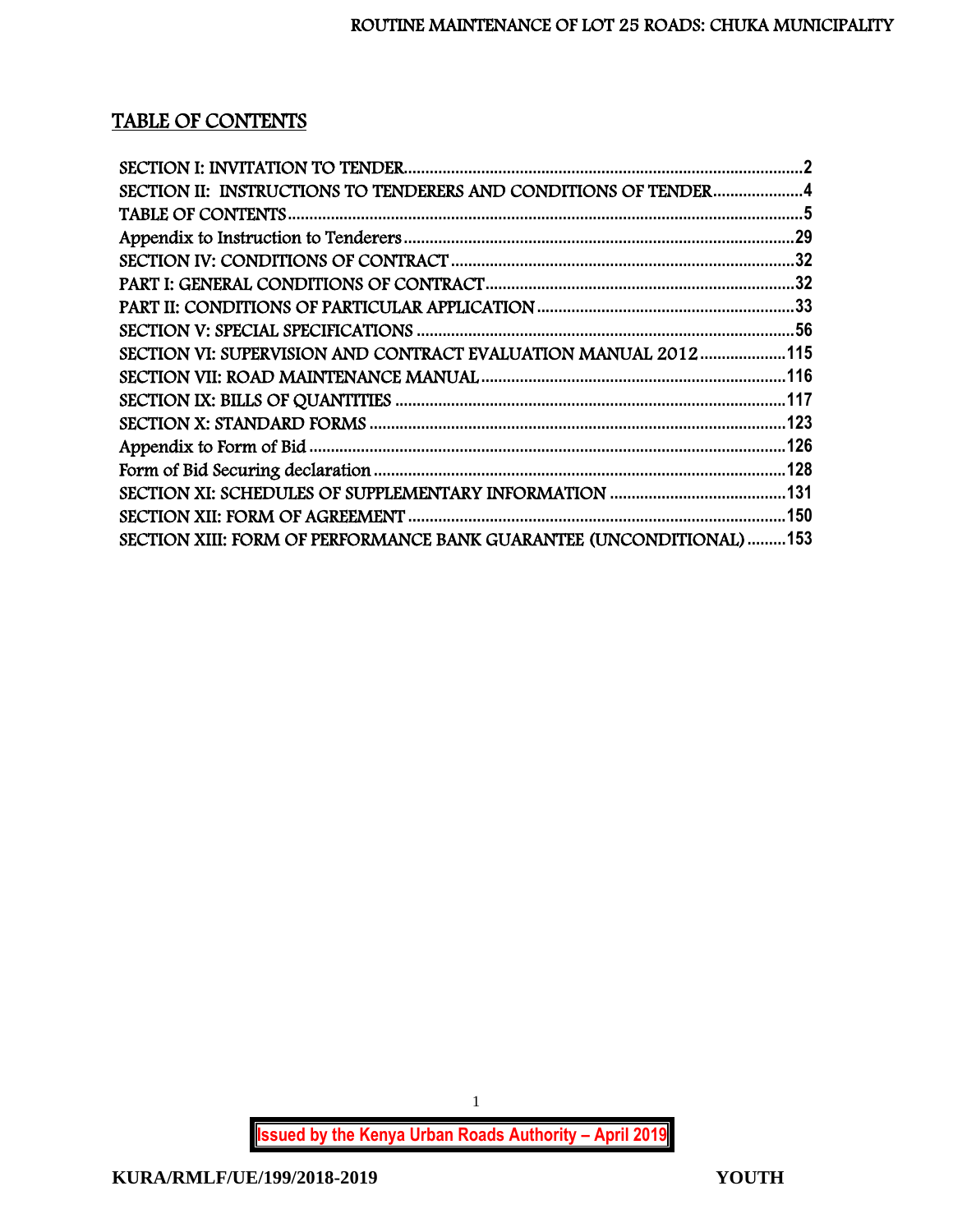## TABLE OF CONTENTS

SECTION I: INVITATION TO TENDER....................................................................................2
SECTION II: INSTRUCTIONS TO TENDERERS AND CONDITIONS OF TENDER.....................4
TABLE OF CONTENTS......................................................................................................5
Appendix to Instruction to Tenderers.................................................................................29
SECTION IV: CONDITIONS OF CONTRACT.......................................................................32
PART I: GENERAL CONDITIONS OF CONTRACT................................................................32
PART II: CONDITIONS OF PARTICULAR APPLICATION........................................................33
SECTION V: SPECIAL SPECIFICATIONS.............................................................................56
SECTION VI: SUPERVISION AND CONTRACT EVALUATION MANUAL 2012....................115
SECTION VII: ROAD MAINTENANCE MANUAL...................................................................116
SECTION IX: BILLS OF QUANTITIES................................................................................117
SECTION X: STANDARD FORMS......................................................................................123
Appendix to Form of Bid..................................................................................................126
Form of Bid Securing declaration......................................................................................128
SECTION XI: SCHEDULES OF SUPPLEMENTARY INFORMATION.........................................131
SECTION XII: FORM OF AGREEMENT...............................................................................150
SECTION XIII: FORM OF PERFORMANCE BANK GUARANTEE (UNCONDITIONAL).........153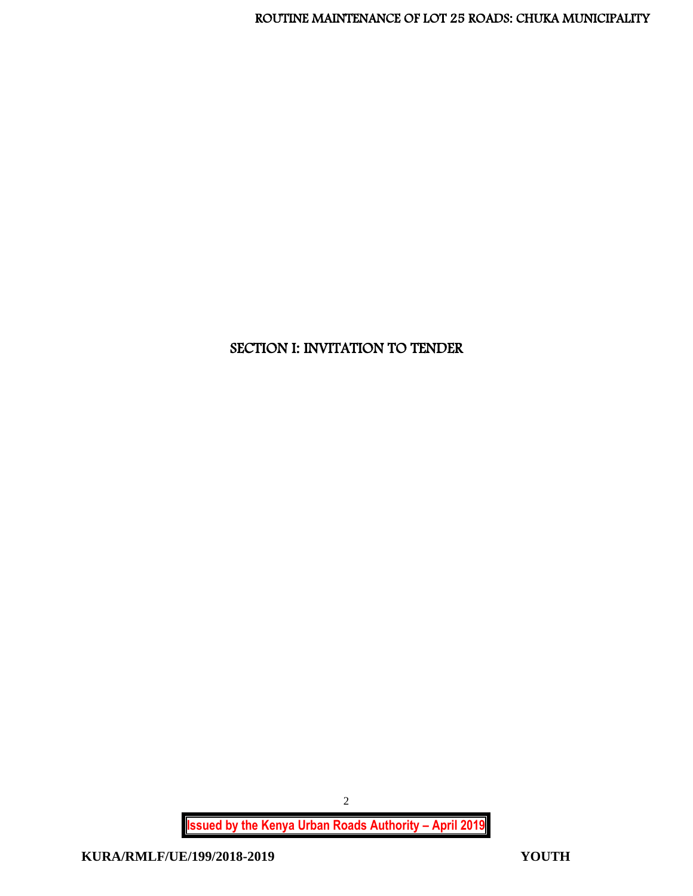# SECTION I: INVITATION TO TENDER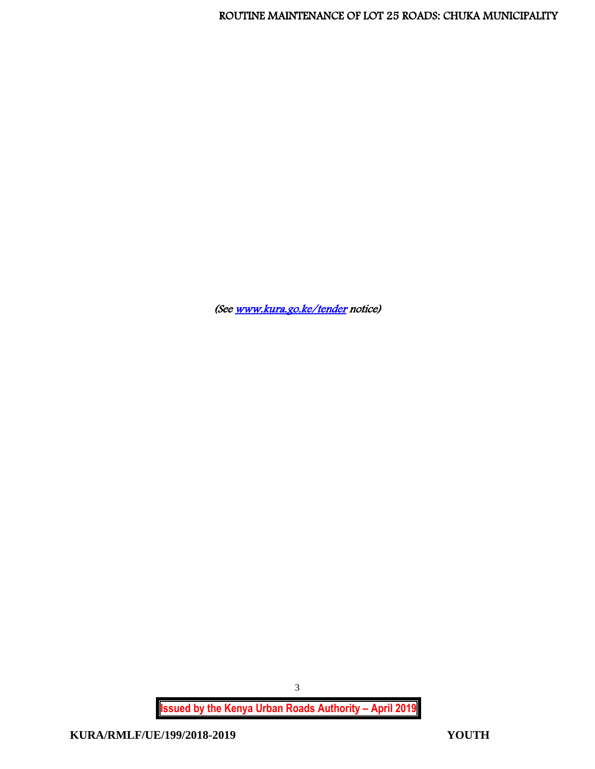*(See [www.kura.go.ke/tender](www.kura.go.ke/tender) notice)*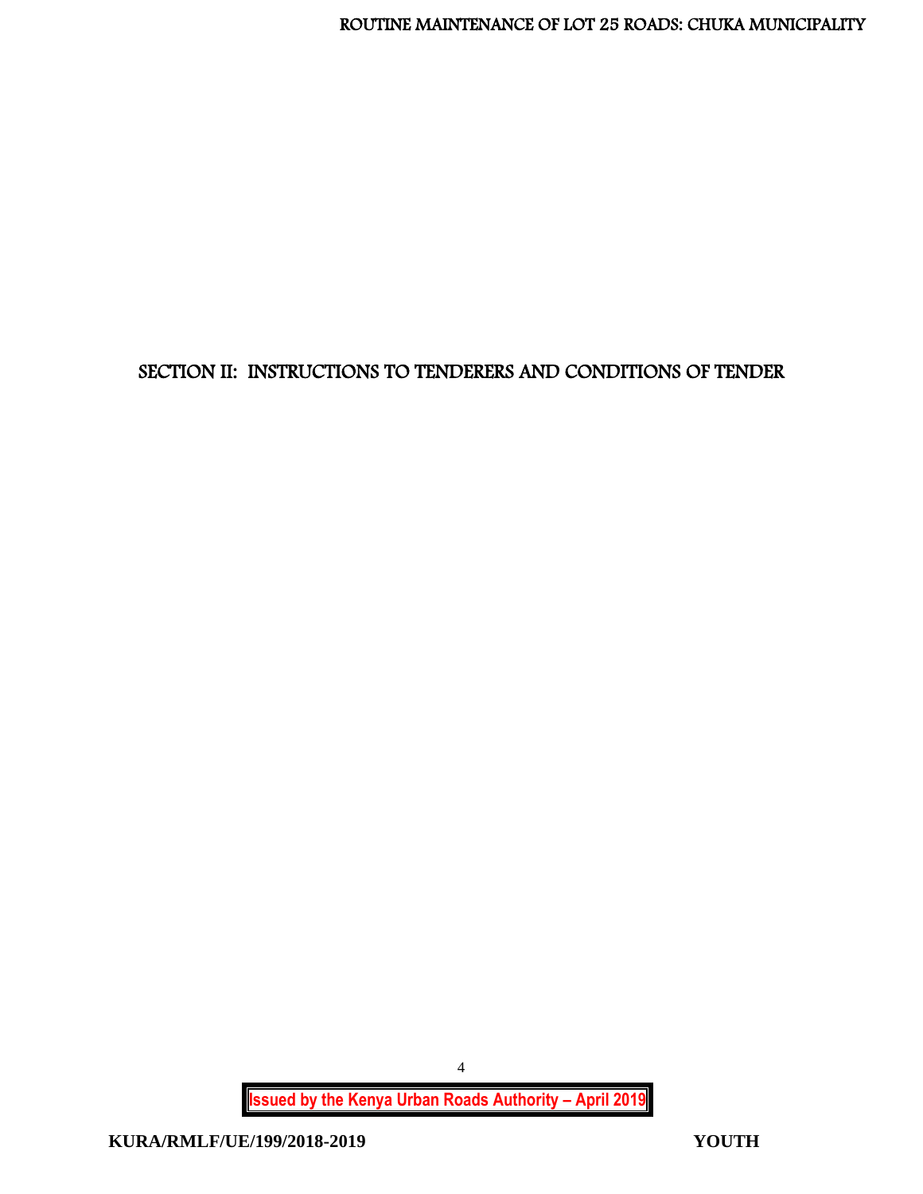# SECTION II: INSTRUCTIONS TO TENDERERS AND CONDITIONS OF TENDER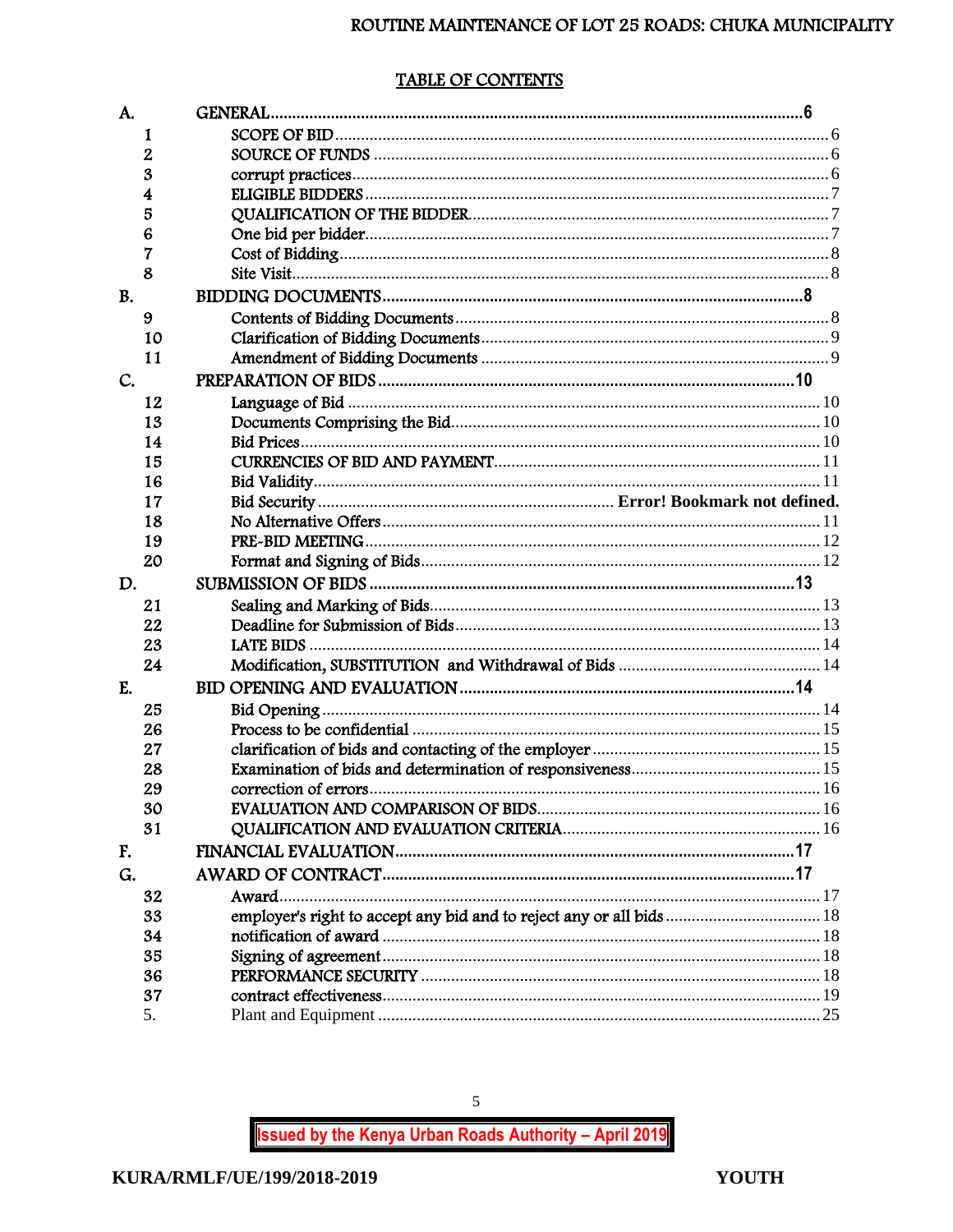## TABLE OF CONTENTS

| | | |
|---|---|---|
| **A.** | **GENERAL** | **6** |
| 1 | SCOPE OF BID | 6 |
| 2 | SOURCE OF FUNDS | 6 |
| 3 | corrupt practices | 6 |
| 4 | ELIGIBLE BIDDERS | 7 |
| 5 | QUALIFICATION OF THE BIDDER | 7 |
| 6 | One bid per bidder | 7 |
| 7 | Cost of Bidding | 8 |
| 8 | Site Visit | 8 |
| **B.** | **BIDDING DOCUMENTS** | **8** |
| 9 | Contents of Bidding Documents | 8 |
| 10 | Clarification of Bidding Documents | 9 |
| 11 | Amendment of Bidding Documents | 9 |
| **C.** | **PREPARATION OF BIDS** | **10** |
| 12 | Language of Bid | 10 |
| 13 | Documents Comprising the Bid | 10 |
| 14 | Bid Prices | 10 |
| 15 | CURRENCIES OF BID AND PAYMENT | 11 |
| 16 | Bid Validity | 11 |
| 17 | Bid Security | **Error! Bookmark not defined.** |
| 18 | No Alternative Offers | 11 |
| 19 | PRE-BID MEETING | 12 |
| 20 | Format and Signing of Bids | 12 |
| **D.** | **SUBMISSION OF BIDS** | **13** |
| 21 | Sealing and Marking of Bids | 13 |
| 22 | Deadline for Submission of Bids | 13 |
| 23 | LATE BIDS | 14 |
| 24 | Modification, SUBSTITUTION and Withdrawal of Bids | 14 |
| **E.** | **BID OPENING AND EVALUATION** | **14** |
| 25 | Bid Opening | 14 |
| 26 | Process to be confidential | 15 |
| 27 | clarification of bids and contacting of the employer | 15 |
| 28 | Examination of bids and determination of responsiveness | 15 |
| 29 | correction of errors | 16 |
| 30 | EVALUATION AND COMPARISON OF BIDS | 16 |
| 31 | QUALIFICATION AND EVALUATION CRITERIA | 16 |
| **F.** | **FINANCIAL EVALUATION** | **17** |
| **G.** | **AWARD OF CONTRACT** | **17** |
| 32 | Award | 17 |
| 33 | employer's right to accept any bid and to reject any or all bids | 18 |
| 34 | notification of award | 18 |
| 35 | Signing of agreement | 18 |
| 36 | PERFORMANCE SECURITY | 18 |
| 37 | contract effectiveness | 19 |
| 5. | Plant and Equipment | 25 |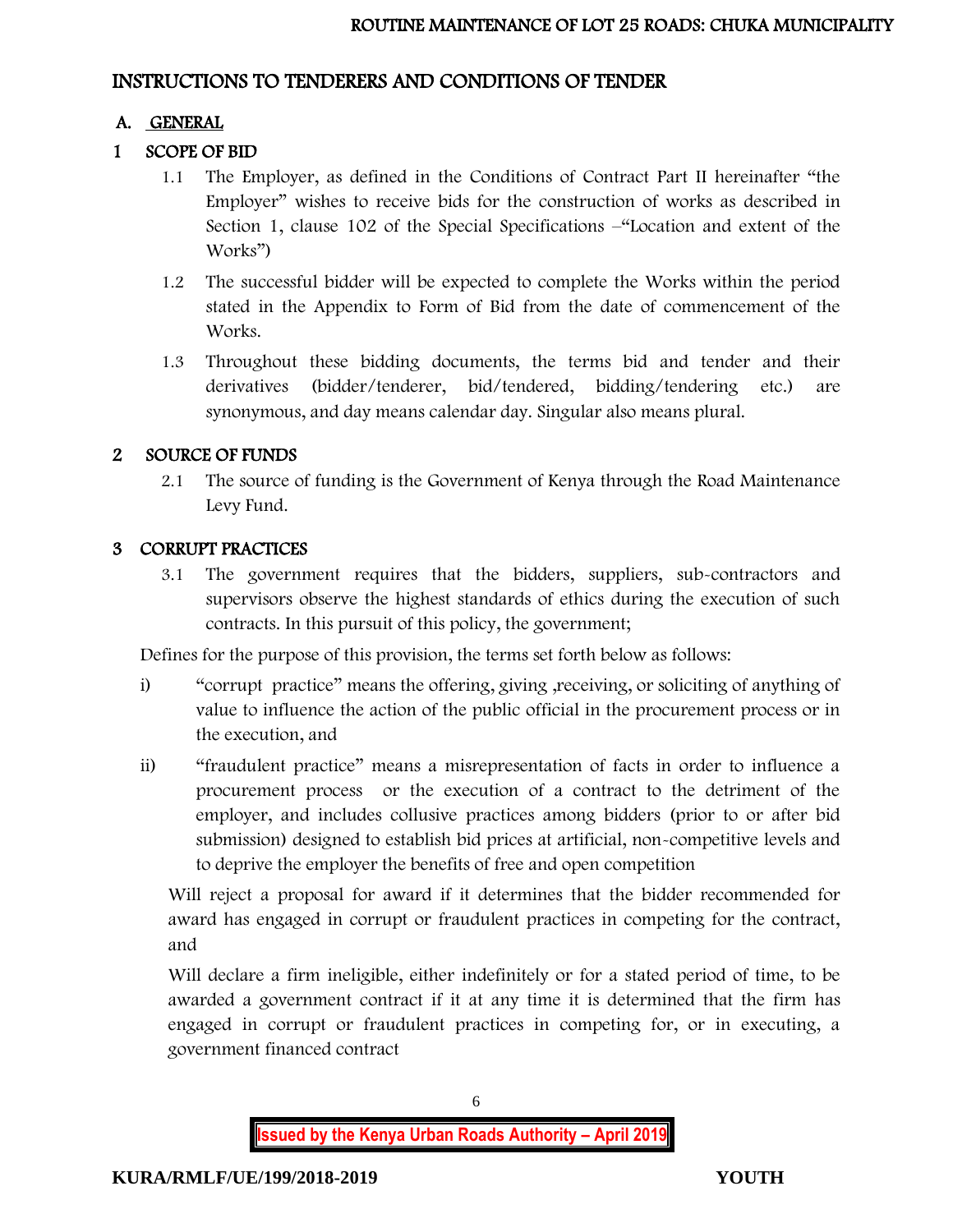# INSTRUCTIONS TO TENDERERS AND CONDITIONS OF TENDER

## A. GENERAL

### 1 SCOPE OF BID

1.1 The Employer, as defined in the Conditions of Contract Part II hereinafter "the Employer" wishes to receive bids for the construction of works as described in Section 1, clause 102 of the Special Specifications –"Location and extent of the Works")

1.2 The successful bidder will be expected to complete the Works within the period stated in the Appendix to Form of Bid from the date of commencement of the Works.

1.3 Throughout these bidding documents, the terms bid and tender and their derivatives (bidder/tenderer, bid/tendered, bidding/tendering etc.) are synonymous, and day means calendar day. Singular also means plural.

### 2 SOURCE OF FUNDS

2.1 The source of funding is the Government of Kenya through the Road Maintenance Levy Fund.

### 3 CORRUPT PRACTICES

3.1 The government requires that the bidders, suppliers, sub-contractors and supervisors observe the highest standards of ethics during the execution of such contracts. In this pursuit of this policy, the government;

Defines for the purpose of this provision, the terms set forth below as follows:

i) "corrupt practice" means the offering, giving ,receiving, or soliciting of anything of value to influence the action of the public official in the procurement process or in the execution, and

ii) "fraudulent practice" means a misrepresentation of facts in order to influence a procurement process or the execution of a contract to the detriment of the employer, and includes collusive practices among bidders (prior to or after bid submission) designed to establish bid prices at artificial, non-competitive levels and to deprive the employer the benefits of free and open competition

Will reject a proposal for award if it determines that the bidder recommended for award has engaged in corrupt or fraudulent practices in competing for the contract, and

Will declare a firm ineligible, either indefinitely or for a stated period of time, to be awarded a government contract if it at any time it is determined that the firm has engaged in corrupt or fraudulent practices in competing for, or in executing, a government financed contract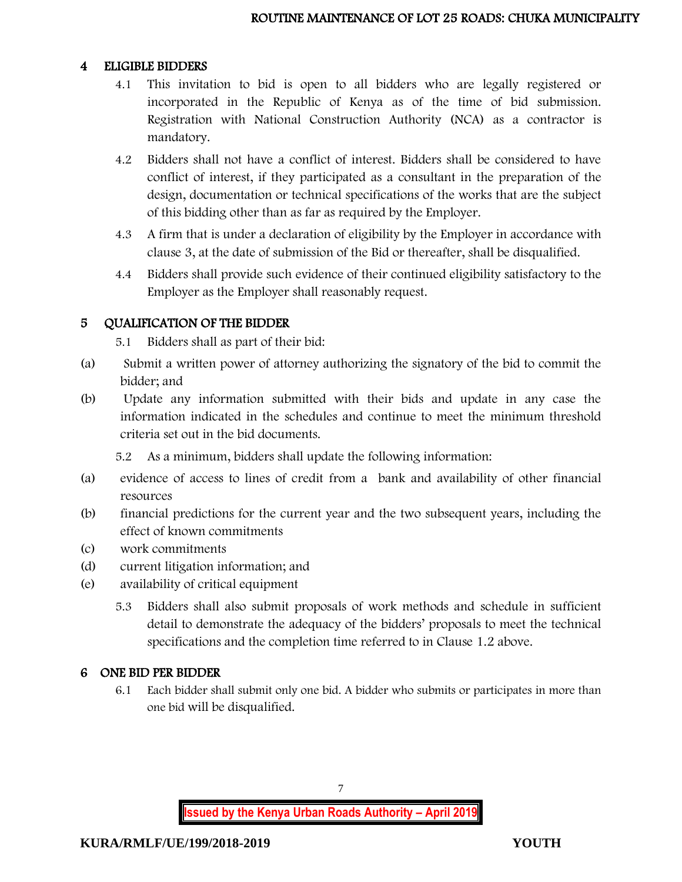## 4 ELIGIBLE BIDDERS

4.1 This invitation to bid is open to all bidders who are legally registered or incorporated in the Republic of Kenya as of the time of bid submission. Registration with National Construction Authority (NCA) as a contractor is mandatory.

4.2 Bidders shall not have a conflict of interest. Bidders shall be considered to have conflict of interest, if they participated as a consultant in the preparation of the design, documentation or technical specifications of the works that are the subject of this bidding other than as far as required by the Employer.

4.3 A firm that is under a declaration of eligibility by the Employer in accordance with clause 3, at the date of submission of the Bid or thereafter, shall be disqualified.

4.4 Bidders shall provide such evidence of their continued eligibility satisfactory to the Employer as the Employer shall reasonably request.

## 5 QUALIFICATION OF THE BIDDER

5.1 Bidders shall as part of their bid:

(a) Submit a written power of attorney authorizing the signatory of the bid to commit the bidder; and

(b) Update any information submitted with their bids and update in any case the information indicated in the schedules and continue to meet the minimum threshold criteria set out in the bid documents.

5.2 As a minimum, bidders shall update the following information:

(a) evidence of access to lines of credit from a bank and availability of other financial resources

(b) financial predictions for the current year and the two subsequent years, including the effect of known commitments

(c) work commitments

(d) current litigation information; and

(e) availability of critical equipment

5.3 Bidders shall also submit proposals of work methods and schedule in sufficient detail to demonstrate the adequacy of the bidders' proposals to meet the technical specifications and the completion time referred to in Clause 1.2 above.

## 6 ONE BID PER BIDDER

6.1 Each bidder shall submit only one bid. A bidder who submits or participates in more than one bid will be disqualified.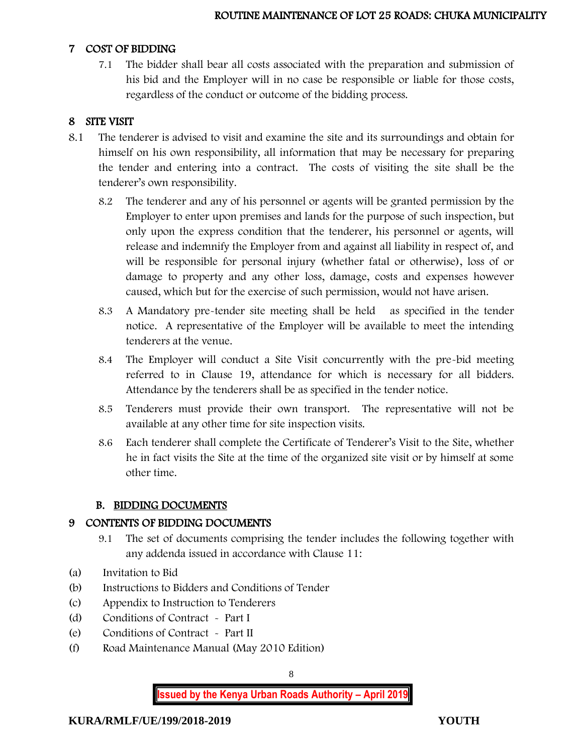## 7 COST OF BIDDING

7.1 The bidder shall bear all costs associated with the preparation and submission of his bid and the Employer will in no case be responsible or liable for those costs, regardless of the conduct or outcome of the bidding process.

## 8 SITE VISIT

8.1 The tenderer is advised to visit and examine the site and its surroundings and obtain for himself on his own responsibility, all information that may be necessary for preparing the tender and entering into a contract. The costs of visiting the site shall be the tenderer's own responsibility.

8.2 The tenderer and any of his personnel or agents will be granted permission by the Employer to enter upon premises and lands for the purpose of such inspection, but only upon the express condition that the tenderer, his personnel or agents, will release and indemnify the Employer from and against all liability in respect of, and will be responsible for personal injury (whether fatal or otherwise), loss of or damage to property and any other loss, damage, costs and expenses however caused, which but for the exercise of such permission, would not have arisen.

8.3 A Mandatory pre-tender site meeting shall be held as specified in the tender notice. A representative of the Employer will be available to meet the intending tenderers at the venue.

8.4 The Employer will conduct a Site Visit concurrently with the pre-bid meeting referred to in Clause 19, attendance for which is necessary for all bidders. Attendance by the tenderers shall be as specified in the tender notice.

8.5 Tenderers must provide their own transport. The representative will not be available at any other time for site inspection visits.

8.6 Each tenderer shall complete the Certificate of Tenderer's Visit to the Site, whether he in fact visits the Site at the time of the organized site visit or by himself at some other time.

### B. BIDDING DOCUMENTS

## 9 CONTENTS OF BIDDING DOCUMENTS

9.1 The set of documents comprising the tender includes the following together with any addenda issued in accordance with Clause 11:

(a) Invitation to Bid
(b) Instructions to Bidders and Conditions of Tender
(c) Appendix to Instruction to Tenderers
(d) Conditions of Contract - Part I
(e) Conditions of Contract - Part II
(f) Road Maintenance Manual (May 2010 Edition)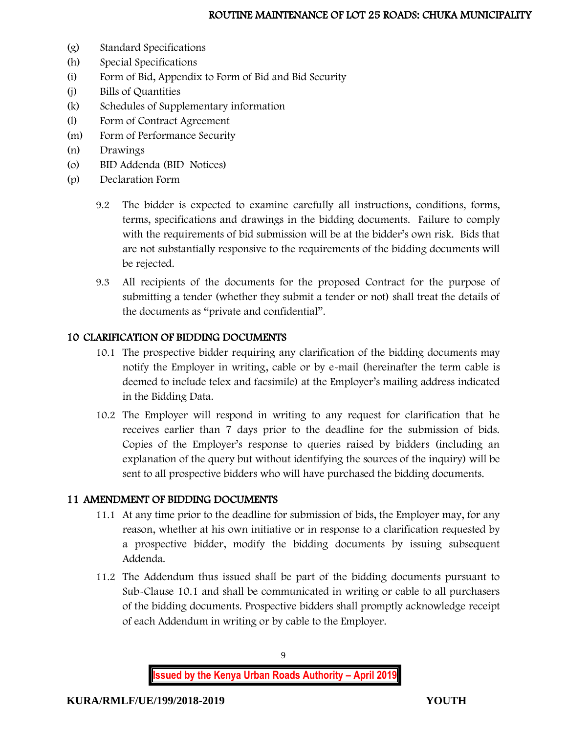(g) Standard Specifications
(h) Special Specifications
(i) Form of Bid, Appendix to Form of Bid and Bid Security
(j) Bills of Quantities
(k) Schedules of Supplementary information
(l) Form of Contract Agreement
(m) Form of Performance Security
(n) Drawings
(o) BID Addenda (BID Notices)
(p) Declaration Form

9.2 The bidder is expected to examine carefully all instructions, conditions, forms, terms, specifications and drawings in the bidding documents. Failure to comply with the requirements of bid submission will be at the bidder's own risk. Bids that are not substantially responsive to the requirements of the bidding documents will be rejected.

9.3 All recipients of the documents for the proposed Contract for the purpose of submitting a tender (whether they submit a tender or not) shall treat the details of the documents as "private and confidential".

## 10 CLARIFICATION OF BIDDING DOCUMENTS

10.1 The prospective bidder requiring any clarification of the bidding documents may notify the Employer in writing, cable or by e-mail (hereinafter the term cable is deemed to include telex and facsimile) at the Employer's mailing address indicated in the Bidding Data.

10.2 The Employer will respond in writing to any request for clarification that he receives earlier than 7 days prior to the deadline for the submission of bids. Copies of the Employer's response to queries raised by bidders (including an explanation of the query but without identifying the sources of the inquiry) will be sent to all prospective bidders who will have purchased the bidding documents.

## 11 AMENDMENT OF BIDDING DOCUMENTS

11.1 At any time prior to the deadline for submission of bids, the Employer may, for any reason, whether at his own initiative or in response to a clarification requested by a prospective bidder, modify the bidding documents by issuing subsequent Addenda.

11.2 The Addendum thus issued shall be part of the bidding documents pursuant to Sub-Clause 10.1 and shall be communicated in writing or cable to all purchasers of the bidding documents. Prospective bidders shall promptly acknowledge receipt of each Addendum in writing or by cable to the Employer.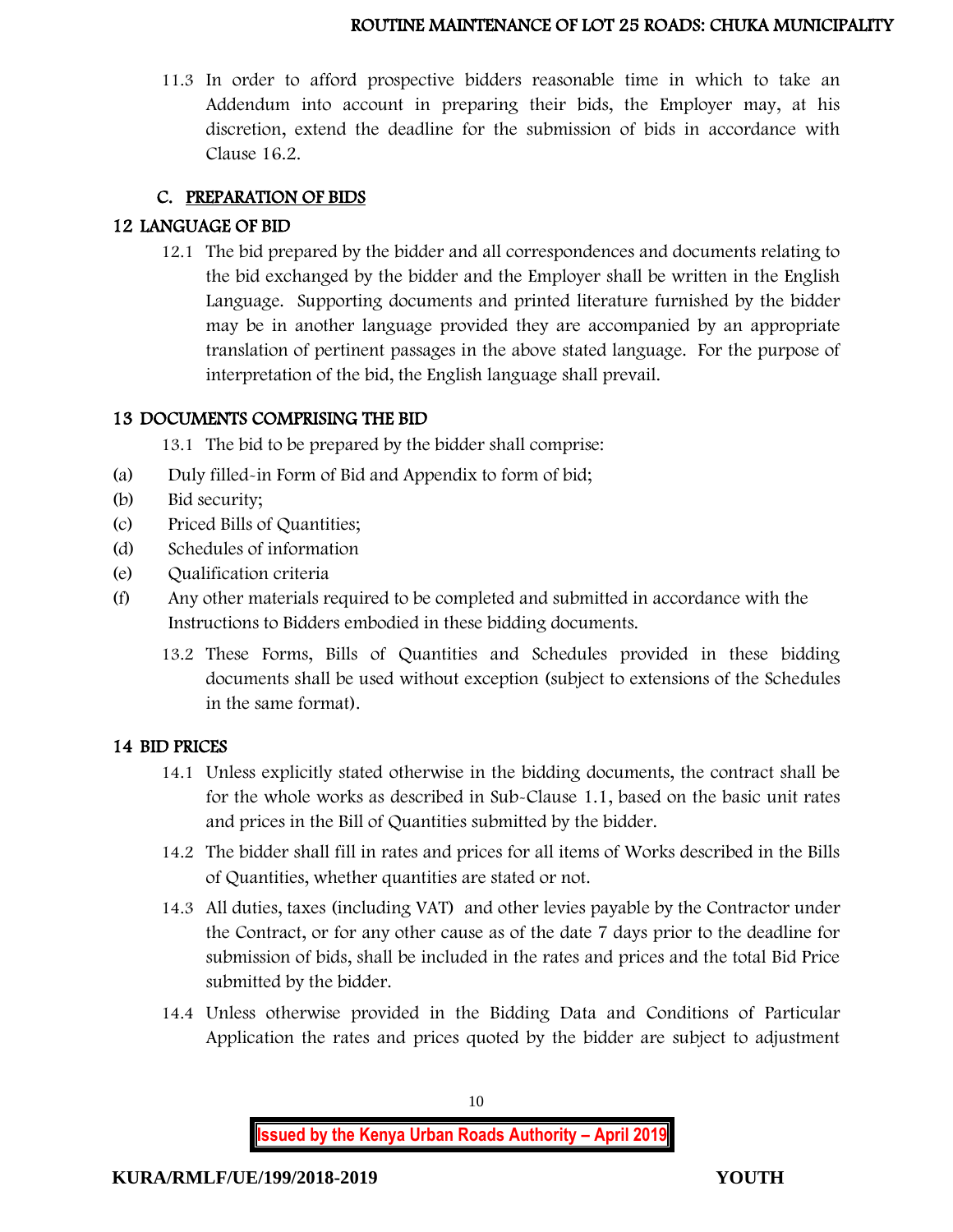11.3 In order to afford prospective bidders reasonable time in which to take an Addendum into account in preparing their bids, the Employer may, at his discretion, extend the deadline for the submission of bids in accordance with Clause 16.2.

## C. PREPARATION OF BIDS

### 12 LANGUAGE OF BID

12.1 The bid prepared by the bidder and all correspondences and documents relating to the bid exchanged by the bidder and the Employer shall be written in the English Language. Supporting documents and printed literature furnished by the bidder may be in another language provided they are accompanied by an appropriate translation of pertinent passages in the above stated language. For the purpose of interpretation of the bid, the English language shall prevail.

### 13 DOCUMENTS COMPRISING THE BID

13.1 The bid to be prepared by the bidder shall comprise:

(a) Duly filled-in Form of Bid and Appendix to form of bid;

(b) Bid security;

(c) Priced Bills of Quantities;

(d) Schedules of information

(e) Qualification criteria

(f) Any other materials required to be completed and submitted in accordance with the Instructions to Bidders embodied in these bidding documents.

13.2 These Forms, Bills of Quantities and Schedules provided in these bidding documents shall be used without exception (subject to extensions of the Schedules in the same format).

### 14 BID PRICES

14.1 Unless explicitly stated otherwise in the bidding documents, the contract shall be for the whole works as described in Sub-Clause 1.1, based on the basic unit rates and prices in the Bill of Quantities submitted by the bidder.

14.2 The bidder shall fill in rates and prices for all items of Works described in the Bills of Quantities, whether quantities are stated or not.

14.3 All duties, taxes (including VAT) and other levies payable by the Contractor under the Contract, or for any other cause as of the date 7 days prior to the deadline for submission of bids, shall be included in the rates and prices and the total Bid Price submitted by the bidder.

14.4 Unless otherwise provided in the Bidding Data and Conditions of Particular Application the rates and prices quoted by the bidder are subject to adjustment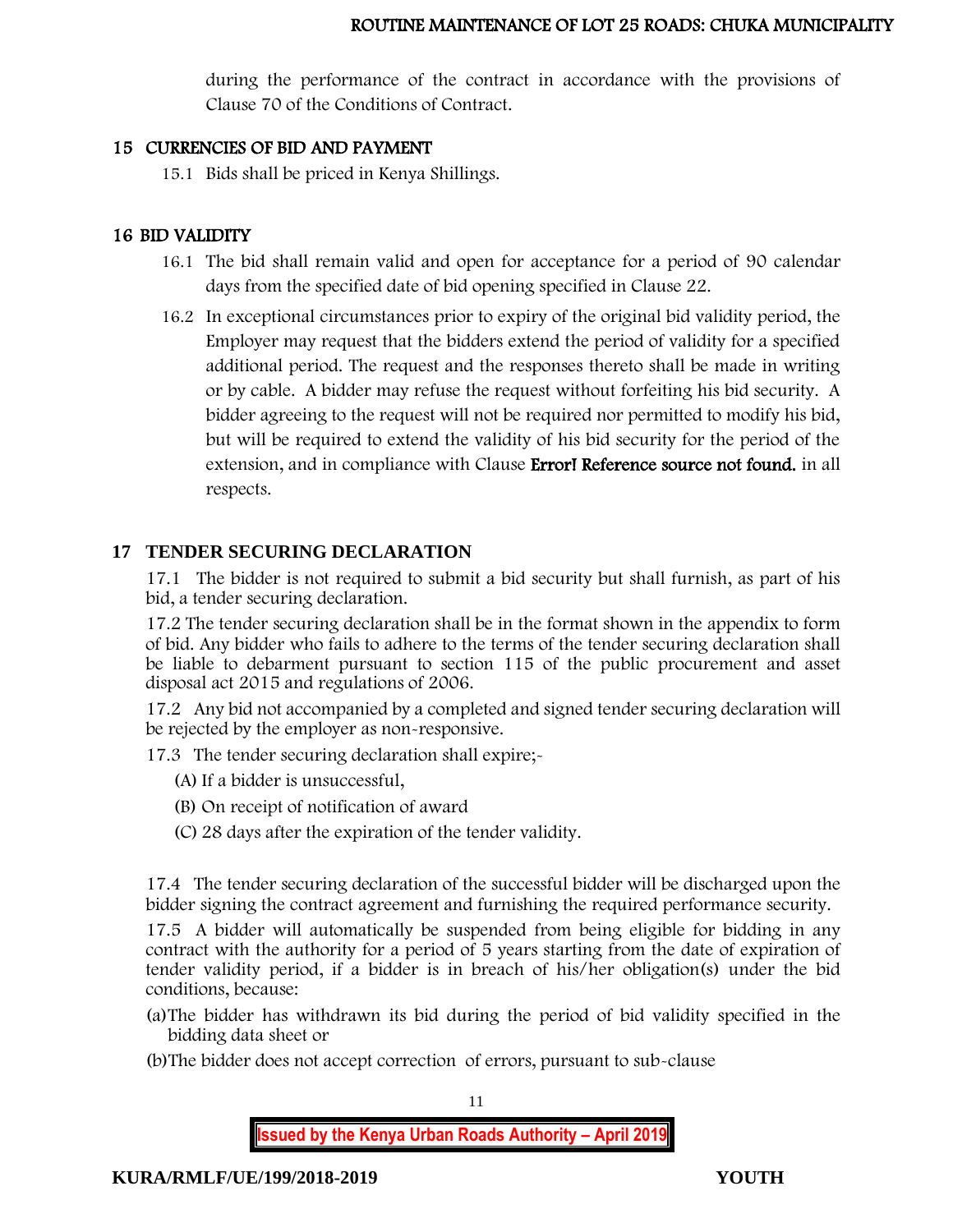during the performance of the contract in accordance with the provisions of Clause 70 of the Conditions of Contract.

## 15 CURRENCIES OF BID AND PAYMENT

15.1 Bids shall be priced in Kenya Shillings.

## 16 BID VALIDITY

16.1 The bid shall remain valid and open for acceptance for a period of 90 calendar days from the specified date of bid opening specified in Clause 22.

16.2 In exceptional circumstances prior to expiry of the original bid validity period, the Employer may request that the bidders extend the period of validity for a specified additional period. The request and the responses thereto shall be made in writing or by cable. A bidder may refuse the request without forfeiting his bid security. A bidder agreeing to the request will not be required nor permitted to modify his bid, but will be required to extend the validity of his bid security for the period of the extension, and in compliance with Clause **Error! Reference source not found.** in all respects.

## 17 TENDER SECURING DECLARATION

17.1 The bidder is not required to submit a bid security but shall furnish, as part of his bid, a tender securing declaration.

17.2 The tender securing declaration shall be in the format shown in the appendix to form of bid. Any bidder who fails to adhere to the terms of the tender securing declaration shall be liable to debarment pursuant to section 115 of the public procurement and asset disposal act 2015 and regulations of 2006.

17.2 Any bid not accompanied by a completed and signed tender securing declaration will be rejected by the employer as non-responsive.

17.3 The tender securing declaration shall expire;-

(A) If a bidder is unsuccessful,

(B) On receipt of notification of award

(C) 28 days after the expiration of the tender validity.

17.4 The tender securing declaration of the successful bidder will be discharged upon the bidder signing the contract agreement and furnishing the required performance security.

17.5 A bidder will automatically be suspended from being eligible for bidding in any contract with the authority for a period of 5 years starting from the date of expiration of tender validity period, if a bidder is in breach of his/her obligation(s) under the bid conditions, because:

(a) The bidder has withdrawn its bid during the period of bid validity specified in the bidding data sheet or

(b) The bidder does not accept correction of errors, pursuant to sub-clause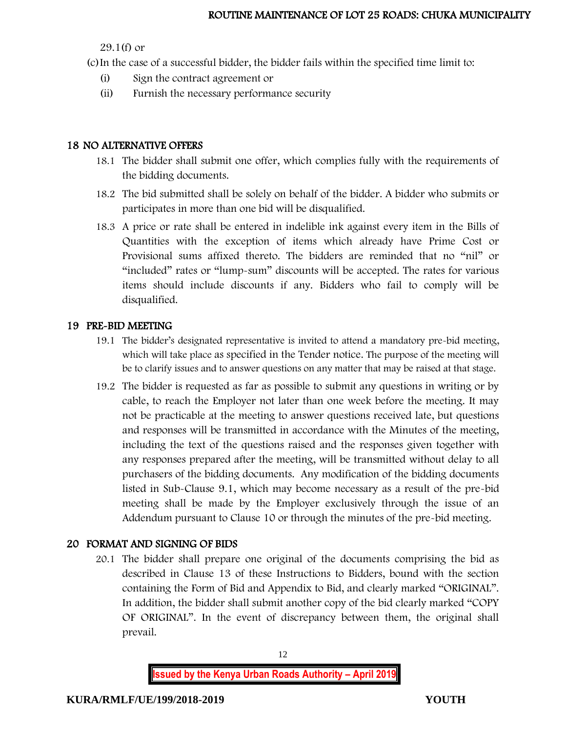29.1(f) or

(c) In the case of a successful bidder, the bidder fails within the specified time limit to:

(i) Sign the contract agreement or

(ii) Furnish the necessary performance security

## 18 NO ALTERNATIVE OFFERS

18.1 The bidder shall submit one offer, which complies fully with the requirements of the bidding documents.

18.2 The bid submitted shall be solely on behalf of the bidder. A bidder who submits or participates in more than one bid will be disqualified.

18.3 A price or rate shall be entered in indelible ink against every item in the Bills of Quantities with the exception of items which already have Prime Cost or Provisional sums affixed thereto. The bidders are reminded that no "nil" or "included" rates or "lump-sum" discounts will be accepted. The rates for various items should include discounts if any. Bidders who fail to comply will be disqualified.

## 19 PRE-BID MEETING

19.1 The bidder's designated representative is invited to attend a mandatory pre-bid meeting, which will take place as specified in the Tender notice. The purpose of the meeting will be to clarify issues and to answer questions on any matter that may be raised at that stage.

19.2 The bidder is requested as far as possible to submit any questions in writing or by cable, to reach the Employer not later than one week before the meeting. It may not be practicable at the meeting to answer questions received late, but questions and responses will be transmitted in accordance with the Minutes of the meeting, including the text of the questions raised and the responses given together with any responses prepared after the meeting, will be transmitted without delay to all purchasers of the bidding documents. Any modification of the bidding documents listed in Sub-Clause 9.1, which may become necessary as a result of the pre-bid meeting shall be made by the Employer exclusively through the issue of an Addendum pursuant to Clause 10 or through the minutes of the pre-bid meeting.

## 20 FORMAT AND SIGNING OF BIDS

20.1 The bidder shall prepare one original of the documents comprising the bid as described in Clause 13 of these Instructions to Bidders, bound with the section containing the Form of Bid and Appendix to Bid, and clearly marked "ORIGINAL". In addition, the bidder shall submit another copy of the bid clearly marked "COPY OF ORIGINAL". In the event of discrepancy between them, the original shall prevail.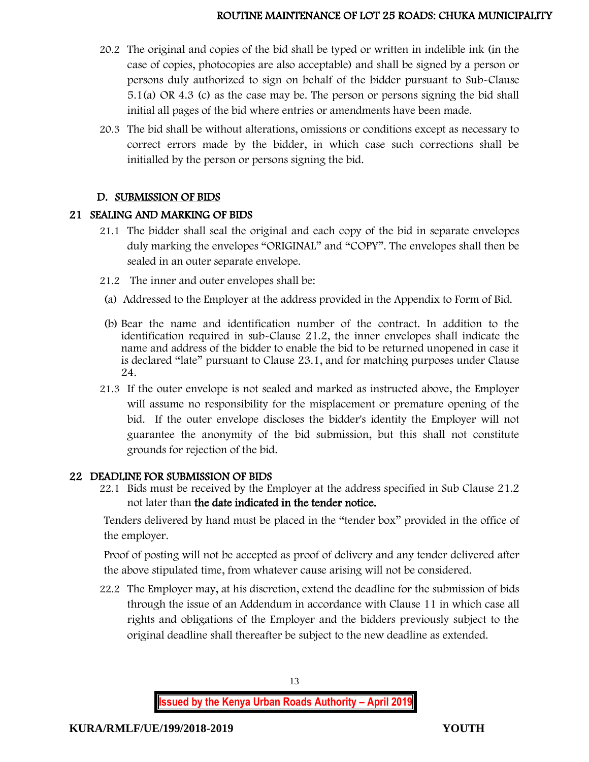20.2 The original and copies of the bid shall be typed or written in indelible ink (in the case of copies, photocopies are also acceptable) and shall be signed by a person or persons duly authorized to sign on behalf of the bidder pursuant to Sub-Clause 5.1(a) OR 4.3 (c) as the case may be. The person or persons signing the bid shall initial all pages of the bid where entries or amendments have been made.

20.3 The bid shall be without alterations, omissions or conditions except as necessary to correct errors made by the bidder, in which case such corrections shall be initialled by the person or persons signing the bid.

## D. SUBMISSION OF BIDS

### 21 SEALING AND MARKING OF BIDS

21.1 The bidder shall seal the original and each copy of the bid in separate envelopes duly marking the envelopes "ORIGINAL" and "COPY". The envelopes shall then be sealed in an outer separate envelope.

21.2 The inner and outer envelopes shall be:

(a) Addressed to the Employer at the address provided in the Appendix to Form of Bid.

(b) Bear the name and identification number of the contract. In addition to the identification required in sub-Clause 21.2, the inner envelopes shall indicate the name and address of the bidder to enable the bid to be returned unopened in case it is declared "late" pursuant to Clause 23.1, and for matching purposes under Clause 24.

21.3 If the outer envelope is not sealed and marked as instructed above, the Employer will assume no responsibility for the misplacement or premature opening of the bid. If the outer envelope discloses the bidder's identity the Employer will not guarantee the anonymity of the bid submission, but this shall not constitute grounds for rejection of the bid.

### 22 DEADLINE FOR SUBMISSION OF BIDS

22.1 Bids must be received by the Employer at the address specified in Sub Clause 21.2 not later than **the date indicated in the tender notice.**

Tenders delivered by hand must be placed in the "tender box" provided in the office of the employer.

Proof of posting will not be accepted as proof of delivery and any tender delivered after the above stipulated time, from whatever cause arising will not be considered.

22.2 The Employer may, at his discretion, extend the deadline for the submission of bids through the issue of an Addendum in accordance with Clause 11 in which case all rights and obligations of the Employer and the bidders previously subject to the original deadline shall thereafter be subject to the new deadline as extended.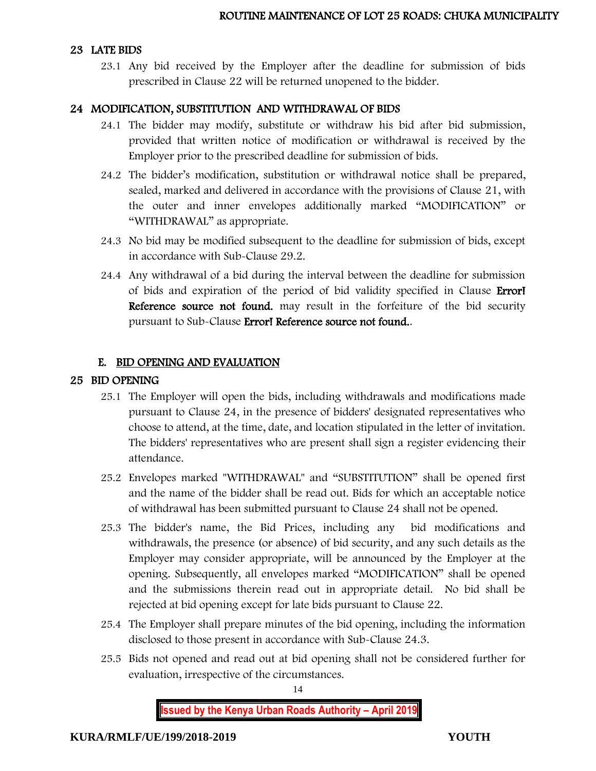## 23 LATE BIDS

23.1 Any bid received by the Employer after the deadline for submission of bids prescribed in Clause 22 will be returned unopened to the bidder.

## 24 MODIFICATION, SUBSTITUTION AND WITHDRAWAL OF BIDS

24.1 The bidder may modify, substitute or withdraw his bid after bid submission, provided that written notice of modification or withdrawal is received by the Employer prior to the prescribed deadline for submission of bids.

24.2 The bidder's modification, substitution or withdrawal notice shall be prepared, sealed, marked and delivered in accordance with the provisions of Clause 21, with the outer and inner envelopes additionally marked "MODIFICATION" or "WITHDRAWAL" as appropriate.

24.3 No bid may be modified subsequent to the deadline for submission of bids, except in accordance with Sub-Clause 29.2.

24.4 Any withdrawal of a bid during the interval between the deadline for submission of bids and expiration of the period of bid validity specified in Clause **Error! Reference source not found.** may result in the forfeiture of the bid security pursuant to Sub-Clause **Error! Reference source not found.**.

## E. BID OPENING AND EVALUATION

## 25 BID OPENING

25.1 The Employer will open the bids, including withdrawals and modifications made pursuant to Clause 24, in the presence of bidders' designated representatives who choose to attend, at the time, date, and location stipulated in the letter of invitation. The bidders' representatives who are present shall sign a register evidencing their attendance.

25.2 Envelopes marked "WITHDRAWAL" and "SUBSTITUTION" shall be opened first and the name of the bidder shall be read out. Bids for which an acceptable notice of withdrawal has been submitted pursuant to Clause 24 shall not be opened.

25.3 The bidder's name, the Bid Prices, including any bid modifications and withdrawals, the presence (or absence) of bid security, and any such details as the Employer may consider appropriate, will be announced by the Employer at the opening. Subsequently, all envelopes marked "MODIFICATION" shall be opened and the submissions therein read out in appropriate detail. No bid shall be rejected at bid opening except for late bids pursuant to Clause 22.

25.4 The Employer shall prepare minutes of the bid opening, including the information disclosed to those present in accordance with Sub-Clause 24.3.

25.5 Bids not opened and read out at bid opening shall not be considered further for evaluation, irrespective of the circumstances.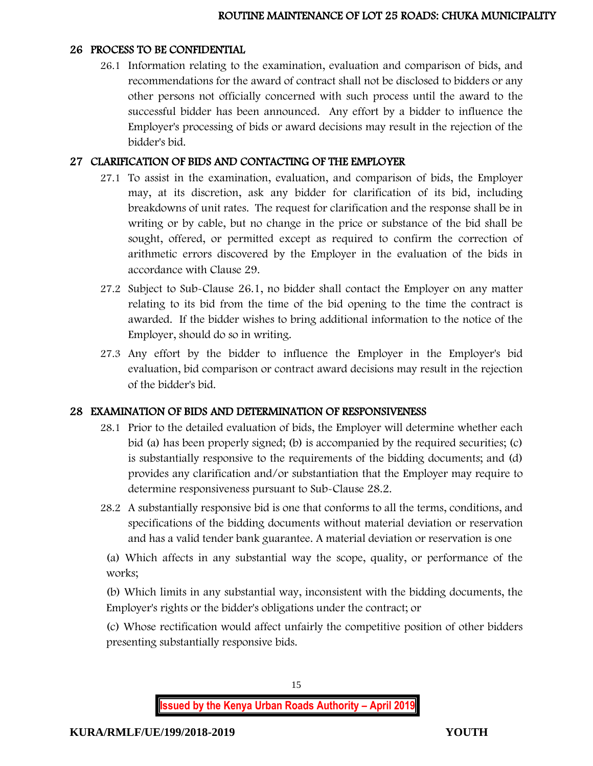## 26 PROCESS TO BE CONFIDENTIAL

26.1 Information relating to the examination, evaluation and comparison of bids, and recommendations for the award of contract shall not be disclosed to bidders or any other persons not officially concerned with such process until the award to the successful bidder has been announced. Any effort by a bidder to influence the Employer's processing of bids or award decisions may result in the rejection of the bidder's bid.

## 27 CLARIFICATION OF BIDS AND CONTACTING OF THE EMPLOYER

27.1 To assist in the examination, evaluation, and comparison of bids, the Employer may, at its discretion, ask any bidder for clarification of its bid, including breakdowns of unit rates. The request for clarification and the response shall be in writing or by cable, but no change in the price or substance of the bid shall be sought, offered, or permitted except as required to confirm the correction of arithmetic errors discovered by the Employer in the evaluation of the bids in accordance with Clause 29.

27.2 Subject to Sub-Clause 26.1, no bidder shall contact the Employer on any matter relating to its bid from the time of the bid opening to the time the contract is awarded. If the bidder wishes to bring additional information to the notice of the Employer, should do so in writing.

27.3 Any effort by the bidder to influence the Employer in the Employer's bid evaluation, bid comparison or contract award decisions may result in the rejection of the bidder's bid.

## 28 EXAMINATION OF BIDS AND DETERMINATION OF RESPONSIVENESS

28.1 Prior to the detailed evaluation of bids, the Employer will determine whether each bid (a) has been properly signed; (b) is accompanied by the required securities; (c) is substantially responsive to the requirements of the bidding documents; and (d) provides any clarification and/or substantiation that the Employer may require to determine responsiveness pursuant to Sub-Clause 28.2.

28.2 A substantially responsive bid is one that conforms to all the terms, conditions, and specifications of the bidding documents without material deviation or reservation and has a valid tender bank guarantee. A material deviation or reservation is one

(a) Which affects in any substantial way the scope, quality, or performance of the works;

(b) Which limits in any substantial way, inconsistent with the bidding documents, the Employer's rights or the bidder's obligations under the contract; or

(c) Whose rectification would affect unfairly the competitive position of other bidders presenting substantially responsive bids.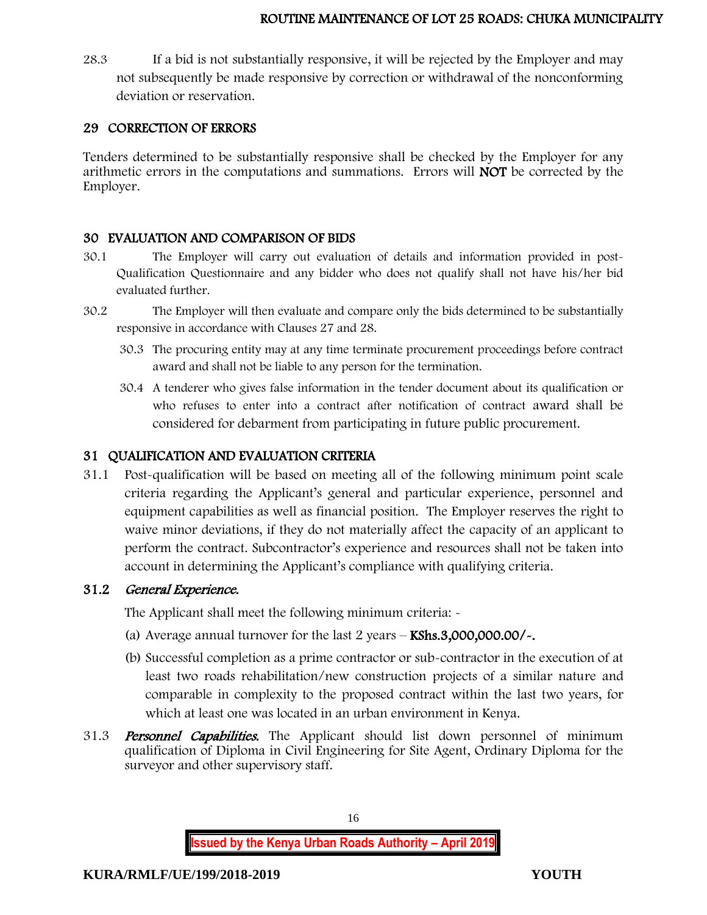28.3 If a bid is not substantially responsive, it will be rejected by the Employer and may not subsequently be made responsive by correction or withdrawal of the nonconforming deviation or reservation.

## 29 CORRECTION OF ERRORS

Tenders determined to be substantially responsive shall be checked by the Employer for any arithmetic errors in the computations and summations. Errors will **NOT** be corrected by the Employer.

## 30 EVALUATION AND COMPARISON OF BIDS

30.1 The Employer will carry out evaluation of details and information provided in post-Qualification Questionnaire and any bidder who does not qualify shall not have his/her bid evaluated further.

30.2 The Employer will then evaluate and compare only the bids determined to be substantially responsive in accordance with Clauses 27 and 28.

30.3 The procuring entity may at any time terminate procurement proceedings before contract award and shall not be liable to any person for the termination.

30.4 A tenderer who gives false information in the tender document about its qualification or who refuses to enter into a contract after notification of contract award shall be considered for debarment from participating in future public procurement.

## 31 QUALIFICATION AND EVALUATION CRITERIA

31.1 Post-qualification will be based on meeting all of the following minimum point scale criteria regarding the Applicant's general and particular experience, personnel and equipment capabilities as well as financial position. The Employer reserves the right to waive minor deviations, if they do not materially affect the capacity of an applicant to perform the contract. Subcontractor's experience and resources shall not be taken into account in determining the Applicant's compliance with qualifying criteria.

### 31.2 *General Experience.*

The Applicant shall meet the following minimum criteria: -

(a) Average annual turnover for the last 2 years – **KShs.3,000,000.00/-.**

(b) Successful completion as a prime contractor or sub-contractor in the execution of at least two roads rehabilitation/new construction projects of a similar nature and comparable in complexity to the proposed contract within the last two years, for which at least one was located in an urban environment in Kenya.

31.3 ***Personnel Capabilities.*** The Applicant should list down personnel of minimum qualification of Diploma in Civil Engineering for Site Agent, Ordinary Diploma for the surveyor and other supervisory staff.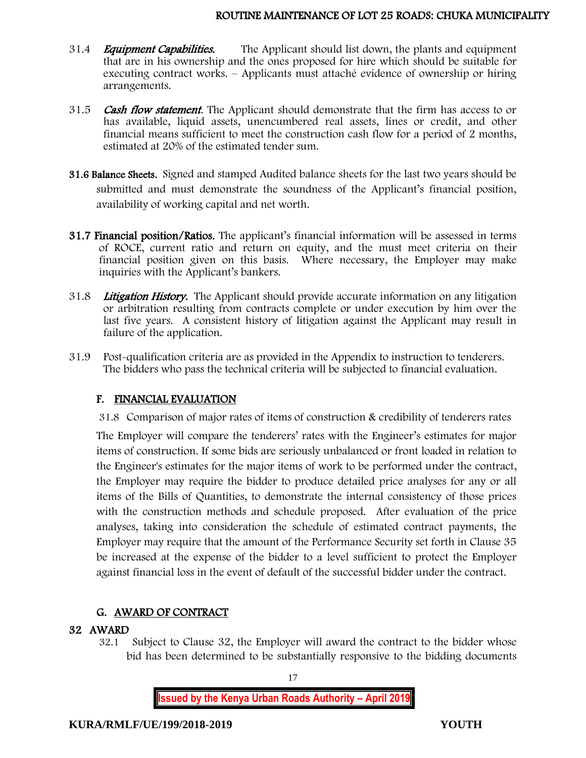31.4 ***Equipment Capabilities.*** The Applicant should list down, the plants and equipment that are in his ownership and the ones proposed for hire which should be suitable for executing contract works. – Applicants must attaché evidence of ownership or hiring arrangements.

31.5 ***Cash flow statement.*** The Applicant should demonstrate that the firm has access to or has available, liquid assets, unencumbered real assets, lines or credit, and other financial means sufficient to meet the construction cash flow for a period of 2 months, estimated at 20% of the estimated tender sum.

**31.6 Balance Sheets.** Signed and stamped Audited balance sheets for the last two years should be submitted and must demonstrate the soundness of the Applicant's financial position, availability of working capital and net worth.

**31.7 Financial position/Ratios.** The applicant's financial information will be assessed in terms of ROCE, current ratio and return on equity, and the must meet criteria on their financial position given on this basis. Where necessary, the Employer may make inquiries with the Applicant's bankers.

31.8 ***Litigation History.*** The Applicant should provide accurate information on any litigation or arbitration resulting from contracts complete or under execution by him over the last five years. A consistent history of litigation against the Applicant may result in failure of the application.

31.9 Post-qualification criteria are as provided in the Appendix to instruction to tenderers. The bidders who pass the technical criteria will be subjected to financial evaluation.

## F. FINANCIAL EVALUATION

31.8 Comparison of major rates of items of construction & credibility of tenderers rates

The Employer will compare the tenderers' rates with the Engineer's estimates for major items of construction. If some bids are seriously unbalanced or front loaded in relation to the Engineer's estimates for the major items of work to be performed under the contract, the Employer may require the bidder to produce detailed price analyses for any or all items of the Bills of Quantities, to demonstrate the internal consistency of those prices with the construction methods and schedule proposed. After evaluation of the price analyses, taking into consideration the schedule of estimated contract payments, the Employer may require that the amount of the Performance Security set forth in Clause 35 be increased at the expense of the bidder to a level sufficient to protect the Employer against financial loss in the event of default of the successful bidder under the contract.

## G. AWARD OF CONTRACT

### 32 AWARD

32.1 Subject to Clause 32, the Employer will award the contract to the bidder whose bid has been determined to be substantially responsive to the bidding documents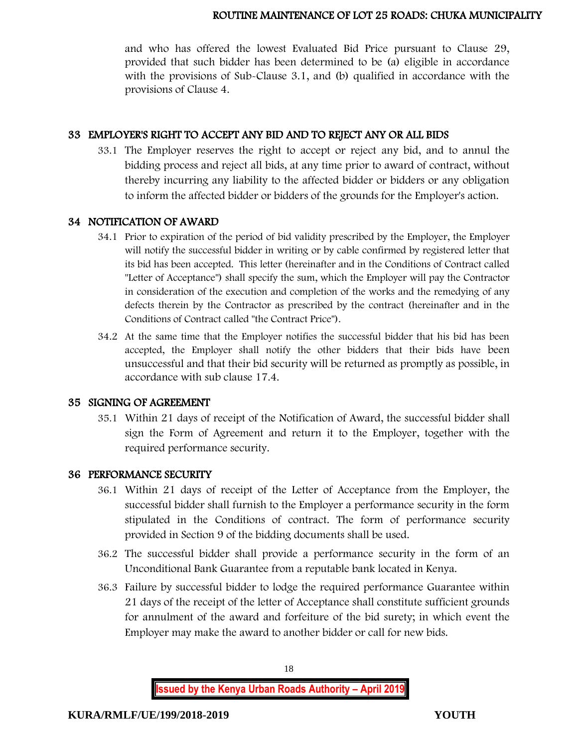and who has offered the lowest Evaluated Bid Price pursuant to Clause 29, provided that such bidder has been determined to be (a) eligible in accordance with the provisions of Sub-Clause 3.1, and (b) qualified in accordance with the provisions of Clause 4.

## 33 EMPLOYER'S RIGHT TO ACCEPT ANY BID AND TO REJECT ANY OR ALL BIDS

33.1 The Employer reserves the right to accept or reject any bid, and to annul the bidding process and reject all bids, at any time prior to award of contract, without thereby incurring any liability to the affected bidder or bidders or any obligation to inform the affected bidder or bidders of the grounds for the Employer's action.

## 34 NOTIFICATION OF AWARD

34.1 Prior to expiration of the period of bid validity prescribed by the Employer, the Employer will notify the successful bidder in writing or by cable confirmed by registered letter that its bid has been accepted. This letter (hereinafter and in the Conditions of Contract called "Letter of Acceptance") shall specify the sum, which the Employer will pay the Contractor in consideration of the execution and completion of the works and the remedying of any defects therein by the Contractor as prescribed by the contract (hereinafter and in the Conditions of Contract called "the Contract Price").

34.2 At the same time that the Employer notifies the successful bidder that his bid has been accepted, the Employer shall notify the other bidders that their bids have been unsuccessful and that their bid security will be returned as promptly as possible, in accordance with sub clause 17.4.

## 35 SIGNING OF AGREEMENT

35.1 Within 21 days of receipt of the Notification of Award, the successful bidder shall sign the Form of Agreement and return it to the Employer, together with the required performance security.

## 36 PERFORMANCE SECURITY

36.1 Within 21 days of receipt of the Letter of Acceptance from the Employer, the successful bidder shall furnish to the Employer a performance security in the form stipulated in the Conditions of contract. The form of performance security provided in Section 9 of the bidding documents shall be used.

36.2 The successful bidder shall provide a performance security in the form of an Unconditional Bank Guarantee from a reputable bank located in Kenya.

36.3 Failure by successful bidder to lodge the required performance Guarantee within 21 days of the receipt of the letter of Acceptance shall constitute sufficient grounds for annulment of the award and forfeiture of the bid surety; in which event the Employer may make the award to another bidder or call for new bids.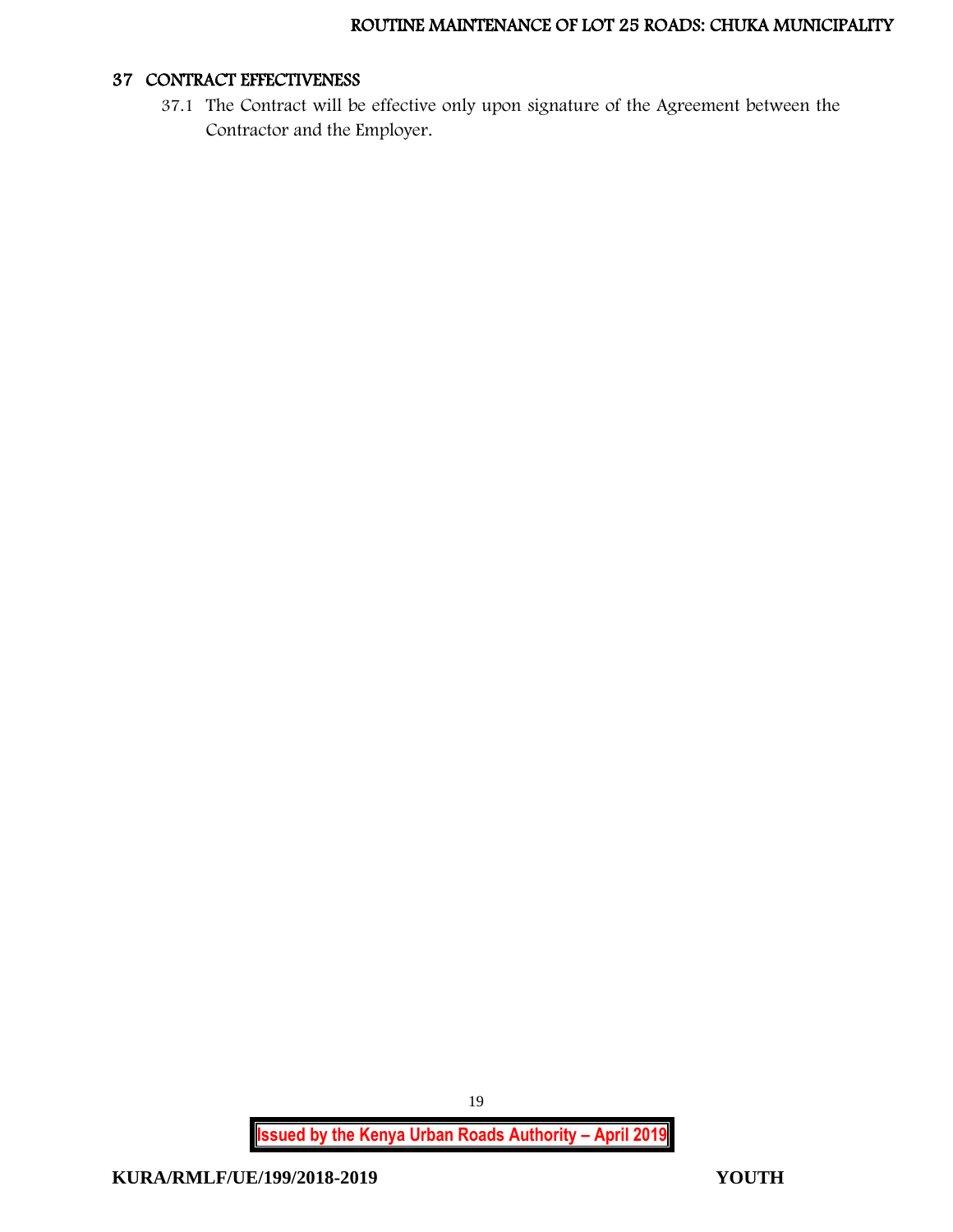## 37 CONTRACT EFFECTIVENESS

37.1 The Contract will be effective only upon signature of the Agreement between the Contractor and the Employer.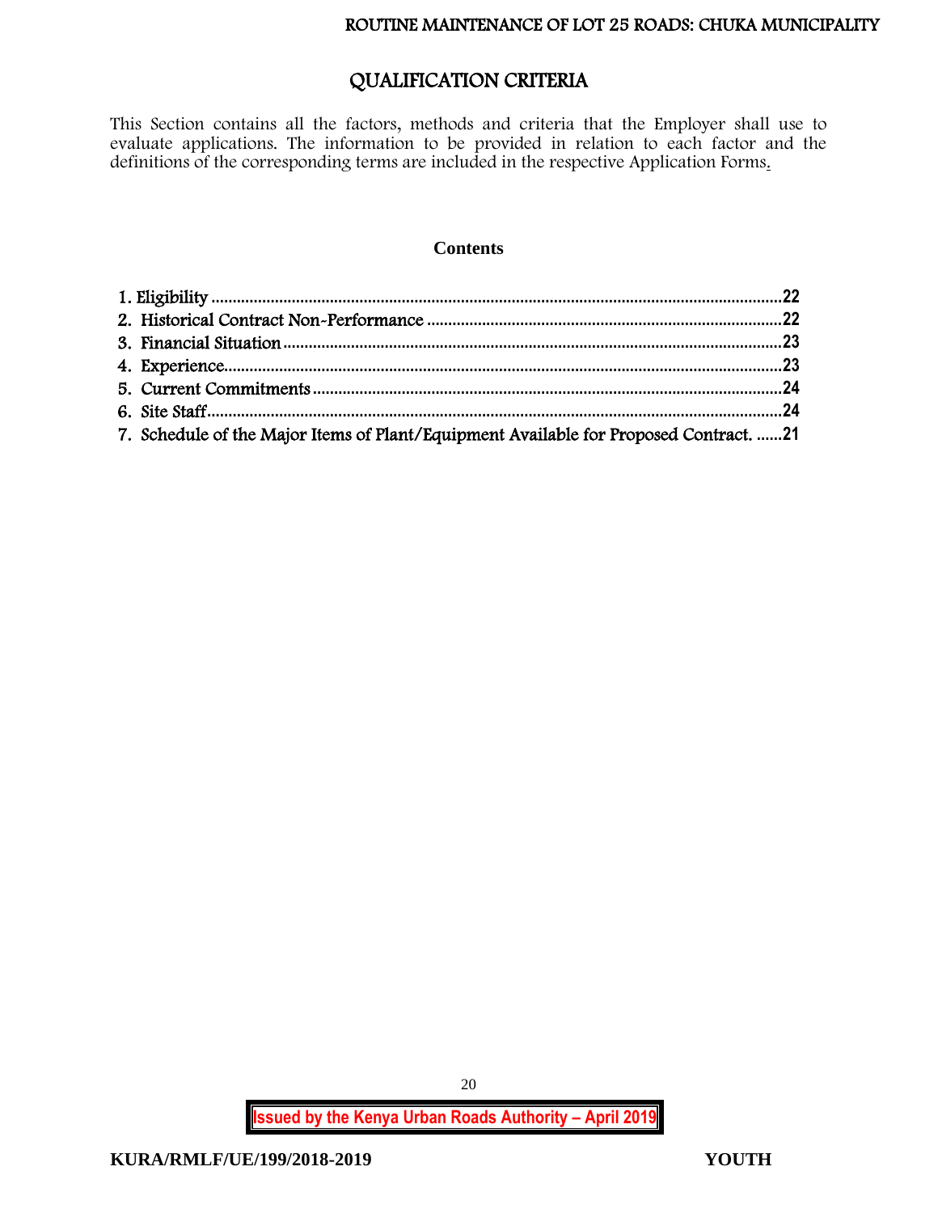# QUALIFICATION CRITERIA

This Section contains all the factors, methods and criteria that the Employer shall use to evaluate applications. The information to be provided in relation to each factor and the definitions of the corresponding terms are included in the respective Application Forms.

## Contents

1. Eligibility ........................................................................................................................22
2. Historical Contract Non-Performance ....................................................................22
3. Financial Situation ......................................................................................................23
4. Experience.....................................................................................................................23
5. Current Commitments ...............................................................................................24
6. Site Staff.........................................................................................................................24
7. Schedule of the Major Items of Plant/Equipment Available for Proposed Contract. ......21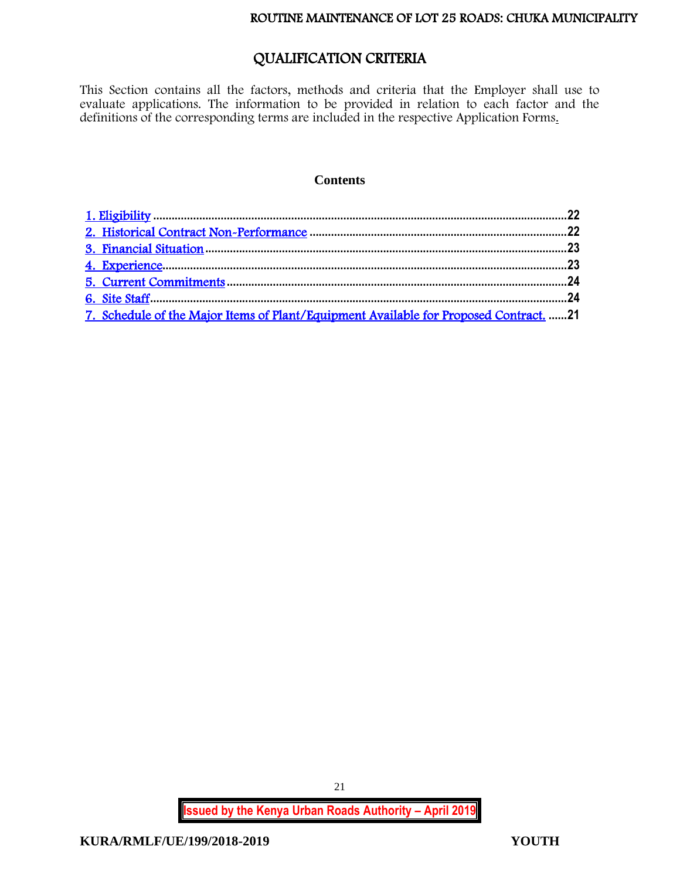# QUALIFICATION CRITERIA

This Section contains all the factors, methods and criteria that the Employer shall use to evaluate applications. The information to be provided in relation to each factor and the definitions of the corresponding terms are included in the respective Application Forms.

**Contents**

1. Eligibility ........................................................................................................................22
2. Historical Contract Non-Performance ....................................................................22
3. Financial Situation ........................................................................................................23
4. Experience......................................................................................................................23
5. Current Commitments ................................................................................................24
6. Site Staff..........................................................................................................................24
7. Schedule of the Major Items of Plant/Equipment Available for Proposed Contract. ......21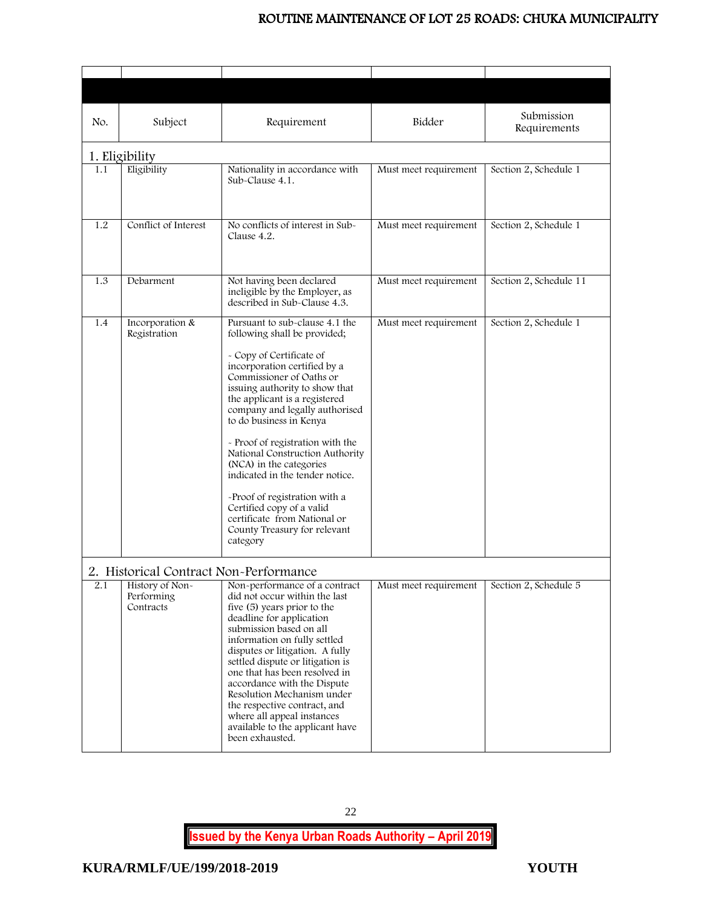| No. | Subject | Requirement | Bidder | Submission Requirements |
|---|---|---|---|---|
| **1. Eligibility** | | | | |
| 1.1 | Eligibility | Nationality in accordance with Sub-Clause 4.1. | Must meet requirement | Section 2, Schedule 1 |
| 1.2 | Conflict of Interest | No conflicts of interest in Sub-Clause 4.2. | Must meet requirement | Section 2, Schedule 1 |
| 1.3 | Debarment | Not having been declared ineligible by the Employer, as described in Sub-Clause 4.3. | Must meet requirement | Section 2, Schedule 11 |
| 1.4 | Incorporation & Registration | Pursuant to sub-clause 4.1 the following shall be provided;<br><br>- Copy of Certificate of incorporation certified by a Commissioner of Oaths or issuing authority to show that the applicant is a registered company and legally authorised to do business in Kenya<br><br>- Proof of registration with the National Construction Authority (NCA) in the categories indicated in the tender notice.<br><br>-Proof of registration with a Certified copy of a valid certificate from National or County Treasury for relevant category | Must meet requirement | Section 2, Schedule 1 |
| **2. Historical Contract Non-Performance** | | | | |
| 2.1 | History of Non-Performing Contracts | Non-performance of a contract did not occur within the last five (5) years prior to the deadline for application submission based on all information on fully settled disputes or litigation. A fully settled dispute or litigation is one that has been resolved in accordance with the Dispute Resolution Mechanism under the respective contract, and where all appeal instances available to the applicant have been exhausted. | Must meet requirement | Section 2, Schedule 5 |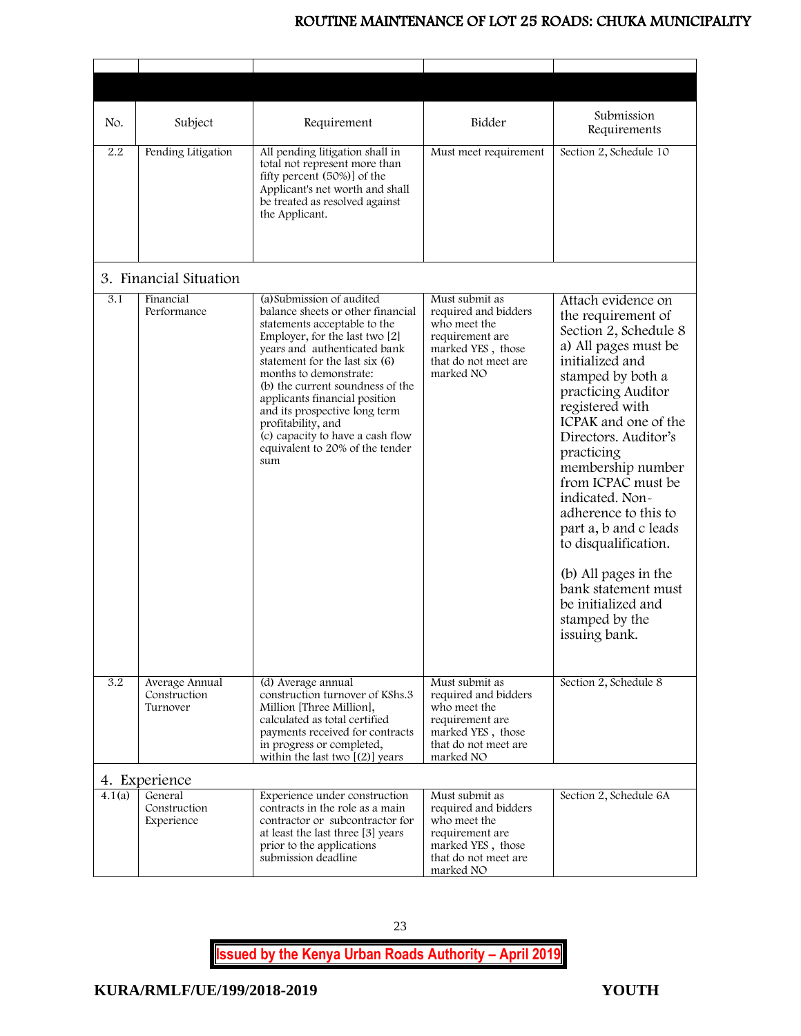| No. | Subject | Requirement | Bidder | Submission Requirements |
|---|---|---|---|---|
| 2.2 | Pending Litigation | All pending litigation shall in total not represent more than fifty percent (50%)] of the Applicant's net worth and shall be treated as resolved against the Applicant. | Must meet requirement | Section 2, Schedule 10 |
| 3. Financial Situation | | | | |
| 3.1 | Financial Performance | (a)Submission of audited balance sheets or other financial statements acceptable to the Employer, for the last two [2] years and authenticated bank statement for the last six (6) months to demonstrate:<br>(b) the current soundness of the applicants financial position and its prospective long term profitability, and<br>(c) capacity to have a cash flow equivalent to 20% of the tender sum | Must submit as required and bidders who meet the requirement are marked YES , those that do not meet are marked NO | Attach evidence on the requirement of Section 2, Schedule 8 a) All pages must be initialized and stamped by both a practicing Auditor registered with ICPAK and one of the Directors. Auditor's practicing membership number from ICPAC must be indicated. Non-adherence to this to part a, b and c leads to disqualification.<br><br>(b) All pages in the bank statement must be initialized and stamped by the issuing bank. |
| 3.2 | Average Annual Construction Turnover | (d) Average annual construction turnover of KShs.3 Million [Three Million], calculated as total certified payments received for contracts in progress or completed, within the last two [(2)] years | Must submit as required and bidders who meet the requirement are marked YES , those that do not meet are marked NO | Section 2, Schedule 8 |
| 4. Experience | | | | |
| 4.1(a) | General Construction Experience | Experience under construction contracts in the role as a main contractor or subcontractor for at least the last three [3] years prior to the applications submission deadline | Must submit as required and bidders who meet the requirement are marked YES , those that do not meet are marked NO | Section 2, Schedule 6A |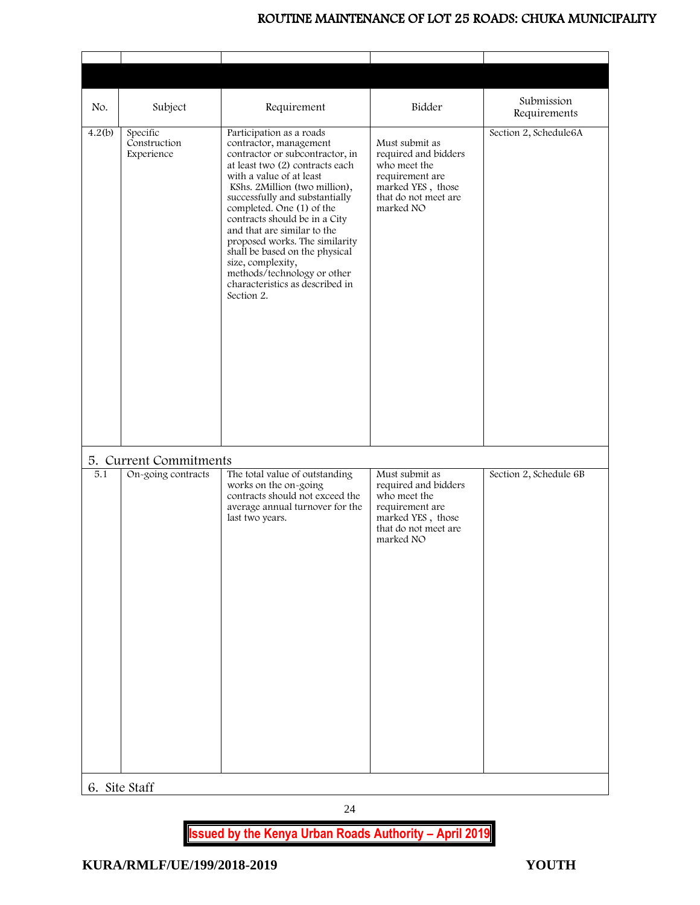| No. | Subject | Requirement | Bidder | Submission Requirements |
|---|---|---|---|---|
| 4.2(b) | Specific Construction Experience | Participation as a roads contractor, management contractor or subcontractor, in at least two (2) contracts each with a value of at least KShs. 2Million (two million), successfully and substantially completed. One (1) of the contracts should be in a City and that are similar to the proposed works. The similarity shall be based on the physical size, complexity, methods/technology or other characteristics as described in Section 2. | Must submit as required and bidders who meet the requirement are marked YES , those that do not meet are marked NO | Section 2, Schedule6A |
| **5. Current Commitments** | | | | |
| 5.1 | On-going contracts | The total value of outstanding works on the on-going contracts should not exceed the average annual turnover for the last two years. | Must submit as required and bidders who meet the requirement are marked YES , those that do not meet are marked NO | Section 2, Schedule 6B |
| **6. Site Staff** | | | | |

**Issued by the Kenya Urban Roads Authority – April 2019**

KURA/RMLF/UE/199/2018-2019 YOUTH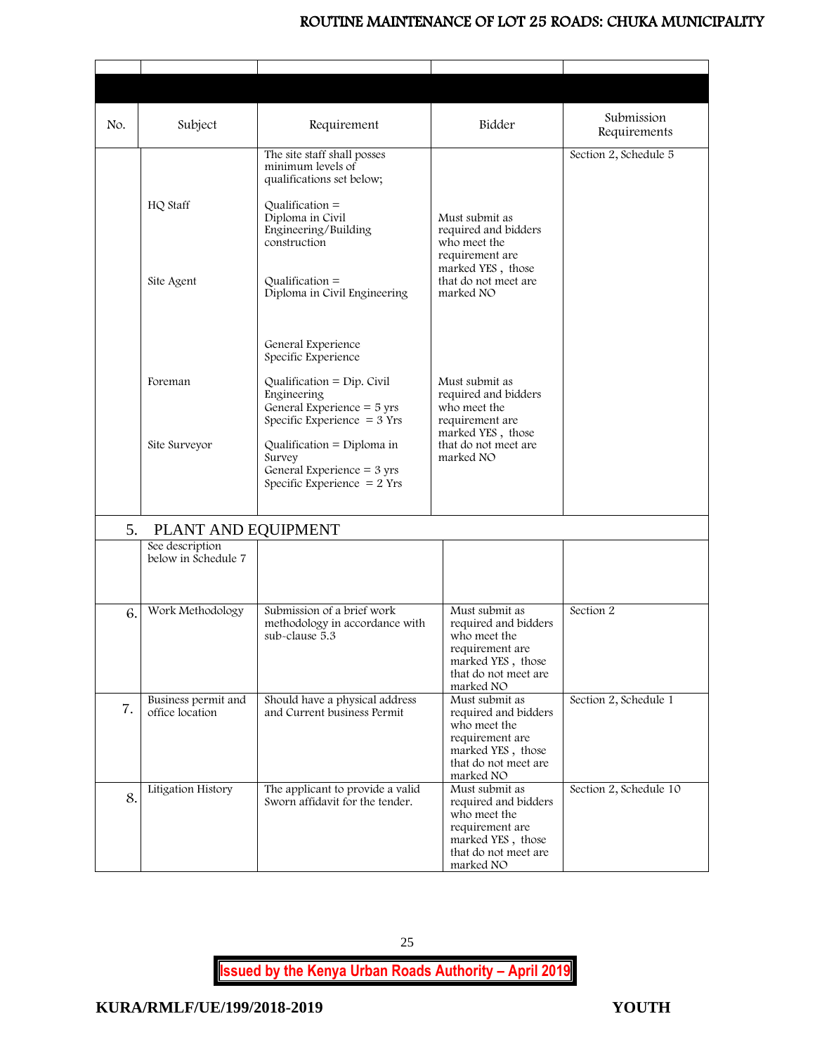| No. | Subject | Requirement | Bidder | Submission Requirements |
|---|---|---|---|---|
| | | The site staff shall posses minimum levels of qualifications set below; | | Section 2, Schedule 5 |
| | HQ Staff | Qualification = Diploma in Civil Engineering/Building construction | Must submit as required and bidders who meet the requirement are marked YES , those that do not meet are marked NO | |
| | Site Agent | Qualification = Diploma in Civil Engineering<br><br>General Experience<br>Specific Experience | | |
| | Foreman | Qualification = Dip. Civil Engineering<br>General Experience = 5 yrs<br>Specific Experience = 3 Yrs | Must submit as required and bidders who meet the requirement are marked YES , those that do not meet are marked NO | |
| | Site Surveyor | Qualification = Diploma in Survey<br>General Experience = 3 yrs<br>Specific Experience = 2 Yrs | | |
| 5. | PLANT AND EQUIPMENT | | | |
| | See description below in Schedule 7 | | | |
| 6. | Work Methodology | Submission of a brief work methodology in accordance with sub-clause 5.3 | Must submit as required and bidders who meet the requirement are marked YES , those that do not meet are marked NO | Section 2 |
| 7. | Business permit and office location | Should have a physical address and Current business Permit | Must submit as required and bidders who meet the requirement are marked YES , those that do not meet are marked NO | Section 2, Schedule 1 |
| 8. | Litigation History | The applicant to provide a valid Sworn affidavit for the tender. | Must submit as required and bidders who meet the requirement are marked YES , those that do not meet are marked NO | Section 2, Schedule 10 |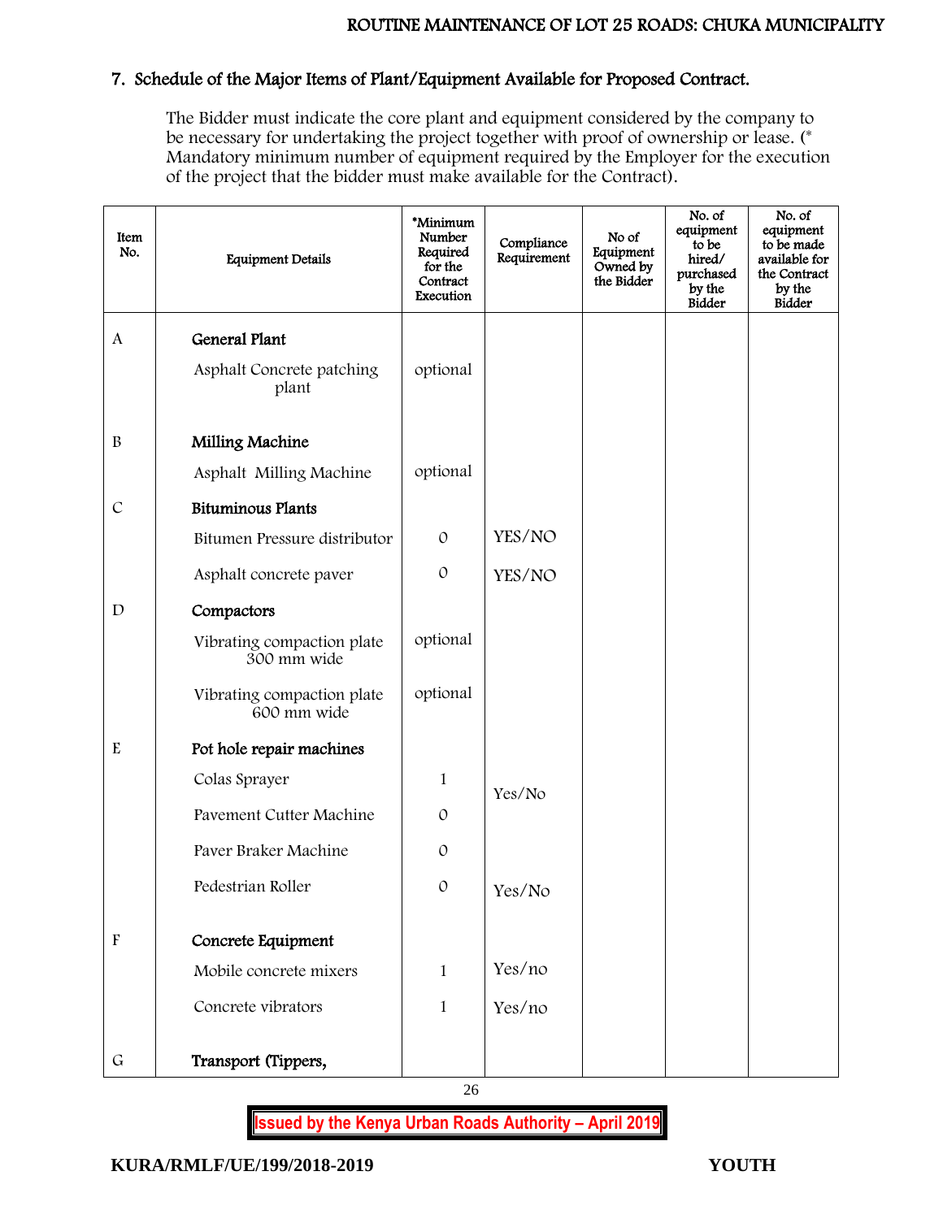## 7. Schedule of the Major Items of Plant/Equipment Available for Proposed Contract.

The Bidder must indicate the core plant and equipment considered by the company to be necessary for undertaking the project together with proof of ownership or lease. (* Mandatory minimum number of equipment required by the Employer for the execution of the project that the bidder must make available for the Contract).

| Item No. | Equipment Details | *Minimum Number Required for the Contract Execution | Compliance Requirement | No of Equipment Owned by the Bidder | No. of equipment to be hired/ purchased by the Bidder | No. of equipment to be made available for the Contract by the Bidder |
|---|---|---|---|---|---|---|
| A | **General Plant** | | | | | |
| | Asphalt Concrete patching plant | optional | | | | |
| B | **Milling Machine** | | | | | |
| | Asphalt Milling Machine | optional | | | | |
| C | **Bituminous Plants** | | | | | |
| | Bitumen Pressure distributor | 0 | YES/NO | | | |
| | Asphalt concrete paver | 0 | YES/NO | | | |
| D | **Compactors** | | | | | |
| | Vibrating compaction plate 300 mm wide | optional | | | | |
| | Vibrating compaction plate 600 mm wide | optional | | | | |
| E | **Pot hole repair machines** | | | | | |
| | Colas Sprayer | 1 | Yes/No | | | |
| | Pavement Cutter Machine | 0 | | | | |
| | Paver Braker Machine | 0 | | | | |
| | Pedestrian Roller | 0 | Yes/No | | | |
| F | **Concrete Equipment** | | | | | |
| | Mobile concrete mixers | 1 | Yes/no | | | |
| | Concrete vibrators | 1 | Yes/no | | | |
| G | **Transport (Tippers,** | | | | | |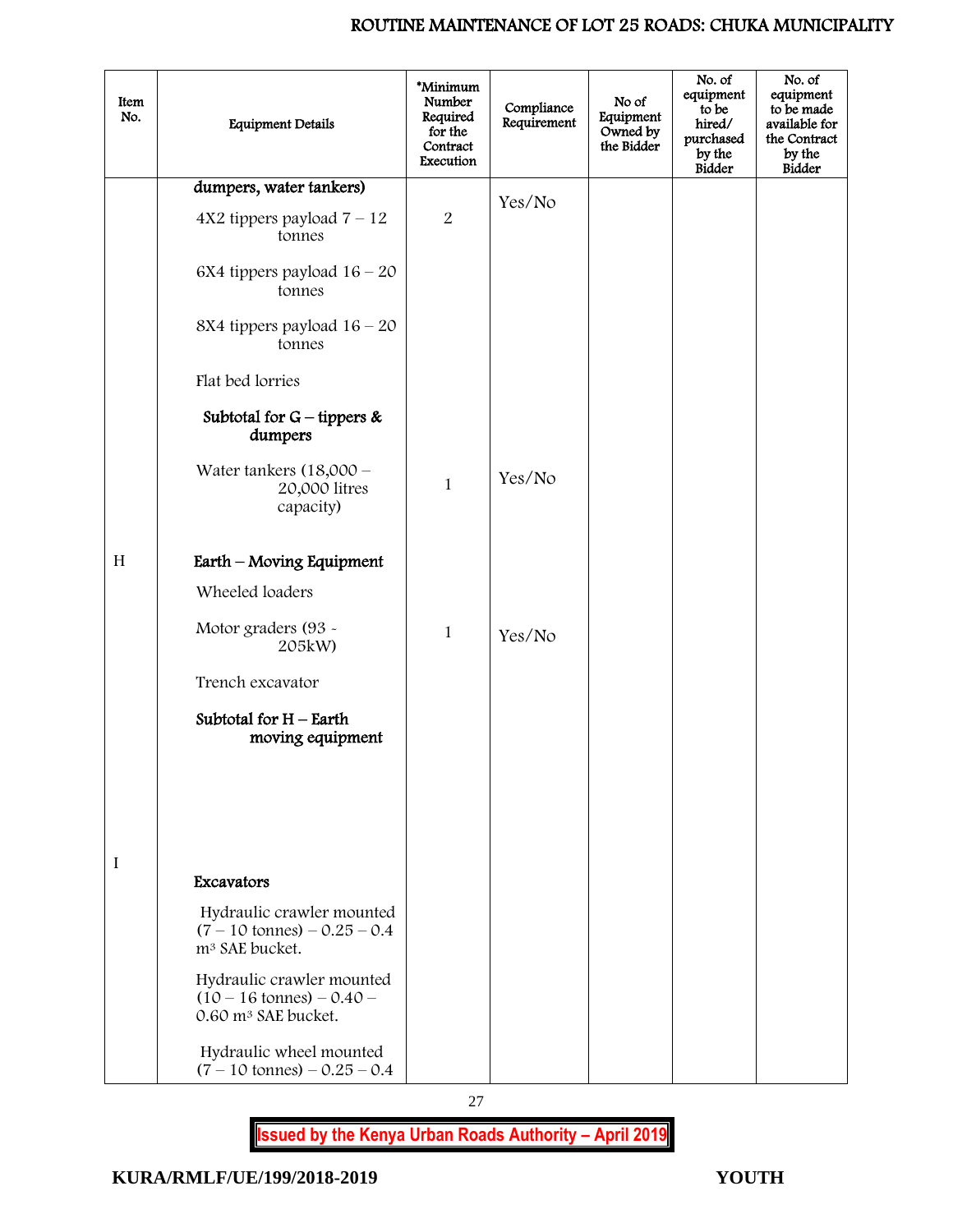| Item No. | Equipment Details | *Minimum Number Required for the Contract Execution | Compliance Requirement | No of Equipment Owned by the Bidder | No. of equipment to be hired/ purchased by the Bidder | No. of equipment to be made available for the Contract by the Bidder |
|---|---|---|---|---|---|---|
| | **dumpers, water tankers)** | | Yes/No | | | |
| | 4X2 tippers payload 7 – 12 tonnes | 2 | | | | |
| | 6X4 tippers payload 16 – 20 tonnes | | | | | |
| | 8X4 tippers payload 16 – 20 tonnes | | | | | |
| | Flat bed lorries | | | | | |
| | **Subtotal for G – tippers & dumpers** | | | | | |
| | Water tankers (18,000 – 20,000 litres capacity) | 1 | Yes/No | | | |
| H | **Earth – Moving Equipment** | | | | | |
| | Wheeled loaders | | | | | |
| | Motor graders (93 - 205kW) | 1 | Yes/No | | | |
| | Trench excavator | | | | | |
| | **Subtotal for H – Earth moving equipment** | | | | | |
| I | **Excavators** | | | | | |
| | Hydraulic crawler mounted (7 – 10 tonnes) – 0.25 – 0.4 $m^3$ SAE bucket. | | | | | |
| | Hydraulic crawler mounted (10 – 16 tonnes) – 0.40 – 0.60 $m^3$ SAE bucket. | | | | | |
| | Hydraulic wheel mounted (7 – 10 tonnes) – 0.25 – 0.4 | | | | | |

**Issued by the Kenya Urban Roads Authority – April 2019**

**KURA/RMLF/UE/199/2018-2019** **YOUTH**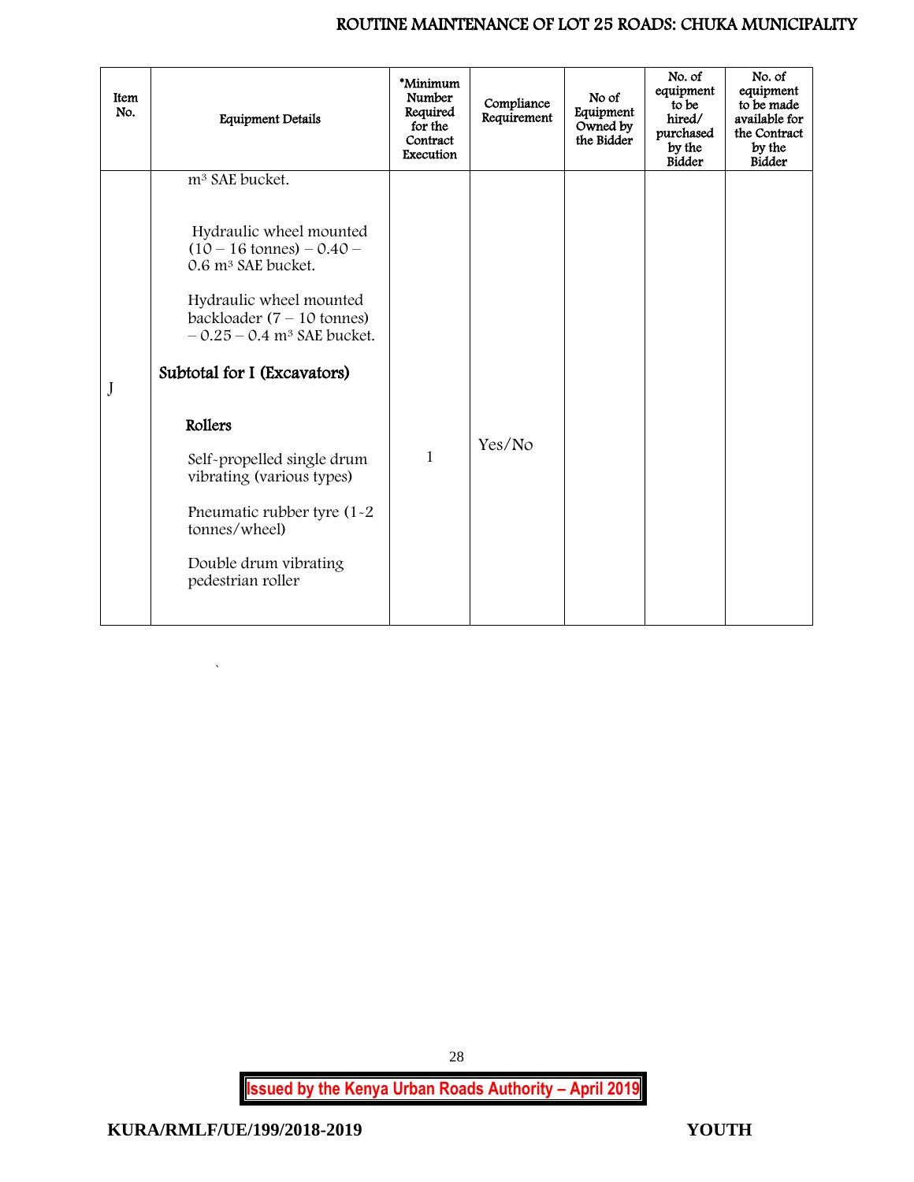| Item No. | Equipment Details | *Minimum Number Required for the Contract Execution | Compliance Requirement | No of Equipment Owned by the Bidder | No. of equipment to be hired/ purchased by the Bidder | No. of equipment to be made available for the Contract by the Bidder |
|---|---|---|---|---|---|---|
| | $m^3$ SAE bucket.<br><br>Hydraulic wheel mounted (10 – 16 tonnes) – 0.40 – 0.6 $m^3$ SAE bucket.<br><br>Hydraulic wheel mounted backloader (7 – 10 tonnes) – 0.25 – 0.4 $m^3$ SAE bucket.<br><br>**Subtotal for I (Excavators)** | | | | | |
| J | **Rollers**<br><br>Self-propelled single drum vibrating (various types)<br><br>Pneumatic rubber tyre (1-2 tonnes/wheel)<br><br>Double drum vibrating pedestrian roller | 1 | Yes/No | | | |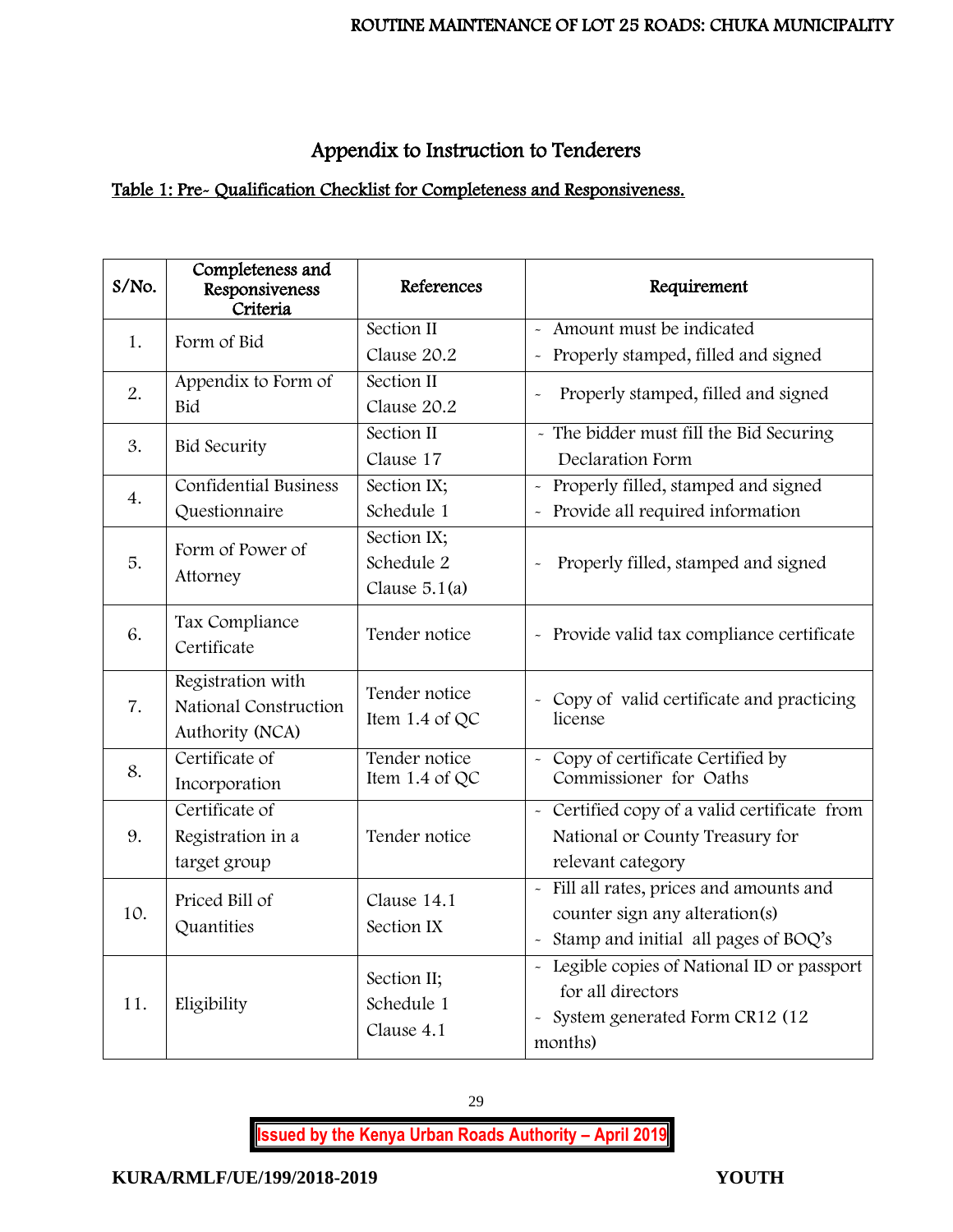# Appendix to Instruction to Tenderers

## Table 1: Pre- Qualification Checklist for Completeness and Responsiveness.

| S/No. | Completeness and Responsiveness Criteria | References | Requirement |
|---|---|---|---|
| 1. | Form of Bid | Section II Clause 20.2 | - Amount must be indicated<br>- Properly stamped, filled and signed |
| 2. | Appendix to Form of Bid | Section II Clause 20.2 | - Properly stamped, filled and signed |
| 3. | Bid Security | Section II Clause 17 | - The bidder must fill the Bid Securing Declaration Form |
| 4. | Confidential Business Questionnaire | Section IX; Schedule 1 | - Properly filled, stamped and signed<br>- Provide all required information |
| 5. | Form of Power of Attorney | Section IX; Schedule 2 Clause 5.1(a) | - Properly filled, stamped and signed |
| 6. | Tax Compliance Certificate | Tender notice | - Provide valid tax compliance certificate |
| 7. | Registration with National Construction Authority (NCA) | Tender notice Item 1.4 of QC | - Copy of valid certificate and practicing license |
| 8. | Certificate of Incorporation | Tender notice Item 1.4 of QC | - Copy of certificate Certified by Commissioner for Oaths |
| 9. | Certificate of Registration in a target group | Tender notice | - Certified copy of a valid certificate from National or County Treasury for relevant category |
| 10. | Priced Bill of Quantities | Clause 14.1 Section IX | - Fill all rates, prices and amounts and counter sign any alteration(s)<br>- Stamp and initial all pages of BOQ's |
| 11. | Eligibility | Section II; Schedule 1 Clause 4.1 | - Legible copies of National ID or passport for all directors<br>- System generated Form CR12 (12 months) |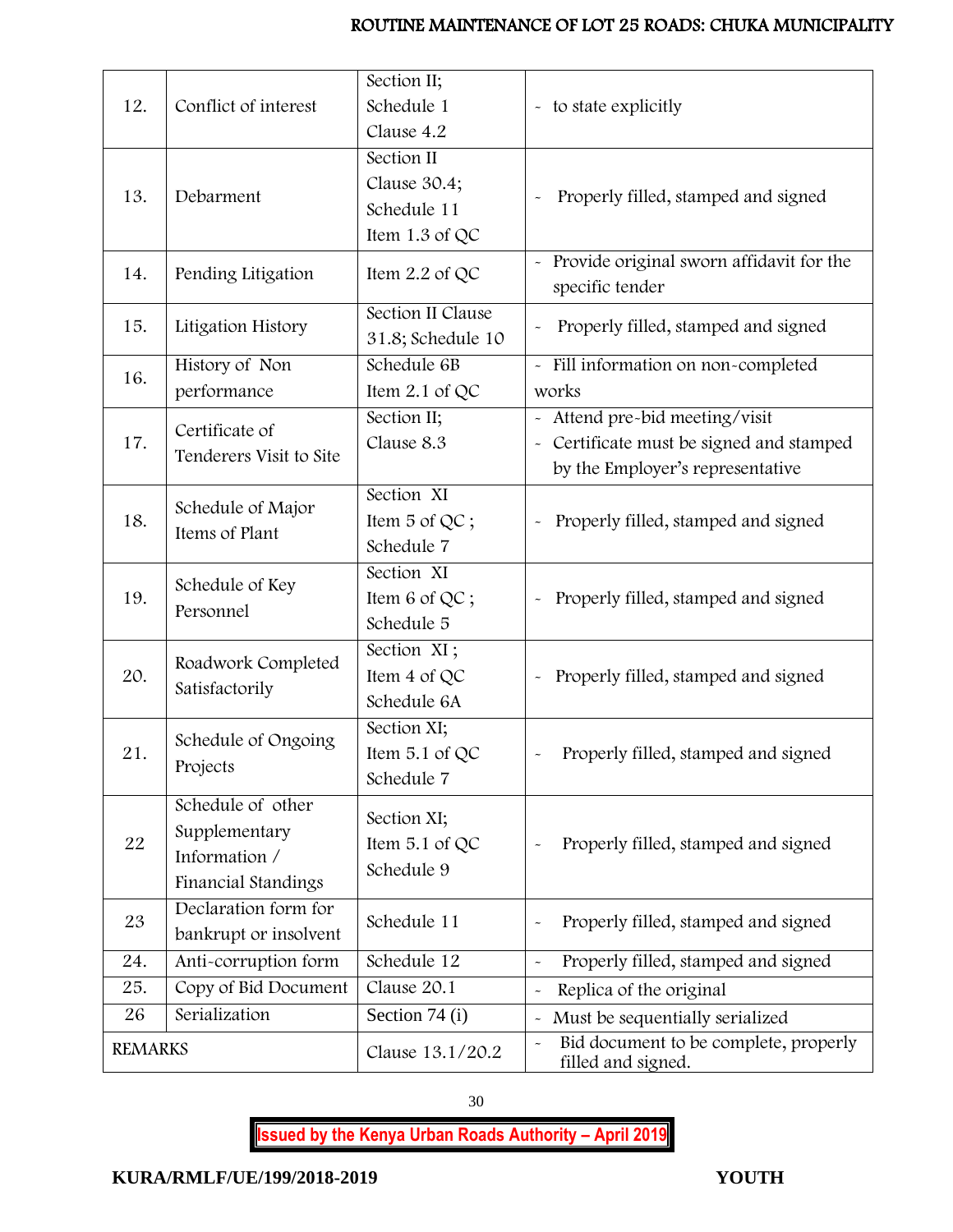| | | | |
|---|---|---|---|
| 12. | Conflict of interest | Section II; Schedule 1 Clause 4.2 | - to state explicitly |
| 13. | Debarment | Section II Clause 30.4; Schedule 11 Item 1.3 of QC | - Properly filled, stamped and signed |
| 14. | Pending Litigation | Item 2.2 of QC | - Provide original sworn affidavit for the specific tender |
| 15. | Litigation History | Section II Clause 31.8; Schedule 10 | - Properly filled, stamped and signed |
| 16. | History of Non performance | Schedule 6B Item 2.1 of QC | - Fill information on non-completed works |
| 17. | Certificate of Tenderers Visit to Site | Section II; Clause 8.3 | - Attend pre-bid meeting/visit<br>- Certificate must be signed and stamped by the Employer's representative |
| 18. | Schedule of Major Items of Plant | Section XI Item 5 of QC ; Schedule 7 | - Properly filled, stamped and signed |
| 19. | Schedule of Key Personnel | Section XI Item 6 of QC ; Schedule 5 | - Properly filled, stamped and signed |
| 20. | Roadwork Completed Satisfactorily | Section XI ; Item 4 of QC Schedule 6A | - Properly filled, stamped and signed |
| 21. | Schedule of Ongoing Projects | Section XI; Item 5.1 of QC Schedule 7 | - Properly filled, stamped and signed |
| 22 | Schedule of other Supplementary Information / Financial Standings | Section XI; Item 5.1 of QC Schedule 9 | - Properly filled, stamped and signed |
| 23 | Declaration form for bankrupt or insolvent | Schedule 11 | - Properly filled, stamped and signed |
| 24. | Anti-corruption form | Schedule 12 | - Properly filled, stamped and signed |
| 25. | Copy of Bid Document | Clause 20.1 | - Replica of the original |
| 26 | Serialization | Section 74 (i) | - Must be sequentially serialized |
| REMARKS | | Clause 13.1/20.2 | - Bid document to be complete, properly filled and signed. |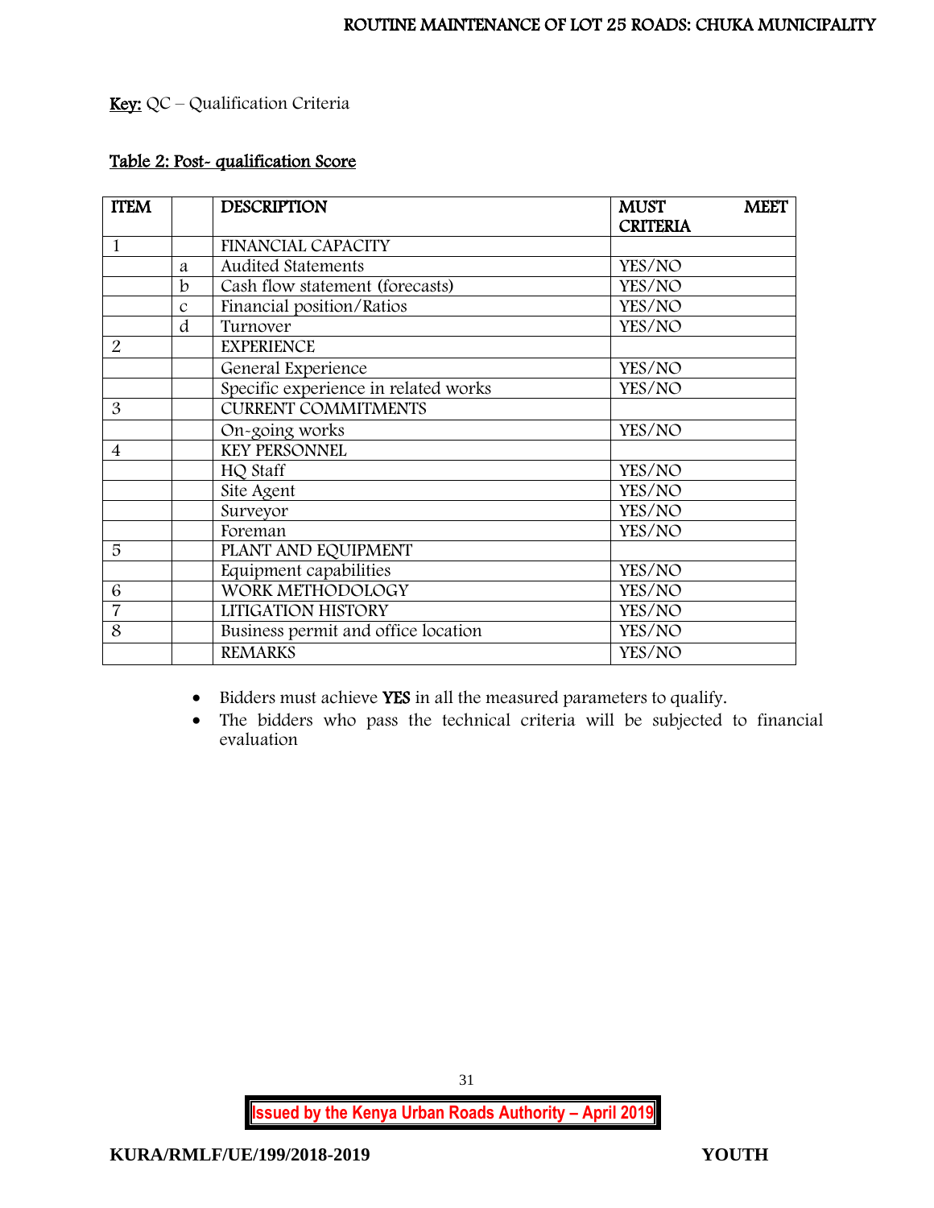**Key:** QC – Qualification Criteria

**Table 2: Post- qualification Score**

| ITEM | | DESCRIPTION | MUST MEET CRITERIA |
|---|---|---|---|
| 1 | | FINANCIAL CAPACITY | |
| | a | Audited Statements | YES/NO |
| | b | Cash flow statement (forecasts) | YES/NO |
| | c | Financial position/Ratios | YES/NO |
| | d | Turnover | YES/NO |
| 2 | | EXPERIENCE | |
| | | General Experience | YES/NO |
| | | Specific experience in related works | YES/NO |
| 3 | | CURRENT COMMITMENTS | |
| | | On-going works | YES/NO |
| 4 | | KEY PERSONNEL | |
| | | HQ Staff | YES/NO |
| | | Site Agent | YES/NO |
| | | Surveyor | YES/NO |
| | | Foreman | YES/NO |
| 5 | | PLANT AND EQUIPMENT | |
| | | Equipment capabilities | YES/NO |
| 6 | | WORK METHODOLOGY | YES/NO |
| 7 | | LITIGATION HISTORY | YES/NO |
| 8 | | Business permit and office location | YES/NO |
| | | REMARKS | YES/NO |

- Bidders must achieve **YES** in all the measured parameters to qualify.
- The bidders who pass the technical criteria will be subjected to financial evaluation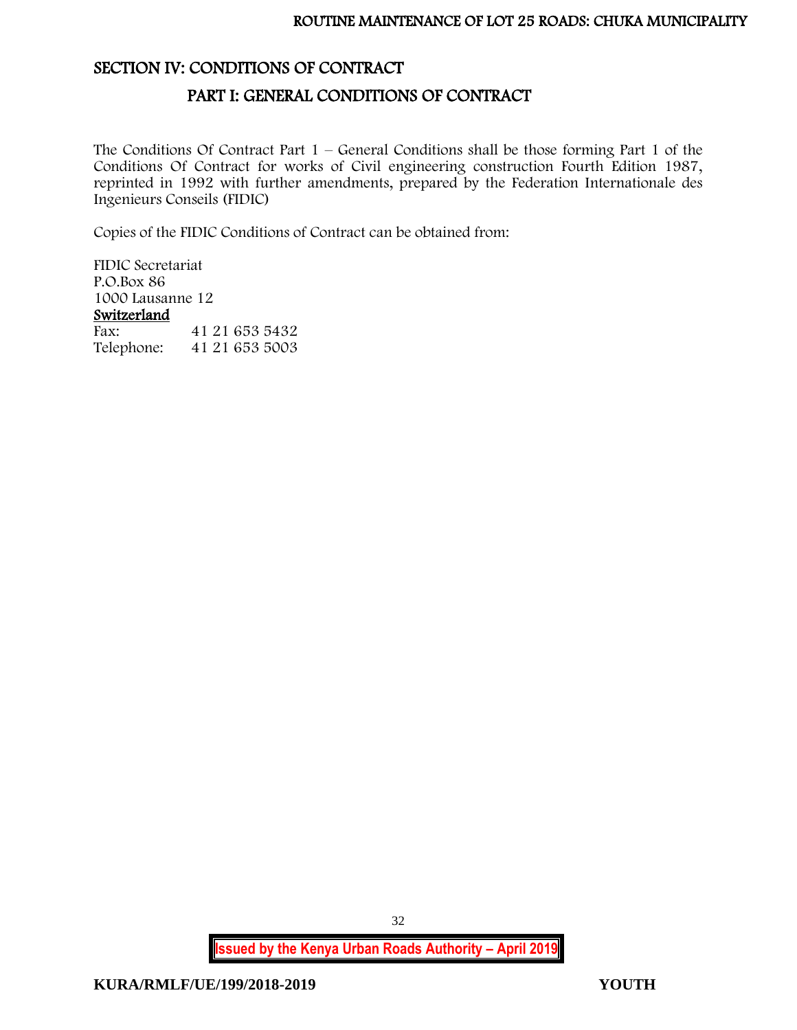# SECTION IV: CONDITIONS OF CONTRACT

## PART I: GENERAL CONDITIONS OF CONTRACT

The Conditions Of Contract Part 1 – General Conditions shall be those forming Part 1 of the Conditions Of Contract for works of Civil engineering construction Fourth Edition 1987, reprinted in 1992 with further amendments, prepared by the Federation Internationale des Ingenieurs Conseils (FIDIC)

Copies of the FIDIC Conditions of Contract can be obtained from:

FIDIC Secretariat
P.O.Box 86
1000 Lausanne 12
Switzerland

| | |
|---|---|
| Fax: | 41 21 653 5432 |
| Telephone: | 41 21 653 5003 |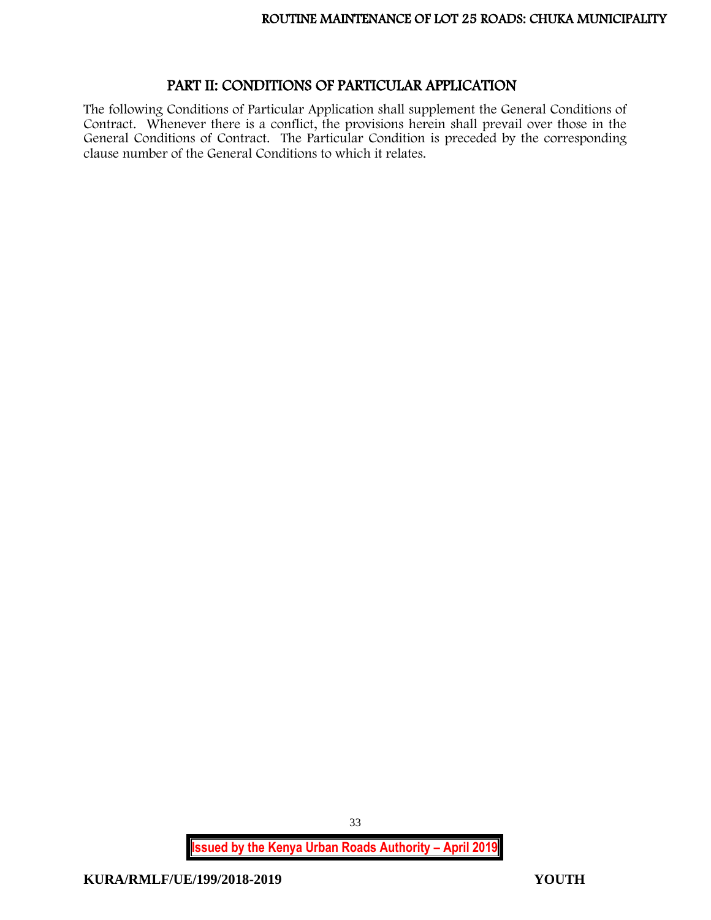## PART II: CONDITIONS OF PARTICULAR APPLICATION

The following Conditions of Particular Application shall supplement the General Conditions of Contract. Whenever there is a conflict, the provisions herein shall prevail over those in the General Conditions of Contract. The Particular Condition is preceded by the corresponding clause number of the General Conditions to which it relates.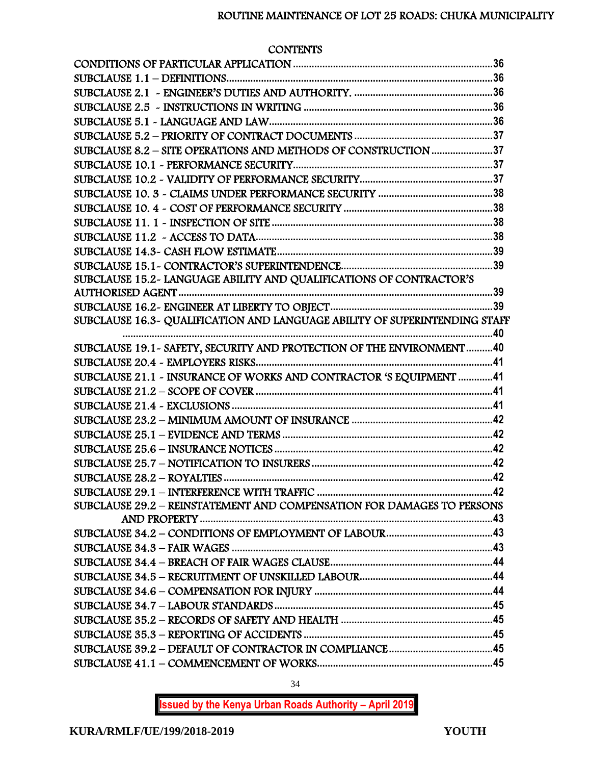## CONTENTS

| | |
|---|---|
| CONDITIONS OF PARTICULAR APPLICATION | 36 |
| SUBCLAUSE 1.1 – DEFINITIONS | 36 |
| SUBCLAUSE 2.1 - ENGINEER'S DUTIES AND AUTHORITY. | 36 |
| SUBCLAUSE 2.5 - INSTRUCTIONS IN WRITING | 36 |
| SUBCLAUSE 5.1 - LANGUAGE AND LAW | 36 |
| SUBCLAUSE 5.2 – PRIORITY OF CONTRACT DOCUMENTS | 37 |
| SUBCLAUSE 8.2 – SITE OPERATIONS AND METHODS OF CONSTRUCTION | 37 |
| SUBCLAUSE 10.1 - PERFORMANCE SECURITY | 37 |
| SUBCLAUSE 10.2 - VALIDITY OF PERFORMANCE SECURITY | 37 |
| SUBCLAUSE 10. 3 - CLAIMS UNDER PERFORMANCE SECURITY | 38 |
| SUBCLAUSE 10. 4 - COST OF PERFORMANCE SECURITY | 38 |
| SUBCLAUSE 11. 1 - INSPECTION OF SITE | 38 |
| SUBCLAUSE 11.2 - ACCESS TO DATA | 38 |
| SUBCLAUSE 14.3- CASH FLOW ESTIMATE | 39 |
| SUBCLAUSE 15.1- CONTRACTOR'S SUPERINTENDENCE | 39 |
| SUBCLAUSE 15.2- LANGUAGE ABILITY AND QUALIFICATIONS OF CONTRACTOR'S AUTHORISED AGENT | 39 |
| SUBCLAUSE 16.2- ENGINEER AT LIBERTY TO OBJECT | 39 |
| SUBCLAUSE 16.3- QUALIFICATION AND LANGUAGE ABILITY OF SUPERINTENDING STAFF | 40 |
| SUBCLAUSE 19.1- SAFETY, SECURITY AND PROTECTION OF THE ENVIRONMENT | 40 |
| SUBCLAUSE 20.4 - EMPLOYERS RISKS | 41 |
| SUBCLAUSE 21.1 - INSURANCE OF WORKS AND CONTRACTOR 'S EQUIPMENT | 41 |
| SUBCLAUSE 21.2 – SCOPE OF COVER | 41 |
| SUBCLAUSE 21.4 - EXCLUSIONS | 41 |
| SUBCLAUSE 23.2 – MINIMUM AMOUNT OF INSURANCE | 42 |
| SUBCLAUSE 25.1 – EVIDENCE AND TERMS | 42 |
| SUBCLAUSE 25.6 – INSURANCE NOTICES | 42 |
| SUBCLAUSE 25.7 – NOTIFICATION TO INSURERS | 42 |
| SUBCLAUSE 28.2 – ROYALTIES | 42 |
| SUBCLAUSE 29.1 – INTERFERENCE WITH TRAFFIC | 42 |
| SUBCLAUSE 29.2 – REINSTATEMENT AND COMPENSATION FOR DAMAGES TO PERSONS AND PROPERTY | 43 |
| SUBCLAUSE 34.2 – CONDITIONS OF EMPLOYMENT OF LABOUR | 43 |
| SUBCLAUSE 34.3 – FAIR WAGES | 43 |
| SUBCLAUSE 34.4 – BREACH OF FAIR WAGES CLAUSE | 44 |
| SUBCLAUSE 34.5 – RECRUITMENT OF UNSKILLED LABOUR | 44 |
| SUBCLAUSE 34.6 – COMPENSATION FOR INJURY | 44 |
| SUBCLAUSE 34.7 – LABOUR STANDARDS | 45 |
| SUBCLAUSE 35.2 – RECORDS OF SAFETY AND HEALTH | 45 |
| SUBCLAUSE 35.3 – REPORTING OF ACCIDENTS | 45 |
| SUBCLAUSE 39.2 – DEFAULT OF CONTRACTOR IN COMPLIANCE | 45 |
| SUBCLAUSE 41.1 – COMMENCEMENT OF WORKS | 45 |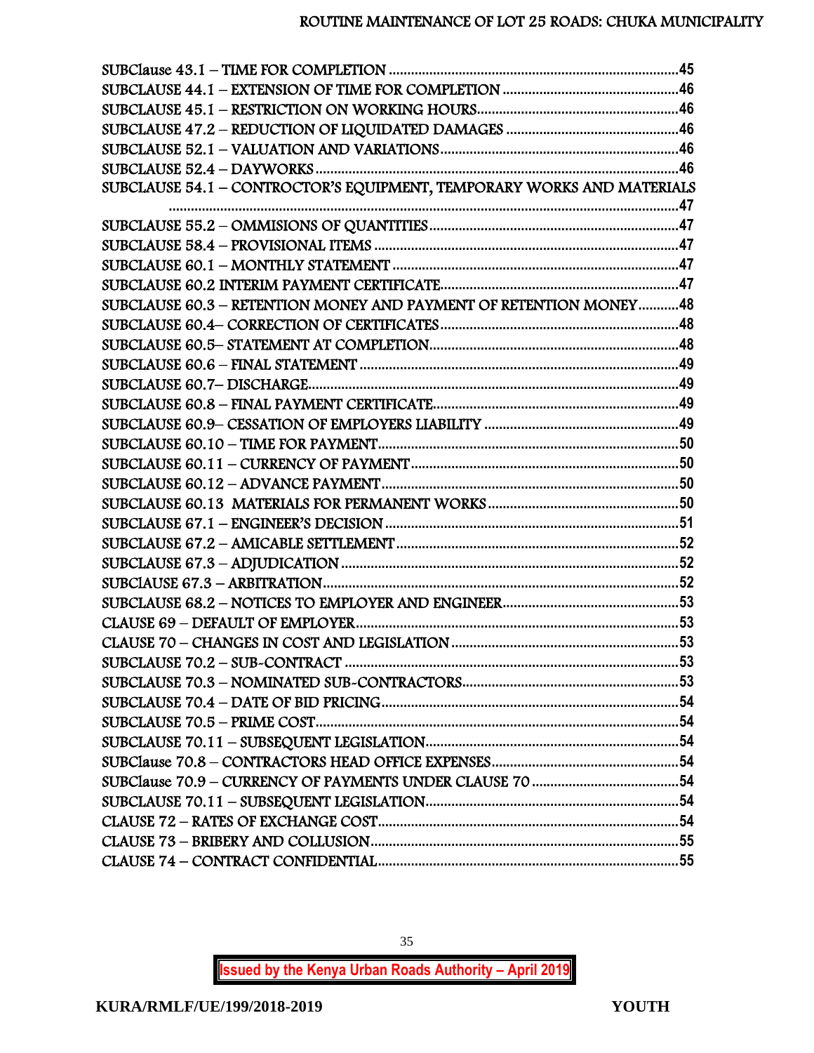SUBClause 43.1 – TIME FOR COMPLETION .....................................................................................45
SUBCLAUSE 44.1 – EXTENSION OF TIME FOR COMPLETION ..............................................46
SUBCLAUSE 45.1 – RESTRICTION ON WORKING HOURS.....................................................46
SUBCLAUSE 47.2 – REDUCTION OF LIQUIDATED DAMAGES ..............................................46
SUBCLAUSE 52.1 – VALUATION AND VARIATIONS...............................................................46
SUBCLAUSE 52.4 – DAYWORKS..................................................................................................46
SUBCLAUSE 54.1 – CONTROCTOR'S EQUIPMENT, TEMPORARY WORKS AND MATERIALS ..........................................................................................................................................47
SUBCLAUSE 55.2 – OMMISIONS OF QUANTITIES..................................................................47
SUBCLAUSE 58.4 – PROVISIONAL ITEMS .................................................................................47
SUBCLAUSE 60.1 – MONTHLY STATEMENT ............................................................................47
SUBCLAUSE 60.2 INTERIM PAYMENT CERTIFICATE...............................................................47
SUBCLAUSE 60.3 – RETENTION MONEY AND PAYMENT OF RETENTION MONEY...........48
SUBCLAUSE 60.4– CORRECTION OF CERTIFICATES ...............................................................48
SUBCLAUSE 60.5– STATEMENT AT COMPLETION...................................................................48
SUBCLAUSE 60.6 – FINAL STATEMENT .....................................................................................49
SUBCLAUSE 60.7– DISCHARGE...................................................................................................49
SUBCLAUSE 60.8 – FINAL PAYMENT CERTIFICATE.................................................................49
SUBCLAUSE 60.9– CESSATION OF EMPLOYERS LIABILITY ....................................................49
SUBCLAUSE 60.10 – TIME FOR PAYMENT.................................................................................50
SUBCLAUSE 60.11 – CURRENCY OF PAYMENT........................................................................50
SUBCLAUSE 60.12 – ADVANCE PAYMENT................................................................................50
SUBCLAUSE 60.13 MATERIALS FOR PERMANENT WORKS ...................................................50
SUBCLAUSE 67.1 – ENGINEER'S DECISION ..............................................................................51
SUBCLAUSE 67.2 – AMICABLE SETTLEMENT ...........................................................................52
SUBCLAUSE 67.3 – ADJUDICATION ..........................................................................................52
SUBClAUSE 67.3 – ARBITRATION................................................................................................52
SUBCLAUSE 68.2 – NOTICES TO EMPLOYER AND ENGINEER...............................................53
CLAUSE 69 – DEFAULT OF EMPLOYER.......................................................................................53
CLAUSE 70 – CHANGES IN COST AND LEGISLATION .............................................................53
SUBCLAUSE 70.2 – SUB-CONTRACT ..........................................................................................53
SUBCLAUSE 70.3 – NOMINATED SUB-CONTRACTORS...........................................................53
SUBCLAUSE 70.4 – DATE OF BID PRICING................................................................................54
SUBCLAUSE 70.5 – PRIME COST..................................................................................................54
SUBCLAUSE 70.11 – SUBSEQUENT LEGISLATION....................................................................54
SUBClause 70.8 – CONTRACTORS HEAD OFFICE EXPENSES...................................................54
SUBClause 70.9 – CURRENCY OF PAYMENTS UNDER CLAUSE 70 ........................................54
SUBCLAUSE 70.11 – SUBSEQUENT LEGISLATION....................................................................54
CLAUSE 72 – RATES OF EXCHANGE COST.................................................................................54
CLAUSE 73 – BRIBERY AND COLLUSION...................................................................................55
CLAUSE 74 – CONTRACT CONFIDENTIAL.................................................................................55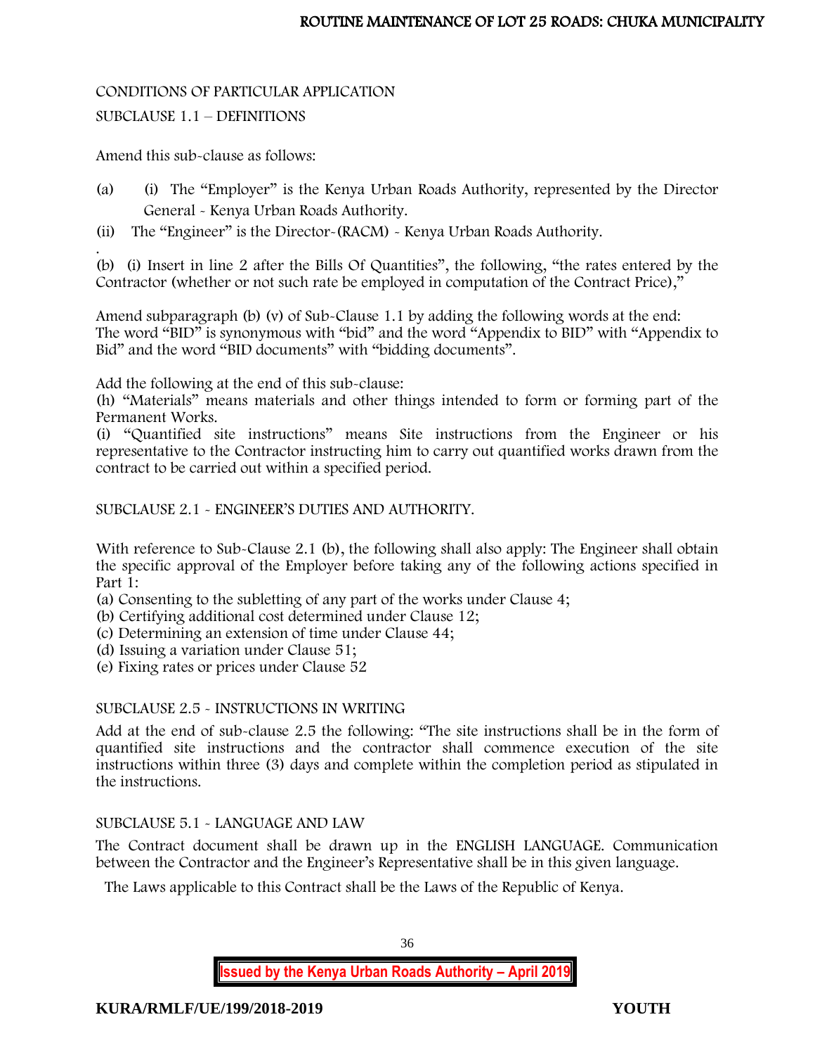CONDITIONS OF PARTICULAR APPLICATION

SUBCLAUSE 1.1 – DEFINITIONS

Amend this sub-clause as follows:

(a) (i) The "Employer" is the Kenya Urban Roads Authority, represented by the Director General - Kenya Urban Roads Authority.

(ii) The "Engineer" is the Director-(RACM) - Kenya Urban Roads Authority.

(b) (i) Insert in line 2 after the Bills Of Quantities", the following, "the rates entered by the Contractor (whether or not such rate be employed in computation of the Contract Price),"

Amend subparagraph (b) (v) of Sub-Clause 1.1 by adding the following words at the end: The word "BID" is synonymous with "bid" and the word "Appendix to BID" with "Appendix to Bid" and the word "BID documents" with "bidding documents".

Add the following at the end of this sub-clause:
(h) "Materials" means materials and other things intended to form or forming part of the Permanent Works.
(i) "Quantified site instructions" means Site instructions from the Engineer or his representative to the Contractor instructing him to carry out quantified works drawn from the contract to be carried out within a specified period.

SUBCLAUSE 2.1 - ENGINEER'S DUTIES AND AUTHORITY.

With reference to Sub-Clause 2.1 (b), the following shall also apply: The Engineer shall obtain the specific approval of the Employer before taking any of the following actions specified in Part 1:
(a) Consenting to the subletting of any part of the works under Clause 4;
(b) Certifying additional cost determined under Clause 12;
(c) Determining an extension of time under Clause 44;
(d) Issuing a variation under Clause 51;
(e) Fixing rates or prices under Clause 52

SUBCLAUSE 2.5 - INSTRUCTIONS IN WRITING

Add at the end of sub-clause 2.5 the following: "The site instructions shall be in the form of quantified site instructions and the contractor shall commence execution of the site instructions within three (3) days and complete within the completion period as stipulated in the instructions.

SUBCLAUSE 5.1 - LANGUAGE AND LAW

The Contract document shall be drawn up in the ENGLISH LANGUAGE. Communication between the Contractor and the Engineer's Representative shall be in this given language.

The Laws applicable to this Contract shall be the Laws of the Republic of Kenya.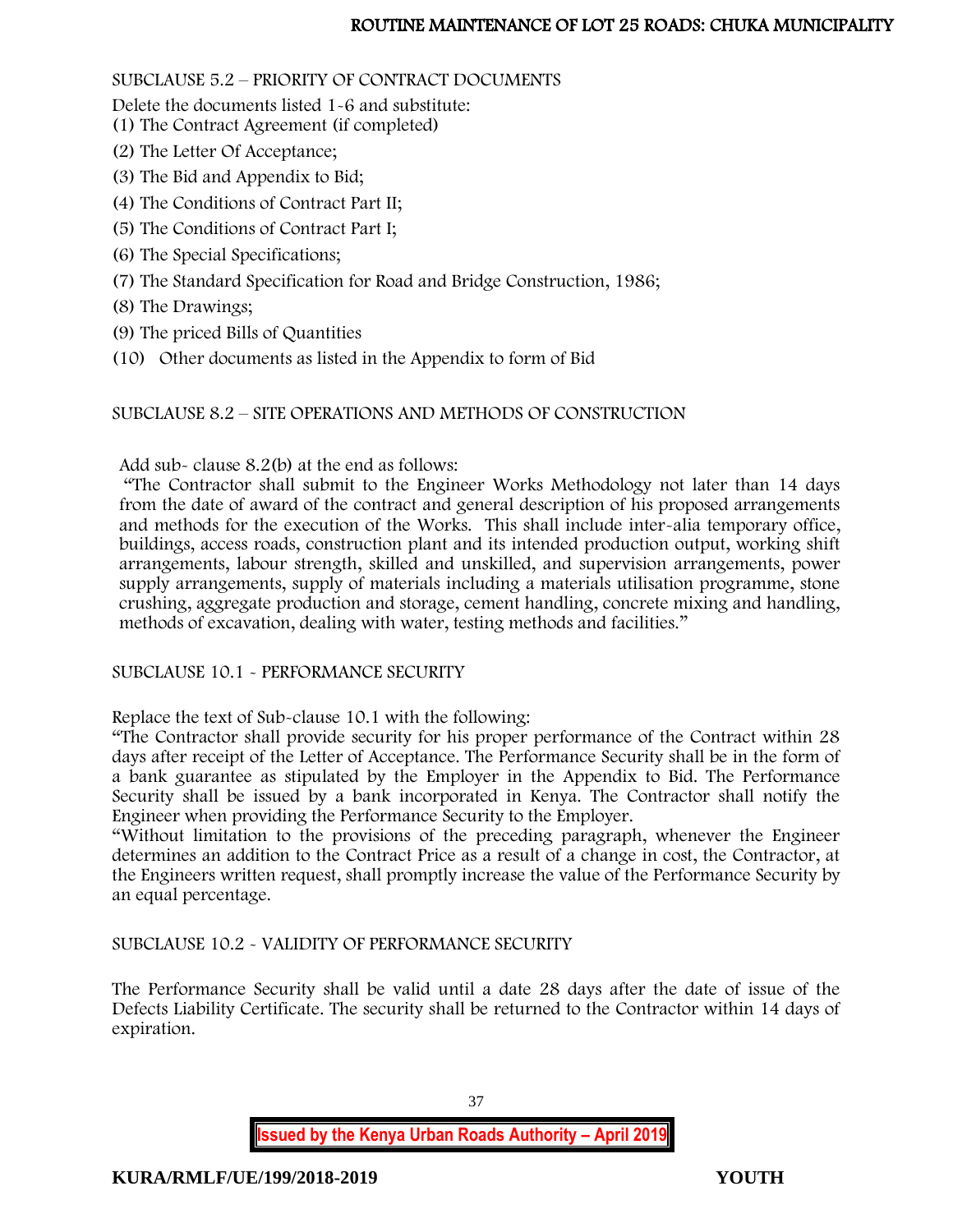SUBCLAUSE 5.2 – PRIORITY OF CONTRACT DOCUMENTS

Delete the documents listed 1-6 and substitute:

(1) The Contract Agreement (if completed)

(2) The Letter Of Acceptance;

(3) The Bid and Appendix to Bid;

(4) The Conditions of Contract Part II;

(5) The Conditions of Contract Part I;

(6) The Special Specifications;

(7) The Standard Specification for Road and Bridge Construction, 1986;

(8) The Drawings;

(9) The priced Bills of Quantities

(10) Other documents as listed in the Appendix to form of Bid

SUBCLAUSE 8.2 – SITE OPERATIONS AND METHODS OF CONSTRUCTION

Add sub- clause 8.2(b) at the end as follows:

"The Contractor shall submit to the Engineer Works Methodology not later than 14 days from the date of award of the contract and general description of his proposed arrangements and methods for the execution of the Works. This shall include inter-alia temporary office, buildings, access roads, construction plant and its intended production output, working shift arrangements, labour strength, skilled and unskilled, and supervision arrangements, power supply arrangements, supply of materials including a materials utilisation programme, stone crushing, aggregate production and storage, cement handling, concrete mixing and handling, methods of excavation, dealing with water, testing methods and facilities."

SUBCLAUSE 10.1 - PERFORMANCE SECURITY

Replace the text of Sub-clause 10.1 with the following:

"The Contractor shall provide security for his proper performance of the Contract within 28 days after receipt of the Letter of Acceptance. The Performance Security shall be in the form of a bank guarantee as stipulated by the Employer in the Appendix to Bid. The Performance Security shall be issued by a bank incorporated in Kenya. The Contractor shall notify the Engineer when providing the Performance Security to the Employer.

"Without limitation to the provisions of the preceding paragraph, whenever the Engineer determines an addition to the Contract Price as a result of a change in cost, the Contractor, at the Engineers written request, shall promptly increase the value of the Performance Security by an equal percentage.

SUBCLAUSE 10.2 - VALIDITY OF PERFORMANCE SECURITY

The Performance Security shall be valid until a date 28 days after the date of issue of the Defects Liability Certificate. The security shall be returned to the Contractor within 14 days of expiration.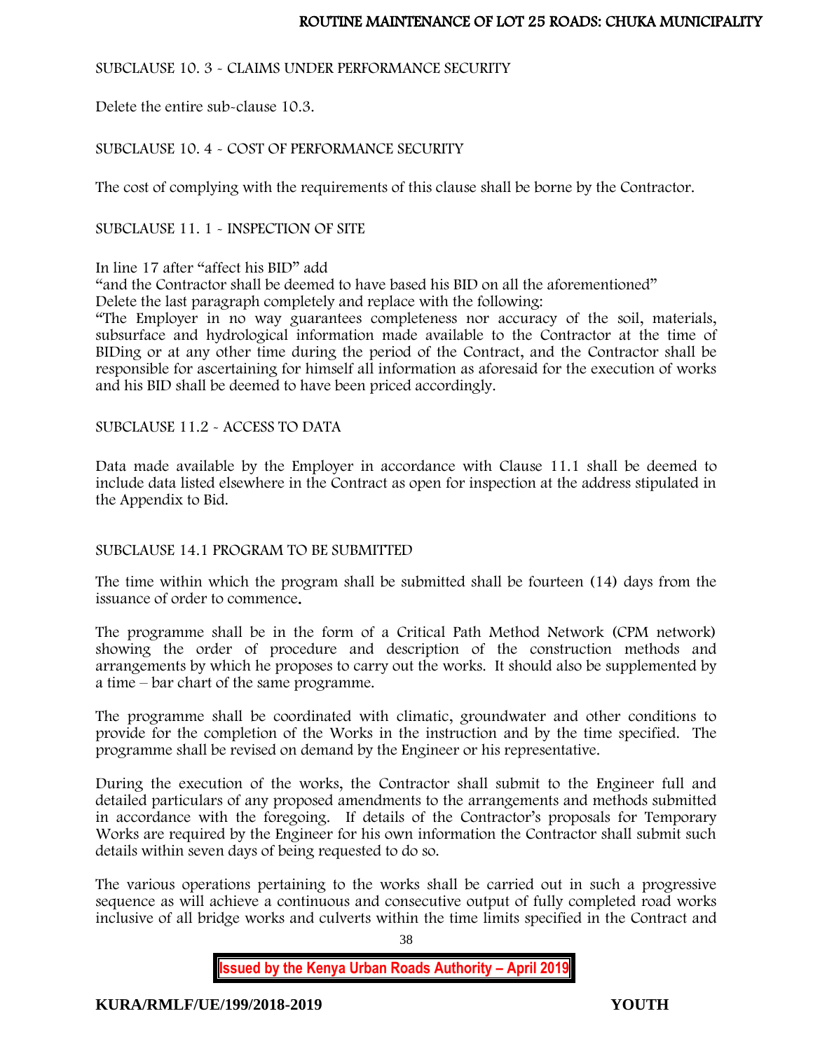SUBCLAUSE 10. 3 - CLAIMS UNDER PERFORMANCE SECURITY

Delete the entire sub-clause 10.3.

SUBCLAUSE 10. 4 - COST OF PERFORMANCE SECURITY

The cost of complying with the requirements of this clause shall be borne by the Contractor.

SUBCLAUSE 11. 1 - INSPECTION OF SITE

In line 17 after "affect his BID" add

"and the Contractor shall be deemed to have based his BID on all the aforementioned"

Delete the last paragraph completely and replace with the following:

"The Employer in no way guarantees completeness nor accuracy of the soil, materials, subsurface and hydrological information made available to the Contractor at the time of BIDing or at any other time during the period of the Contract, and the Contractor shall be responsible for ascertaining for himself all information as aforesaid for the execution of works and his BID shall be deemed to have been priced accordingly.

SUBCLAUSE 11.2 - ACCESS TO DATA

Data made available by the Employer in accordance with Clause 11.1 shall be deemed to include data listed elsewhere in the Contract as open for inspection at the address stipulated in the Appendix to Bid.

SUBCLAUSE 14.1 PROGRAM TO BE SUBMITTED

The time within which the program shall be submitted shall be fourteen (14) days from the issuance of order to commence.

The programme shall be in the form of a Critical Path Method Network (CPM network) showing the order of procedure and description of the construction methods and arrangements by which he proposes to carry out the works. It should also be supplemented by a time – bar chart of the same programme.

The programme shall be coordinated with climatic, groundwater and other conditions to provide for the completion of the Works in the instruction and by the time specified. The programme shall be revised on demand by the Engineer or his representative.

During the execution of the works, the Contractor shall submit to the Engineer full and detailed particulars of any proposed amendments to the arrangements and methods submitted in accordance with the foregoing. If details of the Contractor's proposals for Temporary Works are required by the Engineer for his own information the Contractor shall submit such details within seven days of being requested to do so.

The various operations pertaining to the works shall be carried out in such a progressive sequence as will achieve a continuous and consecutive output of fully completed road works inclusive of all bridge works and culverts within the time limits specified in the Contract and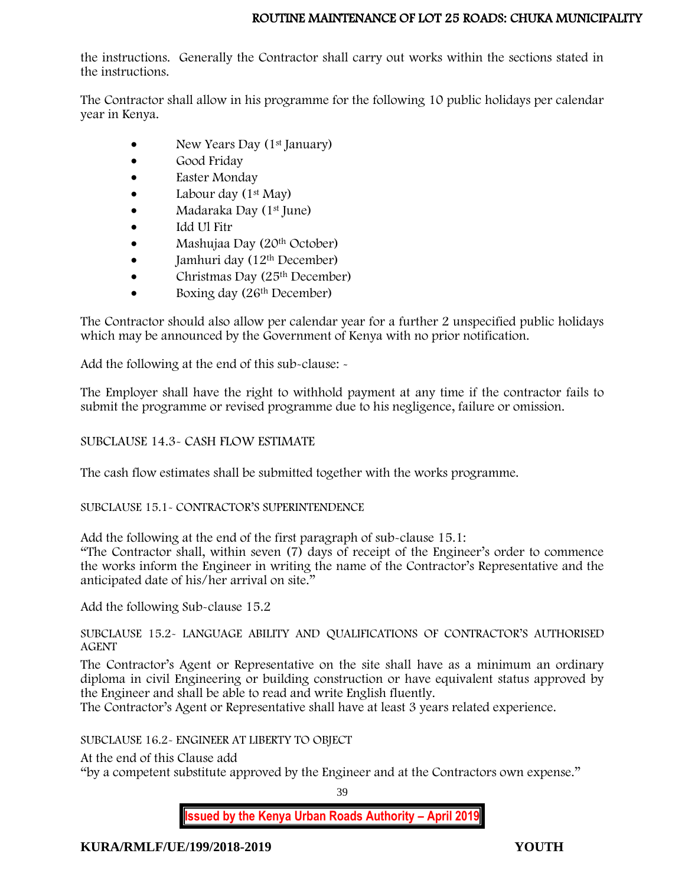the instructions. Generally the Contractor shall carry out works within the sections stated in the instructions.

The Contractor shall allow in his programme for the following 10 public holidays per calendar year in Kenya.

- New Years Day (1st January)
- Good Friday
- Easter Monday
- Labour day (1st May)
- Madaraka Day (1st June)
- Idd Ul Fitr
- Mashujaa Day (20th October)
- Jamhuri day (12th December)
- Christmas Day (25th December)
- Boxing day (26th December)

The Contractor should also allow per calendar year for a further 2 unspecified public holidays which may be announced by the Government of Kenya with no prior notification.

Add the following at the end of this sub-clause: -

The Employer shall have the right to withhold payment at any time if the contractor fails to submit the programme or revised programme due to his negligence, failure or omission.

SUBCLAUSE 14.3- CASH FLOW ESTIMATE

The cash flow estimates shall be submitted together with the works programme.

SUBCLAUSE 15.1- CONTRACTOR'S SUPERINTENDENCE

Add the following at the end of the first paragraph of sub-clause 15.1:
"The Contractor shall, within seven (7) days of receipt of the Engineer's order to commence the works inform the Engineer in writing the name of the Contractor's Representative and the anticipated date of his/her arrival on site."

Add the following Sub-clause 15.2

SUBCLAUSE 15.2- LANGUAGE ABILITY AND QUALIFICATIONS OF CONTRACTOR'S AUTHORISED AGENT

The Contractor's Agent or Representative on the site shall have as a minimum an ordinary diploma in civil Engineering or building construction or have equivalent status approved by the Engineer and shall be able to read and write English fluently.
The Contractor's Agent or Representative shall have at least 3 years related experience.

SUBCLAUSE 16.2- ENGINEER AT LIBERTY TO OBJECT

At the end of this Clause add
"by a competent substitute approved by the Engineer and at the Contractors own expense."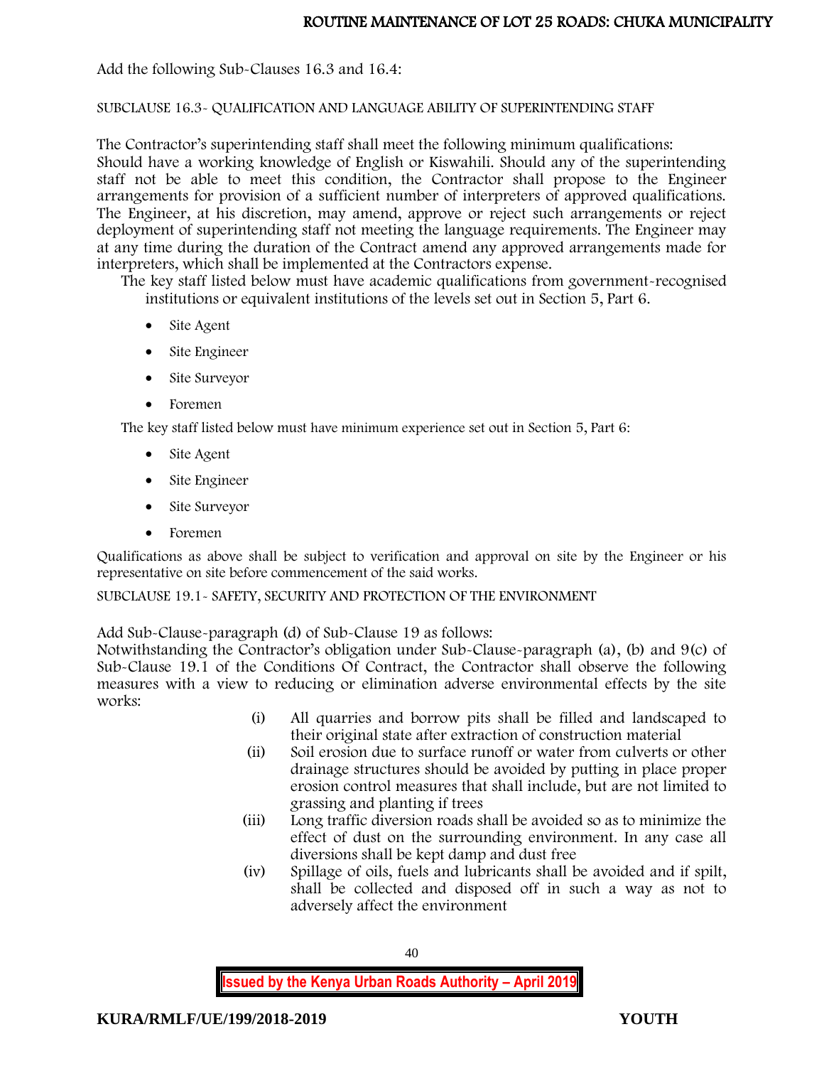Add the following Sub-Clauses 16.3 and 16.4:

SUBCLAUSE 16.3- QUALIFICATION AND LANGUAGE ABILITY OF SUPERINTENDING STAFF

The Contractor's superintending staff shall meet the following minimum qualifications:
Should have a working knowledge of English or Kiswahili. Should any of the superintending staff not be able to meet this condition, the Contractor shall propose to the Engineer arrangements for provision of a sufficient number of interpreters of approved qualifications. The Engineer, at his discretion, may amend, approve or reject such arrangements or reject deployment of superintending staff not meeting the language requirements. The Engineer may at any time during the duration of the Contract amend any approved arrangements made for interpreters, which shall be implemented at the Contractors expense.

The key staff listed below must have academic qualifications from government-recognised institutions or equivalent institutions of the levels set out in Section 5, Part 6.

- Site Agent
- Site Engineer
- Site Surveyor
- Foremen

The key staff listed below must have minimum experience set out in Section 5, Part 6:

- Site Agent
- Site Engineer
- Site Surveyor
- Foremen

Qualifications as above shall be subject to verification and approval on site by the Engineer or his representative on site before commencement of the said works.

SUBCLAUSE 19.1- SAFETY, SECURITY AND PROTECTION OF THE ENVIRONMENT

Add Sub-Clause-paragraph (d) of Sub-Clause 19 as follows:
Notwithstanding the Contractor's obligation under Sub-Clause-paragraph (a), (b) and 9(c) of Sub-Clause 19.1 of the Conditions Of Contract, the Contractor shall observe the following measures with a view to reducing or elimination adverse environmental effects by the site works:

(i) All quarries and borrow pits shall be filled and landscaped to their original state after extraction of construction material

(ii) Soil erosion due to surface runoff or water from culverts or other drainage structures should be avoided by putting in place proper erosion control measures that shall include, but are not limited to grassing and planting if trees

(iii) Long traffic diversion roads shall be avoided so as to minimize the effect of dust on the surrounding environment. In any case all diversions shall be kept damp and dust free

(iv) Spillage of oils, fuels and lubricants shall be avoided and if spilt, shall be collected and disposed off in such a way as not to adversely affect the environment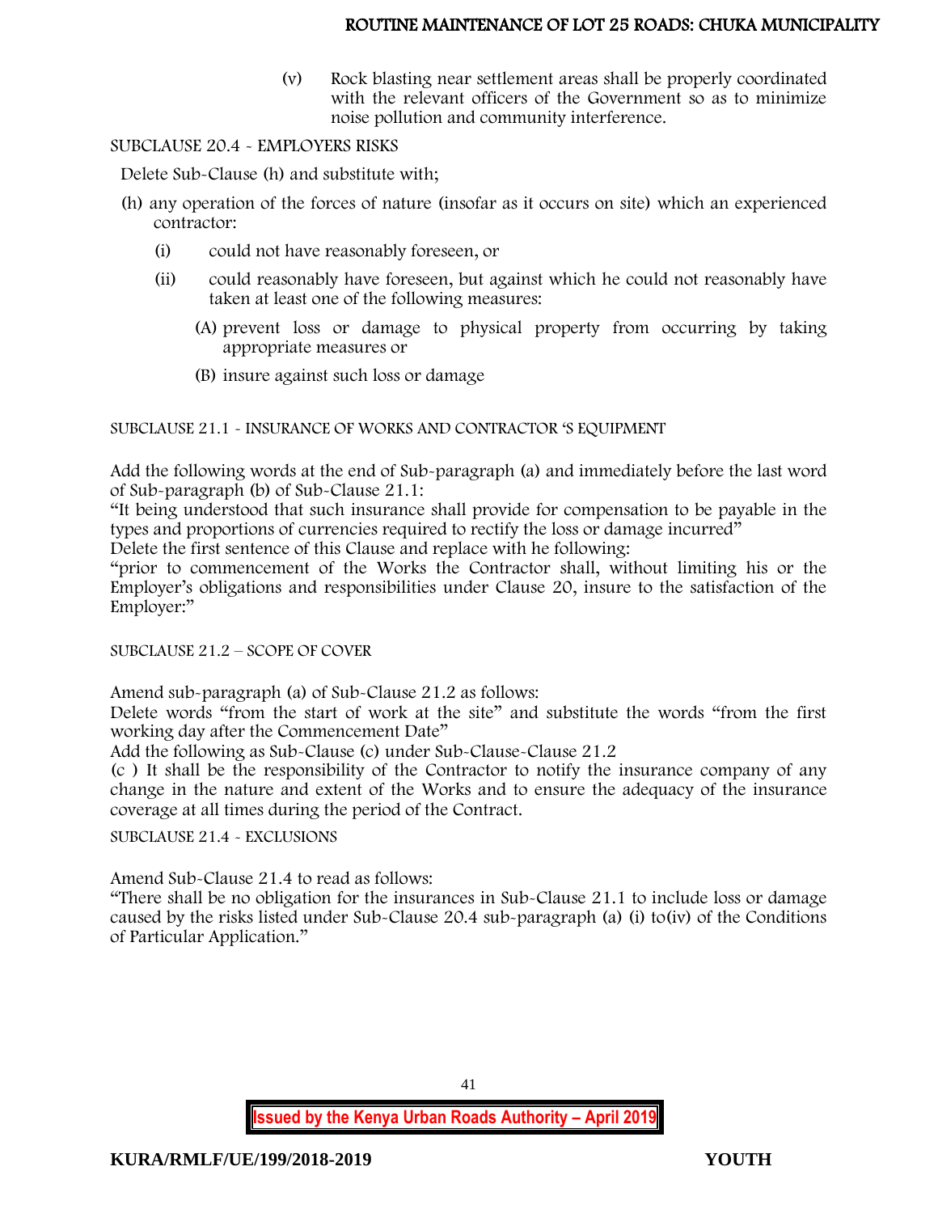(v) Rock blasting near settlement areas shall be properly coordinated with the relevant officers of the Government so as to minimize noise pollution and community interference.

SUBCLAUSE 20.4 - EMPLOYERS RISKS

Delete Sub-Clause (h) and substitute with;

(h) any operation of the forces of nature (insofar as it occurs on site) which an experienced contractor:

- (i) could not have reasonably foreseen, or
- (ii) could reasonably have foreseen, but against which he could not reasonably have taken at least one of the following measures:
    - (A) prevent loss or damage to physical property from occurring by taking appropriate measures or
    - (B) insure against such loss or damage

SUBCLAUSE 21.1 - INSURANCE OF WORKS AND CONTRACTOR 'S EQUIPMENT

Add the following words at the end of Sub-paragraph (a) and immediately before the last word of Sub-paragraph (b) of Sub-Clause 21.1:

"It being understood that such insurance shall provide for compensation to be payable in the types and proportions of currencies required to rectify the loss or damage incurred"

Delete the first sentence of this Clause and replace with he following:

"prior to commencement of the Works the Contractor shall, without limiting his or the Employer's obligations and responsibilities under Clause 20, insure to the satisfaction of the Employer:"

SUBCLAUSE 21.2 – SCOPE OF COVER

Amend sub-paragraph (a) of Sub-Clause 21.2 as follows:

Delete words "from the start of work at the site" and substitute the words "from the first working day after the Commencement Date"

Add the following as Sub-Clause (c) under Sub-Clause-Clause 21.2

(c ) It shall be the responsibility of the Contractor to notify the insurance company of any change in the nature and extent of the Works and to ensure the adequacy of the insurance coverage at all times during the period of the Contract.

SUBCLAUSE 21.4 - EXCLUSIONS

Amend Sub-Clause 21.4 to read as follows:

"There shall be no obligation for the insurances in Sub-Clause 21.1 to include loss or damage caused by the risks listed under Sub-Clause 20.4 sub-paragraph (a) (i) to(iv) of the Conditions of Particular Application."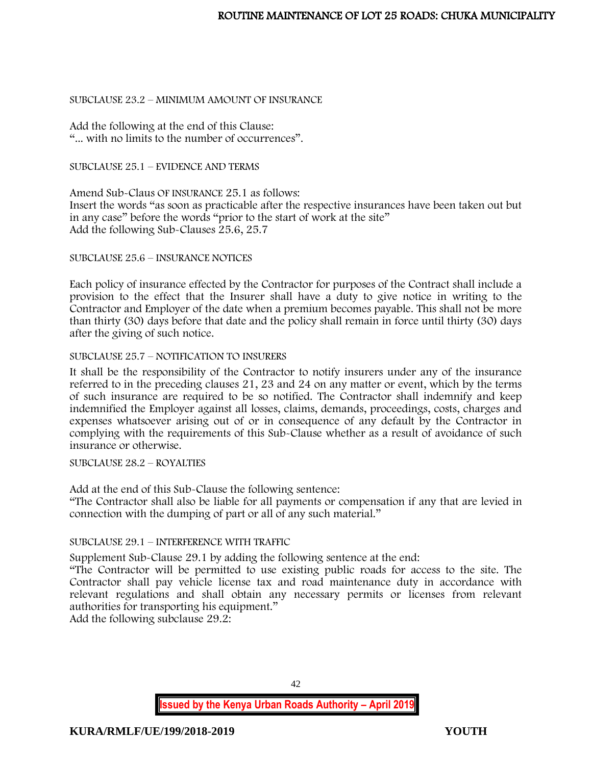SUBCLAUSE 23.2 – MINIMUM AMOUNT OF INSURANCE

Add the following at the end of this Clause:
"... with no limits to the number of occurrences".

SUBCLAUSE 25.1 – EVIDENCE AND TERMS

Amend Sub-Claus OF INSURANCE 25.1 as follows:
Insert the words "as soon as practicable after the respective insurances have been taken out but in any case" before the words "prior to the start of work at the site"
Add the following Sub-Clauses 25.6, 25.7

SUBCLAUSE 25.6 – INSURANCE NOTICES

Each policy of insurance effected by the Contractor for purposes of the Contract shall include a provision to the effect that the Insurer shall have a duty to give notice in writing to the Contractor and Employer of the date when a premium becomes payable. This shall not be more than thirty (30) days before that date and the policy shall remain in force until thirty (30) days after the giving of such notice.

SUBCLAUSE 25.7 – NOTIFICATION TO INSURERS

It shall be the responsibility of the Contractor to notify insurers under any of the insurance referred to in the preceding clauses 21, 23 and 24 on any matter or event, which by the terms of such insurance are required to be so notified. The Contractor shall indemnify and keep indemnified the Employer against all losses, claims, demands, proceedings, costs, charges and expenses whatsoever arising out of or in consequence of any default by the Contractor in complying with the requirements of this Sub-Clause whether as a result of avoidance of such insurance or otherwise.

SUBCLAUSE 28.2 – ROYALTIES

Add at the end of this Sub-Clause the following sentence:
"The Contractor shall also be liable for all payments or compensation if any that are levied in connection with the dumping of part or all of any such material."

SUBCLAUSE 29.1 – INTERFERENCE WITH TRAFFIC

Supplement Sub-Clause 29.1 by adding the following sentence at the end:
"The Contractor will be permitted to use existing public roads for access to the site. The Contractor shall pay vehicle license tax and road maintenance duty in accordance with relevant regulations and shall obtain any necessary permits or licenses from relevant authorities for transporting his equipment."
Add the following subclause 29.2: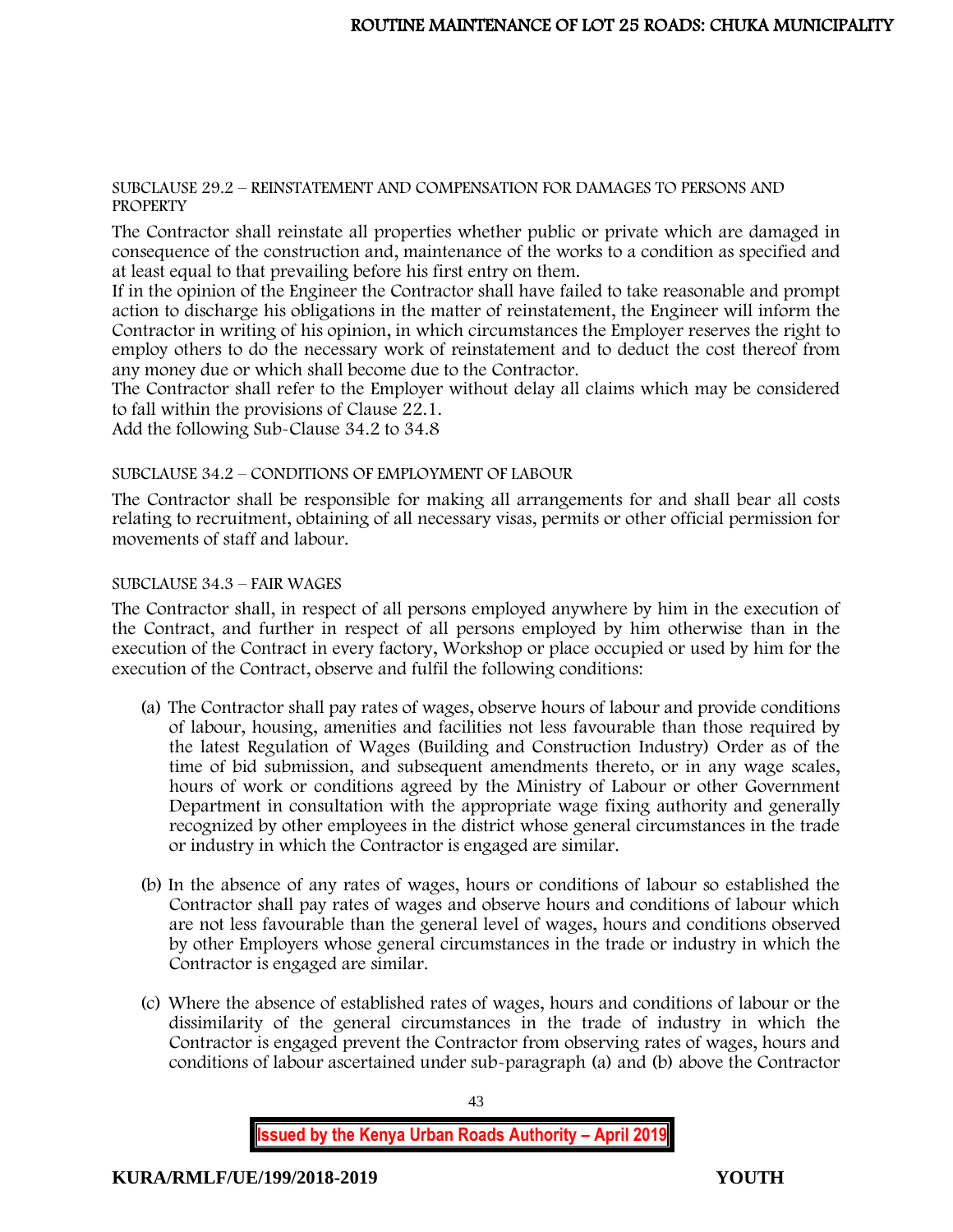SUBCLAUSE 29.2 – REINSTATEMENT AND COMPENSATION FOR DAMAGES TO PERSONS AND PROPERTY

The Contractor shall reinstate all properties whether public or private which are damaged in consequence of the construction and, maintenance of the works to a condition as specified and at least equal to that prevailing before his first entry on them.

If in the opinion of the Engineer the Contractor shall have failed to take reasonable and prompt action to discharge his obligations in the matter of reinstatement, the Engineer will inform the Contractor in writing of his opinion, in which circumstances the Employer reserves the right to employ others to do the necessary work of reinstatement and to deduct the cost thereof from any money due or which shall become due to the Contractor.

The Contractor shall refer to the Employer without delay all claims which may be considered to fall within the provisions of Clause 22.1.

Add the following Sub-Clause 34.2 to 34.8

SUBCLAUSE 34.2 – CONDITIONS OF EMPLOYMENT OF LABOUR

The Contractor shall be responsible for making all arrangements for and shall bear all costs relating to recruitment, obtaining of all necessary visas, permits or other official permission for movements of staff and labour.

SUBCLAUSE 34.3 – FAIR WAGES

The Contractor shall, in respect of all persons employed anywhere by him in the execution of the Contract, and further in respect of all persons employed by him otherwise than in the execution of the Contract in every factory, Workshop or place occupied or used by him for the execution of the Contract, observe and fulfil the following conditions:

(a) The Contractor shall pay rates of wages, observe hours of labour and provide conditions of labour, housing, amenities and facilities not less favourable than those required by the latest Regulation of Wages (Building and Construction Industry) Order as of the time of bid submission, and subsequent amendments thereto, or in any wage scales, hours of work or conditions agreed by the Ministry of Labour or other Government Department in consultation with the appropriate wage fixing authority and generally recognized by other employees in the district whose general circumstances in the trade or industry in which the Contractor is engaged are similar.

(b) In the absence of any rates of wages, hours or conditions of labour so established the Contractor shall pay rates of wages and observe hours and conditions of labour which are not less favourable than the general level of wages, hours and conditions observed by other Employers whose general circumstances in the trade or industry in which the Contractor is engaged are similar.

(c) Where the absence of established rates of wages, hours and conditions of labour or the dissimilarity of the general circumstances in the trade of industry in which the Contractor is engaged prevent the Contractor from observing rates of wages, hours and conditions of labour ascertained under sub-paragraph (a) and (b) above the Contractor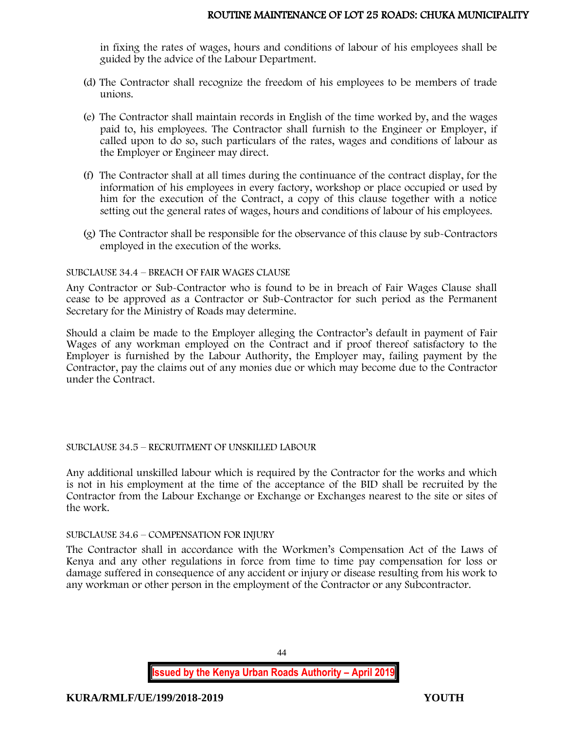in fixing the rates of wages, hours and conditions of labour of his employees shall be guided by the advice of the Labour Department.

(d) The Contractor shall recognize the freedom of his employees to be members of trade unions.

(e) The Contractor shall maintain records in English of the time worked by, and the wages paid to, his employees. The Contractor shall furnish to the Engineer or Employer, if called upon to do so, such particulars of the rates, wages and conditions of labour as the Employer or Engineer may direct.

(f) The Contractor shall at all times during the continuance of the contract display, for the information of his employees in every factory, workshop or place occupied or used by him for the execution of the Contract, a copy of this clause together with a notice setting out the general rates of wages, hours and conditions of labour of his employees.

(g) The Contractor shall be responsible for the observance of this clause by sub-Contractors employed in the execution of the works.

SUBCLAUSE 34.4 – BREACH OF FAIR WAGES CLAUSE

Any Contractor or Sub-Contractor who is found to be in breach of Fair Wages Clause shall cease to be approved as a Contractor or Sub-Contractor for such period as the Permanent Secretary for the Ministry of Roads may determine.

Should a claim be made to the Employer alleging the Contractor's default in payment of Fair Wages of any workman employed on the Contract and if proof thereof satisfactory to the Employer is furnished by the Labour Authority, the Employer may, failing payment by the Contractor, pay the claims out of any monies due or which may become due to the Contractor under the Contract.

SUBCLAUSE 34.5 – RECRUITMENT OF UNSKILLED LABOUR

Any additional unskilled labour which is required by the Contractor for the works and which is not in his employment at the time of the acceptance of the BID shall be recruited by the Contractor from the Labour Exchange or Exchange or Exchanges nearest to the site or sites of the work.

SUBCLAUSE 34.6 – COMPENSATION FOR INJURY

The Contractor shall in accordance with the Workmen's Compensation Act of the Laws of Kenya and any other regulations in force from time to time pay compensation for loss or damage suffered in consequence of any accident or injury or disease resulting from his work to any workman or other person in the employment of the Contractor or any Subcontractor.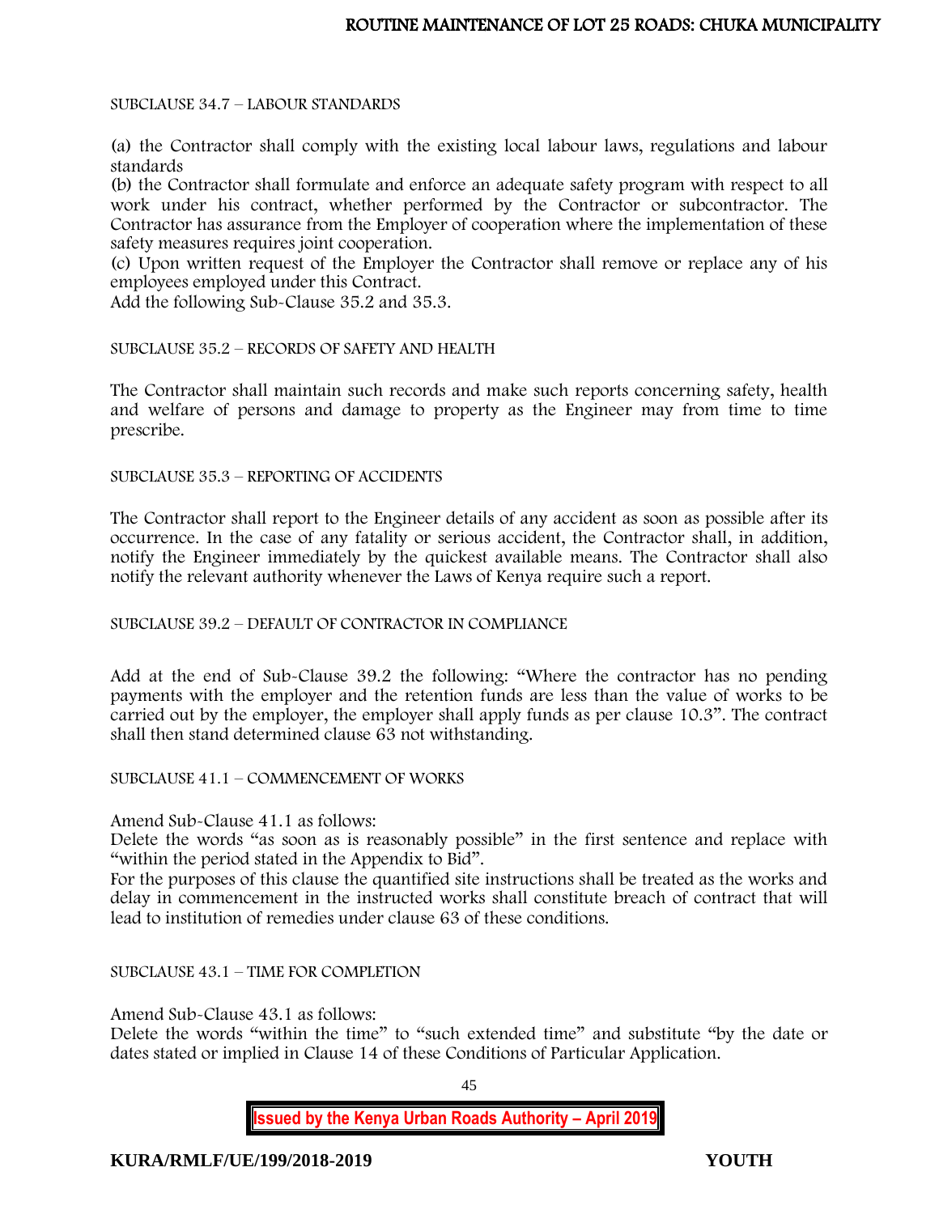SUBCLAUSE 34.7 – LABOUR STANDARDS

(a) the Contractor shall comply with the existing local labour laws, regulations and labour standards
(b) the Contractor shall formulate and enforce an adequate safety program with respect to all work under his contract, whether performed by the Contractor or subcontractor. The Contractor has assurance from the Employer of cooperation where the implementation of these safety measures requires joint cooperation.
(c) Upon written request of the Employer the Contractor shall remove or replace any of his employees employed under this Contract.
Add the following Sub-Clause 35.2 and 35.3.

SUBCLAUSE 35.2 – RECORDS OF SAFETY AND HEALTH

The Contractor shall maintain such records and make such reports concerning safety, health and welfare of persons and damage to property as the Engineer may from time to time prescribe.

SUBCLAUSE 35.3 – REPORTING OF ACCIDENTS

The Contractor shall report to the Engineer details of any accident as soon as possible after its occurrence. In the case of any fatality or serious accident, the Contractor shall, in addition, notify the Engineer immediately by the quickest available means. The Contractor shall also notify the relevant authority whenever the Laws of Kenya require such a report.

SUBCLAUSE 39.2 – DEFAULT OF CONTRACTOR IN COMPLIANCE

Add at the end of Sub-Clause 39.2 the following: "Where the contractor has no pending payments with the employer and the retention funds are less than the value of works to be carried out by the employer, the employer shall apply funds as per clause 10.3". The contract shall then stand determined clause 63 not withstanding.

SUBCLAUSE 41.1 – COMMENCEMENT OF WORKS

Amend Sub-Clause 41.1 as follows:
Delete the words "as soon as is reasonably possible" in the first sentence and replace with "within the period stated in the Appendix to Bid".
For the purposes of this clause the quantified site instructions shall be treated as the works and delay in commencement in the instructed works shall constitute breach of contract that will lead to institution of remedies under clause 63 of these conditions.

SUBCLAUSE 43.1 – TIME FOR COMPLETION

Amend Sub-Clause 43.1 as follows:
Delete the words "within the time" to "such extended time" and substitute "by the date or dates stated or implied in Clause 14 of these Conditions of Particular Application.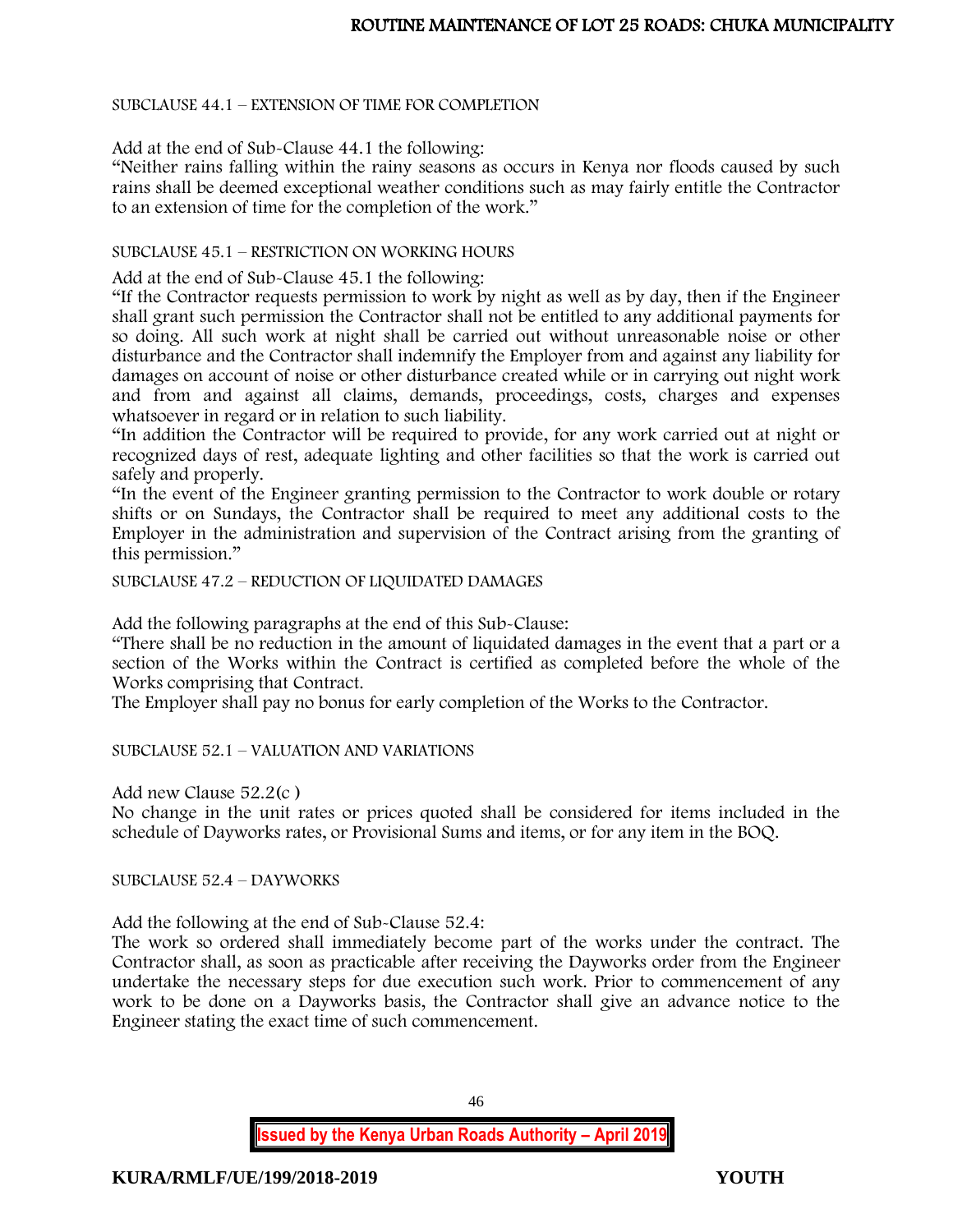SUBCLAUSE 44.1 – EXTENSION OF TIME FOR COMPLETION

Add at the end of Sub-Clause 44.1 the following:

"Neither rains falling within the rainy seasons as occurs in Kenya nor floods caused by such rains shall be deemed exceptional weather conditions such as may fairly entitle the Contractor to an extension of time for the completion of the work."

SUBCLAUSE 45.1 – RESTRICTION ON WORKING HOURS

Add at the end of Sub-Clause 45.1 the following:

"If the Contractor requests permission to work by night as well as by day, then if the Engineer shall grant such permission the Contractor shall not be entitled to any additional payments for so doing. All such work at night shall be carried out without unreasonable noise or other disturbance and the Contractor shall indemnify the Employer from and against any liability for damages on account of noise or other disturbance created while or in carrying out night work and from and against all claims, demands, proceedings, costs, charges and expenses whatsoever in regard or in relation to such liability.

"In addition the Contractor will be required to provide, for any work carried out at night or recognized days of rest, adequate lighting and other facilities so that the work is carried out safely and properly.

"In the event of the Engineer granting permission to the Contractor to work double or rotary shifts or on Sundays, the Contractor shall be required to meet any additional costs to the Employer in the administration and supervision of the Contract arising from the granting of this permission."

SUBCLAUSE 47.2 – REDUCTION OF LIQUIDATED DAMAGES

Add the following paragraphs at the end of this Sub-Clause:

"There shall be no reduction in the amount of liquidated damages in the event that a part or a section of the Works within the Contract is certified as completed before the whole of the Works comprising that Contract.

The Employer shall pay no bonus for early completion of the Works to the Contractor.

SUBCLAUSE 52.1 – VALUATION AND VARIATIONS

Add new Clause 52.2(c )

No change in the unit rates or prices quoted shall be considered for items included in the schedule of Dayworks rates, or Provisional Sums and items, or for any item in the BOQ.

SUBCLAUSE 52.4 – DAYWORKS

Add the following at the end of Sub-Clause 52.4:

The work so ordered shall immediately become part of the works under the contract. The Contractor shall, as soon as practicable after receiving the Dayworks order from the Engineer undertake the necessary steps for due execution such work. Prior to commencement of any work to be done on a Dayworks basis, the Contractor shall give an advance notice to the Engineer stating the exact time of such commencement.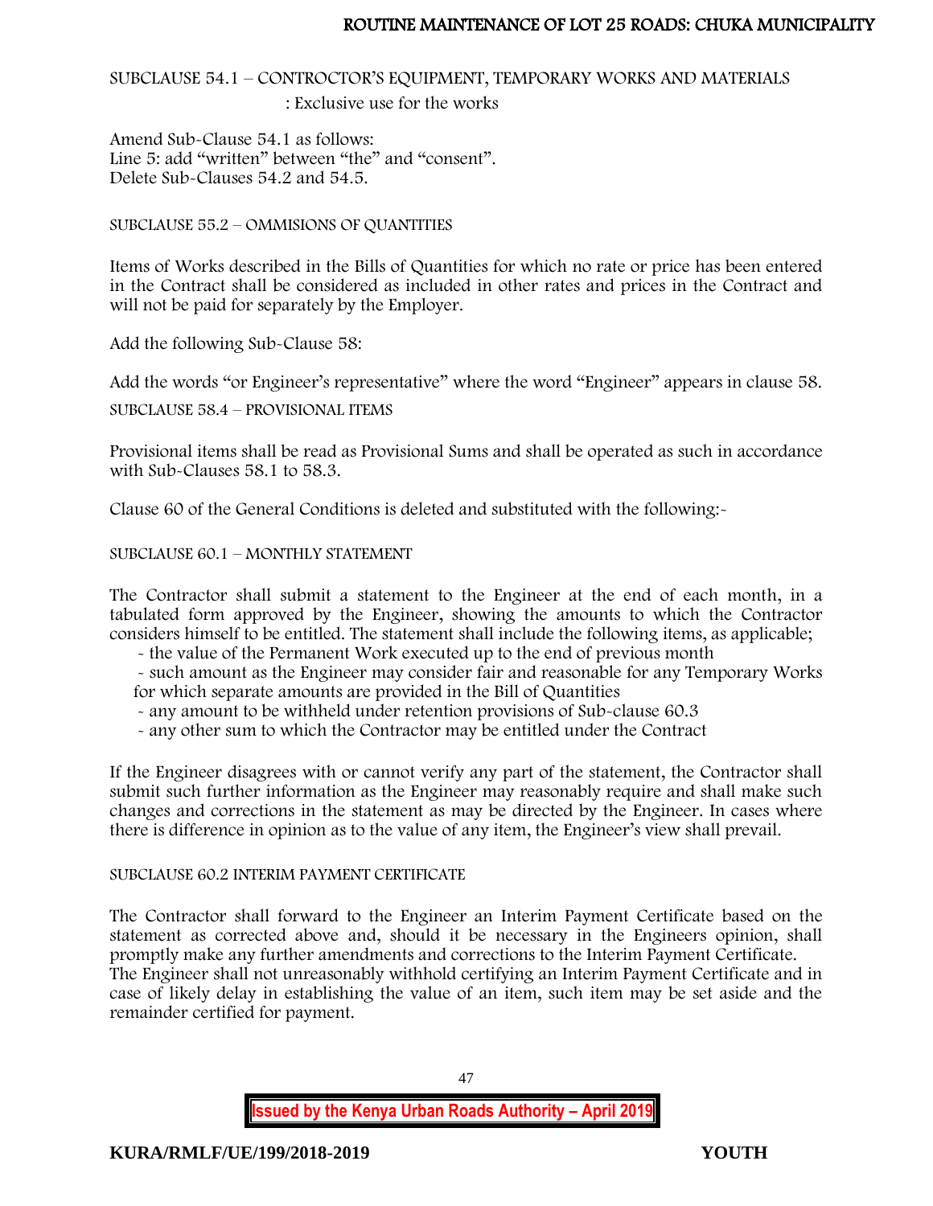SUBCLAUSE 54.1 – CONTROCTOR'S EQUIPMENT, TEMPORARY WORKS AND MATERIALS

: Exclusive use for the works

Amend Sub-Clause 54.1 as follows:
Line 5: add "written" between "the" and "consent".
Delete Sub-Clauses 54.2 and 54.5.

SUBCLAUSE 55.2 – OMMISIONS OF QUANTITIES

Items of Works described in the Bills of Quantities for which no rate or price has been entered in the Contract shall be considered as included in other rates and prices in the Contract and will not be paid for separately by the Employer.

Add the following Sub-Clause 58:

Add the words "or Engineer's representative" where the word "Engineer" appears in clause 58.

SUBCLAUSE 58.4 – PROVISIONAL ITEMS

Provisional items shall be read as Provisional Sums and shall be operated as such in accordance with Sub-Clauses 58.1 to 58.3.

Clause 60 of the General Conditions is deleted and substituted with the following:-

SUBCLAUSE 60.1 – MONTHLY STATEMENT

The Contractor shall submit a statement to the Engineer at the end of each month, in a tabulated form approved by the Engineer, showing the amounts to which the Contractor considers himself to be entitled. The statement shall include the following items, as applicable;

- the value of the Permanent Work executed up to the end of previous month
- such amount as the Engineer may consider fair and reasonable for any Temporary Works for which separate amounts are provided in the Bill of Quantities
- any amount to be withheld under retention provisions of Sub-clause 60.3
- any other sum to which the Contractor may be entitled under the Contract

If the Engineer disagrees with or cannot verify any part of the statement, the Contractor shall submit such further information as the Engineer may reasonably require and shall make such changes and corrections in the statement as may be directed by the Engineer. In cases where there is difference in opinion as to the value of any item, the Engineer's view shall prevail.

SUBCLAUSE 60.2 INTERIM PAYMENT CERTIFICATE

The Contractor shall forward to the Engineer an Interim Payment Certificate based on the statement as corrected above and, should it be necessary in the Engineers opinion, shall promptly make any further amendments and corrections to the Interim Payment Certificate.
The Engineer shall not unreasonably withhold certifying an Interim Payment Certificate and in case of likely delay in establishing the value of an item, such item may be set aside and the remainder certified for payment.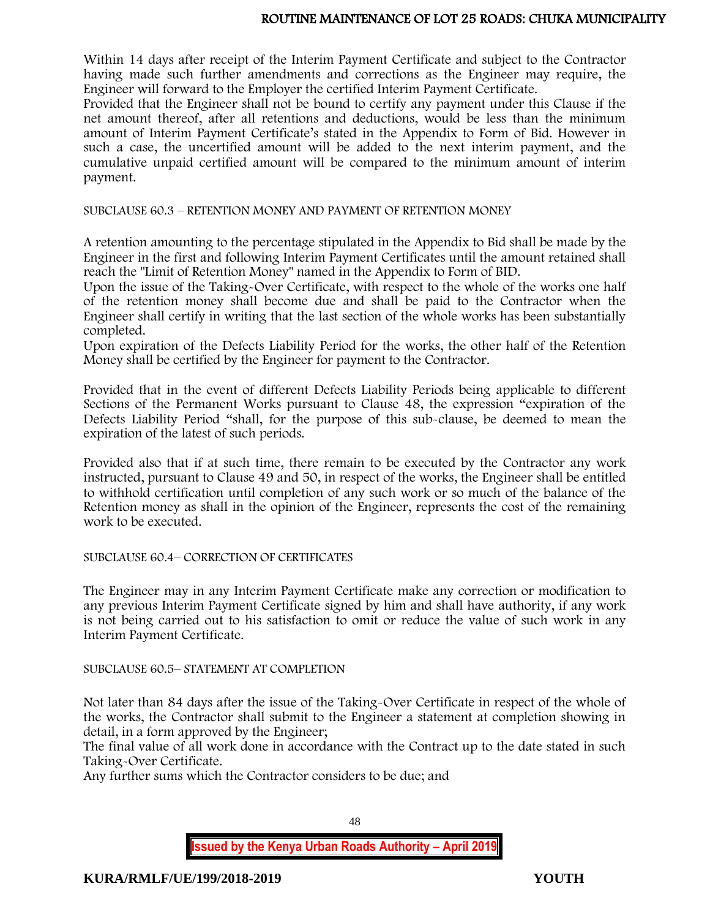Within 14 days after receipt of the Interim Payment Certificate and subject to the Contractor having made such further amendments and corrections as the Engineer may require, the Engineer will forward to the Employer the certified Interim Payment Certificate.

Provided that the Engineer shall not be bound to certify any payment under this Clause if the net amount thereof, after all retentions and deductions, would be less than the minimum amount of Interim Payment Certificate's stated in the Appendix to Form of Bid. However in such a case, the uncertified amount will be added to the next interim payment, and the cumulative unpaid certified amount will be compared to the minimum amount of interim payment.

SUBCLAUSE 60.3 – RETENTION MONEY AND PAYMENT OF RETENTION MONEY

A retention amounting to the percentage stipulated in the Appendix to Bid shall be made by the Engineer in the first and following Interim Payment Certificates until the amount retained shall reach the "Limit of Retention Money" named in the Appendix to Form of BID.

Upon the issue of the Taking-Over Certificate, with respect to the whole of the works one half of the retention money shall become due and shall be paid to the Contractor when the Engineer shall certify in writing that the last section of the whole works has been substantially completed.

Upon expiration of the Defects Liability Period for the works, the other half of the Retention Money shall be certified by the Engineer for payment to the Contractor.

Provided that in the event of different Defects Liability Periods being applicable to different Sections of the Permanent Works pursuant to Clause 48, the expression "expiration of the Defects Liability Period "shall, for the purpose of this sub-clause, be deemed to mean the expiration of the latest of such periods.

Provided also that if at such time, there remain to be executed by the Contractor any work instructed, pursuant to Clause 49 and 50, in respect of the works, the Engineer shall be entitled to withhold certification until completion of any such work or so much of the balance of the Retention money as shall in the opinion of the Engineer, represents the cost of the remaining work to be executed.

SUBCLAUSE 60.4– CORRECTION OF CERTIFICATES

The Engineer may in any Interim Payment Certificate make any correction or modification to any previous Interim Payment Certificate signed by him and shall have authority, if any work is not being carried out to his satisfaction to omit or reduce the value of such work in any Interim Payment Certificate.

SUBCLAUSE 60.5– STATEMENT AT COMPLETION

Not later than 84 days after the issue of the Taking-Over Certificate in respect of the whole of the works, the Contractor shall submit to the Engineer a statement at completion showing in detail, in a form approved by the Engineer;

The final value of all work done in accordance with the Contract up to the date stated in such Taking-Over Certificate.

Any further sums which the Contractor considers to be due; and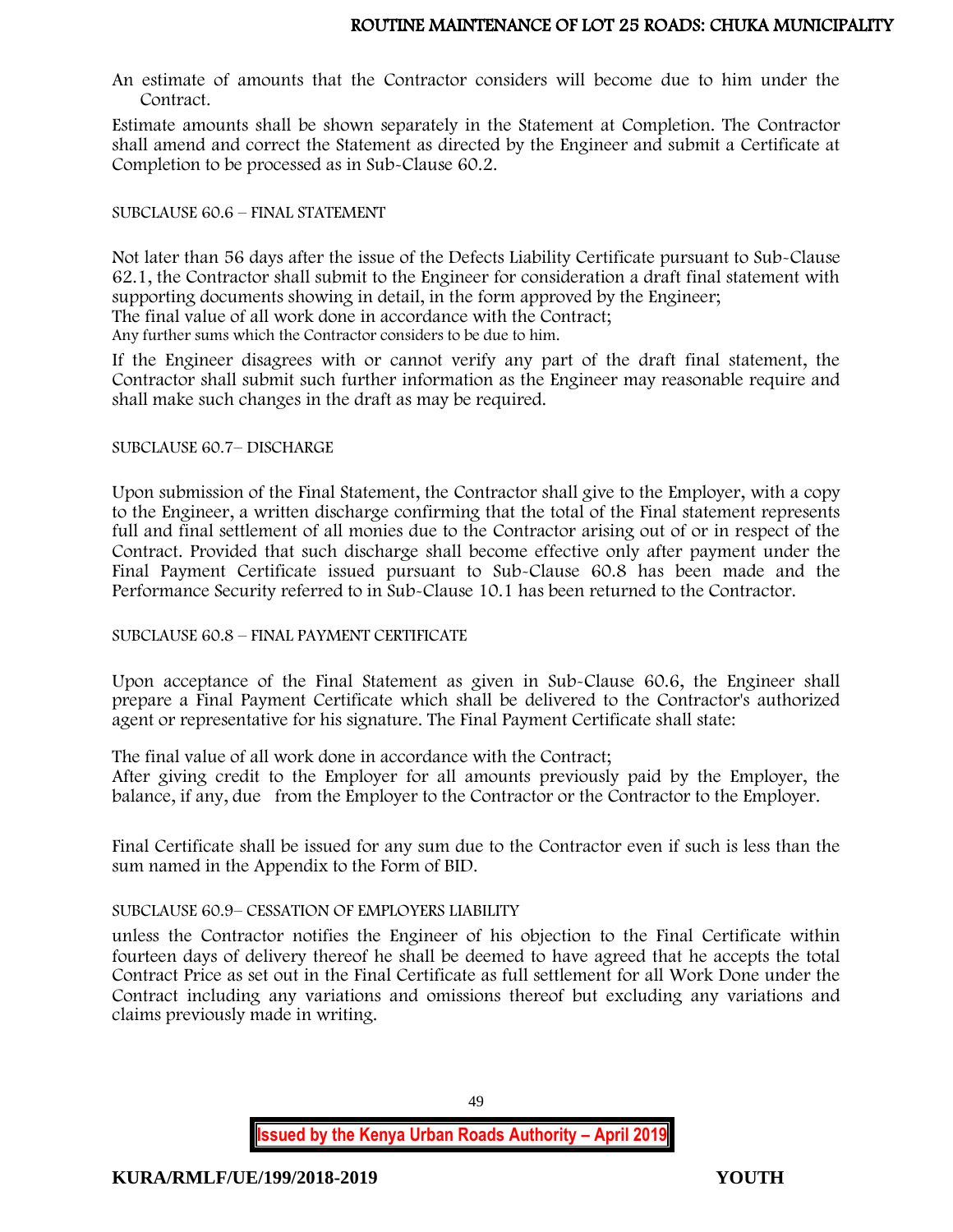An estimate of amounts that the Contractor considers will become due to him under the Contract.

Estimate amounts shall be shown separately in the Statement at Completion. The Contractor shall amend and correct the Statement as directed by the Engineer and submit a Certificate at Completion to be processed as in Sub-Clause 60.2.

SUBCLAUSE 60.6 – FINAL STATEMENT

Not later than 56 days after the issue of the Defects Liability Certificate pursuant to Sub-Clause 62.1, the Contractor shall submit to the Engineer for consideration a draft final statement with supporting documents showing in detail, in the form approved by the Engineer;
The final value of all work done in accordance with the Contract;
Any further sums which the Contractor considers to be due to him.

If the Engineer disagrees with or cannot verify any part of the draft final statement, the Contractor shall submit such further information as the Engineer may reasonable require and shall make such changes in the draft as may be required.

SUBCLAUSE 60.7– DISCHARGE

Upon submission of the Final Statement, the Contractor shall give to the Employer, with a copy to the Engineer, a written discharge confirming that the total of the Final statement represents full and final settlement of all monies due to the Contractor arising out of or in respect of the Contract. Provided that such discharge shall become effective only after payment under the Final Payment Certificate issued pursuant to Sub-Clause 60.8 has been made and the Performance Security referred to in Sub-Clause 10.1 has been returned to the Contractor.

SUBCLAUSE 60.8 – FINAL PAYMENT CERTIFICATE

Upon acceptance of the Final Statement as given in Sub-Clause 60.6, the Engineer shall prepare a Final Payment Certificate which shall be delivered to the Contractor's authorized agent or representative for his signature. The Final Payment Certificate shall state:

The final value of all work done in accordance with the Contract;
After giving credit to the Employer for all amounts previously paid by the Employer, the balance, if any, due from the Employer to the Contractor or the Contractor to the Employer.

Final Certificate shall be issued for any sum due to the Contractor even if such is less than the sum named in the Appendix to the Form of BID.

SUBCLAUSE 60.9– CESSATION OF EMPLOYERS LIABILITY

unless the Contractor notifies the Engineer of his objection to the Final Certificate within fourteen days of delivery thereof he shall be deemed to have agreed that he accepts the total Contract Price as set out in the Final Certificate as full settlement for all Work Done under the Contract including any variations and omissions thereof but excluding any variations and claims previously made in writing.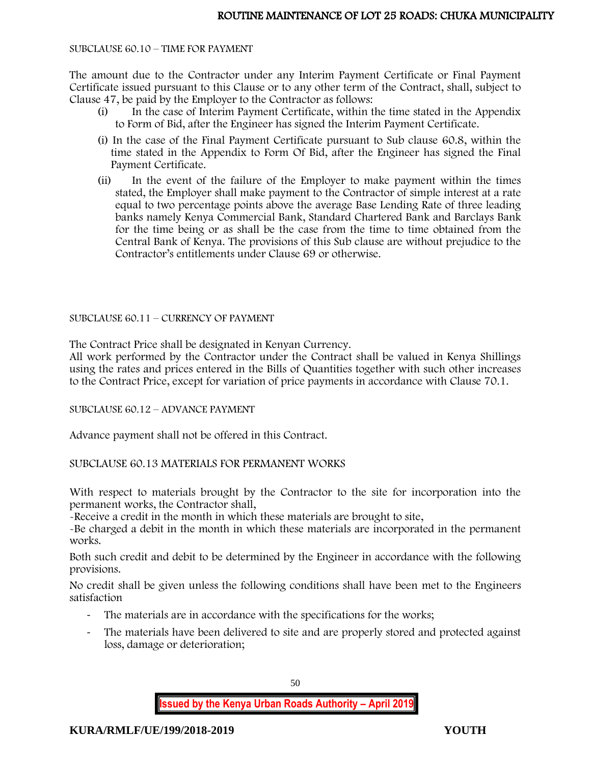SUBCLAUSE 60.10 – TIME FOR PAYMENT

The amount due to the Contractor under any Interim Payment Certificate or Final Payment Certificate issued pursuant to this Clause or to any other term of the Contract, shall, subject to Clause 47, be paid by the Employer to the Contractor as follows:

- (i) In the case of Interim Payment Certificate, within the time stated in the Appendix to Form of Bid, after the Engineer has signed the Interim Payment Certificate.
- (i) In the case of the Final Payment Certificate pursuant to Sub clause 60.8, within the time stated in the Appendix to Form Of Bid, after the Engineer has signed the Final Payment Certificate.
- (ii) In the event of the failure of the Employer to make payment within the times stated, the Employer shall make payment to the Contractor of simple interest at a rate equal to two percentage points above the average Base Lending Rate of three leading banks namely Kenya Commercial Bank, Standard Chartered Bank and Barclays Bank for the time being or as shall be the case from the time to time obtained from the Central Bank of Kenya. The provisions of this Sub clause are without prejudice to the Contractor's entitlements under Clause 69 or otherwise.

SUBCLAUSE 60.11 – CURRENCY OF PAYMENT

The Contract Price shall be designated in Kenyan Currency.
All work performed by the Contractor under the Contract shall be valued in Kenya Shillings using the rates and prices entered in the Bills of Quantities together with such other increases to the Contract Price, except for variation of price payments in accordance with Clause 70.1.

SUBCLAUSE 60.12 – ADVANCE PAYMENT

Advance payment shall not be offered in this Contract.

SUBCLAUSE 60.13 MATERIALS FOR PERMANENT WORKS

With respect to materials brought by the Contractor to the site for incorporation into the permanent works, the Contractor shall,
-Receive a credit in the month in which these materials are brought to site,
-Be charged a debit in the month in which these materials are incorporated in the permanent works.

Both such credit and debit to be determined by the Engineer in accordance with the following provisions.

No credit shall be given unless the following conditions shall have been met to the Engineers satisfaction

- The materials are in accordance with the specifications for the works;
- The materials have been delivered to site and are properly stored and protected against loss, damage or deterioration;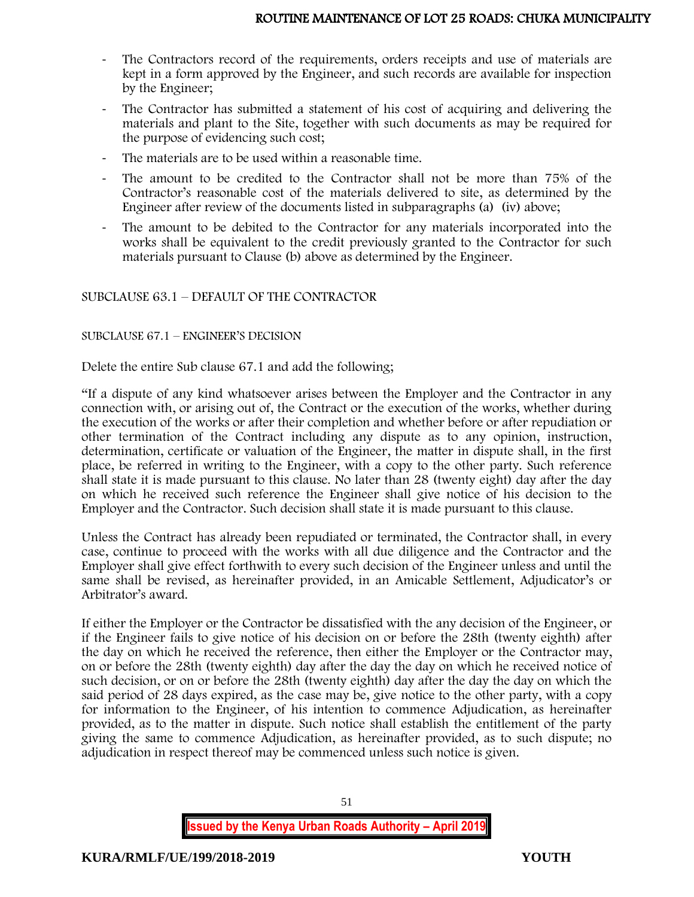- The Contractors record of the requirements, orders receipts and use of materials are kept in a form approved by the Engineer, and such records are available for inspection by the Engineer;
- The Contractor has submitted a statement of his cost of acquiring and delivering the materials and plant to the Site, together with such documents as may be required for the purpose of evidencing such cost;
- The materials are to be used within a reasonable time.
- The amount to be credited to the Contractor shall not be more than 75% of the Contractor's reasonable cost of the materials delivered to site, as determined by the Engineer after review of the documents listed in subparagraphs (a) (iv) above;
- The amount to be debited to the Contractor for any materials incorporated into the works shall be equivalent to the credit previously granted to the Contractor for such materials pursuant to Clause (b) above as determined by the Engineer.

SUBCLAUSE 63.1 – DEFAULT OF THE CONTRACTOR

SUBCLAUSE 67.1 – ENGINEER'S DECISION

Delete the entire Sub clause 67.1 and add the following;

"If a dispute of any kind whatsoever arises between the Employer and the Contractor in any connection with, or arising out of, the Contract or the execution of the works, whether during the execution of the works or after their completion and whether before or after repudiation or other termination of the Contract including any dispute as to any opinion, instruction, determination, certificate or valuation of the Engineer, the matter in dispute shall, in the first place, be referred in writing to the Engineer, with a copy to the other party. Such reference shall state it is made pursuant to this clause. No later than 28 (twenty eight) day after the day on which he received such reference the Engineer shall give notice of his decision to the Employer and the Contractor. Such decision shall state it is made pursuant to this clause.

Unless the Contract has already been repudiated or terminated, the Contractor shall, in every case, continue to proceed with the works with all due diligence and the Contractor and the Employer shall give effect forthwith to every such decision of the Engineer unless and until the same shall be revised, as hereinafter provided, in an Amicable Settlement, Adjudicator's or Arbitrator's award.

If either the Employer or the Contractor be dissatisfied with the any decision of the Engineer, or if the Engineer fails to give notice of his decision on or before the 28th (twenty eighth) after the day on which he received the reference, then either the Employer or the Contractor may, on or before the 28th (twenty eighth) day after the day the day on which he received notice of such decision, or on or before the 28th (twenty eighth) day after the day the day on which the said period of 28 days expired, as the case may be, give notice to the other party, with a copy for information to the Engineer, of his intention to commence Adjudication, as hereinafter provided, as to the matter in dispute. Such notice shall establish the entitlement of the party giving the same to commence Adjudication, as hereinafter provided, as to such dispute; no adjudication in respect thereof may be commenced unless such notice is given.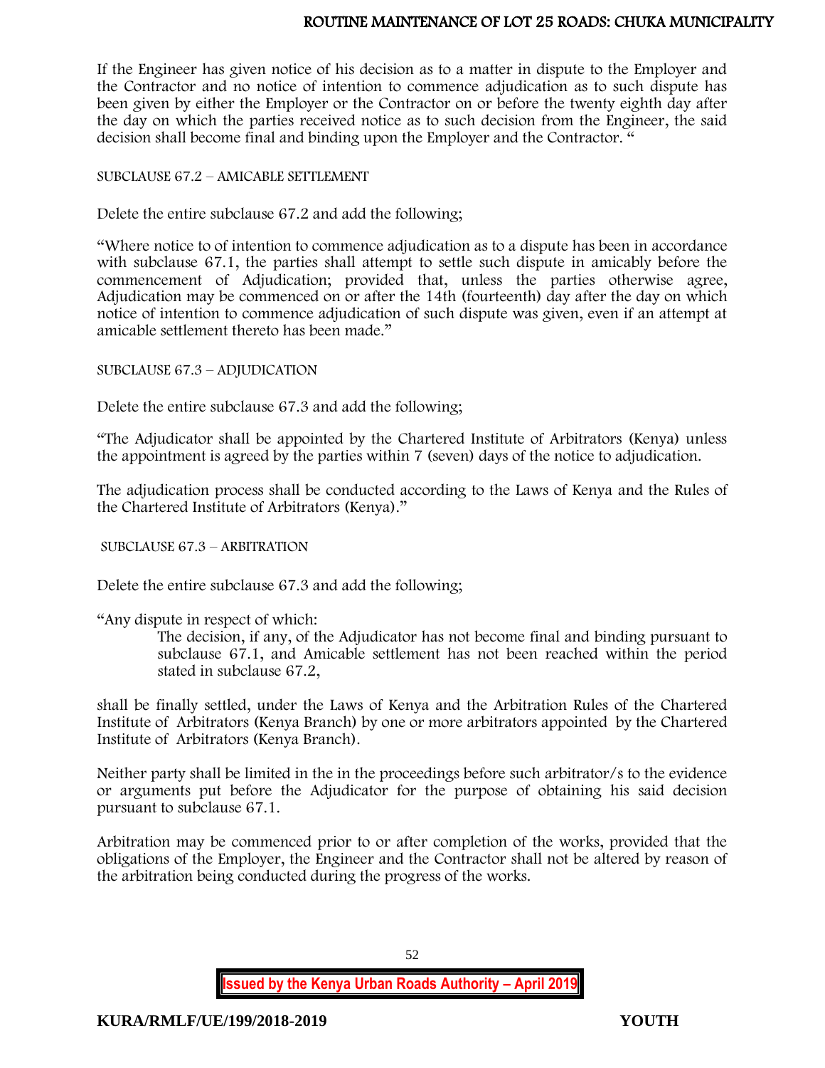If the Engineer has given notice of his decision as to a matter in dispute to the Employer and the Contractor and no notice of intention to commence adjudication as to such dispute has been given by either the Employer or the Contractor on or before the twenty eighth day after the day on which the parties received notice as to such decision from the Engineer, the said decision shall become final and binding upon the Employer and the Contractor. "

SUBCLAUSE 67.2 – AMICABLE SETTLEMENT

Delete the entire subclause 67.2 and add the following;

"Where notice to of intention to commence adjudication as to a dispute has been in accordance with subclause 67.1, the parties shall attempt to settle such dispute in amicably before the commencement of Adjudication; provided that, unless the parties otherwise agree, Adjudication may be commenced on or after the 14th (fourteenth) day after the day on which notice of intention to commence adjudication of such dispute was given, even if an attempt at amicable settlement thereto has been made."

SUBCLAUSE 67.3 – ADJUDICATION

Delete the entire subclause 67.3 and add the following;

"The Adjudicator shall be appointed by the Chartered Institute of Arbitrators (Kenya) unless the appointment is agreed by the parties within 7 (seven) days of the notice to adjudication.

The adjudication process shall be conducted according to the Laws of Kenya and the Rules of the Chartered Institute of Arbitrators (Kenya)."

SUBCLAUSE 67.3 – ARBITRATION

Delete the entire subclause 67.3 and add the following;

"Any dispute in respect of which:

> The decision, if any, of the Adjudicator has not become final and binding pursuant to subclause 67.1, and Amicable settlement has not been reached within the period stated in subclause 67.2,

shall be finally settled, under the Laws of Kenya and the Arbitration Rules of the Chartered Institute of Arbitrators (Kenya Branch) by one or more arbitrators appointed by the Chartered Institute of Arbitrators (Kenya Branch).

Neither party shall be limited in the in the proceedings before such arbitrator/s to the evidence or arguments put before the Adjudicator for the purpose of obtaining his said decision pursuant to subclause 67.1.

Arbitration may be commenced prior to or after completion of the works, provided that the obligations of the Employer, the Engineer and the Contractor shall not be altered by reason of the arbitration being conducted during the progress of the works.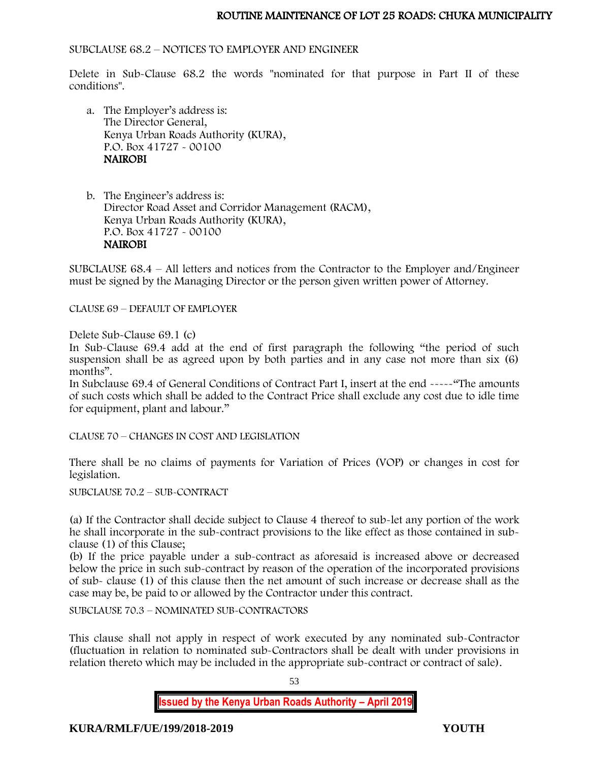SUBCLAUSE 68.2 – NOTICES TO EMPLOYER AND ENGINEER

Delete in Sub-Clause 68.2 the words "nominated for that purpose in Part II of these conditions".

a. The Employer's address is:
   The Director General,
   Kenya Urban Roads Authority (KURA),
   P.O. Box 41727 - 00100
   **NAIROBI**

b. The Engineer's address is:
   Director Road Asset and Corridor Management (RACM),
   Kenya Urban Roads Authority (KURA),
   P.O. Box 41727 - 00100
   **NAIROBI**

SUBCLAUSE 68.4 – All letters and notices from the Contractor to the Employer and/Engineer must be signed by the Managing Director or the person given written power of Attorney.

CLAUSE 69 – DEFAULT OF EMPLOYER

Delete Sub-Clause 69.1 (c)
In Sub-Clause 69.4 add at the end of first paragraph the following "the period of such suspension shall be as agreed upon by both parties and in any case not more than six (6) months".
In Subclause 69.4 of General Conditions of Contract Part I, insert at the end -----"The amounts of such costs which shall be added to the Contract Price shall exclude any cost due to idle time for equipment, plant and labour."

CLAUSE 70 – CHANGES IN COST AND LEGISLATION

There shall be no claims of payments for Variation of Prices (VOP) or changes in cost for legislation.

SUBCLAUSE 70.2 – SUB-CONTRACT

(a) If the Contractor shall decide subject to Clause 4 thereof to sub-let any portion of the work he shall incorporate in the sub-contract provisions to the like effect as those contained in sub-clause (1) of this Clause;
(b) If the price payable under a sub-contract as aforesaid is increased above or decreased below the price in such sub-contract by reason of the operation of the incorporated provisions of sub- clause (1) of this clause then the net amount of such increase or decrease shall as the case may be, be paid to or allowed by the Contractor under this contract.

SUBCLAUSE 70.3 – NOMINATED SUB-CONTRACTORS

This clause shall not apply in respect of work executed by any nominated sub-Contractor (fluctuation in relation to nominated sub-Contractors shall be dealt with under provisions in relation thereto which may be included in the appropriate sub-contract or contract of sale).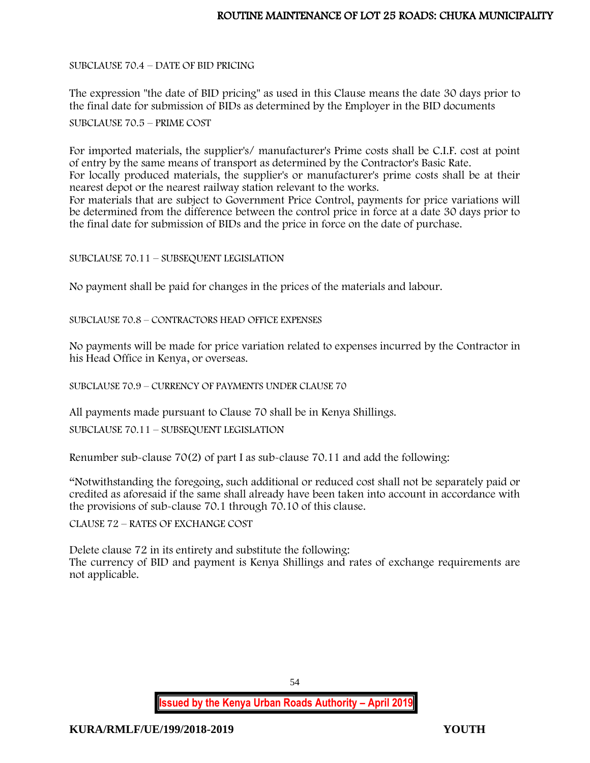SUBCLAUSE 70.4 – DATE OF BID PRICING

The expression "the date of BID pricing" as used in this Clause means the date 30 days prior to the final date for submission of BIDs as determined by the Employer in the BID documents

SUBCLAUSE 70.5 – PRIME COST

For imported materials, the supplier's/ manufacturer's Prime costs shall be C.I.F. cost at point of entry by the same means of transport as determined by the Contractor's Basic Rate.
For locally produced materials, the supplier's or manufacturer's prime costs shall be at their nearest depot or the nearest railway station relevant to the works.
For materials that are subject to Government Price Control, payments for price variations will be determined from the difference between the control price in force at a date 30 days prior to the final date for submission of BIDs and the price in force on the date of purchase.

SUBCLAUSE 70.11 – SUBSEQUENT LEGISLATION

No payment shall be paid for changes in the prices of the materials and labour.

SUBCLAUSE 70.8 – CONTRACTORS HEAD OFFICE EXPENSES

No payments will be made for price variation related to expenses incurred by the Contractor in his Head Office in Kenya, or overseas.

SUBCLAUSE 70.9 – CURRENCY OF PAYMENTS UNDER CLAUSE 70

All payments made pursuant to Clause 70 shall be in Kenya Shillings.

SUBCLAUSE 70.11 – SUBSEQUENT LEGISLATION

Renumber sub-clause 70(2) of part I as sub-clause 70.11 and add the following:

"Notwithstanding the foregoing, such additional or reduced cost shall not be separately paid or credited as aforesaid if the same shall already have been taken into account in accordance with the provisions of sub-clause 70.1 through 70.10 of this clause.

CLAUSE 72 – RATES OF EXCHANGE COST

Delete clause 72 in its entirety and substitute the following:
The currency of BID and payment is Kenya Shillings and rates of exchange requirements are not applicable.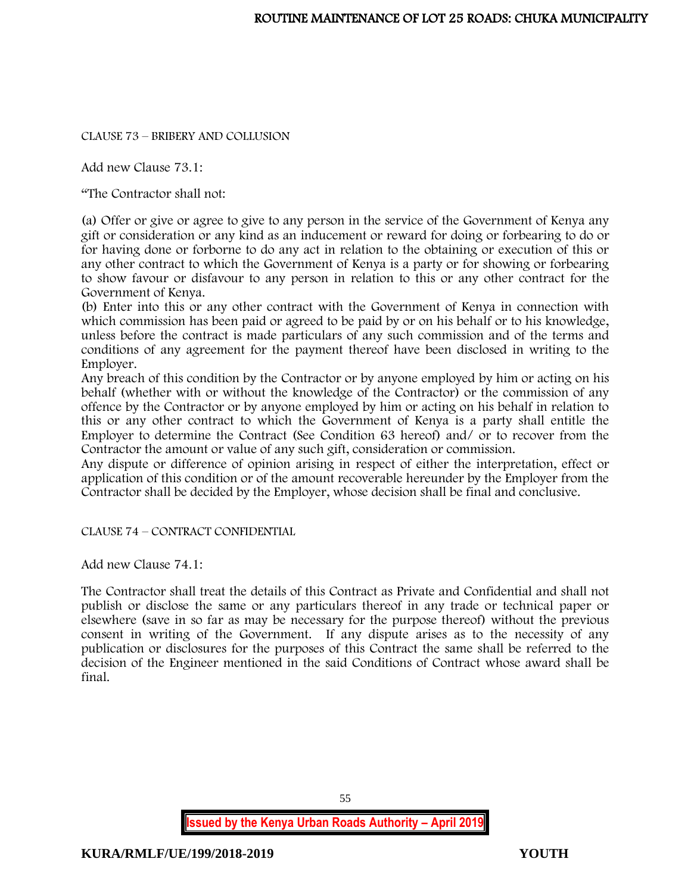CLAUSE 73 – BRIBERY AND COLLUSION

Add new Clause 73.1:

"The Contractor shall not:

(a) Offer or give or agree to give to any person in the service of the Government of Kenya any gift or consideration or any kind as an inducement or reward for doing or forbearing to do or for having done or forborne to do any act in relation to the obtaining or execution of this or any other contract to which the Government of Kenya is a party or for showing or forbearing to show favour or disfavour to any person in relation to this or any other contract for the Government of Kenya.

(b) Enter into this or any other contract with the Government of Kenya in connection with which commission has been paid or agreed to be paid by or on his behalf or to his knowledge, unless before the contract is made particulars of any such commission and of the terms and conditions of any agreement for the payment thereof have been disclosed in writing to the Employer.

Any breach of this condition by the Contractor or by anyone employed by him or acting on his behalf (whether with or without the knowledge of the Contractor) or the commission of any offence by the Contractor or by anyone employed by him or acting on his behalf in relation to this or any other contract to which the Government of Kenya is a party shall entitle the Employer to determine the Contract (See Condition 63 hereof) and/ or to recover from the Contractor the amount or value of any such gift, consideration or commission.

Any dispute or difference of opinion arising in respect of either the interpretation, effect or application of this condition or of the amount recoverable hereunder by the Employer from the Contractor shall be decided by the Employer, whose decision shall be final and conclusive.

CLAUSE 74 – CONTRACT CONFIDENTIAL

Add new Clause 74.1:

The Contractor shall treat the details of this Contract as Private and Confidential and shall not publish or disclose the same or any particulars thereof in any trade or technical paper or elsewhere (save in so far as may be necessary for the purpose thereof) without the previous consent in writing of the Government. If any dispute arises as to the necessity of any publication or disclosures for the purposes of this Contract the same shall be referred to the decision of the Engineer mentioned in the said Conditions of Contract whose award shall be final.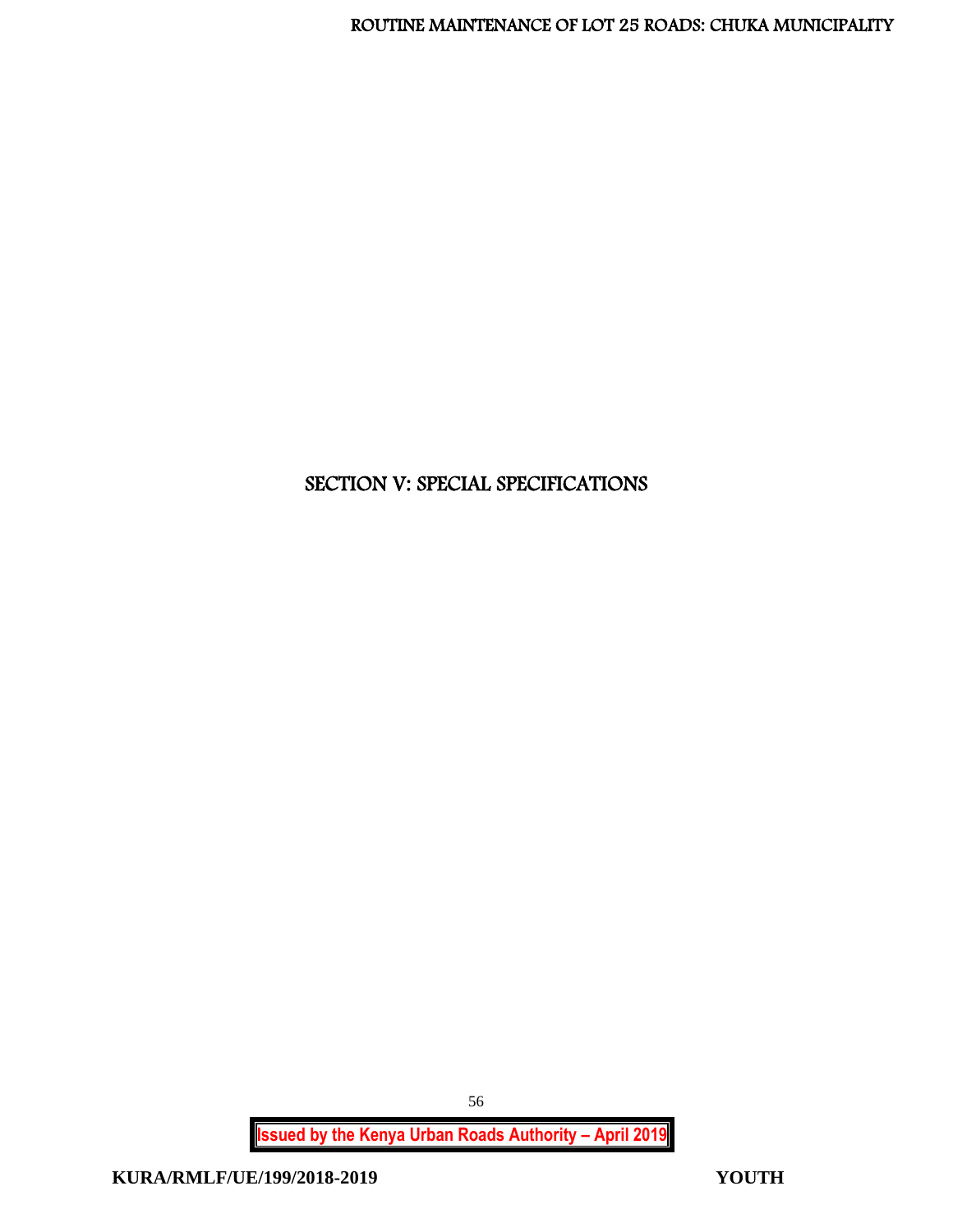# SECTION V: SPECIAL SPECIFICATIONS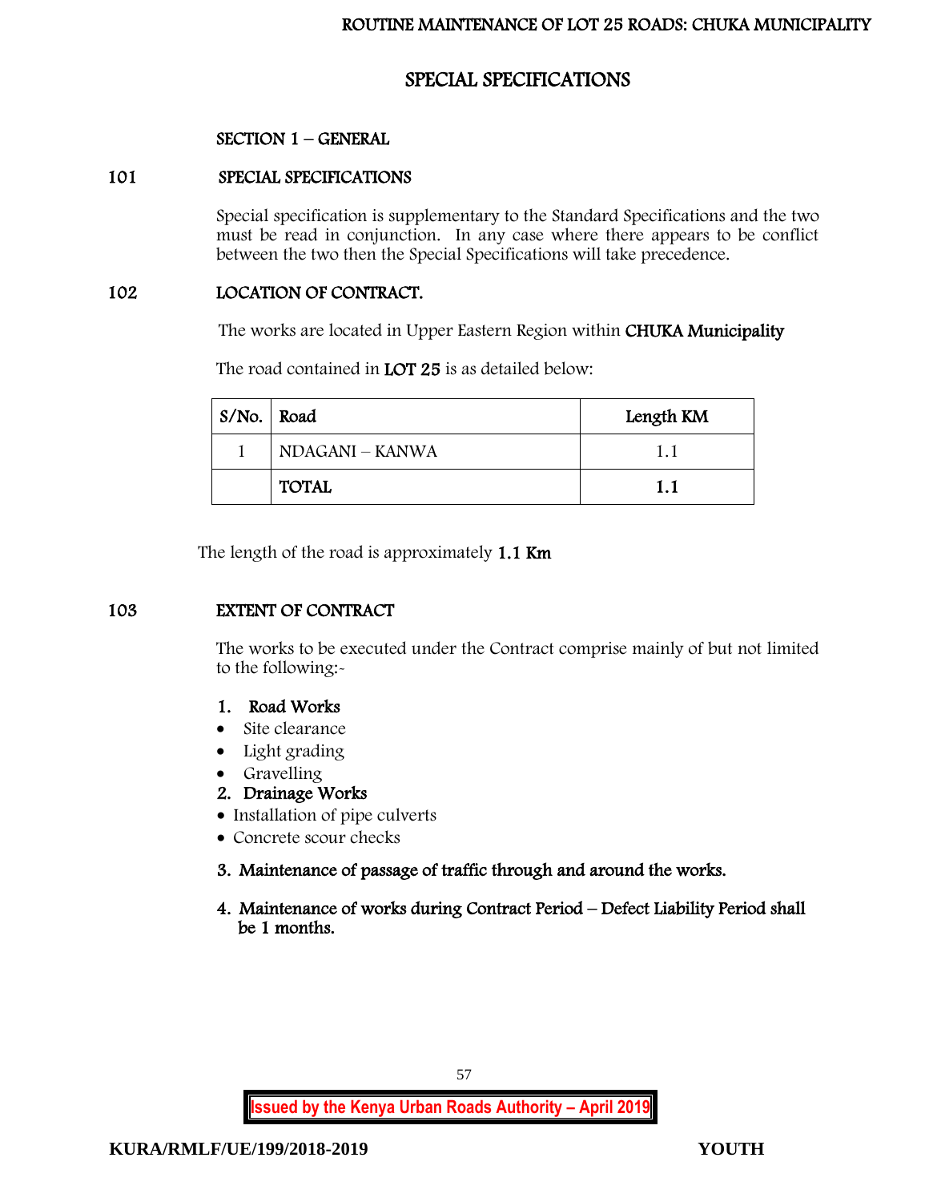# SPECIAL SPECIFICATIONS

## SECTION 1 – GENERAL

### 101 SPECIAL SPECIFICATIONS

Special specification is supplementary to the Standard Specifications and the two must be read in conjunction. In any case where there appears to be conflict between the two then the Special Specifications will take precedence.

### 102 LOCATION OF CONTRACT.

The works are located in Upper Eastern Region within **CHUKA Municipality**

The road contained in **LOT 25** is as detailed below:

| S/No. | Road | Length KM |
|---|---|---|
| 1 | NDAGANI – KANWA | 1.1 |
| | **TOTAL** | **1.1** |

The length of the road is approximately **1.1 Km**

### 103 EXTENT OF CONTRACT

The works to be executed under the Contract comprise mainly of but not limited to the following:-

1. **Road Works**
   - Site clearance
   - Light grading
   - Gravelling
2. **Drainage Works**
   - Installation of pipe culverts
   - Concrete scour checks
3. **Maintenance of passage of traffic through and around the works.**
4. **Maintenance of works during Contract Period – Defect Liability Period shall be 1 months.**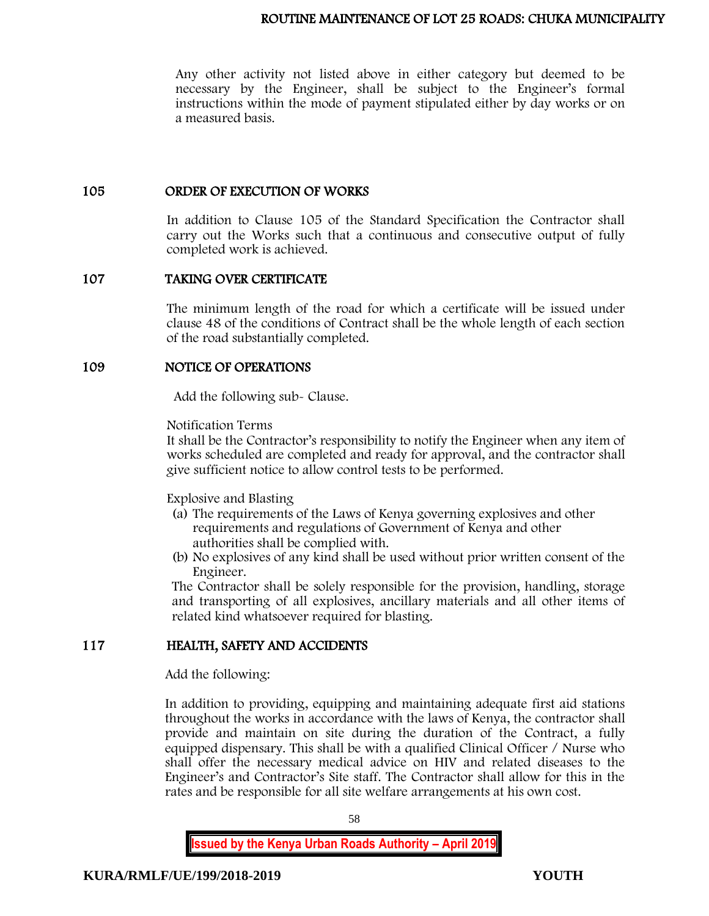Any other activity not listed above in either category but deemed to be necessary by the Engineer, shall be subject to the Engineer's formal instructions within the mode of payment stipulated either by day works or on a measured basis.

## 105 ORDER OF EXECUTION OF WORKS

In addition to Clause 105 of the Standard Specification the Contractor shall carry out the Works such that a continuous and consecutive output of fully completed work is achieved.

## 107 TAKING OVER CERTIFICATE

The minimum length of the road for which a certificate will be issued under clause 48 of the conditions of Contract shall be the whole length of each section of the road substantially completed.

## 109 NOTICE OF OPERATIONS

Add the following sub- Clause.

Notification Terms

It shall be the Contractor's responsibility to notify the Engineer when any item of works scheduled are completed and ready for approval, and the contractor shall give sufficient notice to allow control tests to be performed.

Explosive and Blasting

(a) The requirements of the Laws of Kenya governing explosives and other requirements and regulations of Government of Kenya and other authorities shall be complied with.

(b) No explosives of any kind shall be used without prior written consent of the Engineer.

The Contractor shall be solely responsible for the provision, handling, storage and transporting of all explosives, ancillary materials and all other items of related kind whatsoever required for blasting.

## 117 HEALTH, SAFETY AND ACCIDENTS

Add the following:

In addition to providing, equipping and maintaining adequate first aid stations throughout the works in accordance with the laws of Kenya, the contractor shall provide and maintain on site during the duration of the Contract, a fully equipped dispensary. This shall be with a qualified Clinical Officer / Nurse who shall offer the necessary medical advice on HIV and related diseases to the Engineer's and Contractor's Site staff. The Contractor shall allow for this in the rates and be responsible for all site welfare arrangements at his own cost.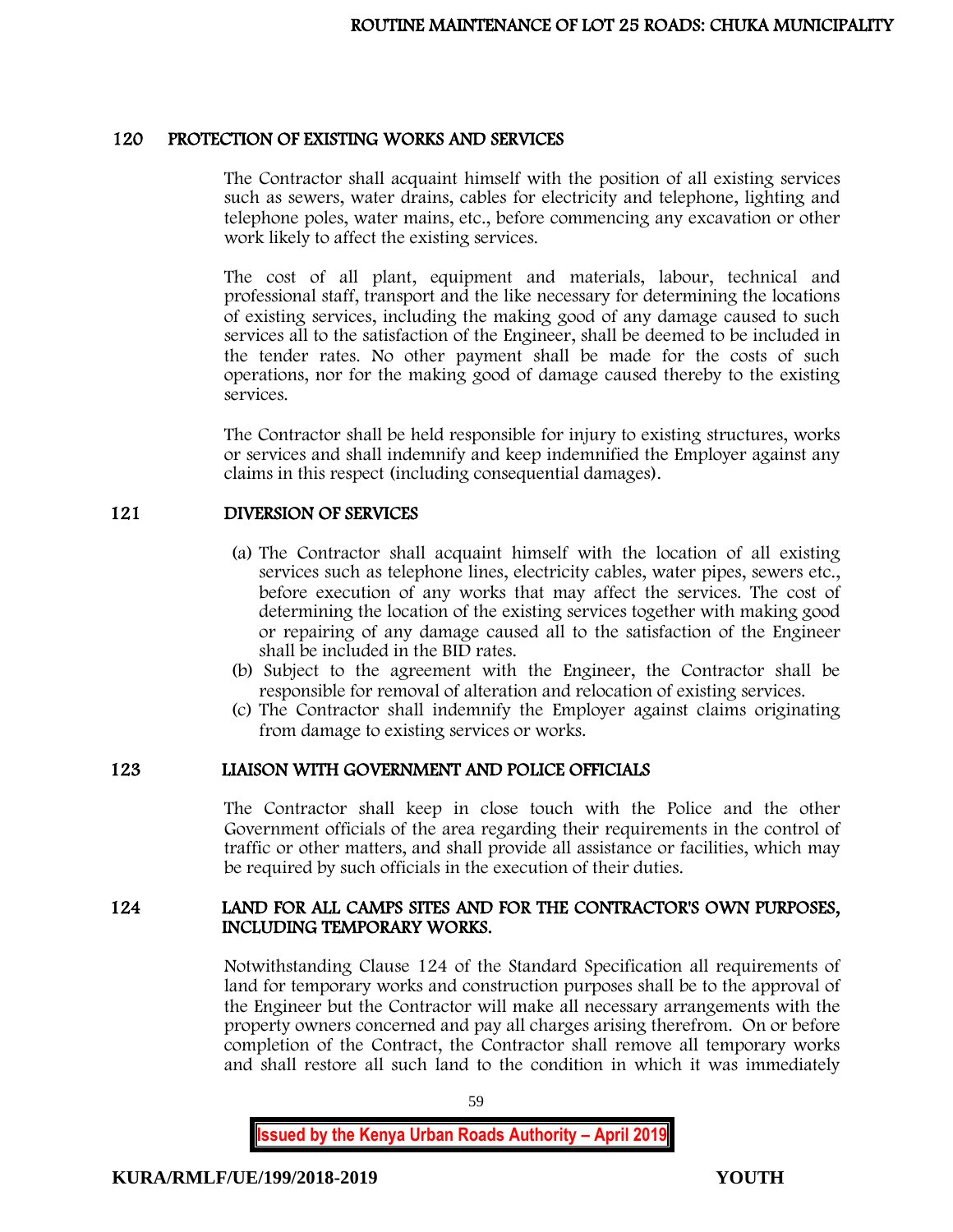## 120 PROTECTION OF EXISTING WORKS AND SERVICES

The Contractor shall acquaint himself with the position of all existing services such as sewers, water drains, cables for electricity and telephone, lighting and telephone poles, water mains, etc., before commencing any excavation or other work likely to affect the existing services.

The cost of all plant, equipment and materials, labour, technical and professional staff, transport and the like necessary for determining the locations of existing services, including the making good of any damage caused to such services all to the satisfaction of the Engineer, shall be deemed to be included in the tender rates. No other payment shall be made for the costs of such operations, nor for the making good of damage caused thereby to the existing services.

The Contractor shall be held responsible for injury to existing structures, works or services and shall indemnify and keep indemnified the Employer against any claims in this respect (including consequential damages).

## 121 DIVERSION OF SERVICES

(a) The Contractor shall acquaint himself with the location of all existing services such as telephone lines, electricity cables, water pipes, sewers etc., before execution of any works that may affect the services. The cost of determining the location of the existing services together with making good or repairing of any damage caused all to the satisfaction of the Engineer shall be included in the BID rates.

(b) Subject to the agreement with the Engineer, the Contractor shall be responsible for removal of alteration and relocation of existing services.

(c) The Contractor shall indemnify the Employer against claims originating from damage to existing services or works.

## 123 LIAISON WITH GOVERNMENT AND POLICE OFFICIALS

The Contractor shall keep in close touch with the Police and the other Government officials of the area regarding their requirements in the control of traffic or other matters, and shall provide all assistance or facilities, which may be required by such officials in the execution of their duties.

## 124 LAND FOR ALL CAMPS SITES AND FOR THE CONTRACTOR'S OWN PURPOSES, INCLUDING TEMPORARY WORKS.

Notwithstanding Clause 124 of the Standard Specification all requirements of land for temporary works and construction purposes shall be to the approval of the Engineer but the Contractor will make all necessary arrangements with the property owners concerned and pay all charges arising therefrom. On or before completion of the Contract, the Contractor shall remove all temporary works and shall restore all such land to the condition in which it was immediately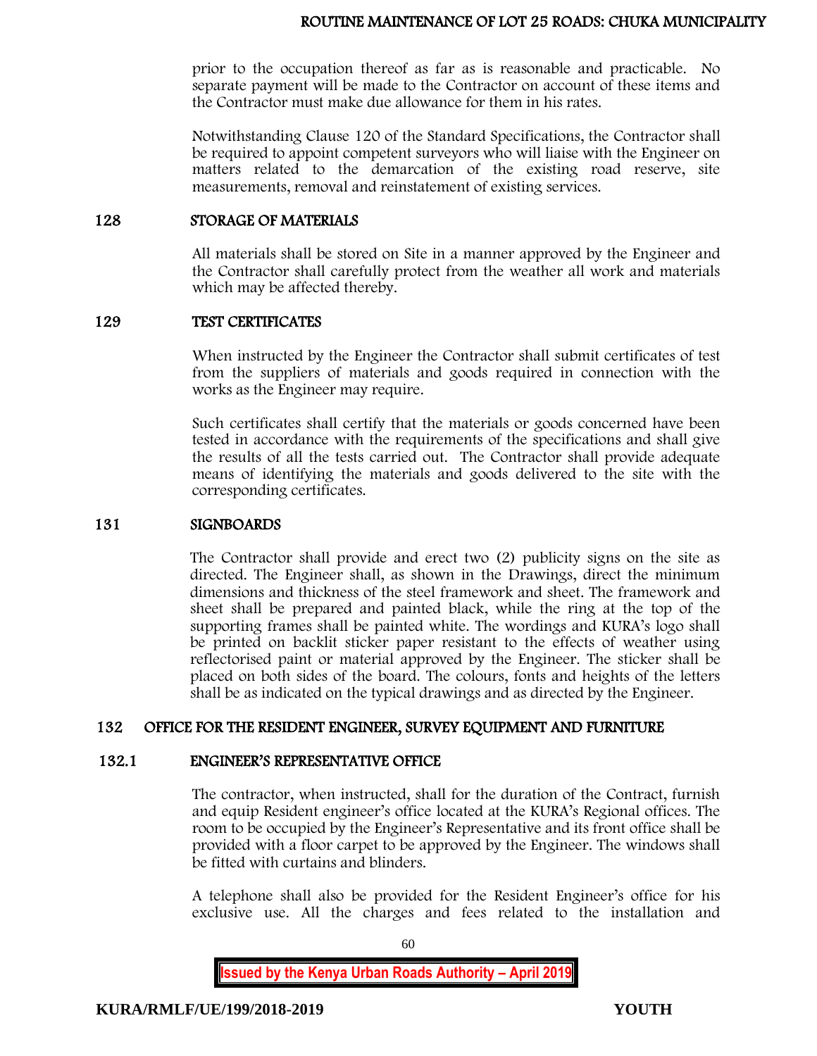prior to the occupation thereof as far as is reasonable and practicable. No separate payment will be made to the Contractor on account of these items and the Contractor must make due allowance for them in his rates.

Notwithstanding Clause 120 of the Standard Specifications, the Contractor shall be required to appoint competent surveyors who will liaise with the Engineer on matters related to the demarcation of the existing road reserve, site measurements, removal and reinstatement of existing services.

## 128 STORAGE OF MATERIALS

All materials shall be stored on Site in a manner approved by the Engineer and the Contractor shall carefully protect from the weather all work and materials which may be affected thereby.

## 129 TEST CERTIFICATES

When instructed by the Engineer the Contractor shall submit certificates of test from the suppliers of materials and goods required in connection with the works as the Engineer may require.

Such certificates shall certify that the materials or goods concerned have been tested in accordance with the requirements of the specifications and shall give the results of all the tests carried out. The Contractor shall provide adequate means of identifying the materials and goods delivered to the site with the corresponding certificates.

## 131 SIGNBOARDS

The Contractor shall provide and erect two (2) publicity signs on the site as directed. The Engineer shall, as shown in the Drawings, direct the minimum dimensions and thickness of the steel framework and sheet. The framework and sheet shall be prepared and painted black, while the ring at the top of the supporting frames shall be painted white. The wordings and KURA's logo shall be printed on backlit sticker paper resistant to the effects of weather using reflectorised paint or material approved by the Engineer. The sticker shall be placed on both sides of the board. The colours, fonts and heights of the letters shall be as indicated on the typical drawings and as directed by the Engineer.

## 132 OFFICE FOR THE RESIDENT ENGINEER, SURVEY EQUIPMENT AND FURNITURE

### 132.1 ENGINEER'S REPRESENTATIVE OFFICE

The contractor, when instructed, shall for the duration of the Contract, furnish and equip Resident engineer's office located at the KURA's Regional offices. The room to be occupied by the Engineer's Representative and its front office shall be provided with a floor carpet to be approved by the Engineer. The windows shall be fitted with curtains and blinders.

A telephone shall also be provided for the Resident Engineer's office for his exclusive use. All the charges and fees related to the installation and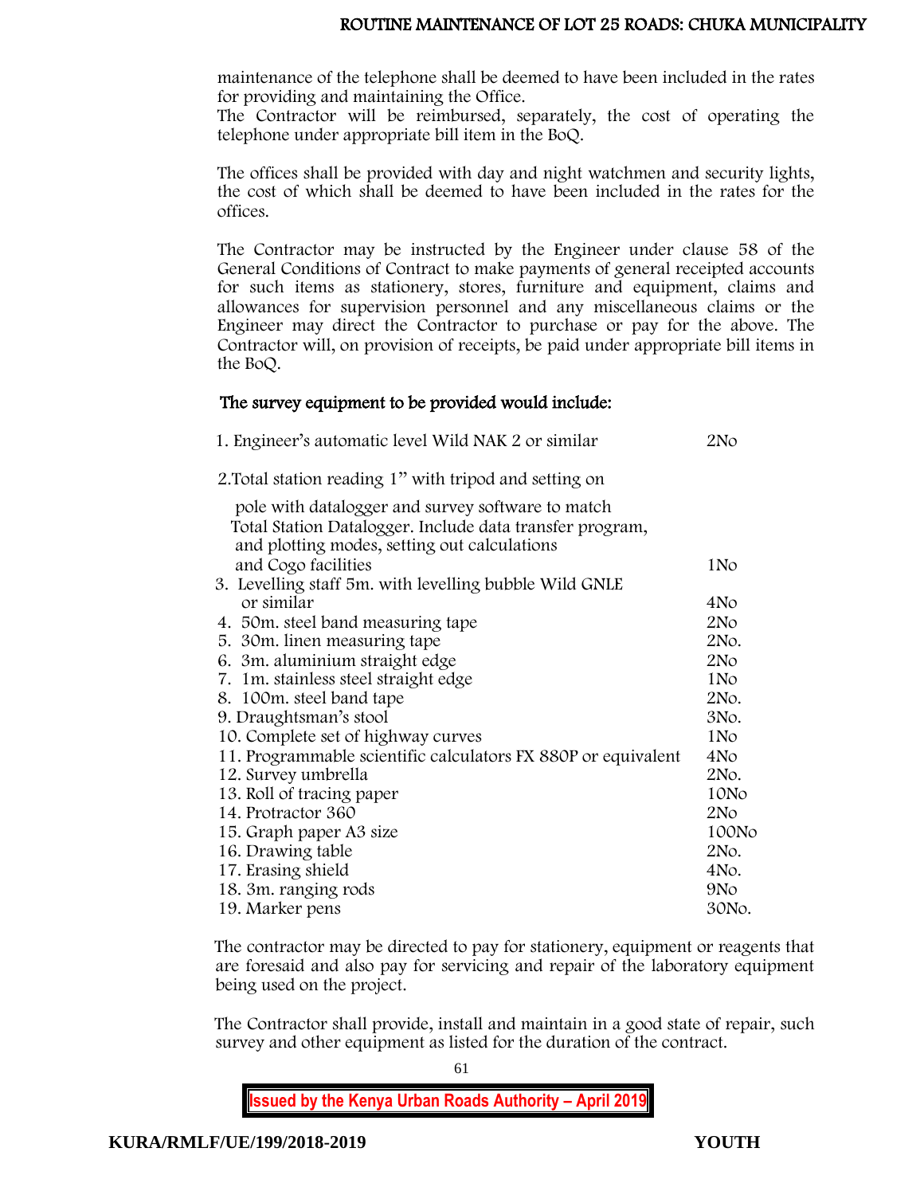maintenance of the telephone shall be deemed to have been included in the rates for providing and maintaining the Office.
The Contractor will be reimbursed, separately, the cost of operating the telephone under appropriate bill item in the BoQ.

The offices shall be provided with day and night watchmen and security lights, the cost of which shall be deemed to have been included in the rates for the offices.

The Contractor may be instructed by the Engineer under clause 58 of the General Conditions of Contract to make payments of general receipted accounts for such items as stationery, stores, furniture and equipment, claims and allowances for supervision personnel and any miscellaneous claims or the Engineer may direct the Contractor to purchase or pay for the above. The Contractor will, on provision of receipts, be paid under appropriate bill items in the BoQ.

**The survey equipment to be provided would include:**

| Item | Quantity |
|---|---|
| 1. Engineer's automatic level Wild NAK 2 or similar | 2No |
| 2. Total station reading 1" with tripod and setting on pole with datalogger and survey software to match Total Station Datalogger. Include data transfer program, and plotting modes, setting out calculations and Cogo facilities | 1No |
| 3. Levelling staff 5m. with levelling bubble Wild GNLE or similar | 4No |
| 4. 50m. steel band measuring tape | 2No |
| 5. 30m. linen measuring tape | 2No. |
| 6. 3m. aluminium straight edge | 2No |
| 7. 1m. stainless steel straight edge | 1No |
| 8. 100m. steel band tape | 2No. |
| 9. Draughtsman's stool | 3No. |
| 10. Complete set of highway curves | 1No |
| 11. Programmable scientific calculators FX 880P or equivalent | 4No |
| 12. Survey umbrella | 2No. |
| 13. Roll of tracing paper | 10No |
| 14. Protractor 360 | 2No |
| 15. Graph paper A3 size | 100No |
| 16. Drawing table | 2No. |
| 17. Erasing shield | 4No. |
| 18. 3m. ranging rods | 9No |
| 19. Marker pens | 30No. |

The contractor may be directed to pay for stationery, equipment or reagents that are foresaid and also pay for servicing and repair of the laboratory equipment being used on the project.

The Contractor shall provide, install and maintain in a good state of repair, such survey and other equipment as listed for the duration of the contract.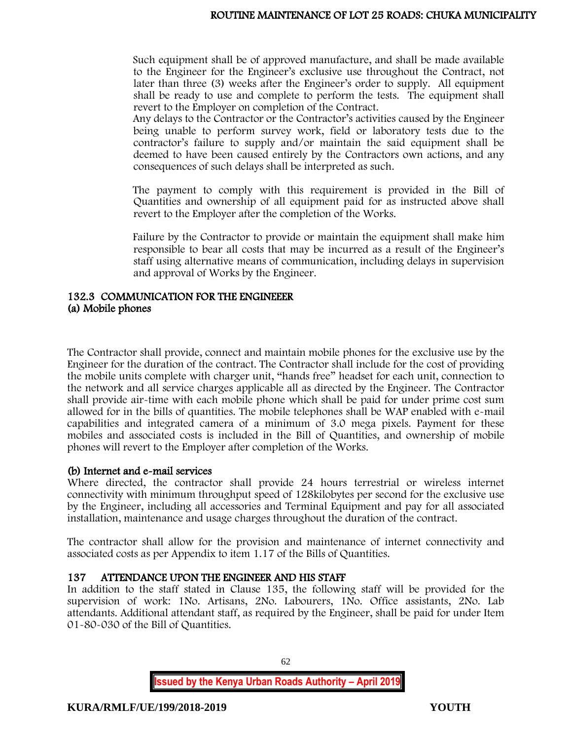Such equipment shall be of approved manufacture, and shall be made available to the Engineer for the Engineer's exclusive use throughout the Contract, not later than three (3) weeks after the Engineer's order to supply. All equipment shall be ready to use and complete to perform the tests. The equipment shall revert to the Employer on completion of the Contract.
Any delays to the Contractor or the Contractor's activities caused by the Engineer being unable to perform survey work, field or laboratory tests due to the contractor's failure to supply and/or maintain the said equipment shall be deemed to have been caused entirely by the Contractors own actions, and any consequences of such delays shall be interpreted as such.

The payment to comply with this requirement is provided in the Bill of Quantities and ownership of all equipment paid for as instructed above shall revert to the Employer after the completion of the Works.

Failure by the Contractor to provide or maintain the equipment shall make him responsible to bear all costs that may be incurred as a result of the Engineer's staff using alternative means of communication, including delays in supervision and approval of Works by the Engineer.

## 132.3 COMMUNICATION FOR THE ENGINEEER

### (a) Mobile phones

The Contractor shall provide, connect and maintain mobile phones for the exclusive use by the Engineer for the duration of the contract. The Contractor shall include for the cost of providing the mobile units complete with charger unit, "hands free" headset for each unit, connection to the network and all service charges applicable all as directed by the Engineer. The Contractor shall provide air-time with each mobile phone which shall be paid for under prime cost sum allowed for in the bills of quantities. The mobile telephones shall be WAP enabled with e-mail capabilities and integrated camera of a minimum of 3.0 mega pixels. Payment for these mobiles and associated costs is included in the Bill of Quantities, and ownership of mobile phones will revert to the Employer after completion of the Works.

### (b) Internet and e-mail services

Where directed, the contractor shall provide 24 hours terrestrial or wireless internet connectivity with minimum throughput speed of 128kilobytes per second for the exclusive use by the Engineer, including all accessories and Terminal Equipment and pay for all associated installation, maintenance and usage charges throughout the duration of the contract.

The contractor shall allow for the provision and maintenance of internet connectivity and associated costs as per Appendix to item 1.17 of the Bills of Quantities.

## 137 ATTENDANCE UPON THE ENGINEER AND HIS STAFF

In addition to the staff stated in Clause 135, the following staff will be provided for the supervision of work: 1No. Artisans, 2No. Labourers, 1No. Office assistants, 2No. Lab attendants. Additional attendant staff, as required by the Engineer, shall be paid for under Item 01-80-030 of the Bill of Quantities.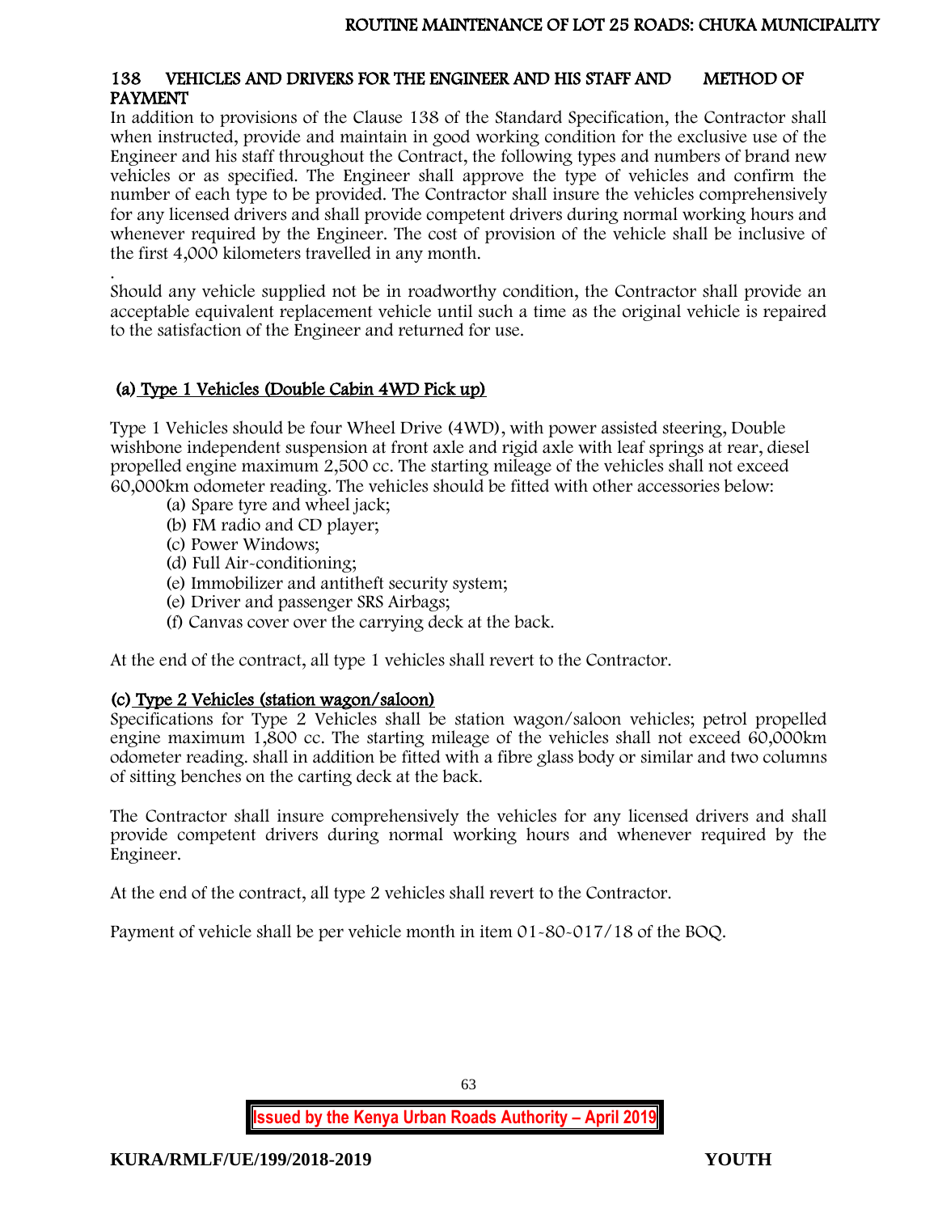## 138 VEHICLES AND DRIVERS FOR THE ENGINEER AND HIS STAFF AND METHOD OF PAYMENT

In addition to provisions of the Clause 138 of the Standard Specification, the Contractor shall when instructed, provide and maintain in good working condition for the exclusive use of the Engineer and his staff throughout the Contract, the following types and numbers of brand new vehicles or as specified. The Engineer shall approve the type of vehicles and confirm the number of each type to be provided. The Contractor shall insure the vehicles comprehensively for any licensed drivers and shall provide competent drivers during normal working hours and whenever required by the Engineer. The cost of provision of the vehicle shall be inclusive of the first 4,000 kilometers travelled in any month.

.
Should any vehicle supplied not be in roadworthy condition, the Contractor shall provide an acceptable equivalent replacement vehicle until such a time as the original vehicle is repaired to the satisfaction of the Engineer and returned for use.

### (a) Type 1 Vehicles (Double Cabin 4WD Pick up)

Type 1 Vehicles should be four Wheel Drive (4WD), with power assisted steering, Double wishbone independent suspension at front axle and rigid axle with leaf springs at rear, diesel propelled engine maximum 2,500 cc. The starting mileage of the vehicles shall not exceed 60,000km odometer reading. The vehicles should be fitted with other accessories below:

(a) Spare tyre and wheel jack;
(b) FM radio and CD player;
(c) Power Windows;
(d) Full Air-conditioning;
(e) Immobilizer and antitheft security system;
(e) Driver and passenger SRS Airbags;
(f) Canvas cover over the carrying deck at the back.

At the end of the contract, all type 1 vehicles shall revert to the Contractor.

### (c) Type 2 Vehicles (station wagon/saloon)

Specifications for Type 2 Vehicles shall be station wagon/saloon vehicles; petrol propelled engine maximum 1,800 cc. The starting mileage of the vehicles shall not exceed 60,000km odometer reading. shall in addition be fitted with a fibre glass body or similar and two columns of sitting benches on the carting deck at the back.

The Contractor shall insure comprehensively the vehicles for any licensed drivers and shall provide competent drivers during normal working hours and whenever required by the Engineer.

At the end of the contract, all type 2 vehicles shall revert to the Contractor.

Payment of vehicle shall be per vehicle month in item 01-80-017/18 of the BOQ.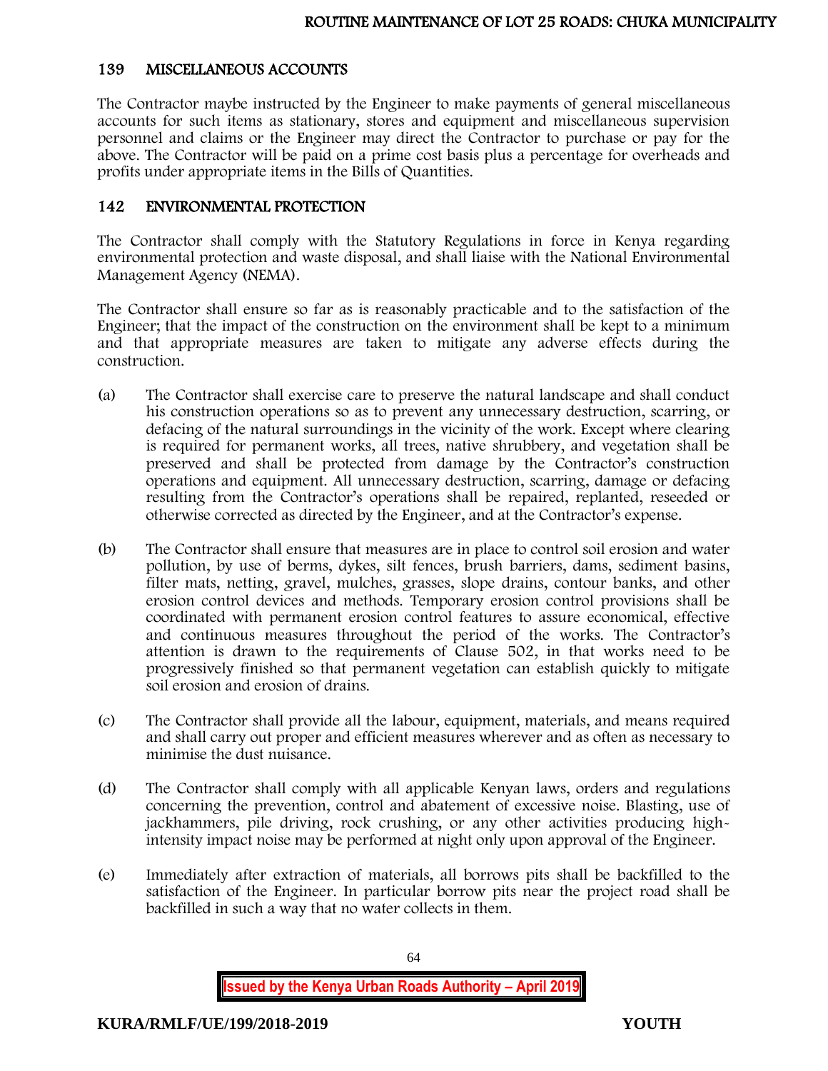## 139 MISCELLANEOUS ACCOUNTS

The Contractor maybe instructed by the Engineer to make payments of general miscellaneous accounts for such items as stationary, stores and equipment and miscellaneous supervision personnel and claims or the Engineer may direct the Contractor to purchase or pay for the above. The Contractor will be paid on a prime cost basis plus a percentage for overheads and profits under appropriate items in the Bills of Quantities.

## 142 ENVIRONMENTAL PROTECTION

The Contractor shall comply with the Statutory Regulations in force in Kenya regarding environmental protection and waste disposal, and shall liaise with the National Environmental Management Agency (NEMA).

The Contractor shall ensure so far as is reasonably practicable and to the satisfaction of the Engineer; that the impact of the construction on the environment shall be kept to a minimum and that appropriate measures are taken to mitigate any adverse effects during the construction.

(a) The Contractor shall exercise care to preserve the natural landscape and shall conduct his construction operations so as to prevent any unnecessary destruction, scarring, or defacing of the natural surroundings in the vicinity of the work. Except where clearing is required for permanent works, all trees, native shrubbery, and vegetation shall be preserved and shall be protected from damage by the Contractor's construction operations and equipment. All unnecessary destruction, scarring, damage or defacing resulting from the Contractor's operations shall be repaired, replanted, reseeded or otherwise corrected as directed by the Engineer, and at the Contractor's expense.

(b) The Contractor shall ensure that measures are in place to control soil erosion and water pollution, by use of berms, dykes, silt fences, brush barriers, dams, sediment basins, filter mats, netting, gravel, mulches, grasses, slope drains, contour banks, and other erosion control devices and methods. Temporary erosion control provisions shall be coordinated with permanent erosion control features to assure economical, effective and continuous measures throughout the period of the works. The Contractor's attention is drawn to the requirements of Clause 502, in that works need to be progressively finished so that permanent vegetation can establish quickly to mitigate soil erosion and erosion of drains.

(c) The Contractor shall provide all the labour, equipment, materials, and means required and shall carry out proper and efficient measures wherever and as often as necessary to minimise the dust nuisance.

(d) The Contractor shall comply with all applicable Kenyan laws, orders and regulations concerning the prevention, control and abatement of excessive noise. Blasting, use of jackhammers, pile driving, rock crushing, or any other activities producing high-intensity impact noise may be performed at night only upon approval of the Engineer.

(e) Immediately after extraction of materials, all borrows pits shall be backfilled to the satisfaction of the Engineer. In particular borrow pits near the project road shall be backfilled in such a way that no water collects in them.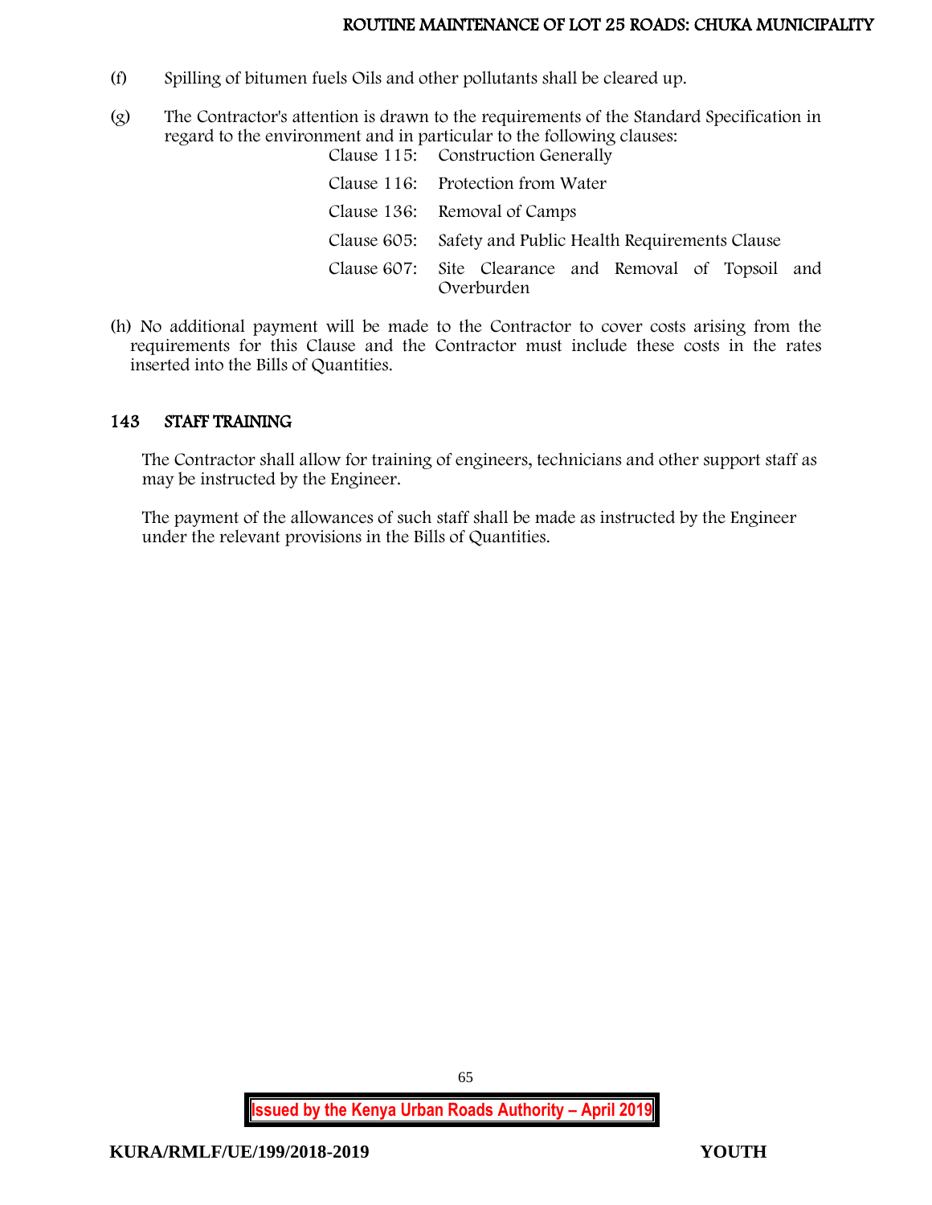(f) Spilling of bitumen fuels Oils and other pollutants shall be cleared up.

(g) The Contractor's attention is drawn to the requirements of the Standard Specification in regard to the environment and in particular to the following clauses:

| | |
|---|---|
| Clause 115: | Construction Generally |
| Clause 116: | Protection from Water |
| Clause 136: | Removal of Camps |
| Clause 605: | Safety and Public Health Requirements Clause |
| Clause 607: | Site Clearance and Removal of Topsoil and Overburden |

(h) No additional payment will be made to the Contractor to cover costs arising from the requirements for this Clause and the Contractor must include these costs in the rates inserted into the Bills of Quantities.

## 143 STAFF TRAINING

The Contractor shall allow for training of engineers, technicians and other support staff as may be instructed by the Engineer.

The payment of the allowances of such staff shall be made as instructed by the Engineer under the relevant provisions in the Bills of Quantities.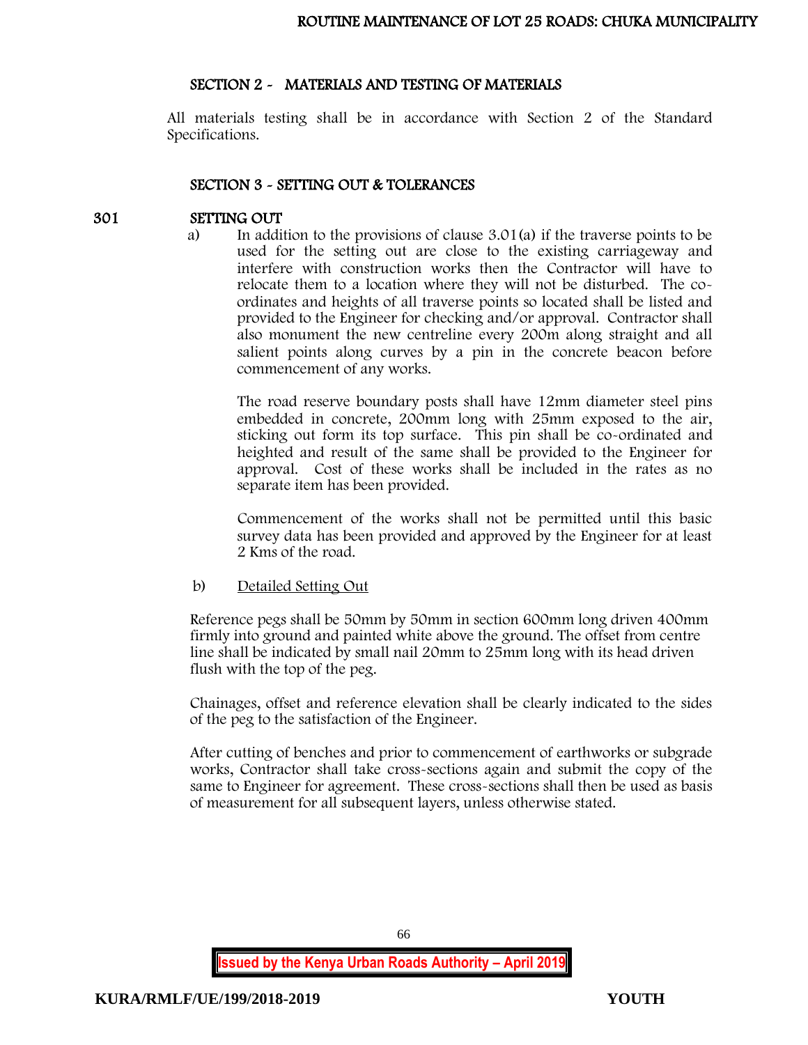## SECTION 2 - MATERIALS AND TESTING OF MATERIALS

All materials testing shall be in accordance with Section 2 of the Standard Specifications.

## SECTION 3 - SETTING OUT & TOLERANCES

### 301 SETTING OUT

a) In addition to the provisions of clause 3.01(a) if the traverse points to be used for the setting out are close to the existing carriageway and interfere with construction works then the Contractor will have to relocate them to a location where they will not be disturbed. The co-ordinates and heights of all traverse points so located shall be listed and provided to the Engineer for checking and/or approval. Contractor shall also monument the new centreline every 200m along straight and all salient points along curves by a pin in the concrete beacon before commencement of any works.

The road reserve boundary posts shall have 12mm diameter steel pins embedded in concrete, 200mm long with 25mm exposed to the air, sticking out form its top surface. This pin shall be co-ordinated and heighted and result of the same shall be provided to the Engineer for approval. Cost of these works shall be included in the rates as no separate item has been provided.

Commencement of the works shall not be permitted until this basic survey data has been provided and approved by the Engineer for at least 2 Kms of the road.

b) <u>Detailed Setting Out</u>

Reference pegs shall be 50mm by 50mm in section 600mm long driven 400mm firmly into ground and painted white above the ground. The offset from centre line shall be indicated by small nail 20mm to 25mm long with its head driven flush with the top of the peg.

Chainages, offset and reference elevation shall be clearly indicated to the sides of the peg to the satisfaction of the Engineer.

After cutting of benches and prior to commencement of earthworks or subgrade works, Contractor shall take cross-sections again and submit the copy of the same to Engineer for agreement. These cross-sections shall then be used as basis of measurement for all subsequent layers, unless otherwise stated.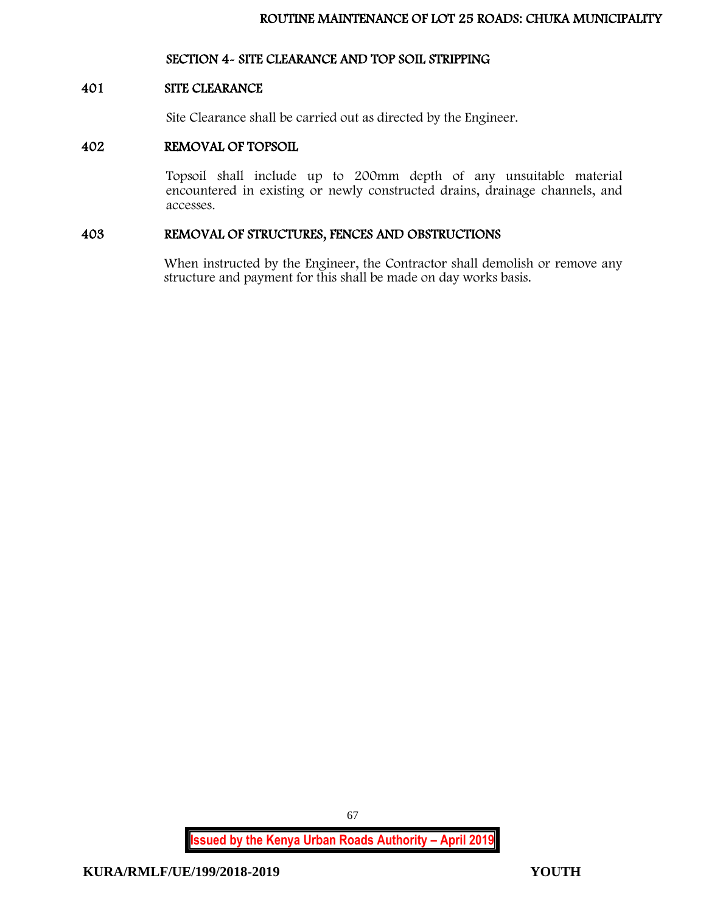## SECTION 4- SITE CLEARANCE AND TOP SOIL STRIPPING

### 401 SITE CLEARANCE

Site Clearance shall be carried out as directed by the Engineer.

### 402 REMOVAL OF TOPSOIL

Topsoil shall include up to 200mm depth of any unsuitable material encountered in existing or newly constructed drains, drainage channels, and accesses.

### 403 REMOVAL OF STRUCTURES, FENCES AND OBSTRUCTIONS

When instructed by the Engineer, the Contractor shall demolish or remove any structure and payment for this shall be made on day works basis.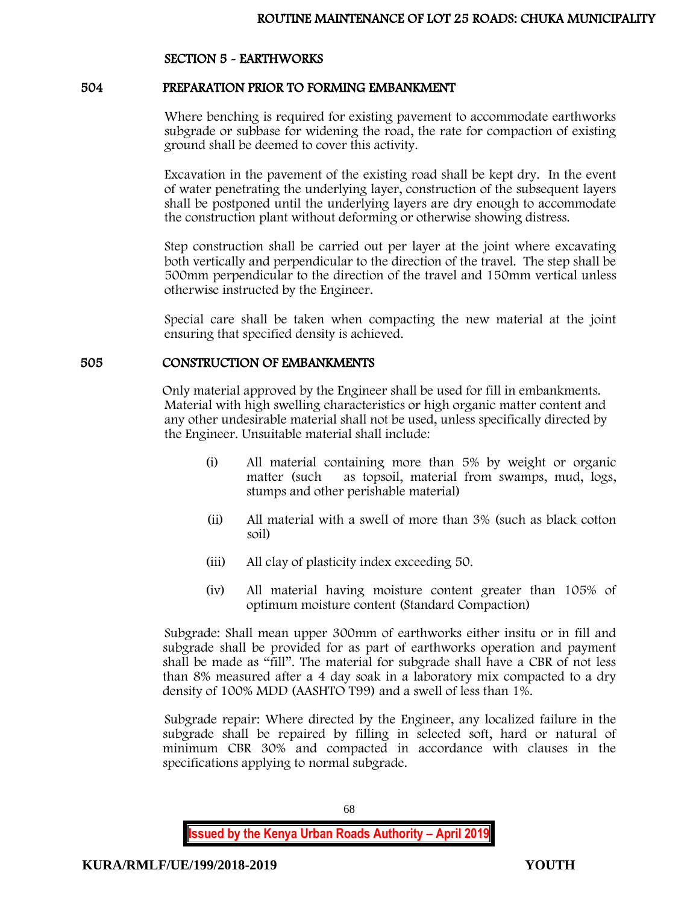## SECTION 5 - EARTHWORKS

### 504 PREPARATION PRIOR TO FORMING EMBANKMENT

Where benching is required for existing pavement to accommodate earthworks subgrade or subbase for widening the road, the rate for compaction of existing ground shall be deemed to cover this activity.

Excavation in the pavement of the existing road shall be kept dry. In the event of water penetrating the underlying layer, construction of the subsequent layers shall be postponed until the underlying layers are dry enough to accommodate the construction plant without deforming or otherwise showing distress.

Step construction shall be carried out per layer at the joint where excavating both vertically and perpendicular to the direction of the travel. The step shall be 500mm perpendicular to the direction of the travel and 150mm vertical unless otherwise instructed by the Engineer.

Special care shall be taken when compacting the new material at the joint ensuring that specified density is achieved.

### 505 CONSTRUCTION OF EMBANKMENTS

Only material approved by the Engineer shall be used for fill in embankments. Material with high swelling characteristics or high organic matter content and any other undesirable material shall not be used, unless specifically directed by the Engineer. Unsuitable material shall include:

(i) All material containing more than 5% by weight or organic matter (such as topsoil, material from swamps, mud, logs, stumps and other perishable material)

(ii) All material with a swell of more than 3% (such as black cotton soil)

(iii) All clay of plasticity index exceeding 50.

(iv) All material having moisture content greater than 105% of optimum moisture content (Standard Compaction)

Subgrade: Shall mean upper 300mm of earthworks either insitu or in fill and subgrade shall be provided for as part of earthworks operation and payment shall be made as "fill". The material for subgrade shall have a CBR of not less than 8% measured after a 4 day soak in a laboratory mix compacted to a dry density of 100% MDD (AASHTO T99) and a swell of less than 1%.

Subgrade repair: Where directed by the Engineer, any localized failure in the subgrade shall be repaired by filling in selected soft, hard or natural of minimum CBR 30% and compacted in accordance with clauses in the specifications applying to normal subgrade.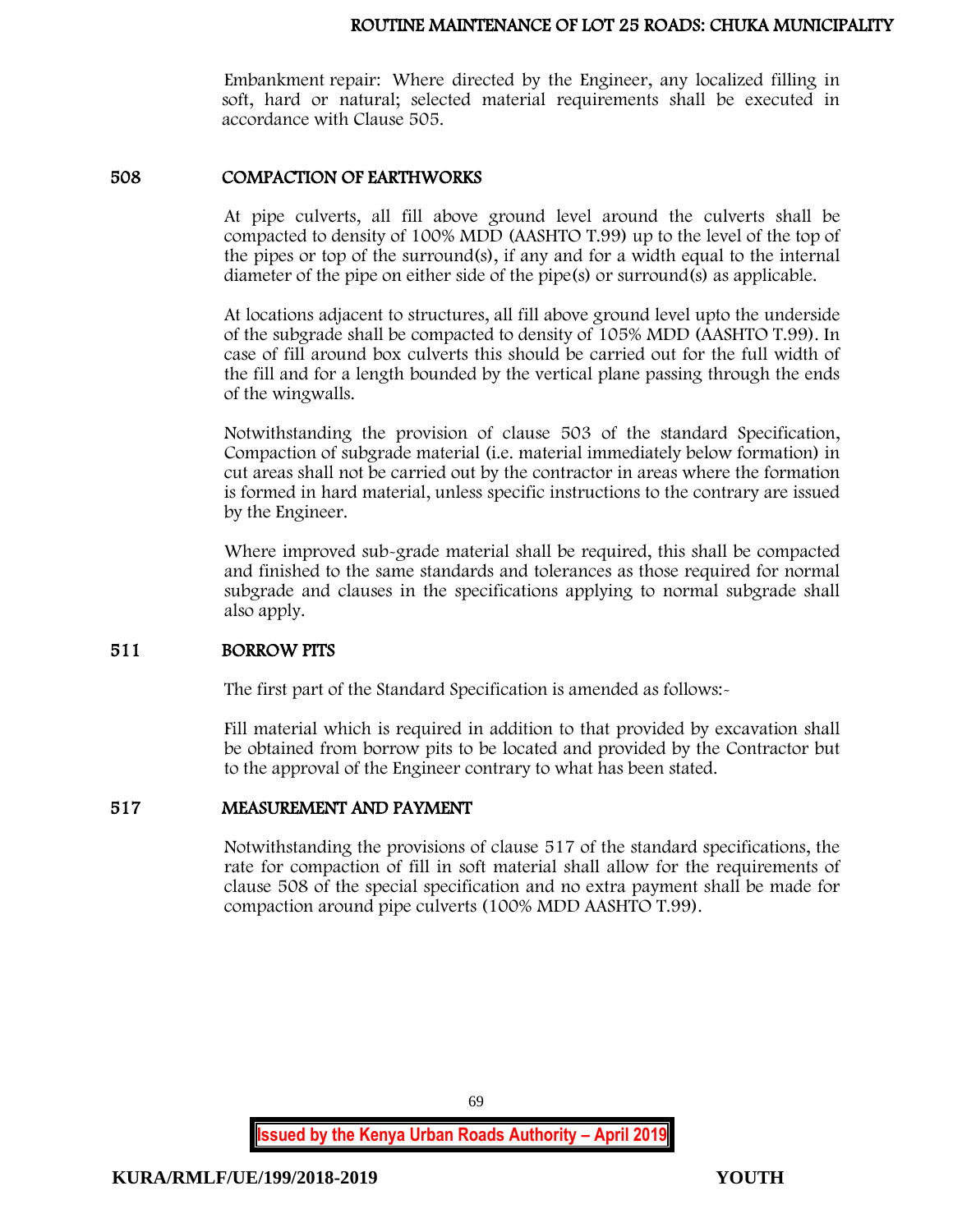Embankment repair: Where directed by the Engineer, any localized filling in soft, hard or natural; selected material requirements shall be executed in accordance with Clause 505.

## 508 COMPACTION OF EARTHWORKS

At pipe culverts, all fill above ground level around the culverts shall be compacted to density of 100% MDD (AASHTO T.99) up to the level of the top of the pipes or top of the surround(s), if any and for a width equal to the internal diameter of the pipe on either side of the pipe(s) or surround(s) as applicable.

At locations adjacent to structures, all fill above ground level upto the underside of the subgrade shall be compacted to density of 105% MDD (AASHTO T.99). In case of fill around box culverts this should be carried out for the full width of the fill and for a length bounded by the vertical plane passing through the ends of the wingwalls.

Notwithstanding the provision of clause 503 of the standard Specification, Compaction of subgrade material (i.e. material immediately below formation) in cut areas shall not be carried out by the contractor in areas where the formation is formed in hard material, unless specific instructions to the contrary are issued by the Engineer.

Where improved sub-grade material shall be required, this shall be compacted and finished to the same standards and tolerances as those required for normal subgrade and clauses in the specifications applying to normal subgrade shall also apply.

## 511 BORROW PITS

The first part of the Standard Specification is amended as follows:-

Fill material which is required in addition to that provided by excavation shall be obtained from borrow pits to be located and provided by the Contractor but to the approval of the Engineer contrary to what has been stated.

## 517 MEASUREMENT AND PAYMENT

Notwithstanding the provisions of clause 517 of the standard specifications, the rate for compaction of fill in soft material shall allow for the requirements of clause 508 of the special specification and no extra payment shall be made for compaction around pipe culverts (100% MDD AASHTO T.99).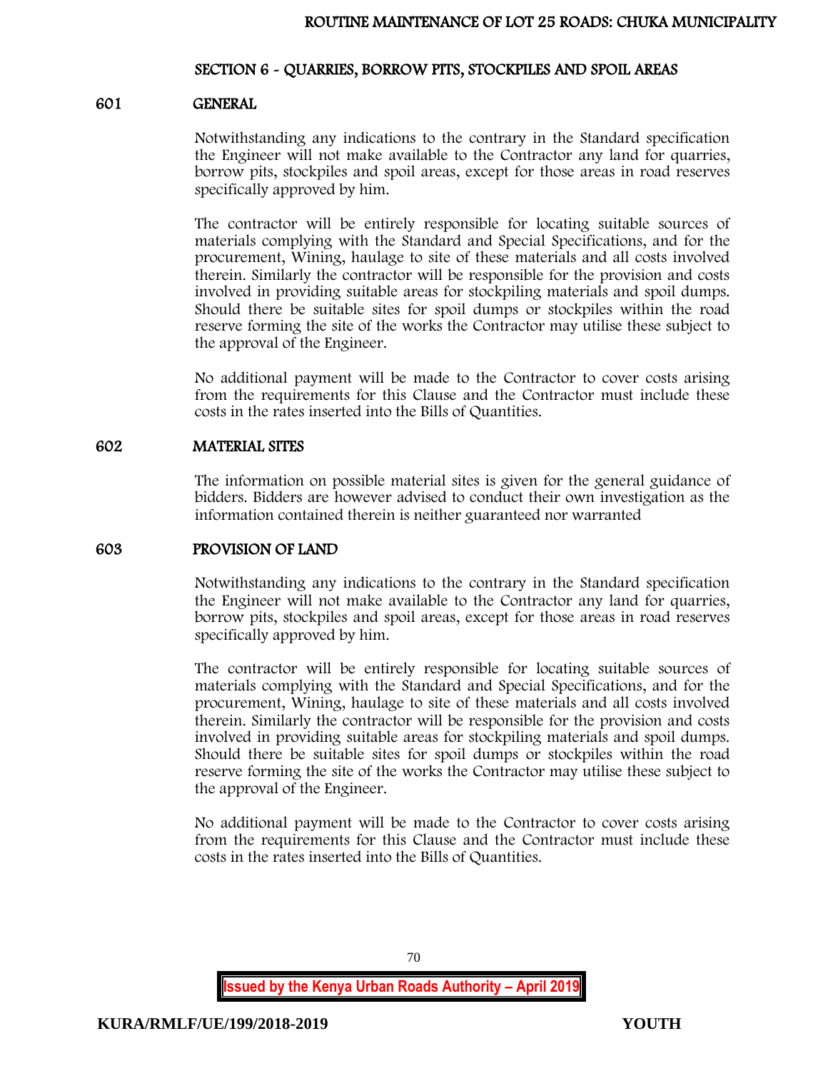## SECTION 6 - QUARRIES, BORROW PITS, STOCKPILES AND SPOIL AREAS

### 601 GENERAL

Notwithstanding any indications to the contrary in the Standard specification the Engineer will not make available to the Contractor any land for quarries, borrow pits, stockpiles and spoil areas, except for those areas in road reserves specifically approved by him.

The contractor will be entirely responsible for locating suitable sources of materials complying with the Standard and Special Specifications, and for the procurement, Wining, haulage to site of these materials and all costs involved therein. Similarly the contractor will be responsible for the provision and costs involved in providing suitable areas for stockpiling materials and spoil dumps. Should there be suitable sites for spoil dumps or stockpiles within the road reserve forming the site of the works the Contractor may utilise these subject to the approval of the Engineer.

No additional payment will be made to the Contractor to cover costs arising from the requirements for this Clause and the Contractor must include these costs in the rates inserted into the Bills of Quantities.

### 602 MATERIAL SITES

The information on possible material sites is given for the general guidance of bidders. Bidders are however advised to conduct their own investigation as the information contained therein is neither guaranteed nor warranted

### 603 PROVISION OF LAND

Notwithstanding any indications to the contrary in the Standard specification the Engineer will not make available to the Contractor any land for quarries, borrow pits, stockpiles and spoil areas, except for those areas in road reserves specifically approved by him.

The contractor will be entirely responsible for locating suitable sources of materials complying with the Standard and Special Specifications, and for the procurement, Wining, haulage to site of these materials and all costs involved therein. Similarly the contractor will be responsible for the provision and costs involved in providing suitable areas for stockpiling materials and spoil dumps. Should there be suitable sites for spoil dumps or stockpiles within the road reserve forming the site of the works the Contractor may utilise these subject to the approval of the Engineer.

No additional payment will be made to the Contractor to cover costs arising from the requirements for this Clause and the Contractor must include these costs in the rates inserted into the Bills of Quantities.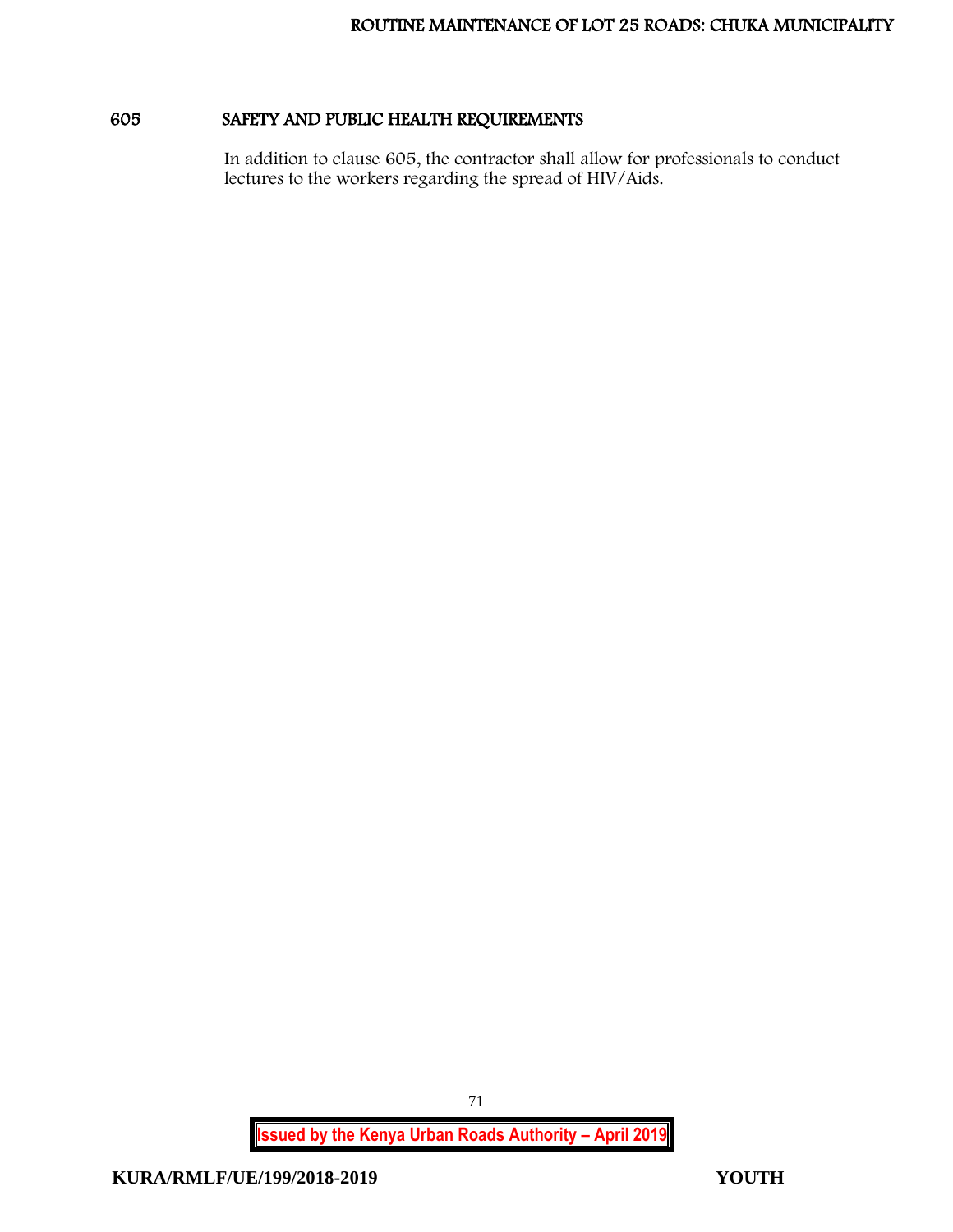## 605 SAFETY AND PUBLIC HEALTH REQUIREMENTS

In addition to clause 605, the contractor shall allow for professionals to conduct lectures to the workers regarding the spread of HIV/Aids.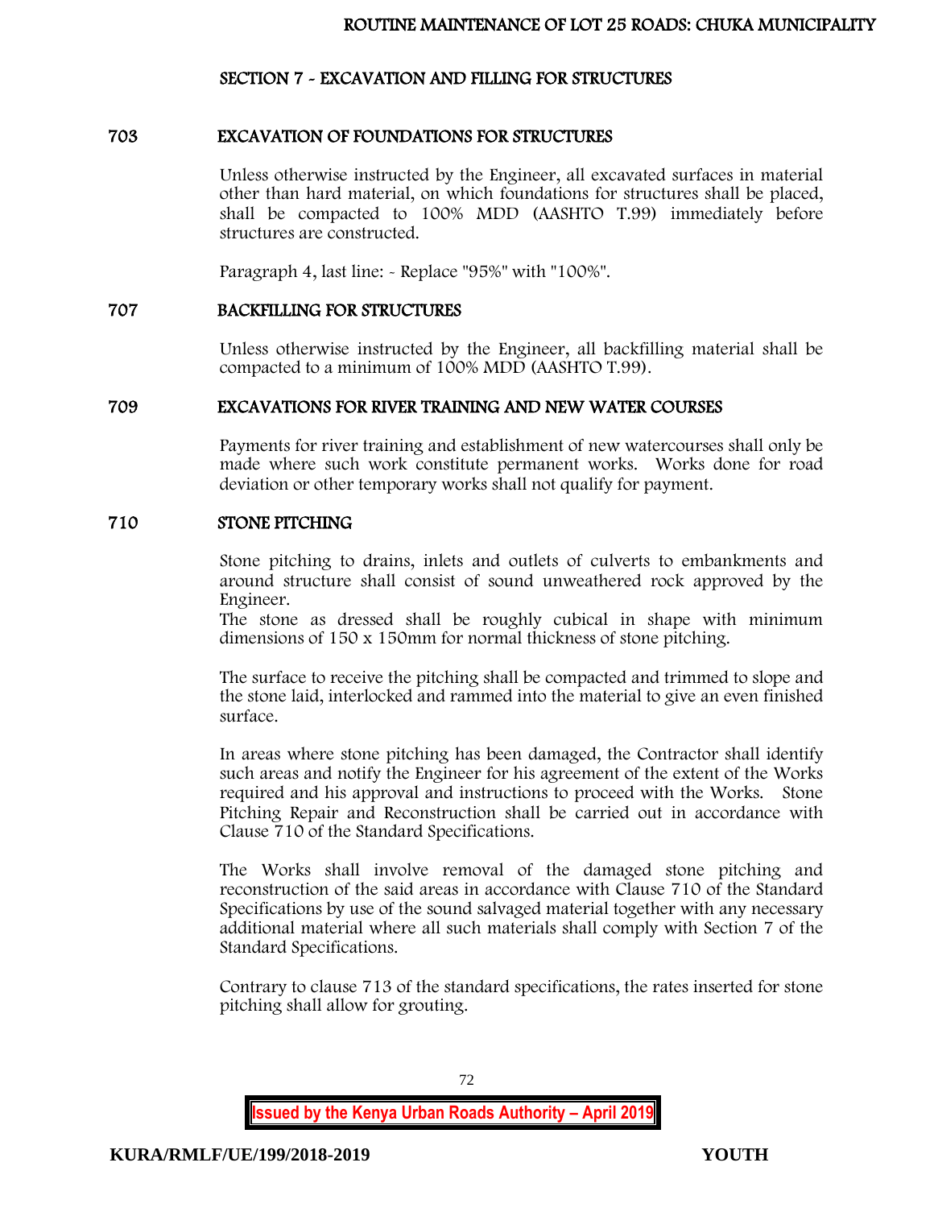## SECTION 7 - EXCAVATION AND FILLING FOR STRUCTURES

### 703 EXCAVATION OF FOUNDATIONS FOR STRUCTURES

Unless otherwise instructed by the Engineer, all excavated surfaces in material other than hard material, on which foundations for structures shall be placed, shall be compacted to 100% MDD (AASHTO T.99) immediately before structures are constructed.

Paragraph 4, last line: - Replace "95%" with "100%".

### 707 BACKFILLING FOR STRUCTURES

Unless otherwise instructed by the Engineer, all backfilling material shall be compacted to a minimum of 100% MDD (AASHTO T.99).

### 709 EXCAVATIONS FOR RIVER TRAINING AND NEW WATER COURSES

Payments for river training and establishment of new watercourses shall only be made where such work constitute permanent works. Works done for road deviation or other temporary works shall not qualify for payment.

### 710 STONE PITCHING

Stone pitching to drains, inlets and outlets of culverts to embankments and around structure shall consist of sound unweathered rock approved by the Engineer.
The stone as dressed shall be roughly cubical in shape with minimum dimensions of 150 x 150mm for normal thickness of stone pitching.

The surface to receive the pitching shall be compacted and trimmed to slope and the stone laid, interlocked and rammed into the material to give an even finished surface.

In areas where stone pitching has been damaged, the Contractor shall identify such areas and notify the Engineer for his agreement of the extent of the Works required and his approval and instructions to proceed with the Works. Stone Pitching Repair and Reconstruction shall be carried out in accordance with Clause 710 of the Standard Specifications.

The Works shall involve removal of the damaged stone pitching and reconstruction of the said areas in accordance with Clause 710 of the Standard Specifications by use of the sound salvaged material together with any necessary additional material where all such materials shall comply with Section 7 of the Standard Specifications.

Contrary to clause 713 of the standard specifications, the rates inserted for stone pitching shall allow for grouting.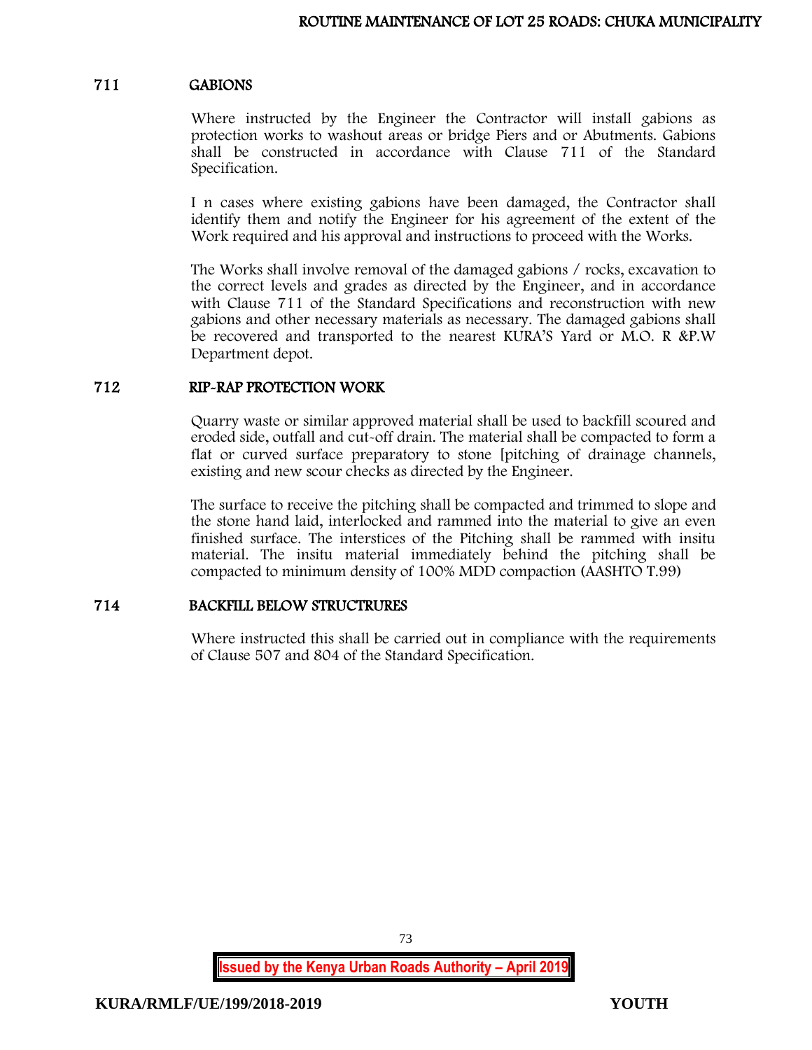## 711 GABIONS

Where instructed by the Engineer the Contractor will install gabions as protection works to washout areas or bridge Piers and or Abutments. Gabions shall be constructed in accordance with Clause 711 of the Standard Specification.

I n cases where existing gabions have been damaged, the Contractor shall identify them and notify the Engineer for his agreement of the extent of the Work required and his approval and instructions to proceed with the Works.

The Works shall involve removal of the damaged gabions / rocks, excavation to the correct levels and grades as directed by the Engineer, and in accordance with Clause 711 of the Standard Specifications and reconstruction with new gabions and other necessary materials as necessary. The damaged gabions shall be recovered and transported to the nearest KURA'S Yard or M.O. R &P.W Department depot.

## 712 RIP-RAP PROTECTION WORK

Quarry waste or similar approved material shall be used to backfill scoured and eroded side, outfall and cut-off drain. The material shall be compacted to form a flat or curved surface preparatory to stone [pitching of drainage channels, existing and new scour checks as directed by the Engineer.

The surface to receive the pitching shall be compacted and trimmed to slope and the stone hand laid, interlocked and rammed into the material to give an even finished surface. The interstices of the Pitching shall be rammed with insitu material. The insitu material immediately behind the pitching shall be compacted to minimum density of 100% MDD compaction (AASHTO T.99)

## 714 BACKFILL BELOW STRUCTRURES

Where instructed this shall be carried out in compliance with the requirements of Clause 507 and 804 of the Standard Specification.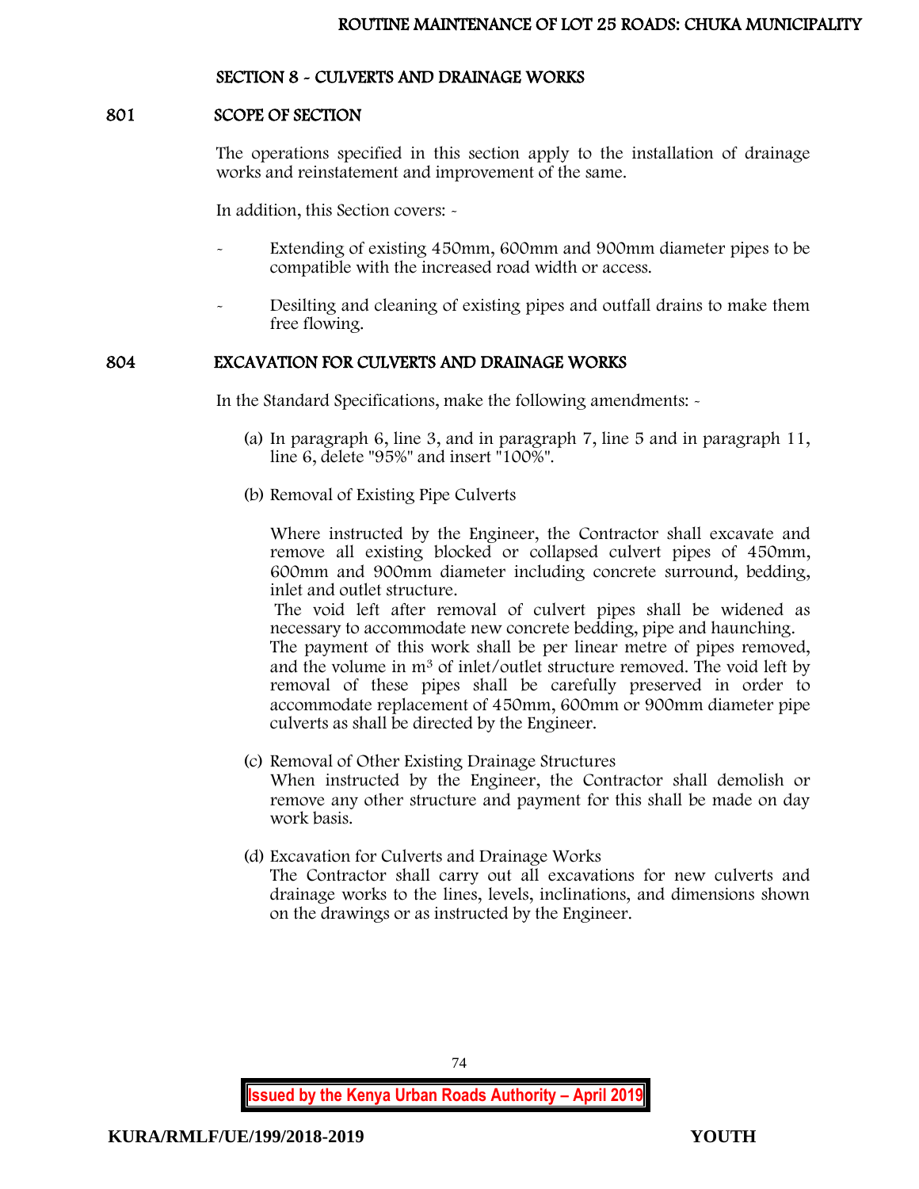## SECTION 8 - CULVERTS AND DRAINAGE WORKS

### 801 SCOPE OF SECTION

The operations specified in this section apply to the installation of drainage works and reinstatement and improvement of the same.

In addition, this Section covers: -

- Extending of existing 450mm, 600mm and 900mm diameter pipes to be compatible with the increased road width or access.
- Desilting and cleaning of existing pipes and outfall drains to make them free flowing.

### 804 EXCAVATION FOR CULVERTS AND DRAINAGE WORKS

In the Standard Specifications, make the following amendments: -

(a) In paragraph 6, line 3, and in paragraph 7, line 5 and in paragraph 11, line 6, delete "95%" and insert "100%".

(b) Removal of Existing Pipe Culverts

Where instructed by the Engineer, the Contractor shall excavate and remove all existing blocked or collapsed culvert pipes of 450mm, 600mm and 900mm diameter including concrete surround, bedding, inlet and outlet structure.

The void left after removal of culvert pipes shall be widened as necessary to accommodate new concrete bedding, pipe and haunching.

The payment of this work shall be per linear metre of pipes removed, and the volume in $m^3$ of inlet/outlet structure removed. The void left by removal of these pipes shall be carefully preserved in order to accommodate replacement of 450mm, 600mm or 900mm diameter pipe culverts as shall be directed by the Engineer.

(c) Removal of Other Existing Drainage Structures

When instructed by the Engineer, the Contractor shall demolish or remove any other structure and payment for this shall be made on day work basis.

(d) Excavation for Culverts and Drainage Works

The Contractor shall carry out all excavations for new culverts and drainage works to the lines, levels, inclinations, and dimensions shown on the drawings or as instructed by the Engineer.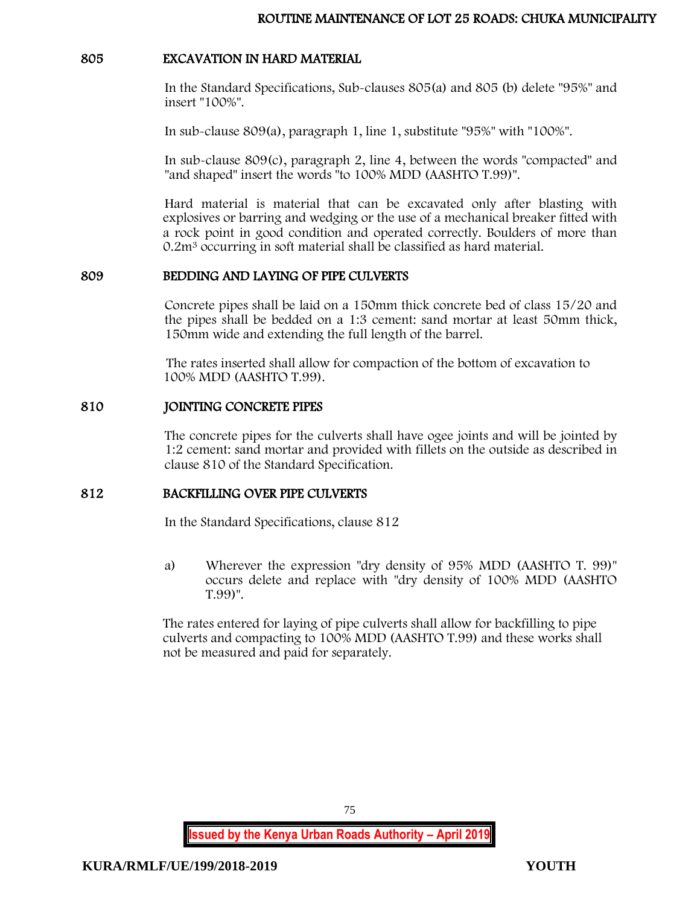## 805 EXCAVATION IN HARD MATERIAL

In the Standard Specifications, Sub-clauses 805(a) and 805 (b) delete "95%" and insert "100%".

In sub-clause 809(a), paragraph 1, line 1, substitute "95%" with "100%".

In sub-clause 809(c), paragraph 2, line 4, between the words "compacted" and "and shaped" insert the words "to 100% MDD (AASHTO T.99)".

Hard material is material that can be excavated only after blasting with explosives or barring and wedging or the use of a mechanical breaker fitted with a rock point in good condition and operated correctly. Boulders of more than $0.2m^3$ occurring in soft material shall be classified as hard material.

## 809 BEDDING AND LAYING OF PIPE CULVERTS

Concrete pipes shall be laid on a 150mm thick concrete bed of class 15/20 and the pipes shall be bedded on a 1:3 cement: sand mortar at least 50mm thick, 150mm wide and extending the full length of the barrel.

The rates inserted shall allow for compaction of the bottom of excavation to 100% MDD (AASHTO T.99).

## 810 JOINTING CONCRETE PIPES

The concrete pipes for the culverts shall have ogee joints and will be jointed by 1:2 cement: sand mortar and provided with fillets on the outside as described in clause 810 of the Standard Specification.

## 812 BACKFILLING OVER PIPE CULVERTS

In the Standard Specifications, clause 812

a) Wherever the expression "dry density of 95% MDD (AASHTO T. 99)" occurs delete and replace with "dry density of 100% MDD (AASHTO T.99)".

The rates entered for laying of pipe culverts shall allow for backfilling to pipe culverts and compacting to 100% MDD (AASHTO T.99) and these works shall not be measured and paid for separately.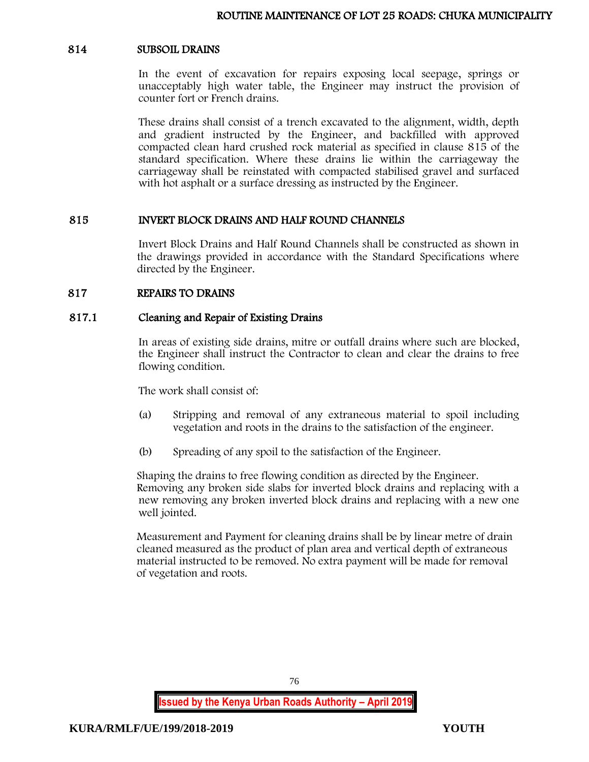## 814 SUBSOIL DRAINS

In the event of excavation for repairs exposing local seepage, springs or unacceptably high water table, the Engineer may instruct the provision of counter fort or French drains.

These drains shall consist of a trench excavated to the alignment, width, depth and gradient instructed by the Engineer, and backfilled with approved compacted clean hard crushed rock material as specified in clause 815 of the standard specification. Where these drains lie within the carriageway the carriageway shall be reinstated with compacted stabilised gravel and surfaced with hot asphalt or a surface dressing as instructed by the Engineer.

## 815 INVERT BLOCK DRAINS AND HALF ROUND CHANNELS

Invert Block Drains and Half Round Channels shall be constructed as shown in the drawings provided in accordance with the Standard Specifications where directed by the Engineer.

## 817 REPAIRS TO DRAINS

### 817.1 Cleaning and Repair of Existing Drains

In areas of existing side drains, mitre or outfall drains where such are blocked, the Engineer shall instruct the Contractor to clean and clear the drains to free flowing condition.

The work shall consist of:

(a) Stripping and removal of any extraneous material to spoil including vegetation and roots in the drains to the satisfaction of the engineer.

(b) Spreading of any spoil to the satisfaction of the Engineer.

Shaping the drains to free flowing condition as directed by the Engineer. Removing any broken side slabs for inverted block drains and replacing with a new removing any broken inverted block drains and replacing with a new one well jointed.

Measurement and Payment for cleaning drains shall be by linear metre of drain cleaned measured as the product of plan area and vertical depth of extraneous material instructed to be removed. No extra payment will be made for removal of vegetation and roots.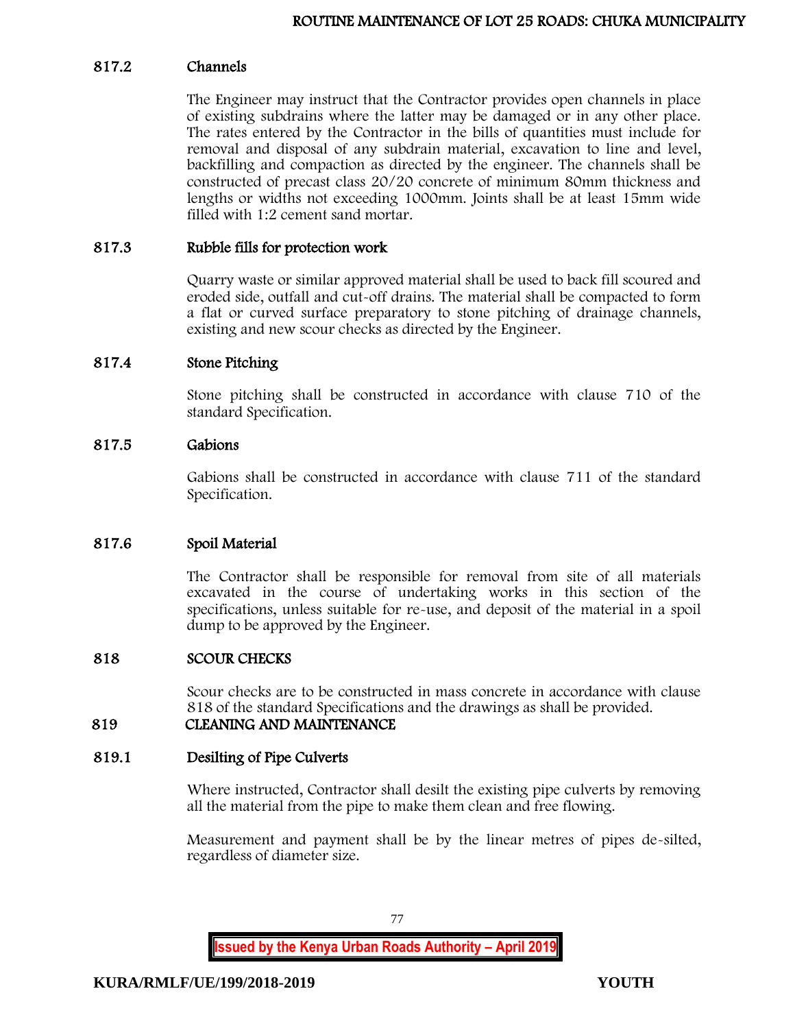### 817.2 Channels

The Engineer may instruct that the Contractor provides open channels in place of existing subdrains where the latter may be damaged or in any other place. The rates entered by the Contractor in the bills of quantities must include for removal and disposal of any subdrain material, excavation to line and level, backfilling and compaction as directed by the engineer. The channels shall be constructed of precast class 20/20 concrete of minimum 80mm thickness and lengths or widths not exceeding 1000mm. Joints shall be at least 15mm wide filled with 1:2 cement sand mortar.

### 817.3 Rubble fills for protection work

Quarry waste or similar approved material shall be used to back fill scoured and eroded side, outfall and cut-off drains. The material shall be compacted to form a flat or curved surface preparatory to stone pitching of drainage channels, existing and new scour checks as directed by the Engineer.

### 817.4 Stone Pitching

Stone pitching shall be constructed in accordance with clause 710 of the standard Specification.

### 817.5 Gabions

Gabions shall be constructed in accordance with clause 711 of the standard Specification.

### 817.6 Spoil Material

The Contractor shall be responsible for removal from site of all materials excavated in the course of undertaking works in this section of the specifications, unless suitable for re-use, and deposit of the material in a spoil dump to be approved by the Engineer.

## 818 SCOUR CHECKS

Scour checks are to be constructed in mass concrete in accordance with clause 818 of the standard Specifications and the drawings as shall be provided.

## 819 CLEANING AND MAINTENANCE

### 819.1 Desilting of Pipe Culverts

Where instructed, Contractor shall desilt the existing pipe culverts by removing all the material from the pipe to make them clean and free flowing.

Measurement and payment shall be by the linear metres of pipes de-silted, regardless of diameter size.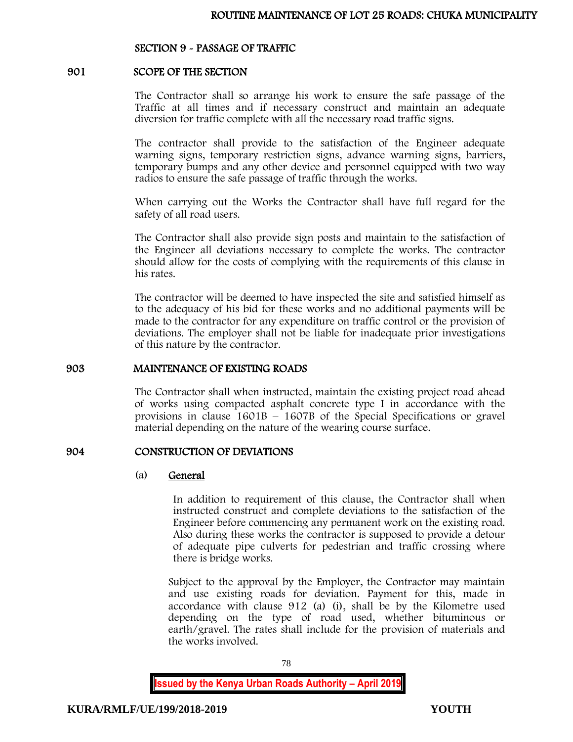## SECTION 9 - PASSAGE OF TRAFFIC

### 901 SCOPE OF THE SECTION

The Contractor shall so arrange his work to ensure the safe passage of the Traffic at all times and if necessary construct and maintain an adequate diversion for traffic complete with all the necessary road traffic signs.

The contractor shall provide to the satisfaction of the Engineer adequate warning signs, temporary restriction signs, advance warning signs, barriers, temporary bumps and any other device and personnel equipped with two way radios to ensure the safe passage of traffic through the works.

When carrying out the Works the Contractor shall have full regard for the safety of all road users.

The Contractor shall also provide sign posts and maintain to the satisfaction of the Engineer all deviations necessary to complete the works. The contractor should allow for the costs of complying with the requirements of this clause in his rates.

The contractor will be deemed to have inspected the site and satisfied himself as to the adequacy of his bid for these works and no additional payments will be made to the contractor for any expenditure on traffic control or the provision of deviations. The employer shall not be liable for inadequate prior investigations of this nature by the contractor.

### 903 MAINTENANCE OF EXISTING ROADS

The Contractor shall when instructed, maintain the existing project road ahead of works using compacted asphalt concrete type I in accordance with the provisions in clause 1601B – 1607B of the Special Specifications or gravel material depending on the nature of the wearing course surface.

### 904 CONSTRUCTION OF DEVIATIONS

(a) <u>General</u>

In addition to requirement of this clause, the Contractor shall when instructed construct and complete deviations to the satisfaction of the Engineer before commencing any permanent work on the existing road. Also during these works the contractor is supposed to provide a detour of adequate pipe culverts for pedestrian and traffic crossing where there is bridge works.

Subject to the approval by the Employer, the Contractor may maintain and use existing roads for deviation. Payment for this, made in accordance with clause 912 (a) (i), shall be by the Kilometre used depending on the type of road used, whether bituminous or earth/gravel. The rates shall include for the provision of materials and the works involved.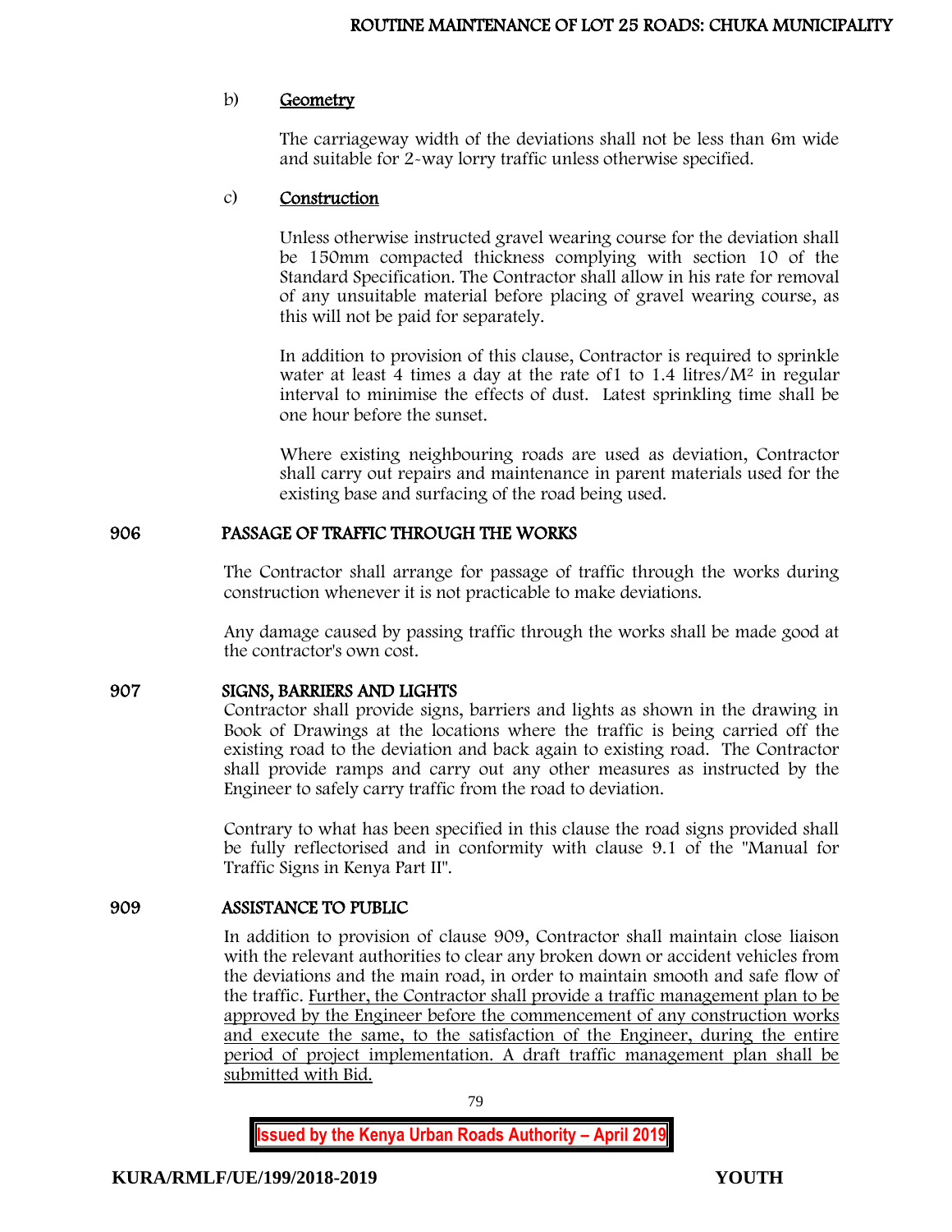b) **Geometry**

The carriageway width of the deviations shall not be less than 6m wide and suitable for 2-way lorry traffic unless otherwise specified.

c) **Construction**

Unless otherwise instructed gravel wearing course for the deviation shall be 150mm compacted thickness complying with section 10 of the Standard Specification. The Contractor shall allow in his rate for removal of any unsuitable material before placing of gravel wearing course, as this will not be paid for separately.

In addition to provision of this clause, Contractor is required to sprinkle water at least 4 times a day at the rate of1 to 1.4 litres/$M^2$ in regular interval to minimise the effects of dust. Latest sprinkling time shall be one hour before the sunset.

Where existing neighbouring roads are used as deviation, Contractor shall carry out repairs and maintenance in parent materials used for the existing base and surfacing of the road being used.

## 906 PASSAGE OF TRAFFIC THROUGH THE WORKS

The Contractor shall arrange for passage of traffic through the works during construction whenever it is not practicable to make deviations.

Any damage caused by passing traffic through the works shall be made good at the contractor's own cost.

## 907 SIGNS, BARRIERS AND LIGHTS

Contractor shall provide signs, barriers and lights as shown in the drawing in Book of Drawings at the locations where the traffic is being carried off the existing road to the deviation and back again to existing road. The Contractor shall provide ramps and carry out any other measures as instructed by the Engineer to safely carry traffic from the road to deviation.

Contrary to what has been specified in this clause the road signs provided shall be fully reflectorised and in conformity with clause 9.1 of the "Manual for Traffic Signs in Kenya Part II".

## 909 ASSISTANCE TO PUBLIC

In addition to provision of clause 909, Contractor shall maintain close liaison with the relevant authorities to clear any broken down or accident vehicles from the deviations and the main road, in order to maintain smooth and safe flow of the traffic. <u>Further, the Contractor shall provide a traffic management plan to be approved by the Engineer before the commencement of any construction works and execute the same, to the satisfaction of the Engineer, during the entire period of project implementation. A draft traffic management plan shall be submitted with Bid.</u>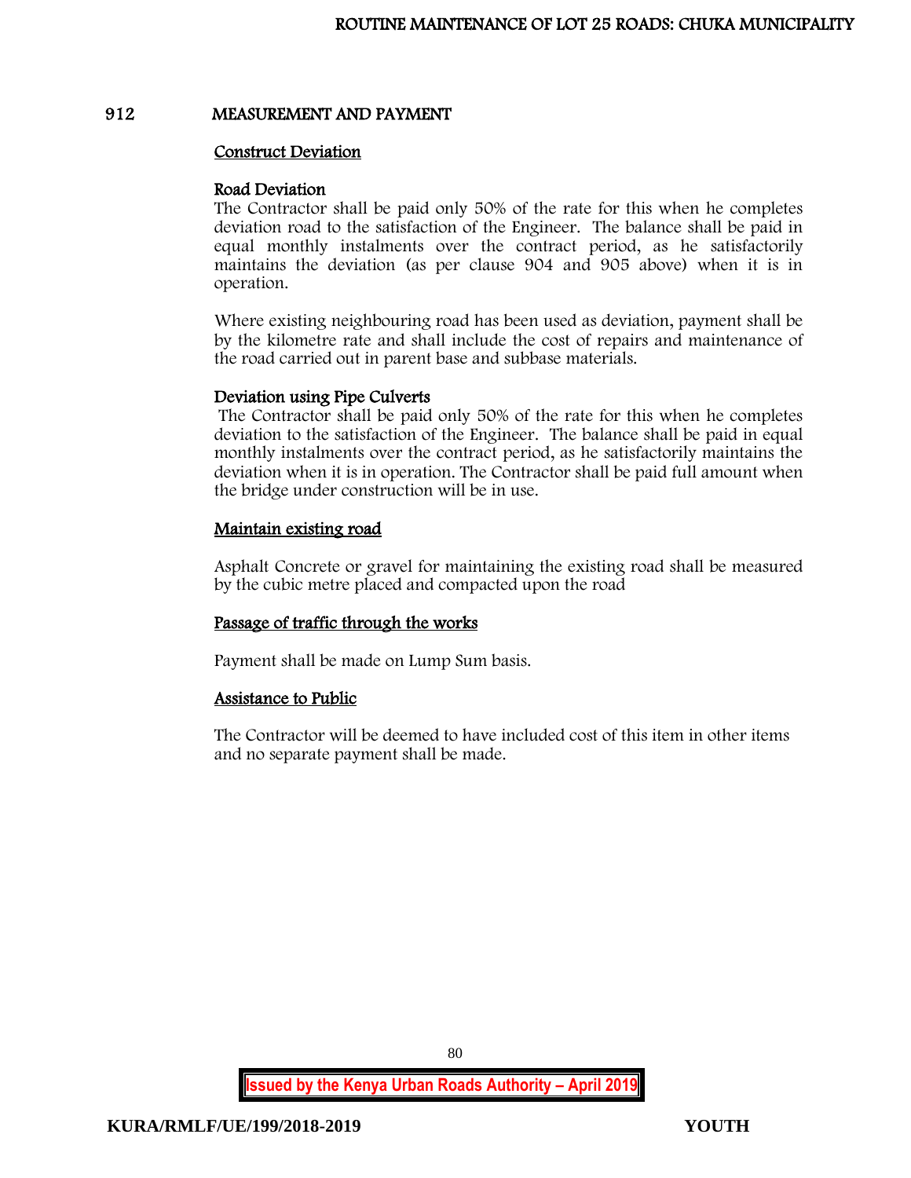## 912 MEASUREMENT AND PAYMENT

### Construct Deviation

#### Road Deviation

The Contractor shall be paid only 50% of the rate for this when he completes deviation road to the satisfaction of the Engineer. The balance shall be paid in equal monthly instalments over the contract period, as he satisfactorily maintains the deviation (as per clause 904 and 905 above) when it is in operation.

Where existing neighbouring road has been used as deviation, payment shall be by the kilometre rate and shall include the cost of repairs and maintenance of the road carried out in parent base and subbase materials.

#### Deviation using Pipe Culverts

The Contractor shall be paid only 50% of the rate for this when he completes deviation to the satisfaction of the Engineer. The balance shall be paid in equal monthly instalments over the contract period, as he satisfactorily maintains the deviation when it is in operation. The Contractor shall be paid full amount when the bridge under construction will be in use.

### Maintain existing road

Asphalt Concrete or gravel for maintaining the existing road shall be measured by the cubic metre placed and compacted upon the road

### Passage of traffic through the works

Payment shall be made on Lump Sum basis.

### Assistance to Public

The Contractor will be deemed to have included cost of this item in other items and no separate payment shall be made.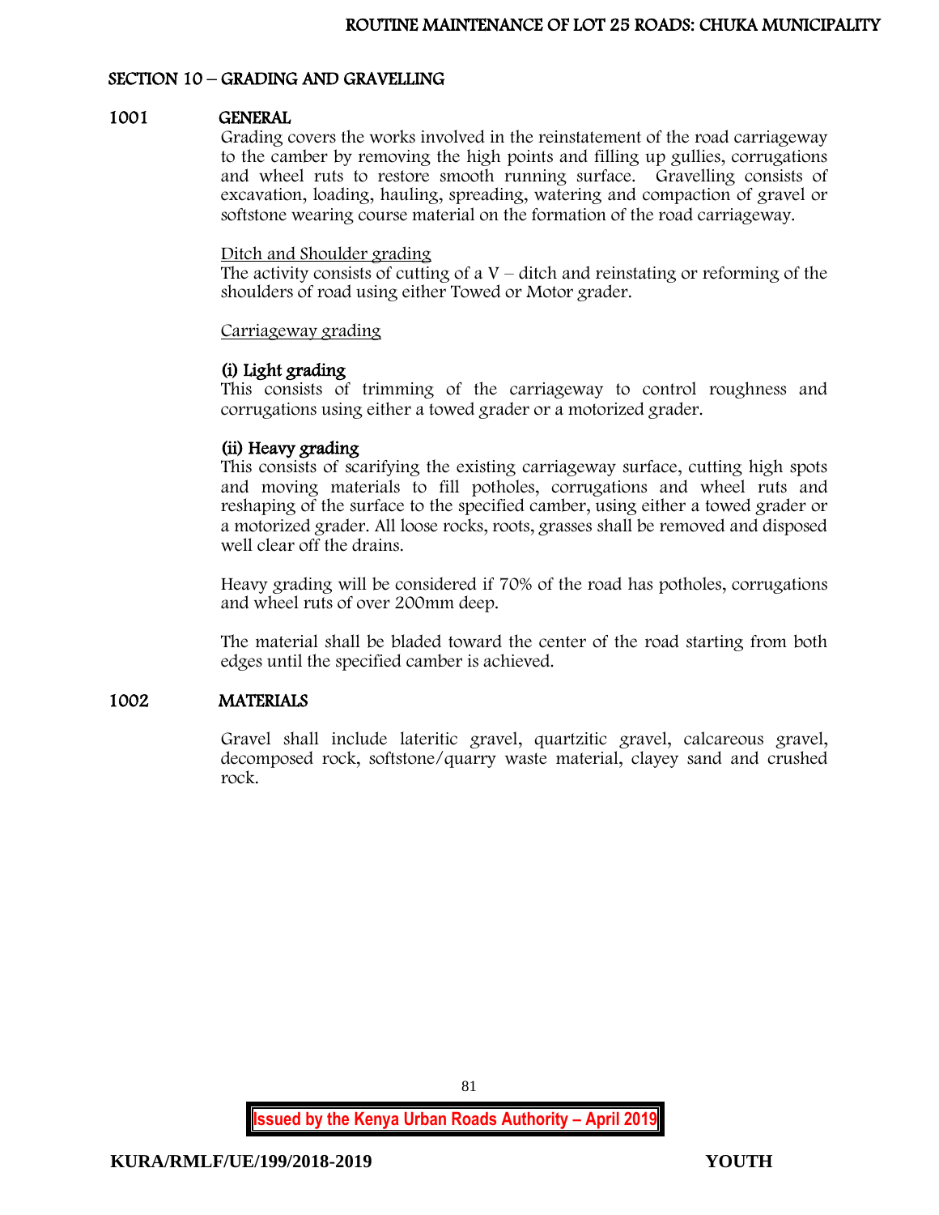## SECTION 10 – GRADING AND GRAVELLING

### 1001 GENERAL

Grading covers the works involved in the reinstatement of the road carriageway to the camber by removing the high points and filling up gullies, corrugations and wheel ruts to restore smooth running surface. Gravelling consists of excavation, loading, hauling, spreading, watering and compaction of gravel or softstone wearing course material on the formation of the road carriageway.

<u>Ditch and Shoulder grading</u>

The activity consists of cutting of a V – ditch and reinstating or reforming of the shoulders of road using either Towed or Motor grader.

<u>Carriageway grading</u>

**(i) Light grading**

This consists of trimming of the carriageway to control roughness and corrugations using either a towed grader or a motorized grader.

**(ii) Heavy grading**

This consists of scarifying the existing carriageway surface, cutting high spots and moving materials to fill potholes, corrugations and wheel ruts and reshaping of the surface to the specified camber, using either a towed grader or a motorized grader. All loose rocks, roots, grasses shall be removed and disposed well clear off the drains.

Heavy grading will be considered if 70% of the road has potholes, corrugations and wheel ruts of over 200mm deep.

The material shall be bladed toward the center of the road starting from both edges until the specified camber is achieved.

### 1002 MATERIALS

Gravel shall include lateritic gravel, quartzitic gravel, calcareous gravel, decomposed rock, softstone/quarry waste material, clayey sand and crushed rock.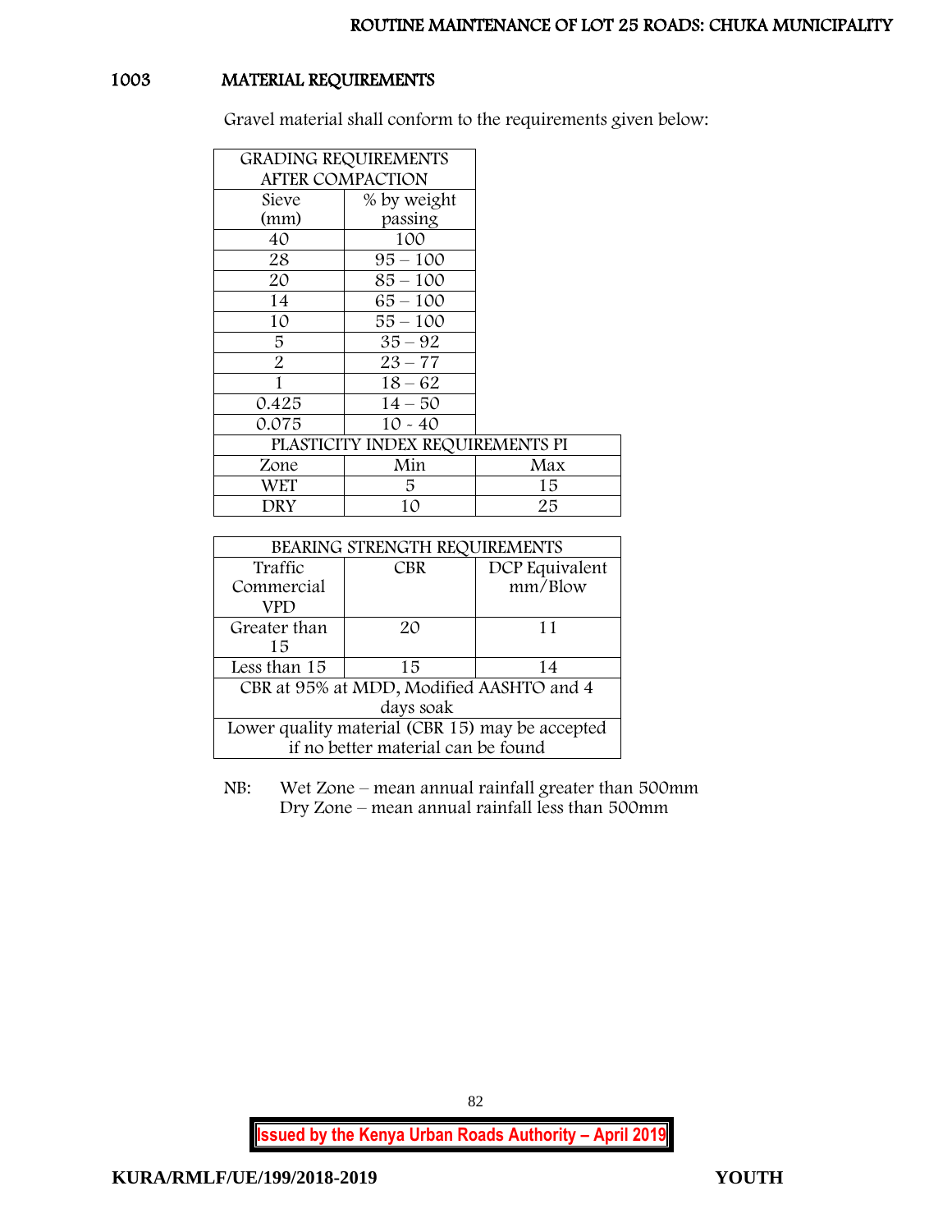## 1003 MATERIAL REQUIREMENTS

Gravel material shall conform to the requirements given below:

| GRADING REQUIREMENTS AFTER COMPACTION | | |
|---|---|---|
| Sieve (mm) | % by weight passing | |
| 40 | 100 | |
| 28 | 95 – 100 | |
| 20 | 85 – 100 | |
| 14 | 65 – 100 | |
| 10 | 55 – 100 | |
| 5 | 35 – 92 | |
| 2 | 23 – 77 | |
| 1 | 18 – 62 | |
| 0.425 | 14 – 50 | |
| 0.075 | 10 - 40 | |
| PLASTICITY INDEX REQUIREMENTS PI | | |
| Zone | Min | Max |
| WET | 5 | 15 |
| DRY | 10 | 25 |

| BEARING STRENGTH REQUIREMENTS | | |
|---|---|---|
| Traffic Commercial VPD | CBR | DCP Equivalent mm/Blow |
| Greater than 15 | 20 | 11 |
| Less than 15 | 15 | 14 |
| CBR at 95% at MDD, Modified AASHTO and 4 days soak | | |
| Lower quality material (CBR 15) may be accepted if no better material can be found | | |

NB: Wet Zone – mean annual rainfall greater than 500mm
Dry Zone – mean annual rainfall less than 500mm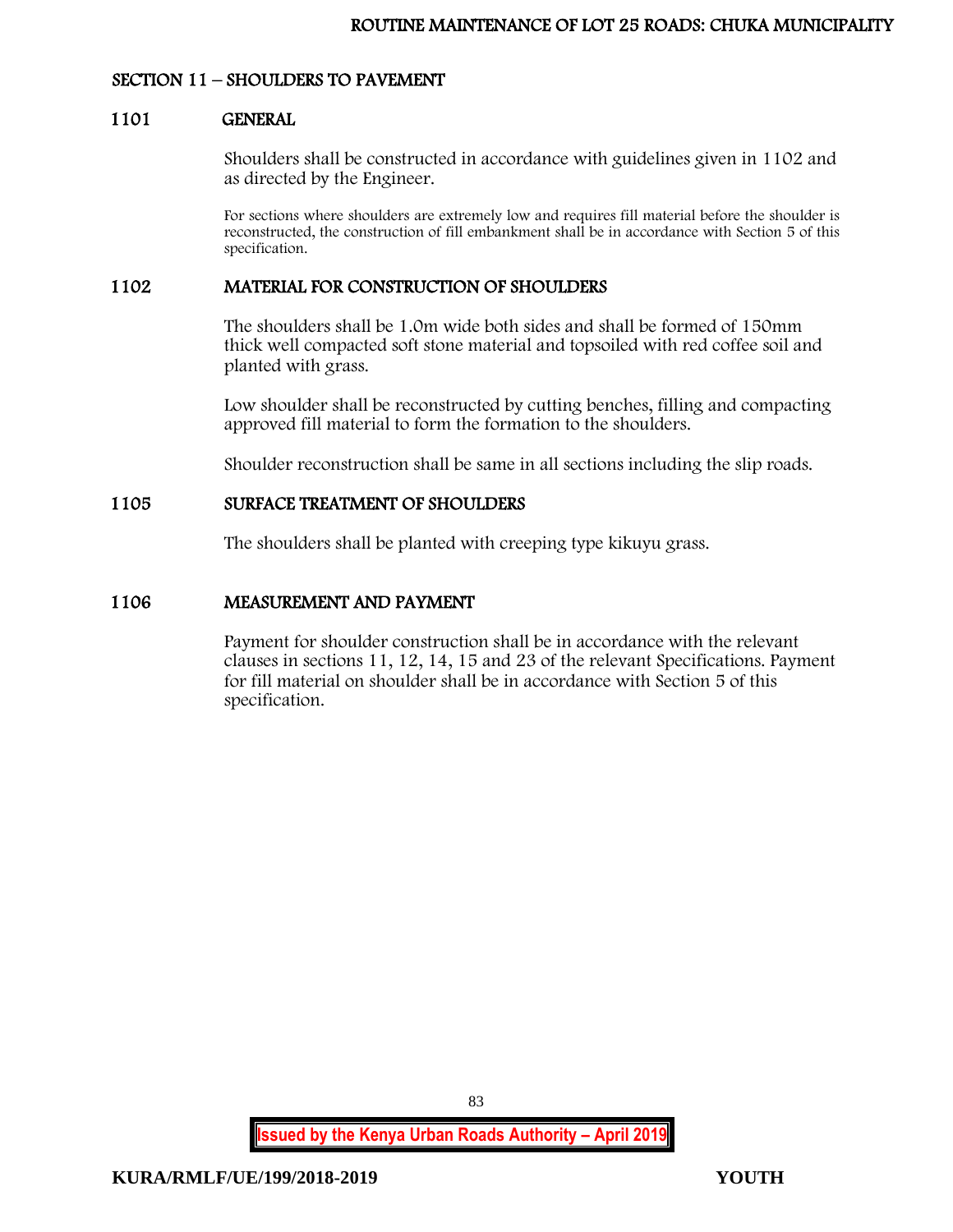## SECTION 11 – SHOULDERS TO PAVEMENT

### 1101 GENERAL

Shoulders shall be constructed in accordance with guidelines given in 1102 and as directed by the Engineer.

For sections where shoulders are extremely low and requires fill material before the shoulder is reconstructed, the construction of fill embankment shall be in accordance with Section 5 of this specification.

### 1102 MATERIAL FOR CONSTRUCTION OF SHOULDERS

The shoulders shall be 1.0m wide both sides and shall be formed of 150mm thick well compacted soft stone material and topsoiled with red coffee soil and planted with grass.

Low shoulder shall be reconstructed by cutting benches, filling and compacting approved fill material to form the formation to the shoulders.

Shoulder reconstruction shall be same in all sections including the slip roads.

### 1105 SURFACE TREATMENT OF SHOULDERS

The shoulders shall be planted with creeping type kikuyu grass.

### 1106 MEASUREMENT AND PAYMENT

Payment for shoulder construction shall be in accordance with the relevant clauses in sections 11, 12, 14, 15 and 23 of the relevant Specifications. Payment for fill material on shoulder shall be in accordance with Section 5 of this specification.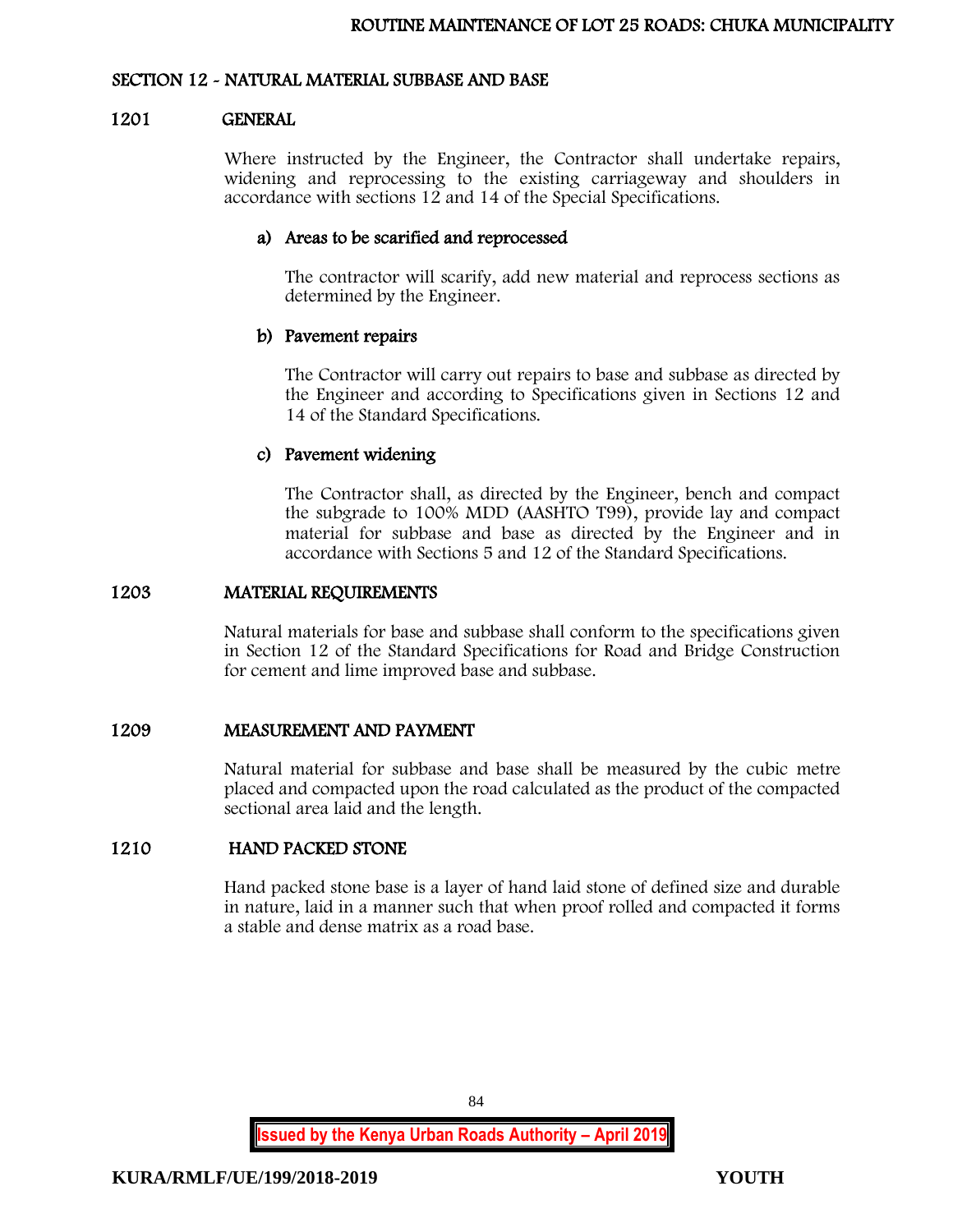## SECTION 12 - NATURAL MATERIAL SUBBASE AND BASE

### 1201 GENERAL

Where instructed by the Engineer, the Contractor shall undertake repairs, widening and reprocessing to the existing carriageway and shoulders in accordance with sections 12 and 14 of the Special Specifications.

**a) Areas to be scarified and reprocessed**

The contractor will scarify, add new material and reprocess sections as determined by the Engineer.

**b) Pavement repairs**

The Contractor will carry out repairs to base and subbase as directed by the Engineer and according to Specifications given in Sections 12 and 14 of the Standard Specifications.

**c) Pavement widening**

The Contractor shall, as directed by the Engineer, bench and compact the subgrade to 100% MDD (AASHTO T99), provide lay and compact material for subbase and base as directed by the Engineer and in accordance with Sections 5 and 12 of the Standard Specifications.

### 1203 MATERIAL REQUIREMENTS

Natural materials for base and subbase shall conform to the specifications given in Section 12 of the Standard Specifications for Road and Bridge Construction for cement and lime improved base and subbase.

### 1209 MEASUREMENT AND PAYMENT

Natural material for subbase and base shall be measured by the cubic metre placed and compacted upon the road calculated as the product of the compacted sectional area laid and the length.

### 1210 HAND PACKED STONE

Hand packed stone base is a layer of hand laid stone of defined size and durable in nature, laid in a manner such that when proof rolled and compacted it forms a stable and dense matrix as a road base.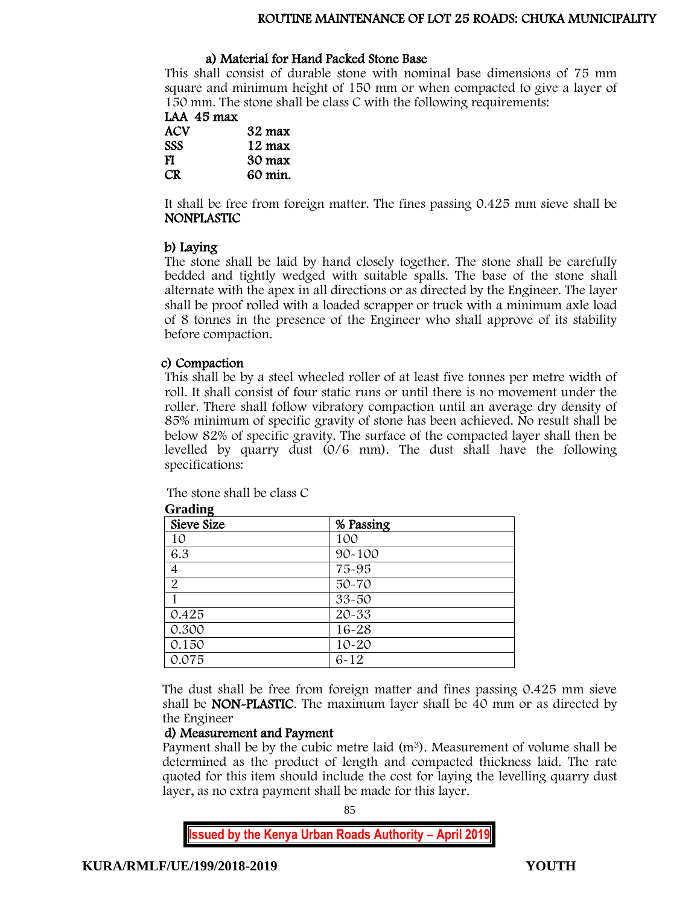#### a) Material for Hand Packed Stone Base

This shall consist of durable stone with nominal base dimensions of 75 mm square and minimum height of 150 mm or when compacted to give a layer of 150 mm. The stone shall be class C with the following requirements:

**LAA 45 max**

| | |
|---|---|
| **ACV** | **32 max** |
| **SSS** | **12 max** |
| **FI** | **30 max** |
| **CR** | **60 min.** |

It shall be free from foreign matter. The fines passing 0.425 mm sieve shall be **NONPLASTIC**

#### b) Laying

The stone shall be laid by hand closely together. The stone shall be carefully bedded and tightly wedged with suitable spalls. The base of the stone shall alternate with the apex in all directions or as directed by the Engineer. The layer shall be proof rolled with a loaded scrapper or truck with a minimum axle load of 8 tonnes in the presence of the Engineer who shall approve of its stability before compaction.

#### c) Compaction

This shall be by a steel wheeled roller of at least five tonnes per metre width of roll. It shall consist of four static runs or until there is no movement under the roller. There shall follow vibratory compaction until an average dry density of 85% minimum of specific gravity of stone has been achieved. No result shall be below 82% of specific gravity. The surface of the compacted layer shall then be levelled by quarry dust (0/6 mm). The dust shall have the following specifications:

The stone shall be class C

**Grading**

| Sieve Size | % Passing |
|---|---|
| 10 | 100 |
| 6.3 | 90-100 |
| 4 | 75-95 |
| 2 | 50-70 |
| 1 | 33-50 |
| 0.425 | 20-33 |
| 0.300 | 16-28 |
| 0.150 | 10-20 |
| 0.075 | 6-12 |

The dust shall be free from foreign matter and fines passing 0.425 mm sieve shall be **NON-PLASTIC**. The maximum layer shall be 40 mm or as directed by the Engineer

#### d) Measurement and Payment

Payment shall be by the cubic metre laid ($m^3$). Measurement of volume shall be determined as the product of length and compacted thickness laid. The rate quoted for this item should include the cost for laying the levelling quarry dust layer, as no extra payment shall be made for this layer.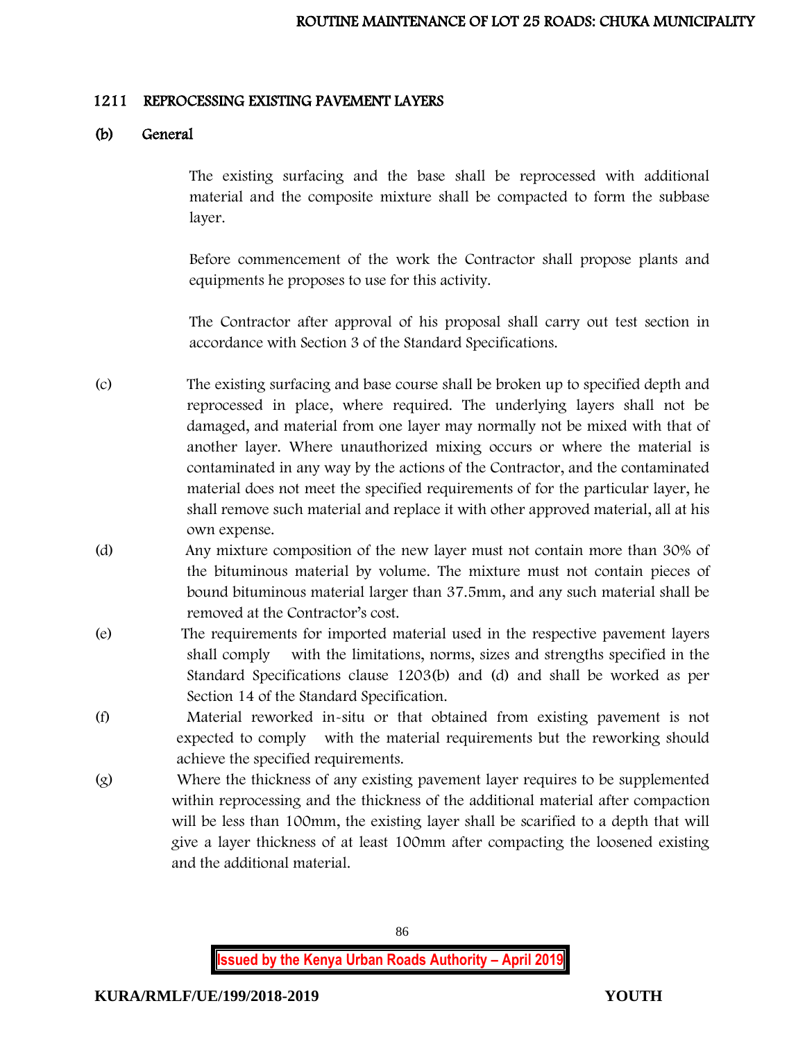## 1211 REPROCESSING EXISTING PAVEMENT LAYERS

### (b) General

The existing surfacing and the base shall be reprocessed with additional material and the composite mixture shall be compacted to form the subbase layer.

Before commencement of the work the Contractor shall propose plants and equipments he proposes to use for this activity.

The Contractor after approval of his proposal shall carry out test section in accordance with Section 3 of the Standard Specifications.

(c) The existing surfacing and base course shall be broken up to specified depth and reprocessed in place, where required. The underlying layers shall not be damaged, and material from one layer may normally not be mixed with that of another layer. Where unauthorized mixing occurs or where the material is contaminated in any way by the actions of the Contractor, and the contaminated material does not meet the specified requirements of for the particular layer, he shall remove such material and replace it with other approved material, all at his own expense.

(d) Any mixture composition of the new layer must not contain more than 30% of the bituminous material by volume. The mixture must not contain pieces of bound bituminous material larger than 37.5mm, and any such material shall be removed at the Contractor's cost.

(e) The requirements for imported material used in the respective pavement layers shall comply with the limitations, norms, sizes and strengths specified in the Standard Specifications clause 1203(b) and (d) and shall be worked as per Section 14 of the Standard Specification.

(f) Material reworked in-situ or that obtained from existing pavement is not expected to comply with the material requirements but the reworking should achieve the specified requirements.

(g) Where the thickness of any existing pavement layer requires to be supplemented within reprocessing and the thickness of the additional material after compaction will be less than 100mm, the existing layer shall be scarified to a depth that will give a layer thickness of at least 100mm after compacting the loosened existing and the additional material.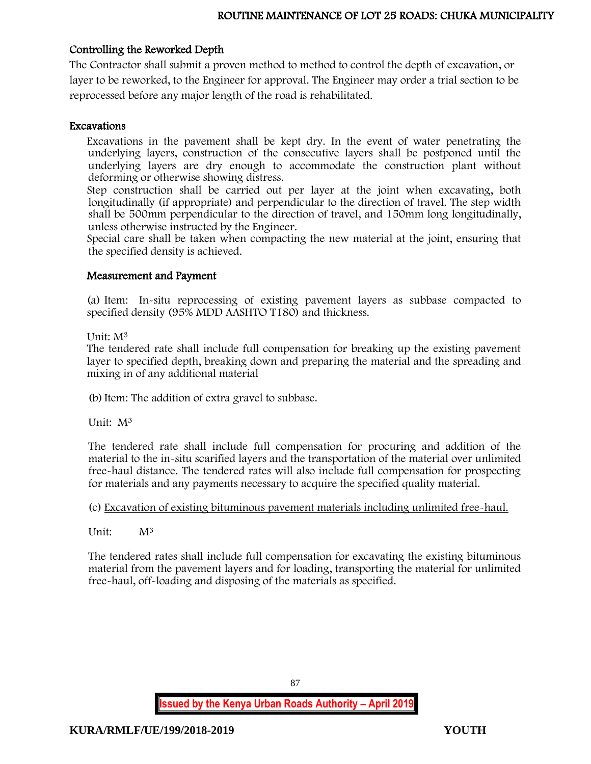### Controlling the Reworked Depth

The Contractor shall submit a proven method to method to control the depth of excavation, or layer to be reworked, to the Engineer for approval. The Engineer may order a trial section to be reprocessed before any major length of the road is rehabilitated.

### Excavations

Excavations in the pavement shall be kept dry. In the event of water penetrating the underlying layers, construction of the consecutive layers shall be postponed until the underlying layers are dry enough to accommodate the construction plant without deforming or otherwise showing distress.

Step construction shall be carried out per layer at the joint when excavating, both longitudinally (if appropriate) and perpendicular to the direction of travel. The step width shall be 500mm perpendicular to the direction of travel, and 150mm long longitudinally, unless otherwise instructed by the Engineer.

Special care shall be taken when compacting the new material at the joint, ensuring that the specified density is achieved.

### Measurement and Payment

(a) Item: In-situ reprocessing of existing pavement layers as subbase compacted to specified density (95% MDD AASHTO T180) and thickness.

Unit: $M^3$

The tendered rate shall include full compensation for breaking up the existing pavement layer to specified depth, breaking down and preparing the material and the spreading and mixing in of any additional material

(b) Item: The addition of extra gravel to subbase.

Unit: $M^3$

The tendered rate shall include full compensation for procuring and addition of the material to the in-situ scarified layers and the transportation of the material over unlimited free-haul distance. The tendered rates will also include full compensation for prospecting for materials and any payments necessary to acquire the specified quality material.

(c) Excavation of existing bituminous pavement materials including unlimited free-haul.

Unit: $M^3$

The tendered rates shall include full compensation for excavating the existing bituminous material from the pavement layers and for loading, transporting the material for unlimited free-haul, off-loading and disposing of the materials as specified.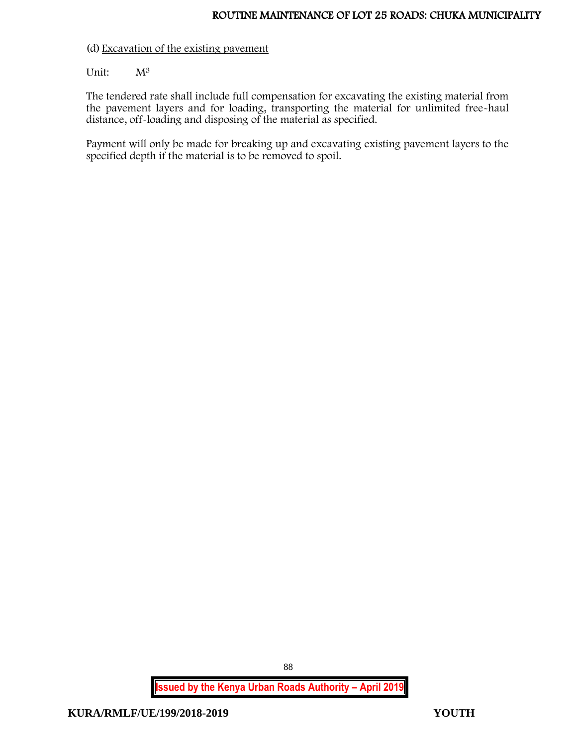(d) Excavation of the existing pavement

Unit: $M^3$

The tendered rate shall include full compensation for excavating the existing material from the pavement layers and for loading, transporting the material for unlimited free-haul distance, off-loading and disposing of the material as specified.

Payment will only be made for breaking up and excavating existing pavement layers to the specified depth if the material is to be removed to spoil.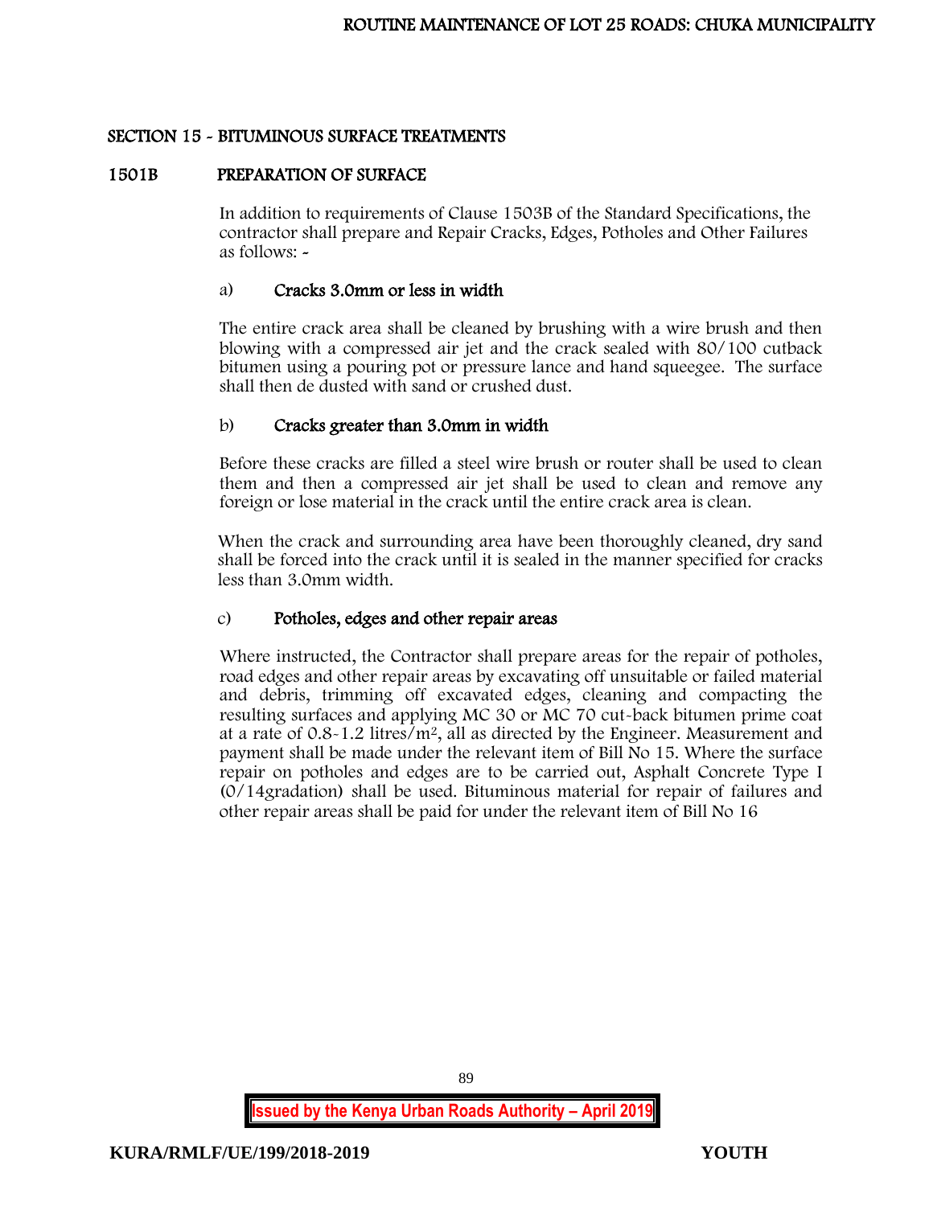## SECTION 15 - BITUMINOUS SURFACE TREATMENTS

### 1501B PREPARATION OF SURFACE

In addition to requirements of Clause 1503B of the Standard Specifications, the contractor shall prepare and Repair Cracks, Edges, Potholes and Other Failures as follows: -

#### a) Cracks 3.0mm or less in width

The entire crack area shall be cleaned by brushing with a wire brush and then blowing with a compressed air jet and the crack sealed with 80/100 cutback bitumen using a pouring pot or pressure lance and hand squeegee. The surface shall then de dusted with sand or crushed dust.

#### b) Cracks greater than 3.0mm in width

Before these cracks are filled a steel wire brush or router shall be used to clean them and then a compressed air jet shall be used to clean and remove any foreign or lose material in the crack until the entire crack area is clean.

When the crack and surrounding area have been thoroughly cleaned, dry sand shall be forced into the crack until it is sealed in the manner specified for cracks less than 3.0mm width.

#### c) Potholes, edges and other repair areas

Where instructed, the Contractor shall prepare areas for the repair of potholes, road edges and other repair areas by excavating off unsuitable or failed material and debris, trimming off excavated edges, cleaning and compacting the resulting surfaces and applying MC 30 or MC 70 cut-back bitumen prime coat at a rate of 0.8-1.2 litres/$m^2$, all as directed by the Engineer. Measurement and payment shall be made under the relevant item of Bill No 15. Where the surface repair on potholes and edges are to be carried out, Asphalt Concrete Type I (0/14gradation) shall be used. Bituminous material for repair of failures and other repair areas shall be paid for under the relevant item of Bill No 16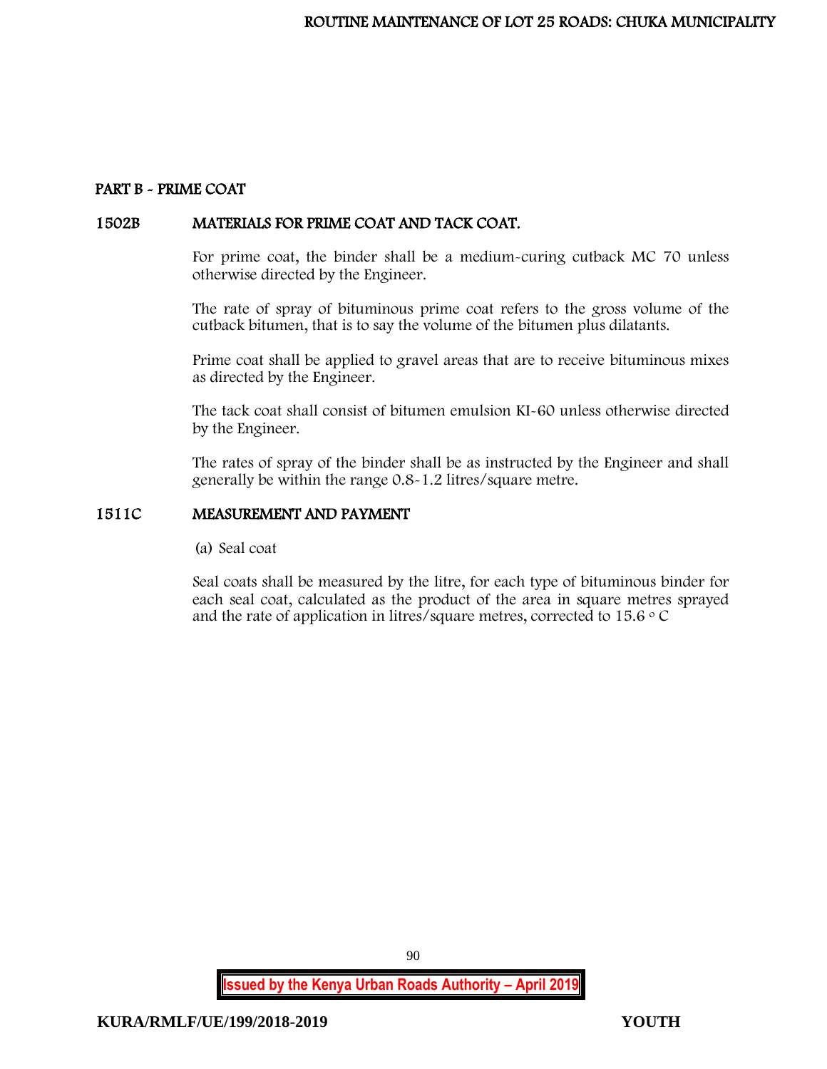## PART B - PRIME COAT

### 1502B MATERIALS FOR PRIME COAT AND TACK COAT.

For prime coat, the binder shall be a medium-curing cutback MC 70 unless otherwise directed by the Engineer.

The rate of spray of bituminous prime coat refers to the gross volume of the cutback bitumen, that is to say the volume of the bitumen plus dilatants.

Prime coat shall be applied to gravel areas that are to receive bituminous mixes as directed by the Engineer.

The tack coat shall consist of bitumen emulsion KI-60 unless otherwise directed by the Engineer.

The rates of spray of the binder shall be as instructed by the Engineer and shall generally be within the range 0.8-1.2 litres/square metre.

### 1511C MEASUREMENT AND PAYMENT

(a) Seal coat

Seal coats shall be measured by the litre, for each type of bituminous binder for each seal coat, calculated as the product of the area in square metres sprayed and the rate of application in litres/square metres, corrected to 15.6 $^{\circ}$C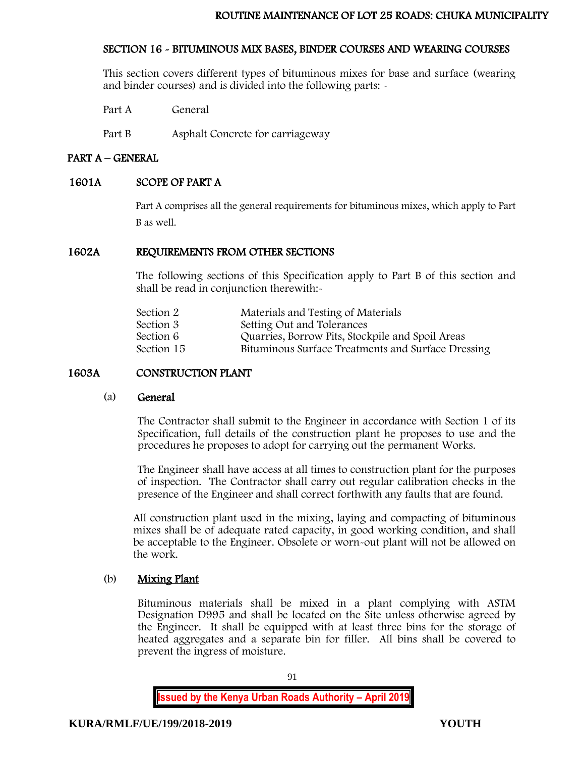## SECTION 16 - BITUMINOUS MIX BASES, BINDER COURSES AND WEARING COURSES

This section covers different types of bituminous mixes for base and surface (wearing and binder courses) and is divided into the following parts: -

Part A General

Part B Asphalt Concrete for carriageway

### PART A – GENERAL

### 1601A SCOPE OF PART A

Part A comprises all the general requirements for bituminous mixes, which apply to Part B as well.

### 1602A REQUIREMENTS FROM OTHER SECTIONS

The following sections of this Specification apply to Part B of this section and shall be read in conjunction therewith:-

| | |
|---|---|
| Section 2 | Materials and Testing of Materials |
| Section 3 | Setting Out and Tolerances |
| Section 6 | Quarries, Borrow Pits, Stockpile and Spoil Areas |
| Section 15 | Bituminous Surface Treatments and Surface Dressing |

### 1603A CONSTRUCTION PLANT

(a) General

The Contractor shall submit to the Engineer in accordance with Section 1 of its Specification, full details of the construction plant he proposes to use and the procedures he proposes to adopt for carrying out the permanent Works.

The Engineer shall have access at all times to construction plant for the purposes of inspection. The Contractor shall carry out regular calibration checks in the presence of the Engineer and shall correct forthwith any faults that are found.

All construction plant used in the mixing, laying and compacting of bituminous mixes shall be of adequate rated capacity, in good working condition, and shall be acceptable to the Engineer. Obsolete or worn-out plant will not be allowed on the work.

(b) Mixing Plant

Bituminous materials shall be mixed in a plant complying with ASTM Designation D995 and shall be located on the Site unless otherwise agreed by the Engineer. It shall be equipped with at least three bins for the storage of heated aggregates and a separate bin for filler. All bins shall be covered to prevent the ingress of moisture.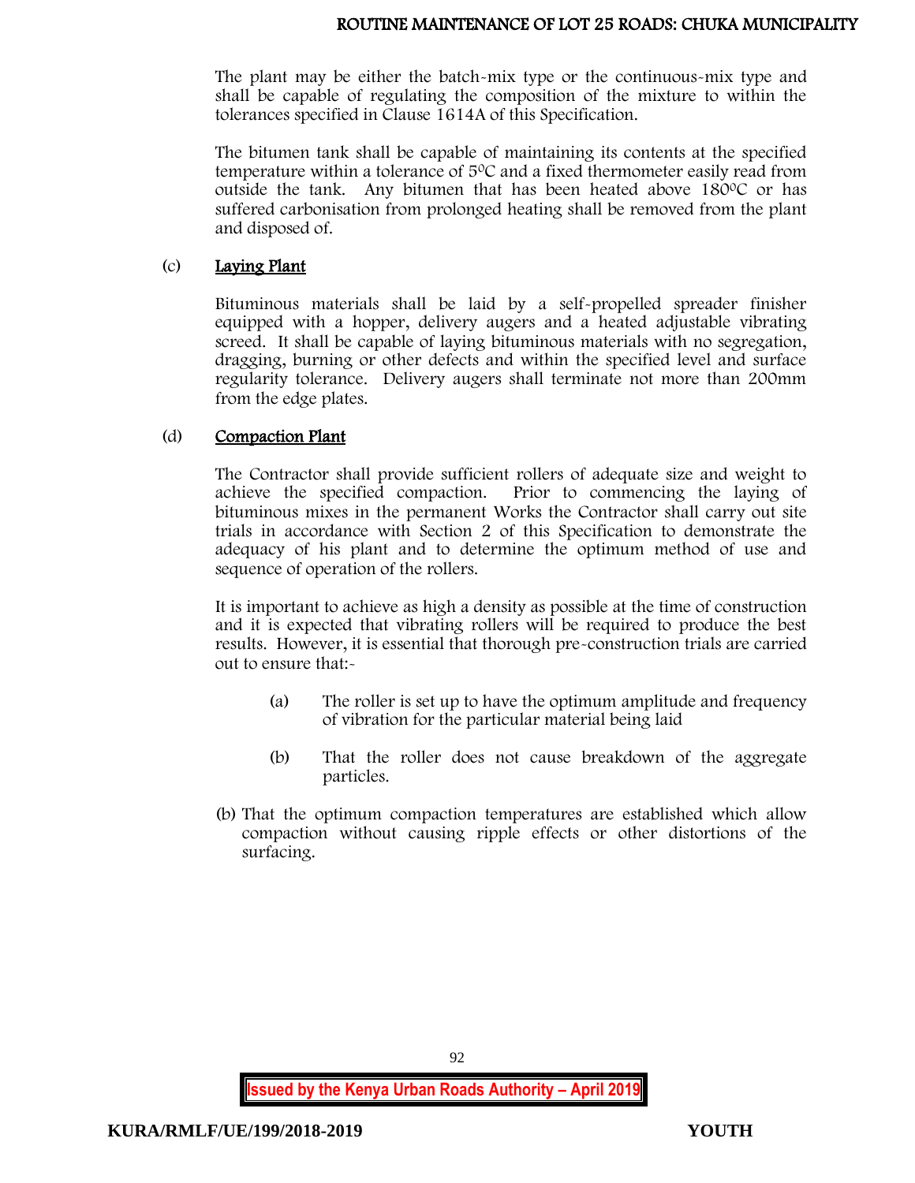The plant may be either the batch-mix type or the continuous-mix type and shall be capable of regulating the composition of the mixture to within the tolerances specified in Clause 1614A of this Specification.

The bitumen tank shall be capable of maintaining its contents at the specified temperature within a tolerance of $5^0C$ and a fixed thermometer easily read from outside the tank. Any bitumen that has been heated above $180^0C$ or has suffered carbonisation from prolonged heating shall be removed from the plant and disposed of.

(c) <u>Laying Plant</u>

Bituminous materials shall be laid by a self-propelled spreader finisher equipped with a hopper, delivery augers and a heated adjustable vibrating screed. It shall be capable of laying bituminous materials with no segregation, dragging, burning or other defects and within the specified level and surface regularity tolerance. Delivery augers shall terminate not more than 200mm from the edge plates.

(d) <u>Compaction Plant</u>

The Contractor shall provide sufficient rollers of adequate size and weight to achieve the specified compaction. Prior to commencing the laying of bituminous mixes in the permanent Works the Contractor shall carry out site trials in accordance with Section 2 of this Specification to demonstrate the adequacy of his plant and to determine the optimum method of use and sequence of operation of the rollers.

It is important to achieve as high a density as possible at the time of construction and it is expected that vibrating rollers will be required to produce the best results. However, it is essential that thorough pre-construction trials are carried out to ensure that:-

(a) The roller is set up to have the optimum amplitude and frequency of vibration for the particular material being laid

(b) That the roller does not cause breakdown of the aggregate particles.

(b) That the optimum compaction temperatures are established which allow compaction without causing ripple effects or other distortions of the surfacing.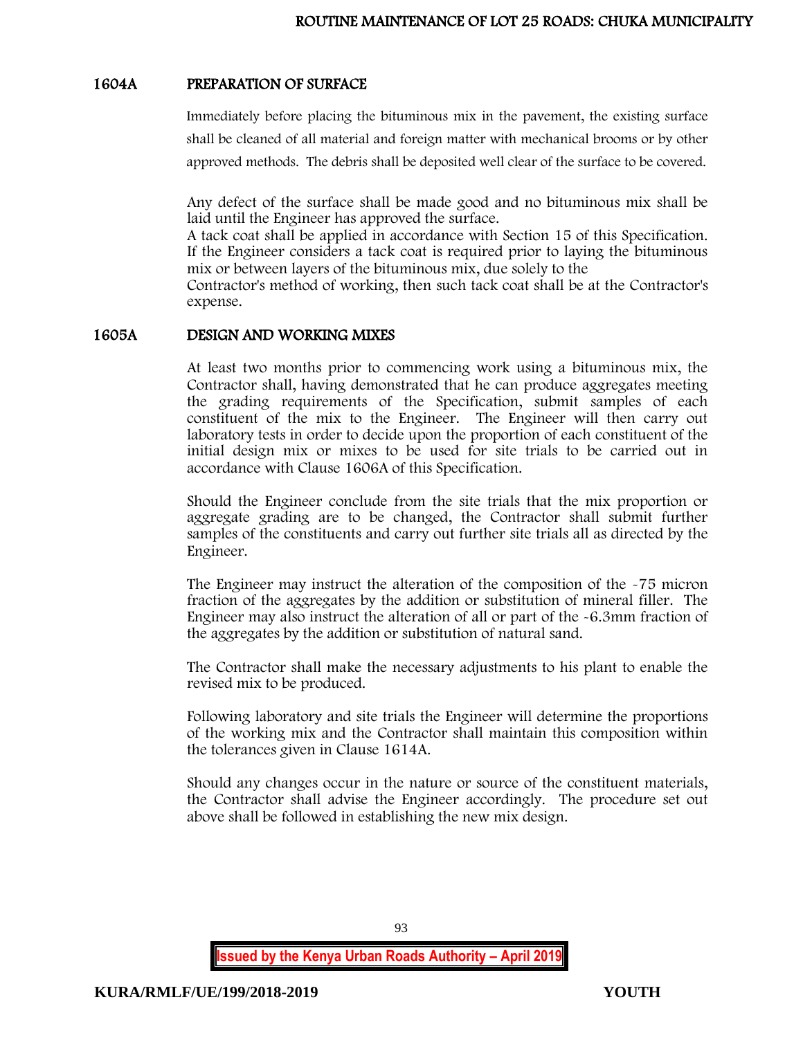## 1604A PREPARATION OF SURFACE

Immediately before placing the bituminous mix in the pavement, the existing surface shall be cleaned of all material and foreign matter with mechanical brooms or by other approved methods. The debris shall be deposited well clear of the surface to be covered.

Any defect of the surface shall be made good and no bituminous mix shall be laid until the Engineer has approved the surface.
A tack coat shall be applied in accordance with Section 15 of this Specification. If the Engineer considers a tack coat is required prior to laying the bituminous mix or between layers of the bituminous mix, due solely to the
Contractor's method of working, then such tack coat shall be at the Contractor's expense.

## 1605A DESIGN AND WORKING MIXES

At least two months prior to commencing work using a bituminous mix, the Contractor shall, having demonstrated that he can produce aggregates meeting the grading requirements of the Specification, submit samples of each constituent of the mix to the Engineer. The Engineer will then carry out laboratory tests in order to decide upon the proportion of each constituent of the initial design mix or mixes to be used for site trials to be carried out in accordance with Clause 1606A of this Specification.

Should the Engineer conclude from the site trials that the mix proportion or aggregate grading are to be changed, the Contractor shall submit further samples of the constituents and carry out further site trials all as directed by the Engineer.

The Engineer may instruct the alteration of the composition of the -75 micron fraction of the aggregates by the addition or substitution of mineral filler. The Engineer may also instruct the alteration of all or part of the -6.3mm fraction of the aggregates by the addition or substitution of natural sand.

The Contractor shall make the necessary adjustments to his plant to enable the revised mix to be produced.

Following laboratory and site trials the Engineer will determine the proportions of the working mix and the Contractor shall maintain this composition within the tolerances given in Clause 1614A.

Should any changes occur in the nature or source of the constituent materials, the Contractor shall advise the Engineer accordingly. The procedure set out above shall be followed in establishing the new mix design.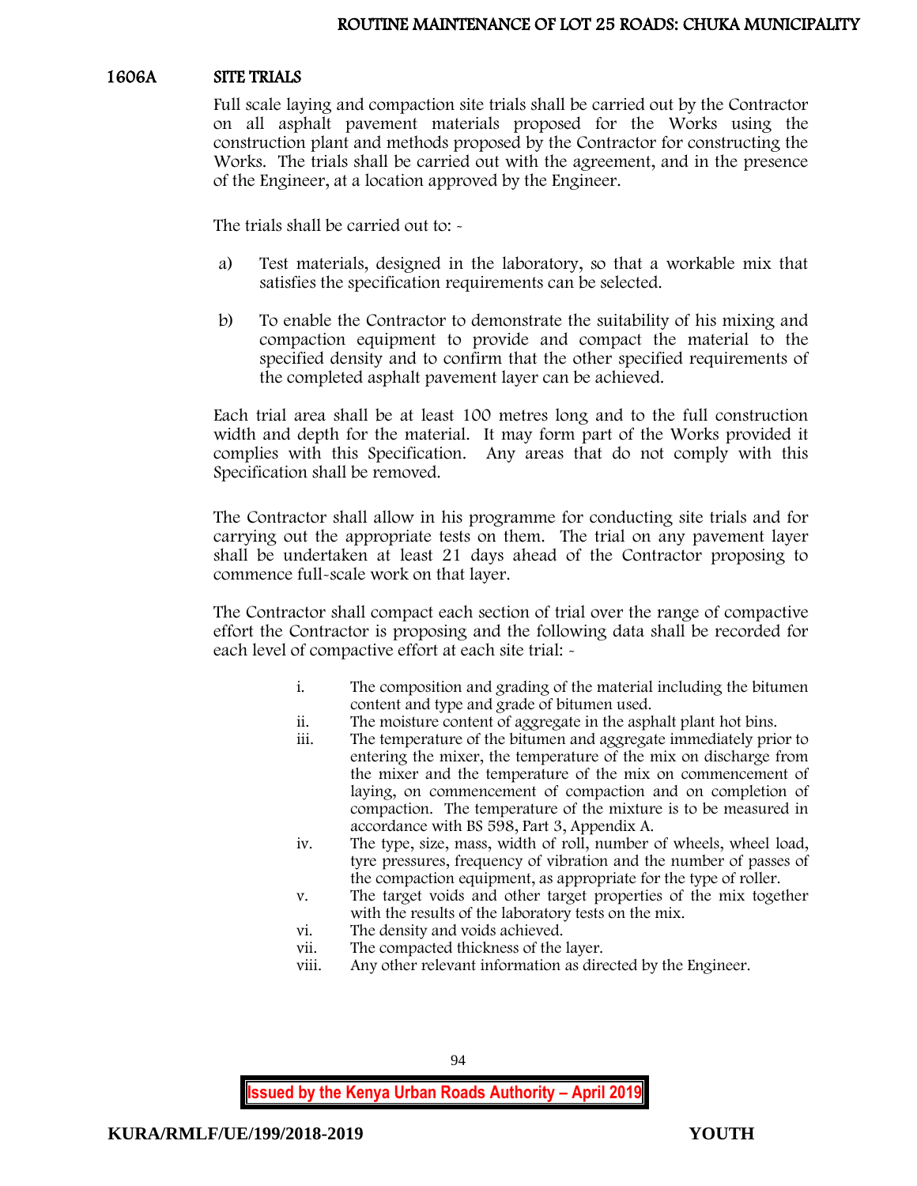## 1606A SITE TRIALS

Full scale laying and compaction site trials shall be carried out by the Contractor on all asphalt pavement materials proposed for the Works using the construction plant and methods proposed by the Contractor for constructing the Works. The trials shall be carried out with the agreement, and in the presence of the Engineer, at a location approved by the Engineer.

The trials shall be carried out to: -

a) Test materials, designed in the laboratory, so that a workable mix that satisfies the specification requirements can be selected.

b) To enable the Contractor to demonstrate the suitability of his mixing and compaction equipment to provide and compact the material to the specified density and to confirm that the other specified requirements of the completed asphalt pavement layer can be achieved.

Each trial area shall be at least 100 metres long and to the full construction width and depth for the material. It may form part of the Works provided it complies with this Specification. Any areas that do not comply with this Specification shall be removed.

The Contractor shall allow in his programme for conducting site trials and for carrying out the appropriate tests on them. The trial on any pavement layer shall be undertaken at least 21 days ahead of the Contractor proposing to commence full-scale work on that layer.

The Contractor shall compact each section of trial over the range of compactive effort the Contractor is proposing and the following data shall be recorded for each level of compactive effort at each site trial: -

i. The composition and grading of the material including the bitumen content and type and grade of bitumen used.
ii. The moisture content of aggregate in the asphalt plant hot bins.
iii. The temperature of the bitumen and aggregate immediately prior to entering the mixer, the temperature of the mix on discharge from the mixer and the temperature of the mix on commencement of laying, on commencement of compaction and on completion of compaction. The temperature of the mixture is to be measured in accordance with BS 598, Part 3, Appendix A.
iv. The type, size, mass, width of roll, number of wheels, wheel load, tyre pressures, frequency of vibration and the number of passes of the compaction equipment, as appropriate for the type of roller.
v. The target voids and other target properties of the mix together with the results of the laboratory tests on the mix.
vi. The density and voids achieved.
vii. The compacted thickness of the layer.
viii. Any other relevant information as directed by the Engineer.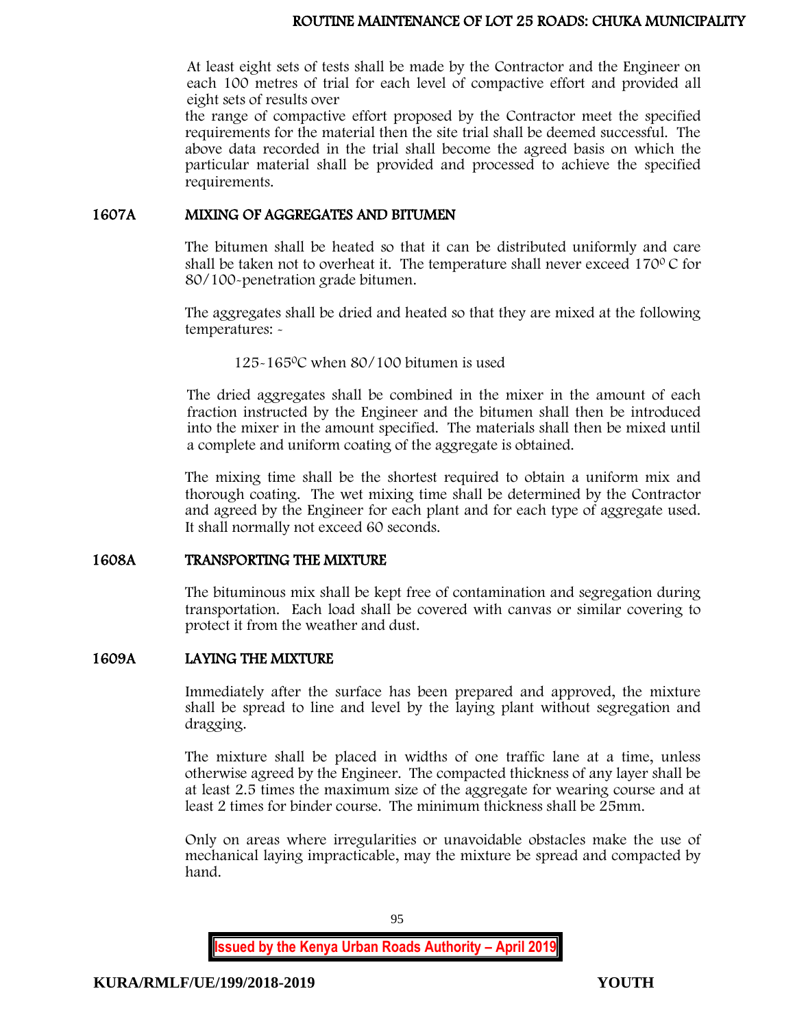At least eight sets of tests shall be made by the Contractor and the Engineer on each 100 metres of trial for each level of compactive effort and provided all eight sets of results over the range of compactive effort proposed by the Contractor meet the specified requirements for the material then the site trial shall be deemed successful. The above data recorded in the trial shall become the agreed basis on which the particular material shall be provided and processed to achieve the specified requirements.

## 1607A MIXING OF AGGREGATES AND BITUMEN

The bitumen shall be heated so that it can be distributed uniformly and care shall be taken not to overheat it. The temperature shall never exceed $170^0$ C for 80/100-penetration grade bitumen.

The aggregates shall be dried and heated so that they are mixed at the following temperatures: -

125-165$^0$C when 80/100 bitumen is used

The dried aggregates shall be combined in the mixer in the amount of each fraction instructed by the Engineer and the bitumen shall then be introduced into the mixer in the amount specified. The materials shall then be mixed until a complete and uniform coating of the aggregate is obtained.

The mixing time shall be the shortest required to obtain a uniform mix and thorough coating. The wet mixing time shall be determined by the Contractor and agreed by the Engineer for each plant and for each type of aggregate used. It shall normally not exceed 60 seconds.

## 1608A TRANSPORTING THE MIXTURE

The bituminous mix shall be kept free of contamination and segregation during transportation. Each load shall be covered with canvas or similar covering to protect it from the weather and dust.

## 1609A LAYING THE MIXTURE

Immediately after the surface has been prepared and approved, the mixture shall be spread to line and level by the laying plant without segregation and dragging.

The mixture shall be placed in widths of one traffic lane at a time, unless otherwise agreed by the Engineer. The compacted thickness of any layer shall be at least 2.5 times the maximum size of the aggregate for wearing course and at least 2 times for binder course. The minimum thickness shall be 25mm.

Only on areas where irregularities or unavoidable obstacles make the use of mechanical laying impracticable, may the mixture be spread and compacted by hand.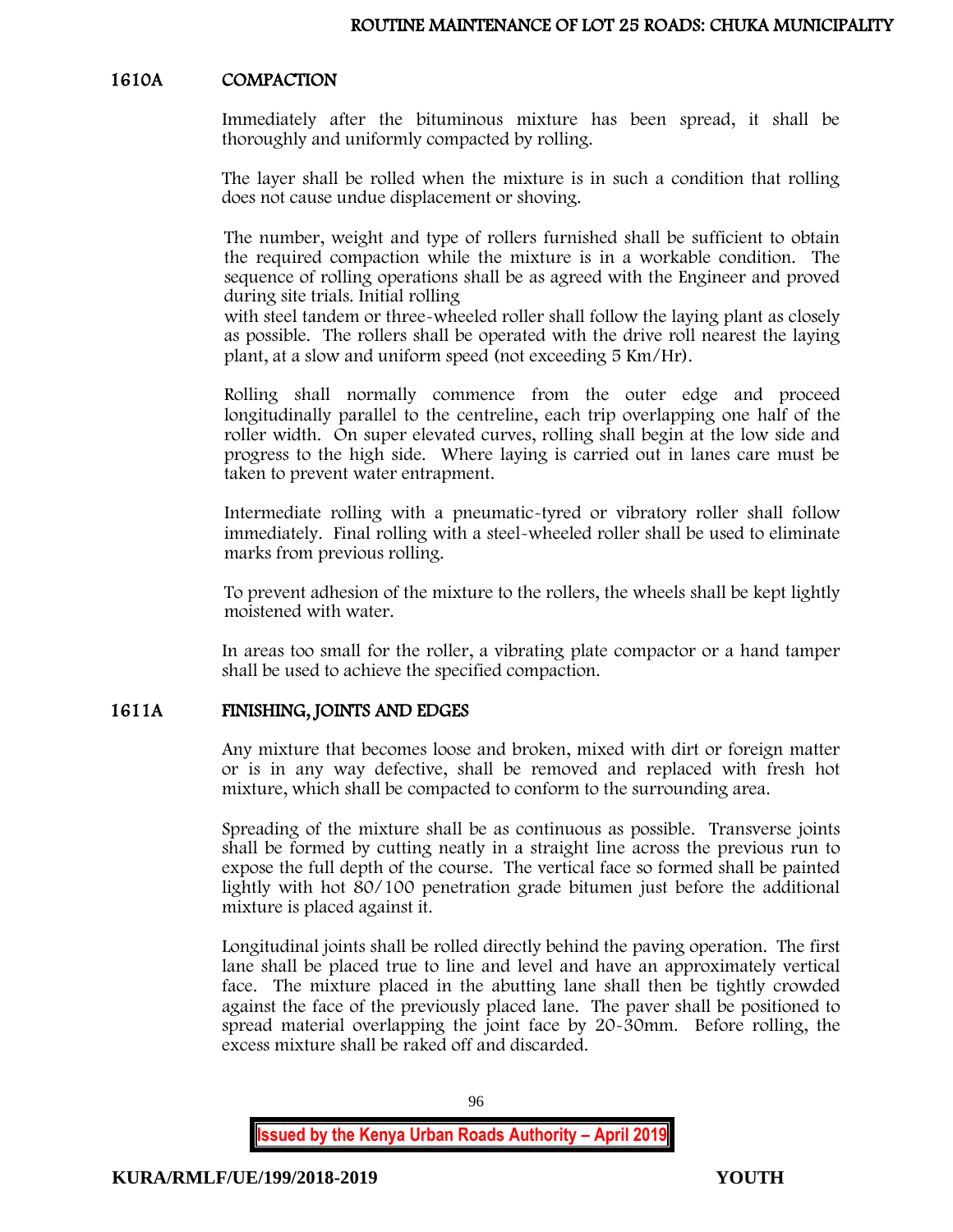## 1610A COMPACTION

Immediately after the bituminous mixture has been spread, it shall be thoroughly and uniformly compacted by rolling.

The layer shall be rolled when the mixture is in such a condition that rolling does not cause undue displacement or shoving.

The number, weight and type of rollers furnished shall be sufficient to obtain the required compaction while the mixture is in a workable condition. The sequence of rolling operations shall be as agreed with the Engineer and proved during site trials. Initial rolling with steel tandem or three-wheeled roller shall follow the laying plant as closely as possible. The rollers shall be operated with the drive roll nearest the laying plant, at a slow and uniform speed (not exceeding 5 Km/Hr).

Rolling shall normally commence from the outer edge and proceed longitudinally parallel to the centreline, each trip overlapping one half of the roller width. On super elevated curves, rolling shall begin at the low side and progress to the high side. Where laying is carried out in lanes care must be taken to prevent water entrapment.

Intermediate rolling with a pneumatic-tyred or vibratory roller shall follow immediately. Final rolling with a steel-wheeled roller shall be used to eliminate marks from previous rolling.

To prevent adhesion of the mixture to the rollers, the wheels shall be kept lightly moistened with water.

In areas too small for the roller, a vibrating plate compactor or a hand tamper shall be used to achieve the specified compaction.

## 1611A FINISHING, JOINTS AND EDGES

Any mixture that becomes loose and broken, mixed with dirt or foreign matter or is in any way defective, shall be removed and replaced with fresh hot mixture, which shall be compacted to conform to the surrounding area.

Spreading of the mixture shall be as continuous as possible. Transverse joints shall be formed by cutting neatly in a straight line across the previous run to expose the full depth of the course. The vertical face so formed shall be painted lightly with hot 80/100 penetration grade bitumen just before the additional mixture is placed against it.

Longitudinal joints shall be rolled directly behind the paving operation. The first lane shall be placed true to line and level and have an approximately vertical face. The mixture placed in the abutting lane shall then be tightly crowded against the face of the previously placed lane. The paver shall be positioned to spread material overlapping the joint face by 20-30mm. Before rolling, the excess mixture shall be raked off and discarded.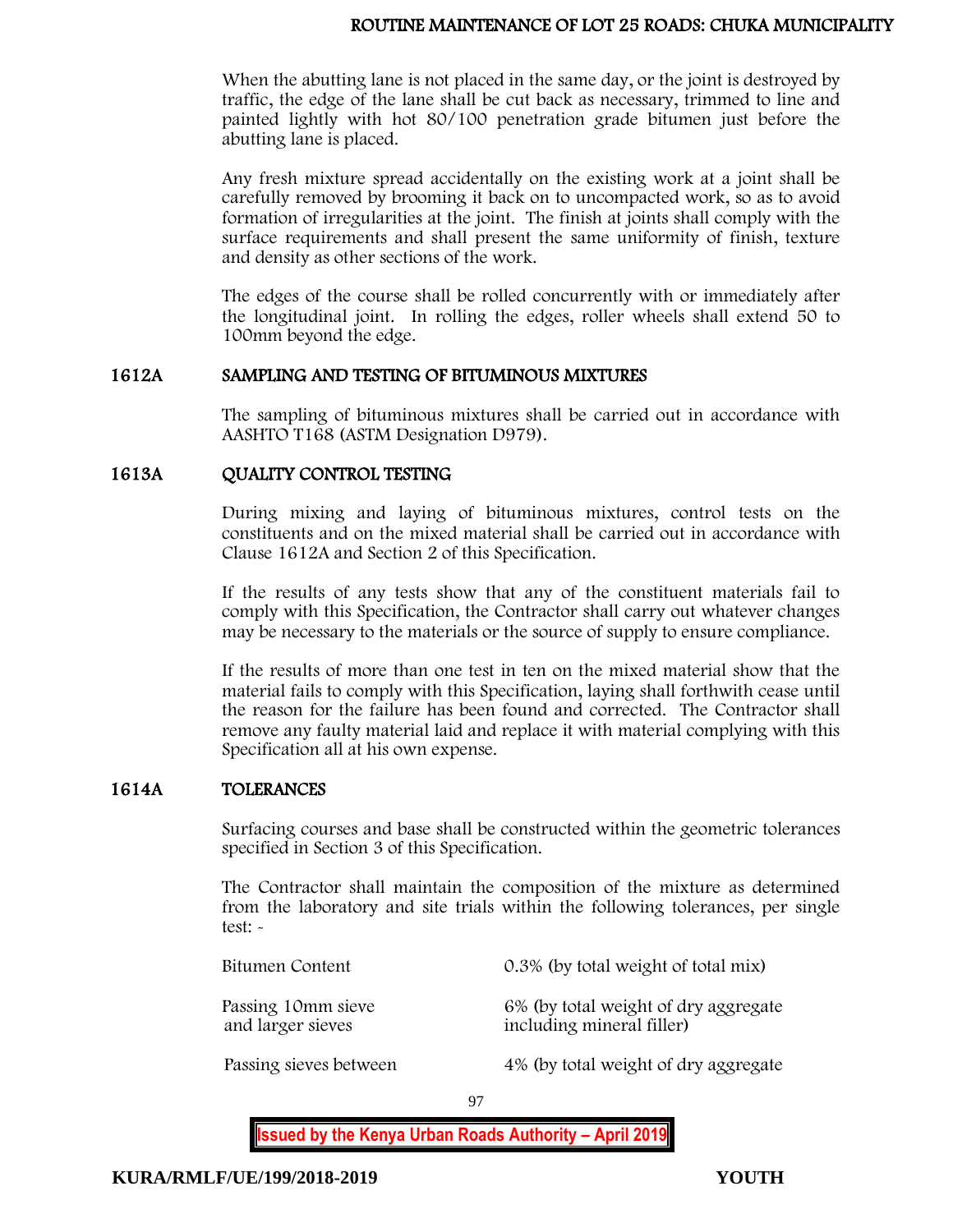When the abutting lane is not placed in the same day, or the joint is destroyed by traffic, the edge of the lane shall be cut back as necessary, trimmed to line and painted lightly with hot 80/100 penetration grade bitumen just before the abutting lane is placed.

Any fresh mixture spread accidentally on the existing work at a joint shall be carefully removed by brooming it back on to uncompacted work, so as to avoid formation of irregularities at the joint. The finish at joints shall comply with the surface requirements and shall present the same uniformity of finish, texture and density as other sections of the work.

The edges of the course shall be rolled concurrently with or immediately after the longitudinal joint. In rolling the edges, roller wheels shall extend 50 to 100mm beyond the edge.

## 1612A SAMPLING AND TESTING OF BITUMINOUS MIXTURES

The sampling of bituminous mixtures shall be carried out in accordance with AASHTO T168 (ASTM Designation D979).

## 1613A QUALITY CONTROL TESTING

During mixing and laying of bituminous mixtures, control tests on the constituents and on the mixed material shall be carried out in accordance with Clause 1612A and Section 2 of this Specification.

If the results of any tests show that any of the constituent materials fail to comply with this Specification, the Contractor shall carry out whatever changes may be necessary to the materials or the source of supply to ensure compliance.

If the results of more than one test in ten on the mixed material show that the material fails to comply with this Specification, laying shall forthwith cease until the reason for the failure has been found and corrected. The Contractor shall remove any faulty material laid and replace it with material complying with this Specification all at his own expense.

## 1614A TOLERANCES

Surfacing courses and base shall be constructed within the geometric tolerances specified in Section 3 of this Specification.

The Contractor shall maintain the composition of the mixture as determined from the laboratory and site trials within the following tolerances, per single test: -

| | |
|---|---|
| Bitumen Content | 0.3% (by total weight of total mix) |
| Passing 10mm sieve and larger sieves | 6% (by total weight of dry aggregate including mineral filler) |
| Passing sieves between | 4% (by total weight of dry aggregate |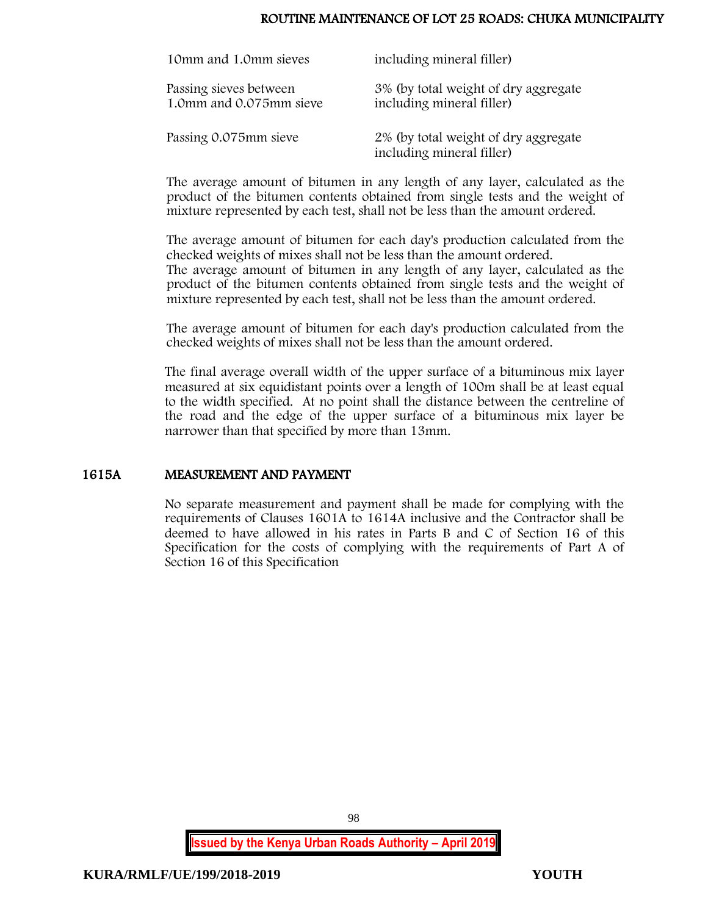| | |
|---|---|
| 10mm and 1.0mm sieves | including mineral filler) |
| Passing sieves between 1.0mm and 0.075mm sieve | 3% (by total weight of dry aggregate including mineral filler) |
| Passing 0.075mm sieve | 2% (by total weight of dry aggregate including mineral filler) |

The average amount of bitumen in any length of any layer, calculated as the product of the bitumen contents obtained from single tests and the weight of mixture represented by each test, shall not be less than the amount ordered.

The average amount of bitumen for each day's production calculated from the checked weights of mixes shall not be less than the amount ordered.
The average amount of bitumen in any length of any layer, calculated as the product of the bitumen contents obtained from single tests and the weight of mixture represented by each test, shall not be less than the amount ordered.

The average amount of bitumen for each day's production calculated from the checked weights of mixes shall not be less than the amount ordered.

The final average overall width of the upper surface of a bituminous mix layer measured at six equidistant points over a length of 100m shall be at least equal to the width specified. At no point shall the distance between the centreline of the road and the edge of the upper surface of a bituminous mix layer be narrower than that specified by more than 13mm.

## 1615A MEASUREMENT AND PAYMENT

No separate measurement and payment shall be made for complying with the requirements of Clauses 1601A to 1614A inclusive and the Contractor shall be deemed to have allowed in his rates in Parts B and C of Section 16 of this Specification for the costs of complying with the requirements of Part A of Section 16 of this Specification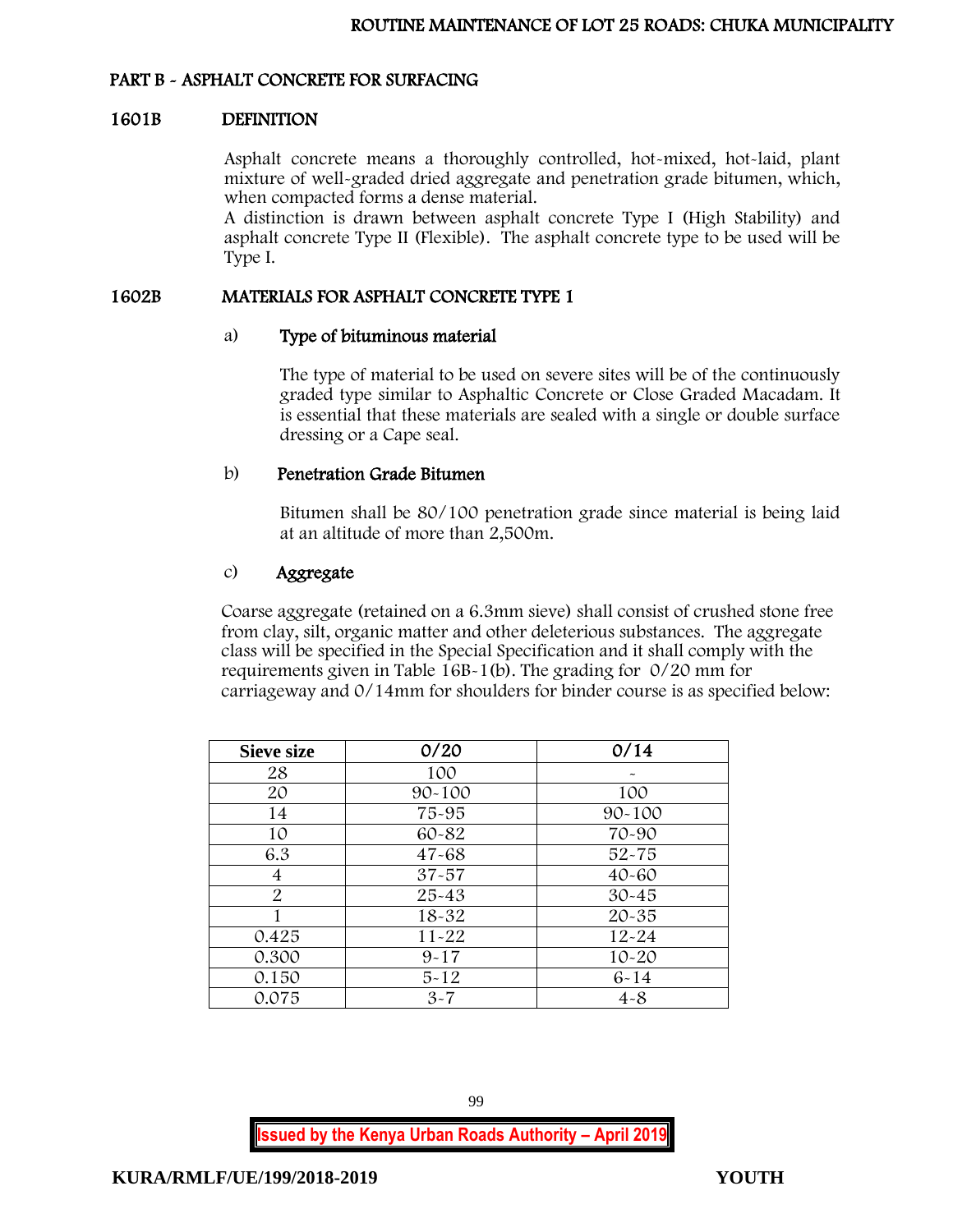## PART B - ASPHALT CONCRETE FOR SURFACING

### 1601B DEFINITION

Asphalt concrete means a thoroughly controlled, hot-mixed, hot-laid, plant mixture of well-graded dried aggregate and penetration grade bitumen, which, when compacted forms a dense material.
A distinction is drawn between asphalt concrete Type I (High Stability) and asphalt concrete Type II (Flexible). The asphalt concrete type to be used will be Type I.

### 1602B MATERIALS FOR ASPHALT CONCRETE TYPE 1

#### a) Type of bituminous material

The type of material to be used on severe sites will be of the continuously graded type similar to Asphaltic Concrete or Close Graded Macadam. It is essential that these materials are sealed with a single or double surface dressing or a Cape seal.

#### b) Penetration Grade Bitumen

Bitumen shall be 80/100 penetration grade since material is being laid at an altitude of more than 2,500m.

#### c) Aggregate

Coarse aggregate (retained on a 6.3mm sieve) shall consist of crushed stone free from clay, silt, organic matter and other deleterious substances. The aggregate class will be specified in the Special Specification and it shall comply with the requirements given in Table 16B-1(b). The grading for 0/20 mm for carriageway and 0/14mm for shoulders for binder course is as specified below:

| Sieve size | 0/20 | 0/14 |
|---|---|---|
| 28 | 100 | - |
| 20 | 90-100 | 100 |
| 14 | 75-95 | 90-100 |
| 10 | 60-82 | 70-90 |
| 6.3 | 47-68 | 52-75 |
| 4 | 37-57 | 40-60 |
| 2 | 25-43 | 30-45 |
| 1 | 18-32 | 20-35 |
| 0.425 | 11-22 | 12-24 |
| 0.300 | 9-17 | 10-20 |
| 0.150 | 5-12 | 6-14 |
| 0.075 | 3-7 | 4-8 |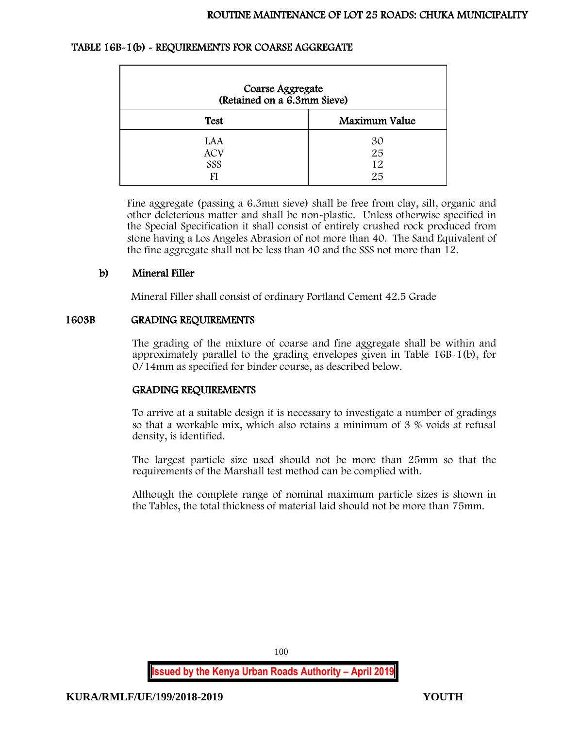### TABLE 16B-1(b) - REQUIREMENTS FOR COARSE AGGREGATE

| Coarse Aggregate (Retained on a 6.3mm Sieve) | |
|---|---|
| **Test** | **Maximum Value** |
| LAA | 30 |
| ACV | 25 |
| SSS | 12 |
| FI | 25 |

Fine aggregate (passing a 6.3mm sieve) shall be free from clay, silt, organic and other deleterious matter and shall be non-plastic. Unless otherwise specified in the Special Specification it shall consist of entirely crushed rock produced from stone having a Los Angeles Abrasion of not more than 40. The Sand Equivalent of the fine aggregate shall not be less than 40 and the SSS not more than 12.

#### b) Mineral Filler

Mineral Filler shall consist of ordinary Portland Cement 42.5 Grade

## 1603B GRADING REQUIREMENTS

The grading of the mixture of coarse and fine aggregate shall be within and approximately parallel to the grading envelopes given in Table 16B-1(b), for 0/14mm as specified for binder course, as described below.

### GRADING REQUIREMENTS

To arrive at a suitable design it is necessary to investigate a number of gradings so that a workable mix, which also retains a minimum of 3 % voids at refusal density, is identified.

The largest particle size used should not be more than 25mm so that the requirements of the Marshall test method can be complied with.

Although the complete range of nominal maximum particle sizes is shown in the Tables, the total thickness of material laid should not be more than 75mm.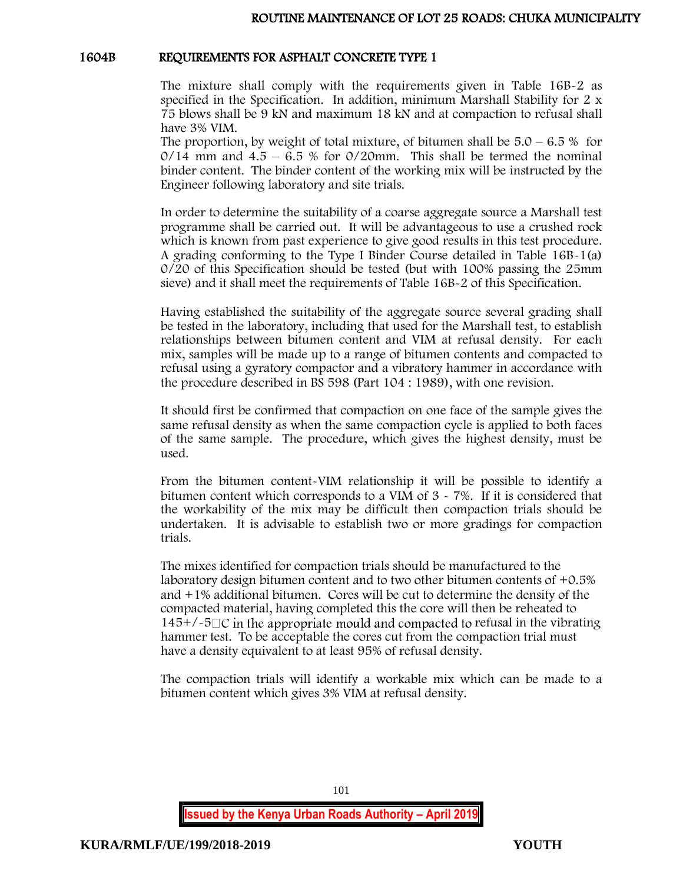## 1604B REQUIREMENTS FOR ASPHALT CONCRETE TYPE 1

The mixture shall comply with the requirements given in Table 16B-2 as specified in the Specification. In addition, minimum Marshall Stability for 2 x 75 blows shall be 9 kN and maximum 18 kN and at compaction to refusal shall have 3% VIM.

The proportion, by weight of total mixture, of bitumen shall be 5.0 – 6.5 % for 0/14 mm and 4.5 – 6.5 % for 0/20mm. This shall be termed the nominal binder content. The binder content of the working mix will be instructed by the Engineer following laboratory and site trials.

In order to determine the suitability of a coarse aggregate source a Marshall test programme shall be carried out. It will be advantageous to use a crushed rock which is known from past experience to give good results in this test procedure. A grading conforming to the Type I Binder Course detailed in Table 16B-1(a) 0/20 of this Specification should be tested (but with 100% passing the 25mm sieve) and it shall meet the requirements of Table 16B-2 of this Specification.

Having established the suitability of the aggregate source several grading shall be tested in the laboratory, including that used for the Marshall test, to establish relationships between bitumen content and VIM at refusal density. For each mix, samples will be made up to a range of bitumen contents and compacted to refusal using a gyratory compactor and a vibratory hammer in accordance with the procedure described in BS 598 (Part 104 : 1989), with one revision.

It should first be confirmed that compaction on one face of the sample gives the same refusal density as when the same compaction cycle is applied to both faces of the same sample. The procedure, which gives the highest density, must be used.

From the bitumen content-VIM relationship it will be possible to identify a bitumen content which corresponds to a VIM of 3 - 7%. If it is considered that the workability of the mix may be difficult then compaction trials should be undertaken. It is advisable to establish two or more gradings for compaction trials.

The mixes identified for compaction trials should be manufactured to the laboratory design bitumen content and to two other bitumen contents of +0.5% and +1% additional bitumen. Cores will be cut to determine the density of the compacted material, having completed this the core will then be reheated to 145+/-5°C in the appropriate mould and compacted to refusal in the vibrating hammer test. To be acceptable the cores cut from the compaction trial must have a density equivalent to at least 95% of refusal density.

The compaction trials will identify a workable mix which can be made to a bitumen content which gives 3% VIM at refusal density.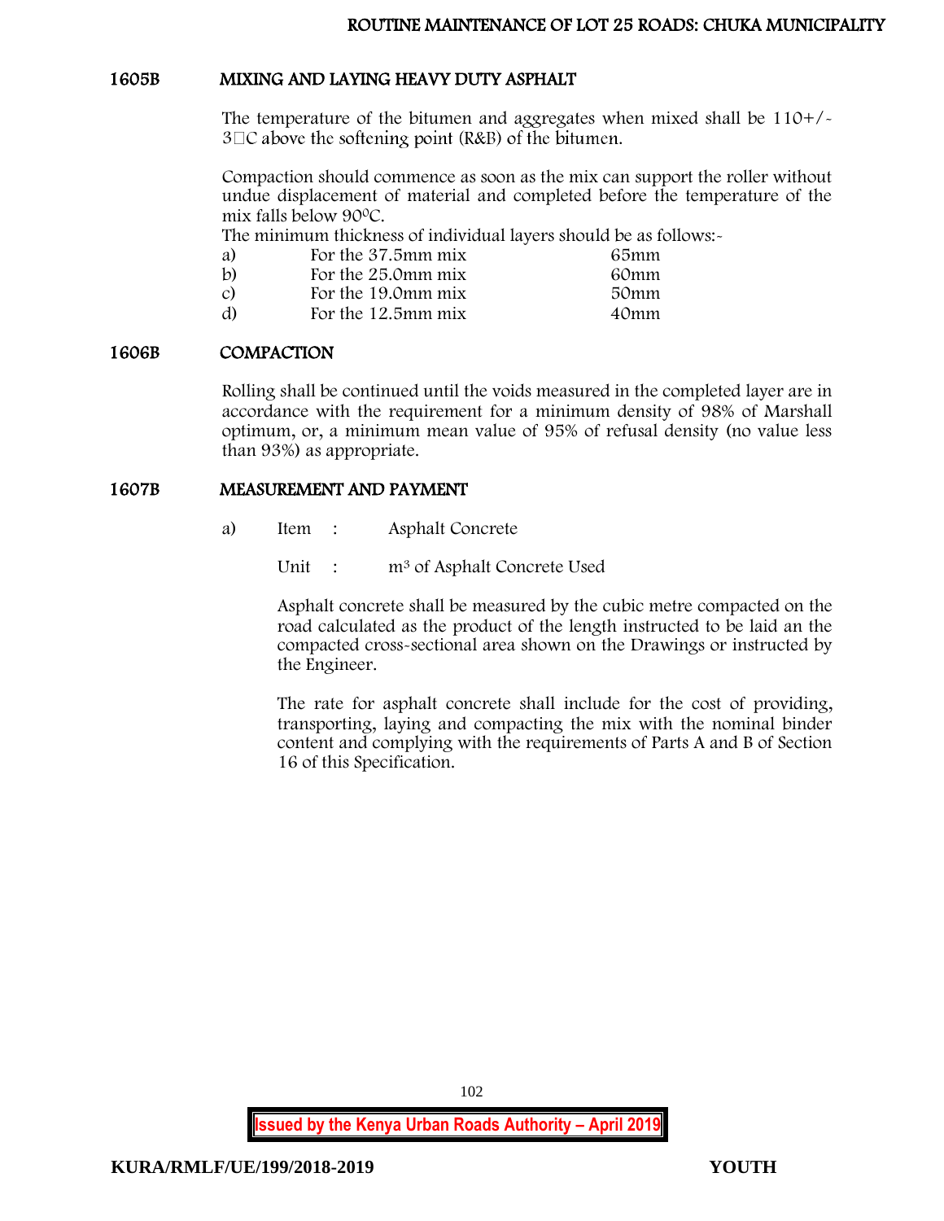## 1605B MIXING AND LAYING HEAVY DUTY ASPHALT

The temperature of the bitumen and aggregates when mixed shall be 110+/-3C above the softening point (R&B) of the bitumen.

Compaction should commence as soon as the mix can support the roller without undue displacement of material and completed before the temperature of the mix falls below 90⁰C.

The minimum thickness of individual layers should be as follows:-

| | | |
|---|---|---|
| a) | For the 37.5mm mix | 65mm |
| b) | For the 25.0mm mix | 60mm |
| c) | For the 19.0mm mix | 50mm |
| d) | For the 12.5mm mix | 40mm |

## 1606B COMPACTION

Rolling shall be continued until the voids measured in the completed layer are in accordance with the requirement for a minimum density of 98% of Marshall optimum, or, a minimum mean value of 95% of refusal density (no value less than 93%) as appropriate.

## 1607B MEASUREMENT AND PAYMENT

a) Item : Asphalt Concrete

Unit : $m^3$ of Asphalt Concrete Used

Asphalt concrete shall be measured by the cubic metre compacted on the road calculated as the product of the length instructed to be laid an the compacted cross-sectional area shown on the Drawings or instructed by the Engineer.

The rate for asphalt concrete shall include for the cost of providing, transporting, laying and compacting the mix with the nominal binder content and complying with the requirements of Parts A and B of Section 16 of this Specification.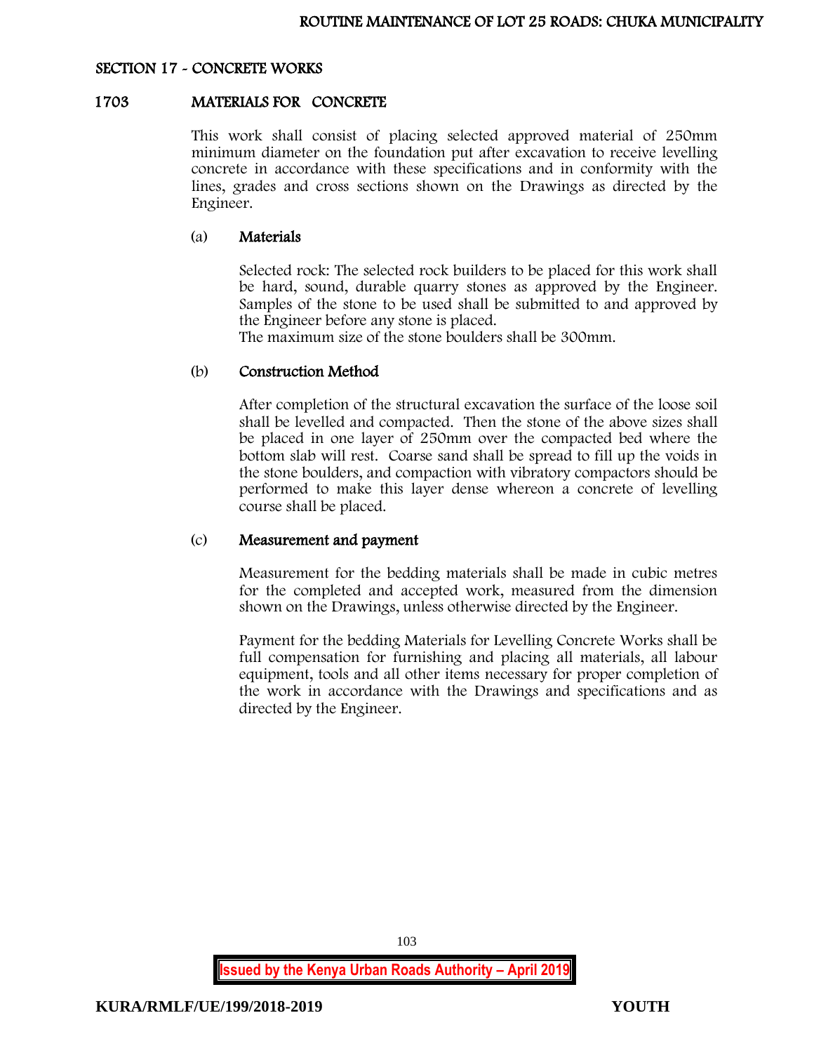## SECTION 17 - CONCRETE WORKS

### 1703 MATERIALS FOR CONCRETE

This work shall consist of placing selected approved material of 250mm minimum diameter on the foundation put after excavation to receive levelling concrete in accordance with these specifications and in conformity with the lines, grades and cross sections shown on the Drawings as directed by the Engineer.

#### (a) Materials

Selected rock: The selected rock builders to be placed for this work shall be hard, sound, durable quarry stones as approved by the Engineer. Samples of the stone to be used shall be submitted to and approved by the Engineer before any stone is placed.
The maximum size of the stone boulders shall be 300mm.

#### (b) Construction Method

After completion of the structural excavation the surface of the loose soil shall be levelled and compacted. Then the stone of the above sizes shall be placed in one layer of 250mm over the compacted bed where the bottom slab will rest. Coarse sand shall be spread to fill up the voids in the stone boulders, and compaction with vibratory compactors should be performed to make this layer dense whereon a concrete of levelling course shall be placed.

#### (c) Measurement and payment

Measurement for the bedding materials shall be made in cubic metres for the completed and accepted work, measured from the dimension shown on the Drawings, unless otherwise directed by the Engineer.

Payment for the bedding Materials for Levelling Concrete Works shall be full compensation for furnishing and placing all materials, all labour equipment, tools and all other items necessary for proper completion of the work in accordance with the Drawings and specifications and as directed by the Engineer.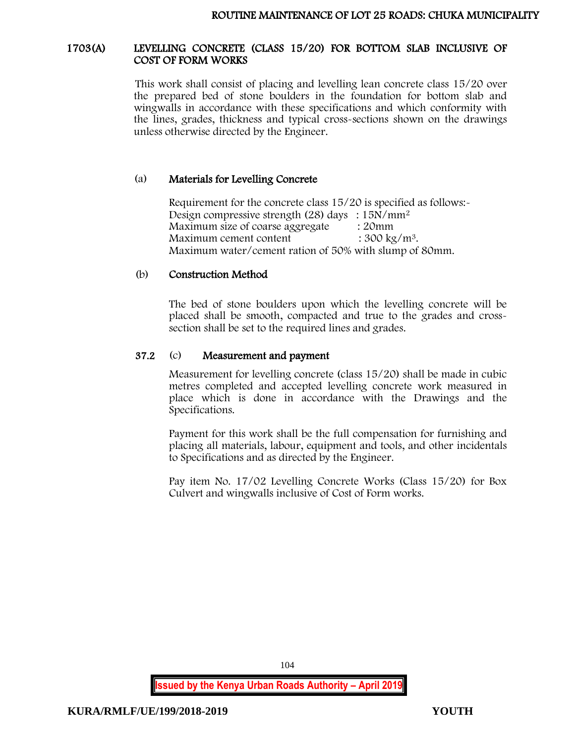## 1703(A) LEVELLING CONCRETE (CLASS 15/20) FOR BOTTOM SLAB INCLUSIVE OF COST OF FORM WORKS

This work shall consist of placing and levelling lean concrete class 15/20 over the prepared bed of stone boulders in the foundation for bottom slab and wingwalls in accordance with these specifications and which conformity with the lines, grades, thickness and typical cross-sections shown on the drawings unless otherwise directed by the Engineer.

### (a) Materials for Levelling Concrete

Requirement for the concrete class 15/20 is specified as follows:-
Design compressive strength (28) days : $15N/mm^2$
Maximum size of coarse aggregate : 20mm
Maximum cement content : $300\ kg/m^3$.
Maximum water/cement ration of 50% with slump of 80mm.

### (b) Construction Method

The bed of stone boulders upon which the levelling concrete will be placed shall be smooth, compacted and true to the grades and cross-section shall be set to the required lines and grades.

### 37.2 (c) Measurement and payment

Measurement for levelling concrete (class 15/20) shall be made in cubic metres completed and accepted levelling concrete work measured in place which is done in accordance with the Drawings and the Specifications.

Payment for this work shall be the full compensation for furnishing and placing all materials, labour, equipment and tools, and other incidentals to Specifications and as directed by the Engineer.

Pay item No. 17/02 Levelling Concrete Works (Class 15/20) for Box Culvert and wingwalls inclusive of Cost of Form works.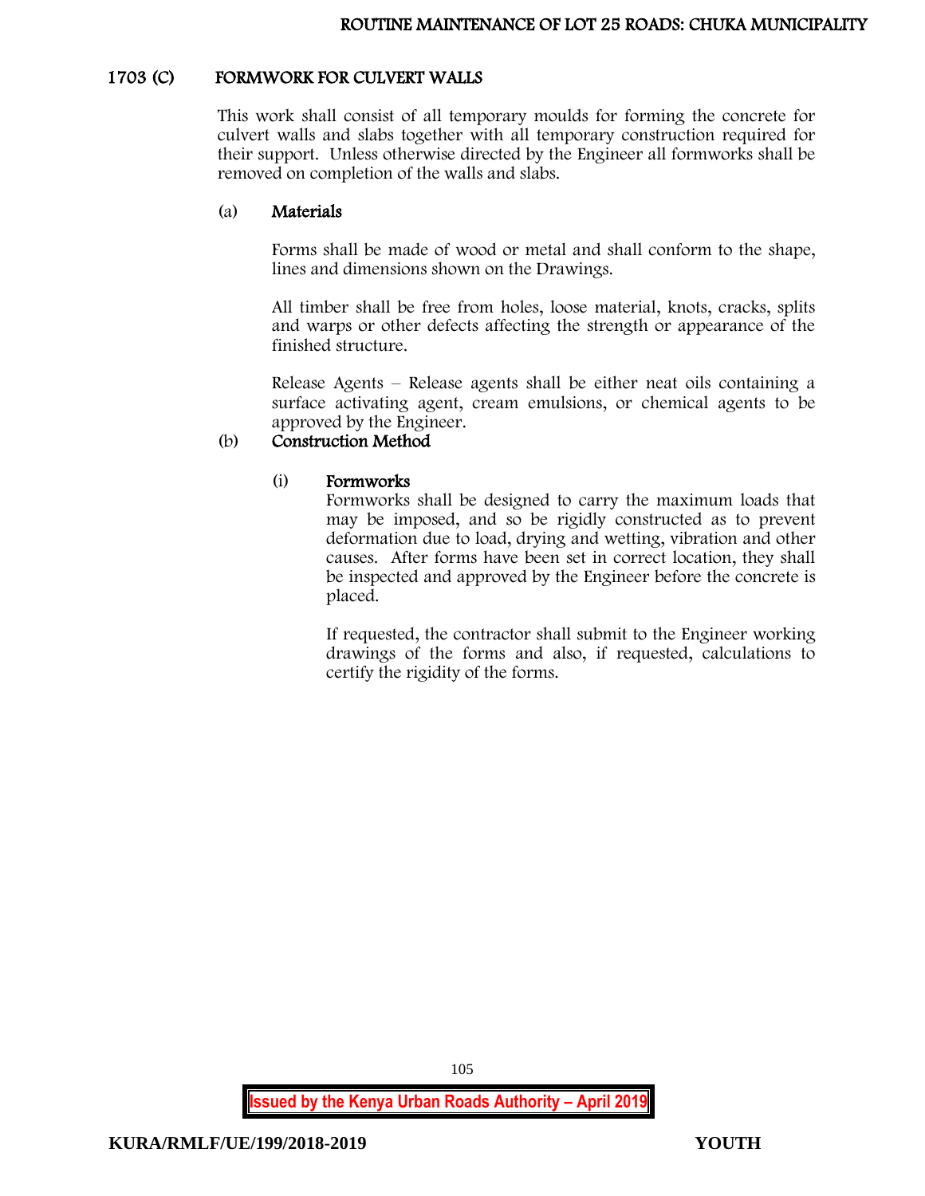## 1703 (C) FORMWORK FOR CULVERT WALLS

This work shall consist of all temporary moulds for forming the concrete for culvert walls and slabs together with all temporary construction required for their support. Unless otherwise directed by the Engineer all formworks shall be removed on completion of the walls and slabs.

### (a) Materials

Forms shall be made of wood or metal and shall conform to the shape, lines and dimensions shown on the Drawings.

All timber shall be free from holes, loose material, knots, cracks, splits and warps or other defects affecting the strength or appearance of the finished structure.

Release Agents – Release agents shall be either neat oils containing a surface activating agent, cream emulsions, or chemical agents to be approved by the Engineer.

### (b) Construction Method

#### (i) Formworks

Formworks shall be designed to carry the maximum loads that may be imposed, and so be rigidly constructed as to prevent deformation due to load, drying and wetting, vibration and other causes. After forms have been set in correct location, they shall be inspected and approved by the Engineer before the concrete is placed.

If requested, the contractor shall submit to the Engineer working drawings of the forms and also, if requested, calculations to certify the rigidity of the forms.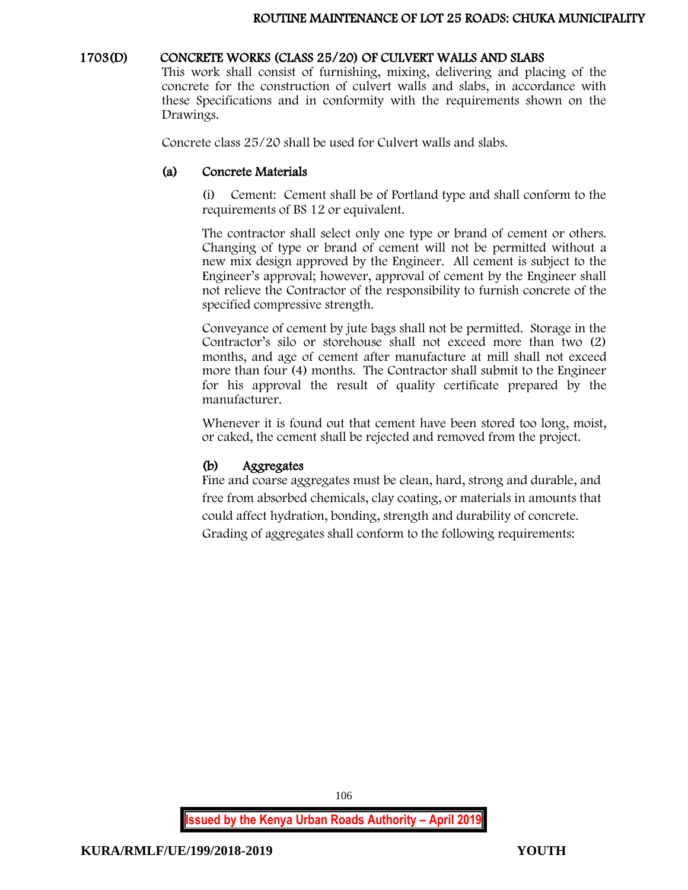## 1703(D) CONCRETE WORKS (CLASS 25/20) OF CULVERT WALLS AND SLABS

This work shall consist of furnishing, mixing, delivering and placing of the concrete for the construction of culvert walls and slabs, in accordance with these Specifications and in conformity with the requirements shown on the Drawings.

Concrete class 25/20 shall be used for Culvert walls and slabs.

### (a) Concrete Materials

(i) Cement: Cement shall be of Portland type and shall conform to the requirements of BS 12 or equivalent.

The contractor shall select only one type or brand of cement or others. Changing of type or brand of cement will not be permitted without a new mix design approved by the Engineer. All cement is subject to the Engineer's approval; however, approval of cement by the Engineer shall not relieve the Contractor of the responsibility to furnish concrete of the specified compressive strength.

Conveyance of cement by jute bags shall not be permitted. Storage in the Contractor's silo or storehouse shall not exceed more than two (2) months, and age of cement after manufacture at mill shall not exceed more than four (4) months. The Contractor shall submit to the Engineer for his approval the result of quality certificate prepared by the manufacturer.

Whenever it is found out that cement have been stored too long, moist, or caked, the cement shall be rejected and removed from the project.

### (b) Aggregates

Fine and coarse aggregates must be clean, hard, strong and durable, and free from absorbed chemicals, clay coating, or materials in amounts that could affect hydration, bonding, strength and durability of concrete. Grading of aggregates shall conform to the following requirements: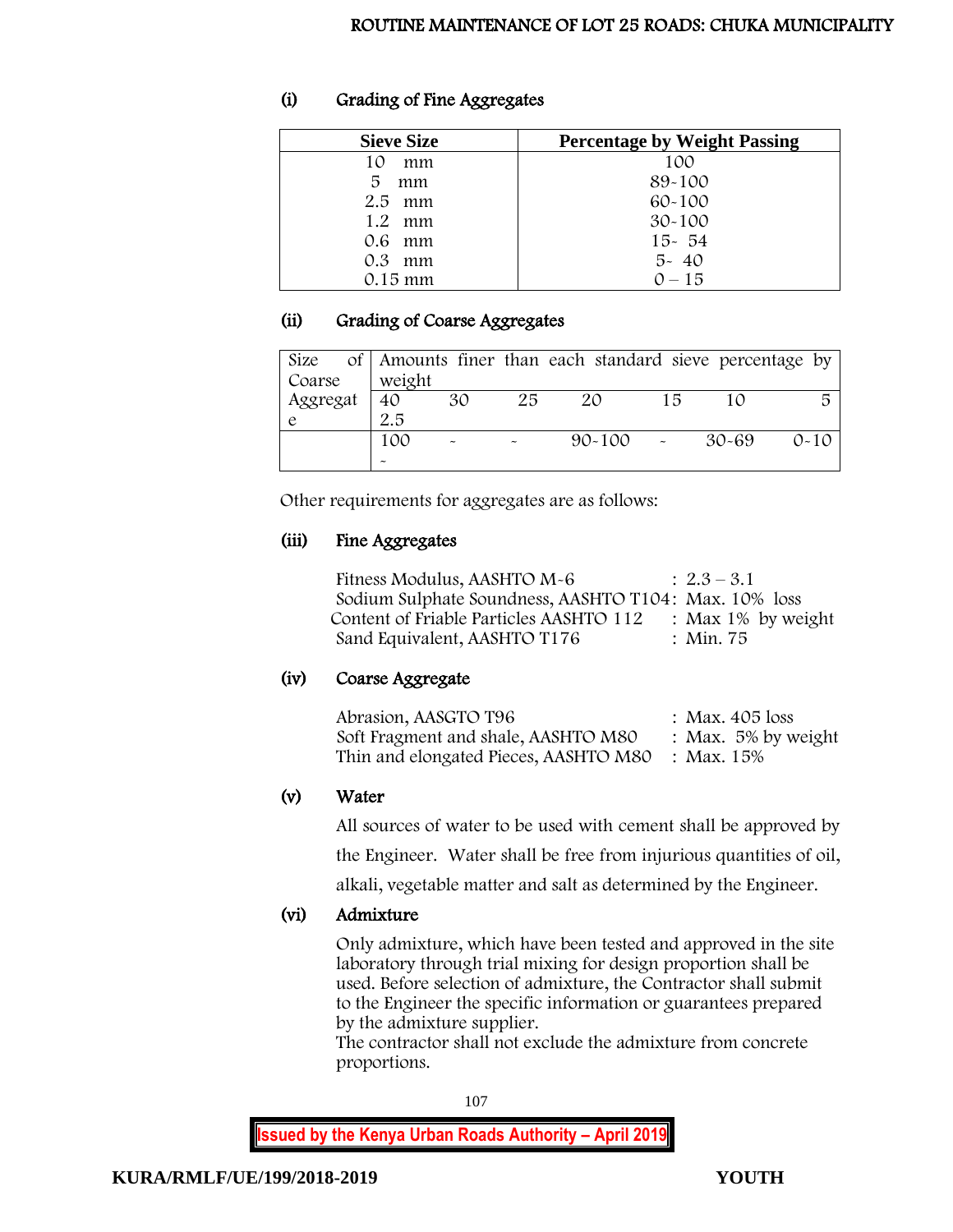### (i) Grading of Fine Aggregates

| Sieve Size | Percentage by Weight Passing |
|---|---|
| 10 mm | 100 |
| 5 mm | 89-100 |
| 2.5 mm | 60-100 |
| 1.2 mm | 30-100 |
| 0.6 mm | 15- 54 |
| 0.3 mm | 5- 40 |
| 0.15 mm | 0 – 15 |

### (ii) Grading of Coarse Aggregates

| Size of Coarse Aggregate | Amounts finer than each standard sieve percentage by weight | | | | | | |
|---|---|---|---|---|---|---|---|
| | 40 2.5 | 30 | 25 | 20 | 15 | 10 | 5 |
| | 100 - | - | - | 90-100 | - | 30-69 | 0-10 |

Other requirements for aggregates are as follows:

### (iii) Fine Aggregates

Fitness Modulus, AASHTO M-6 : 2.3 – 3.1
Sodium Sulphate Soundness, AASHTO T104: Max. 10% loss
Content of Friable Particles AASHTO 112 : Max 1% by weight
Sand Equivalent, AASHTO T176 : Min. 75

### (iv) Coarse Aggregate

Abrasion, AASGTO T96 : Max. 405 loss
Soft Fragment and shale, AASHTO M80 : Max. 5% by weight
Thin and elongated Pieces, AASHTO M80 : Max. 15%

### (v) Water

All sources of water to be used with cement shall be approved by the Engineer. Water shall be free from injurious quantities of oil, alkali, vegetable matter and salt as determined by the Engineer.

### (vi) Admixture

Only admixture, which have been tested and approved in the site laboratory through trial mixing for design proportion shall be used. Before selection of admixture, the Contractor shall submit to the Engineer the specific information or guarantees prepared by the admixture supplier.
The contractor shall not exclude the admixture from concrete proportions.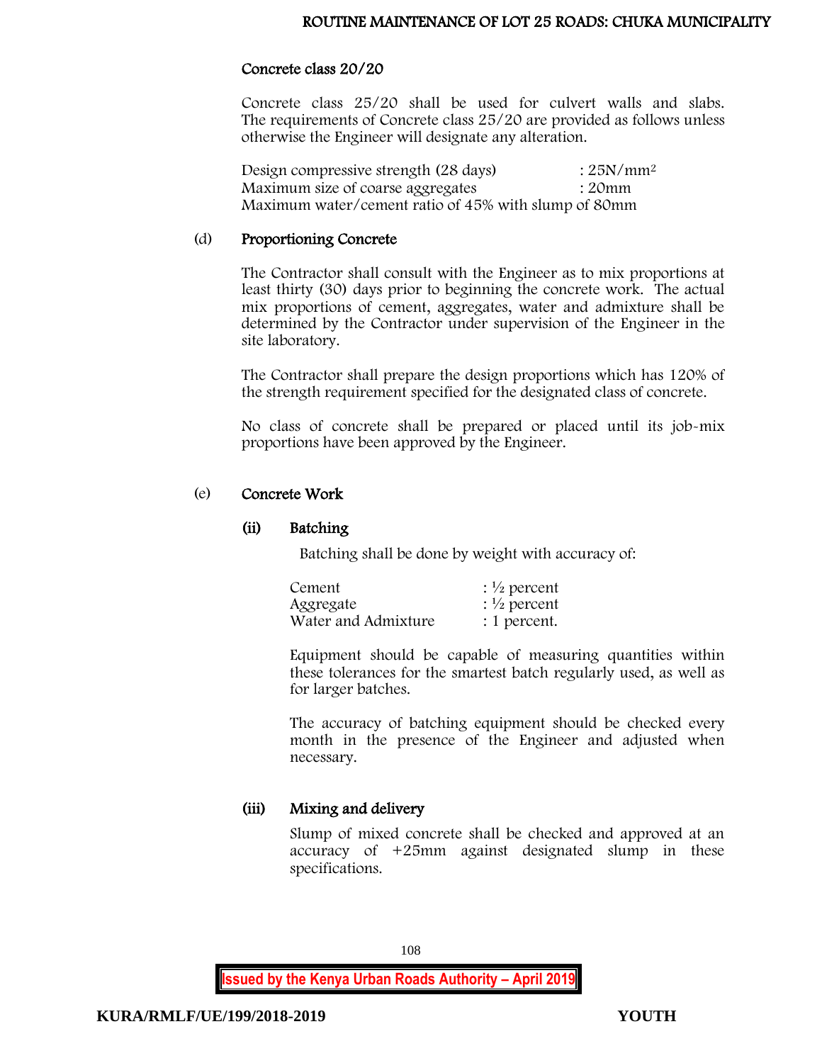### Concrete class 20/20

Concrete class 25/20 shall be used for culvert walls and slabs. The requirements of Concrete class 25/20 are provided as follows unless otherwise the Engineer will designate any alteration.

Design compressive strength (28 days) : 25N/mm$^2$
Maximum size of coarse aggregates : 20mm
Maximum water/cement ratio of 45% with slump of 80mm

(d) **Proportioning Concrete**

The Contractor shall consult with the Engineer as to mix proportions at least thirty (30) days prior to beginning the concrete work. The actual mix proportions of cement, aggregates, water and admixture shall be determined by the Contractor under supervision of the Engineer in the site laboratory.

The Contractor shall prepare the design proportions which has 120% of the strength requirement specified for the designated class of concrete.

No class of concrete shall be prepared or placed until its job-mix proportions have been approved by the Engineer.

(e) **Concrete Work**

**(ii) Batching**

Batching shall be done by weight with accuracy of:

Cement : ½ percent
Aggregate : ½ percent
Water and Admixture : 1 percent.

Equipment should be capable of measuring quantities within these tolerances for the smartest batch regularly used, as well as for larger batches.

The accuracy of batching equipment should be checked every month in the presence of the Engineer and adjusted when necessary.

**(iii) Mixing and delivery**

Slump of mixed concrete shall be checked and approved at an accuracy of +25mm against designated slump in these specifications.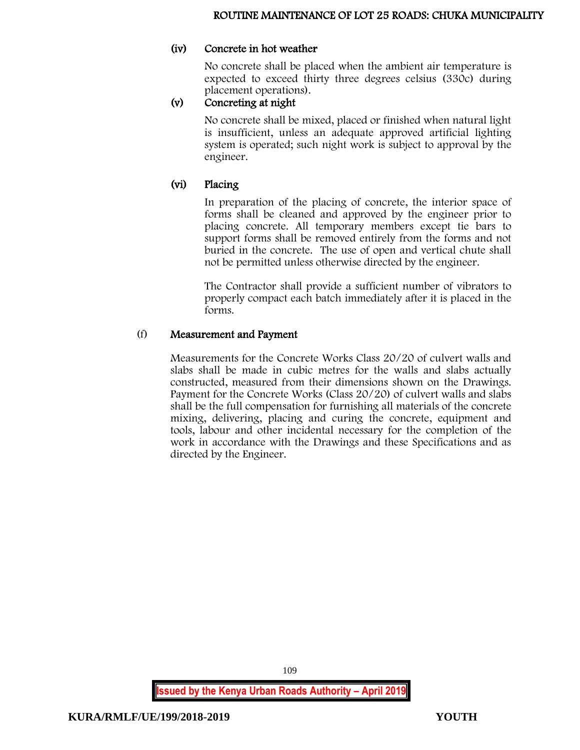#### (iv) Concrete in hot weather

No concrete shall be placed when the ambient air temperature is expected to exceed thirty three degrees celsius (330c) during placement operations).

#### (v) Concreting at night

No concrete shall be mixed, placed or finished when natural light is insufficient, unless an adequate approved artificial lighting system is operated; such night work is subject to approval by the engineer.

#### (vi) Placing

In preparation of the placing of concrete, the interior space of forms shall be cleaned and approved by the engineer prior to placing concrete. All temporary members except tie bars to support forms shall be removed entirely from the forms and not buried in the concrete. The use of open and vertical chute shall not be permitted unless otherwise directed by the engineer.

The Contractor shall provide a sufficient number of vibrators to properly compact each batch immediately after it is placed in the forms.

### (f) Measurement and Payment

Measurements for the Concrete Works Class 20/20 of culvert walls and slabs shall be made in cubic metres for the walls and slabs actually constructed, measured from their dimensions shown on the Drawings. Payment for the Concrete Works (Class 20/20) of culvert walls and slabs shall be the full compensation for furnishing all materials of the concrete mixing, delivering, placing and curing the concrete, equipment and tools, labour and other incidental necessary for the completion of the work in accordance with the Drawings and these Specifications and as directed by the Engineer.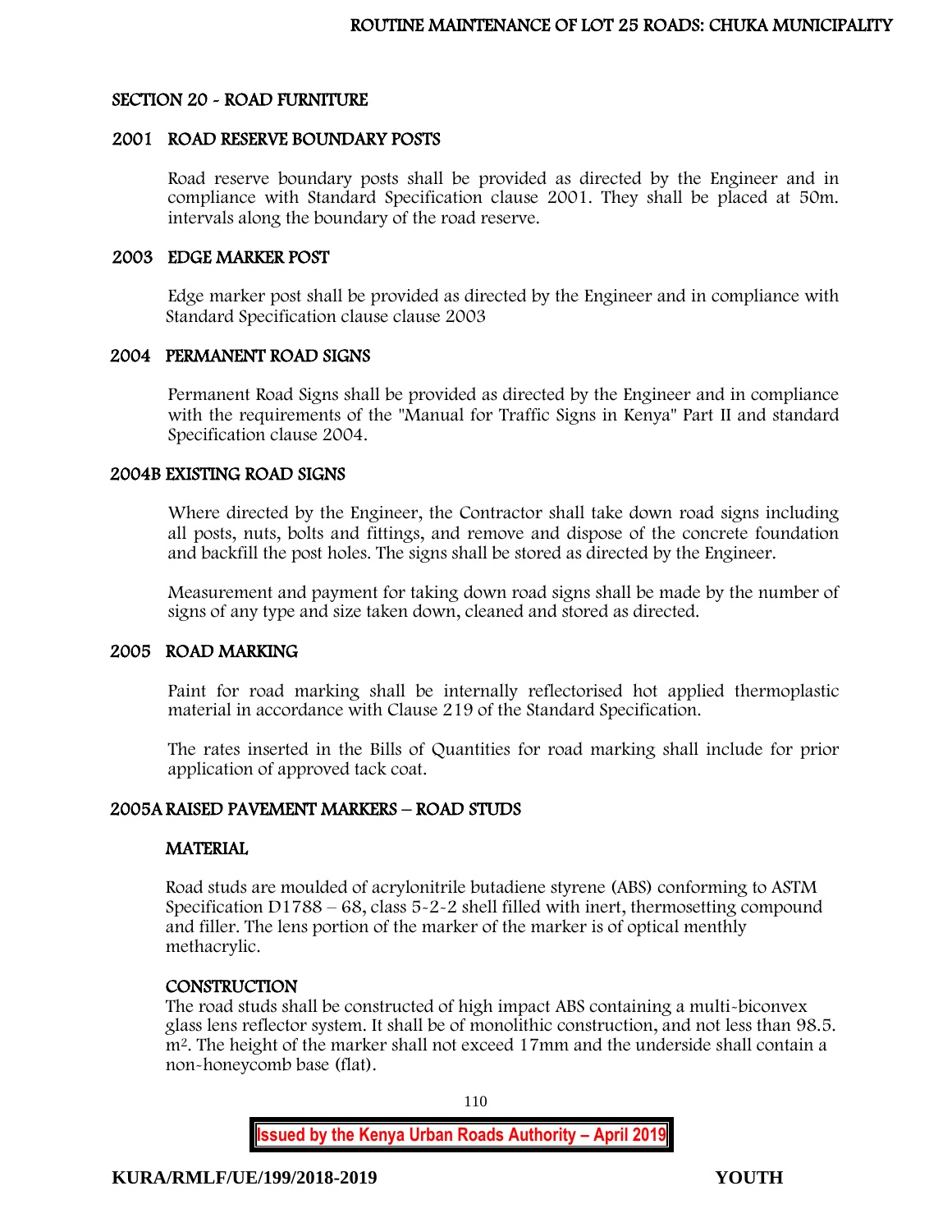## SECTION 20 - ROAD FURNITURE

### 2001 ROAD RESERVE BOUNDARY POSTS

Road reserve boundary posts shall be provided as directed by the Engineer and in compliance with Standard Specification clause 2001. They shall be placed at 50m. intervals along the boundary of the road reserve.

### 2003 EDGE MARKER POST

Edge marker post shall be provided as directed by the Engineer and in compliance with Standard Specification clause clause 2003

### 2004 PERMANENT ROAD SIGNS

Permanent Road Signs shall be provided as directed by the Engineer and in compliance with the requirements of the "Manual for Traffic Signs in Kenya" Part II and standard Specification clause 2004.

### 2004B EXISTING ROAD SIGNS

Where directed by the Engineer, the Contractor shall take down road signs including all posts, nuts, bolts and fittings, and remove and dispose of the concrete foundation and backfill the post holes. The signs shall be stored as directed by the Engineer.

Measurement and payment for taking down road signs shall be made by the number of signs of any type and size taken down, cleaned and stored as directed.

### 2005 ROAD MARKING

Paint for road marking shall be internally reflectorised hot applied thermoplastic material in accordance with Clause 219 of the Standard Specification.

The rates inserted in the Bills of Quantities for road marking shall include for prior application of approved tack coat.

### 2005A RAISED PAVEMENT MARKERS – ROAD STUDS

#### MATERIAL

Road studs are moulded of acrylonitrile butadiene styrene (ABS) conforming to ASTM Specification D1788 – 68, class 5-2-2 shell filled with inert, thermosetting compound and filler. The lens portion of the marker of the marker is of optical menthly methacrylic.

#### CONSTRUCTION

The road studs shall be constructed of high impact ABS containing a multi-biconvex glass lens reflector system. It shall be of monolithic construction, and not less than 98.5. $m^2$. The height of the marker shall not exceed 17mm and the underside shall contain a non-honeycomb base (flat).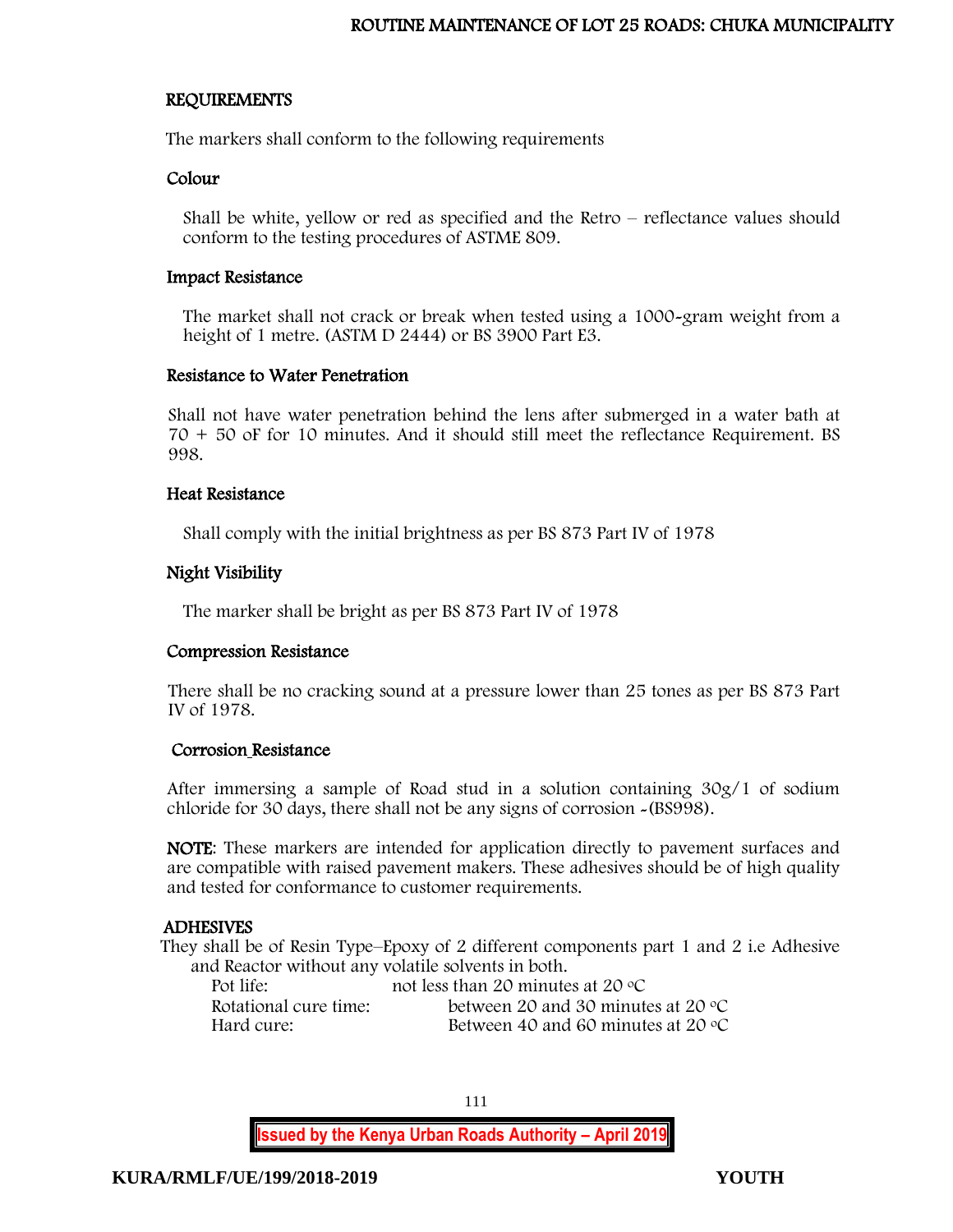## REQUIREMENTS

The markers shall conform to the following requirements

### Colour

Shall be white, yellow or red as specified and the Retro – reflectance values should conform to the testing procedures of ASTME 809.

### Impact Resistance

The market shall not crack or break when tested using a 1000-gram weight from a height of 1 metre. (ASTM D 2444) or BS 3900 Part E3.

### Resistance to Water Penetration

Shall not have water penetration behind the lens after submerged in a water bath at 70 + 50 oF for 10 minutes. And it should still meet the reflectance Requirement. BS 998.

### Heat Resistance

Shall comply with the initial brightness as per BS 873 Part IV of 1978

### Night Visibility

The marker shall be bright as per BS 873 Part IV of 1978

### Compression Resistance

There shall be no cracking sound at a pressure lower than 25 tones as per BS 873 Part IV of 1978.

### Corrosion Resistance

After immersing a sample of Road stud in a solution containing 30g/1 of sodium chloride for 30 days, there shall not be any signs of corrosion -(BS998).

**NOTE**: These markers are intended for application directly to pavement surfaces and are compatible with raised pavement makers. These adhesives should be of high quality and tested for conformance to customer requirements.

## ADHESIVES

They shall be of Resin Type–Epoxy of 2 different components part 1 and 2 i.e Adhesive and Reactor without any volatile solvents in both.

| | |
|---|---|
| Pot life: | not less than 20 minutes at 20 °C |
| Rotational cure time: | between 20 and 30 minutes at 20 °C |
| Hard cure: | Between 40 and 60 minutes at 20 °C |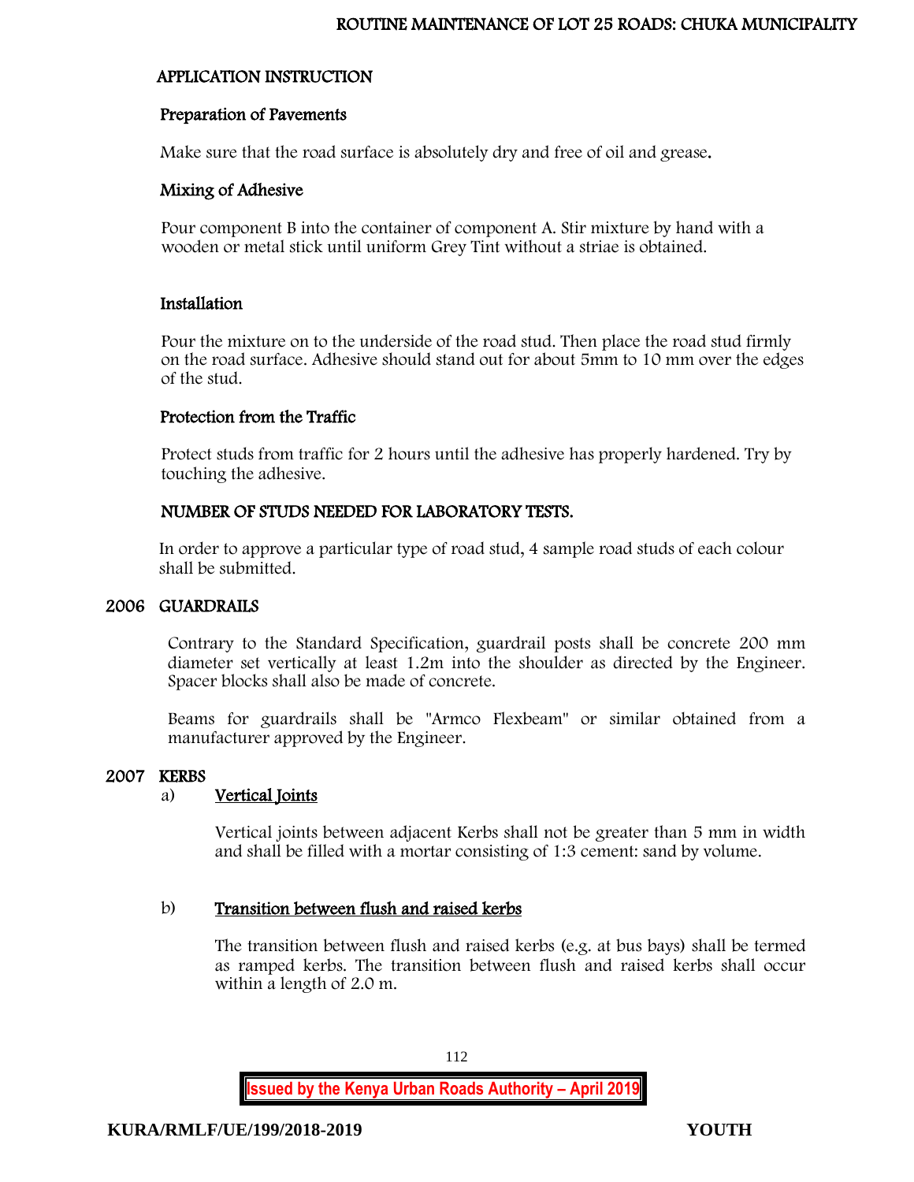## APPLICATION INSTRUCTION

### Preparation of Pavements

Make sure that the road surface is absolutely dry and free of oil and grease.

### Mixing of Adhesive

Pour component B into the container of component A. Stir mixture by hand with a wooden or metal stick until uniform Grey Tint without a striae is obtained.

### Installation

Pour the mixture on to the underside of the road stud. Then place the road stud firmly on the road surface. Adhesive should stand out for about 5mm to 10 mm over the edges of the stud.

### Protection from the Traffic

Protect studs from traffic for 2 hours until the adhesive has properly hardened. Try by touching the adhesive.

### NUMBER OF STUDS NEEDED FOR LABORATORY TESTS.

In order to approve a particular type of road stud, 4 sample road studs of each colour shall be submitted.

## 2006 GUARDRAILS

Contrary to the Standard Specification, guardrail posts shall be concrete 200 mm diameter set vertically at least 1.2m into the shoulder as directed by the Engineer. Spacer blocks shall also be made of concrete.

Beams for guardrails shall be "Armco Flexbeam" or similar obtained from a manufacturer approved by the Engineer.

## 2007 KERBS

a) <u>Vertical Joints</u>

Vertical joints between adjacent Kerbs shall not be greater than 5 mm in width and shall be filled with a mortar consisting of 1:3 cement: sand by volume.

b) <u>Transition between flush and raised kerbs</u>

The transition between flush and raised kerbs (e.g. at bus bays) shall be termed as ramped kerbs. The transition between flush and raised kerbs shall occur within a length of 2.0 m.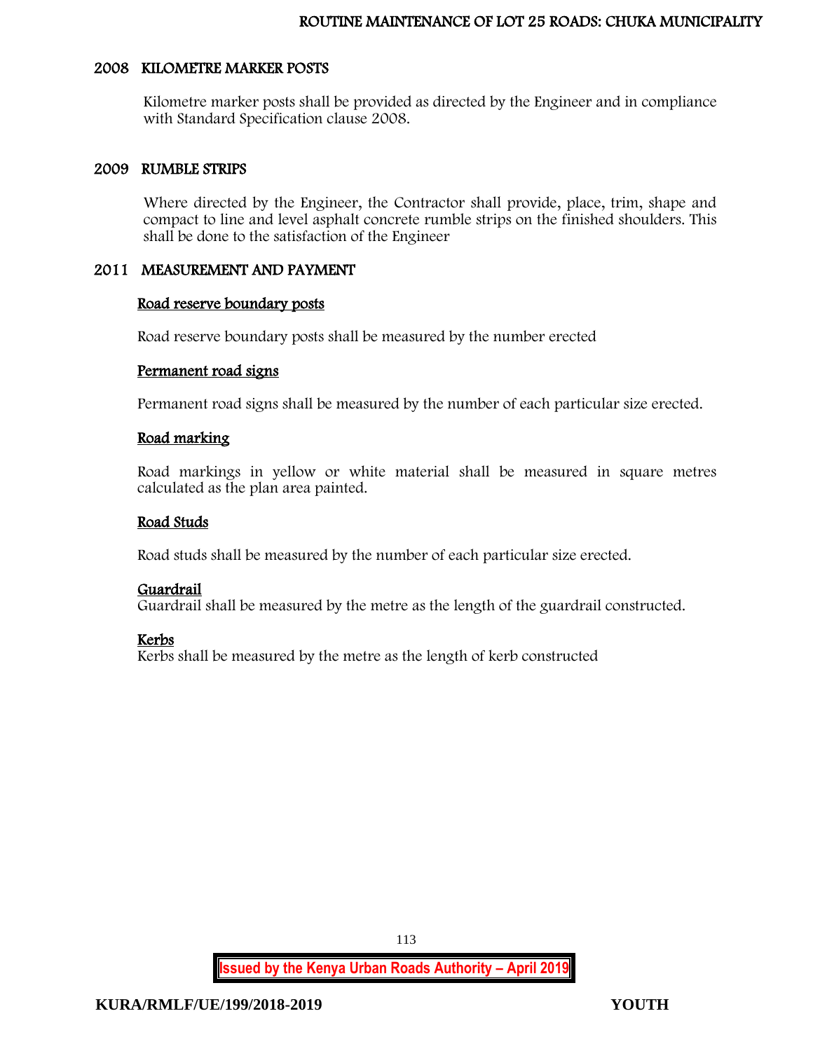## 2008 KILOMETRE MARKER POSTS

Kilometre marker posts shall be provided as directed by the Engineer and in compliance with Standard Specification clause 2008.

## 2009 RUMBLE STRIPS

Where directed by the Engineer, the Contractor shall provide, place, trim, shape and compact to line and level asphalt concrete rumble strips on the finished shoulders. This shall be done to the satisfaction of the Engineer

## 2011 MEASUREMENT AND PAYMENT

**Road reserve boundary posts**

Road reserve boundary posts shall be measured by the number erected

**Permanent road signs**

Permanent road signs shall be measured by the number of each particular size erected.

**Road marking**

Road markings in yellow or white material shall be measured in square metres calculated as the plan area painted.

**Road Studs**

Road studs shall be measured by the number of each particular size erected.

**Guardrail**

Guardrail shall be measured by the metre as the length of the guardrail constructed.

**Kerbs**

Kerbs shall be measured by the metre as the length of kerb constructed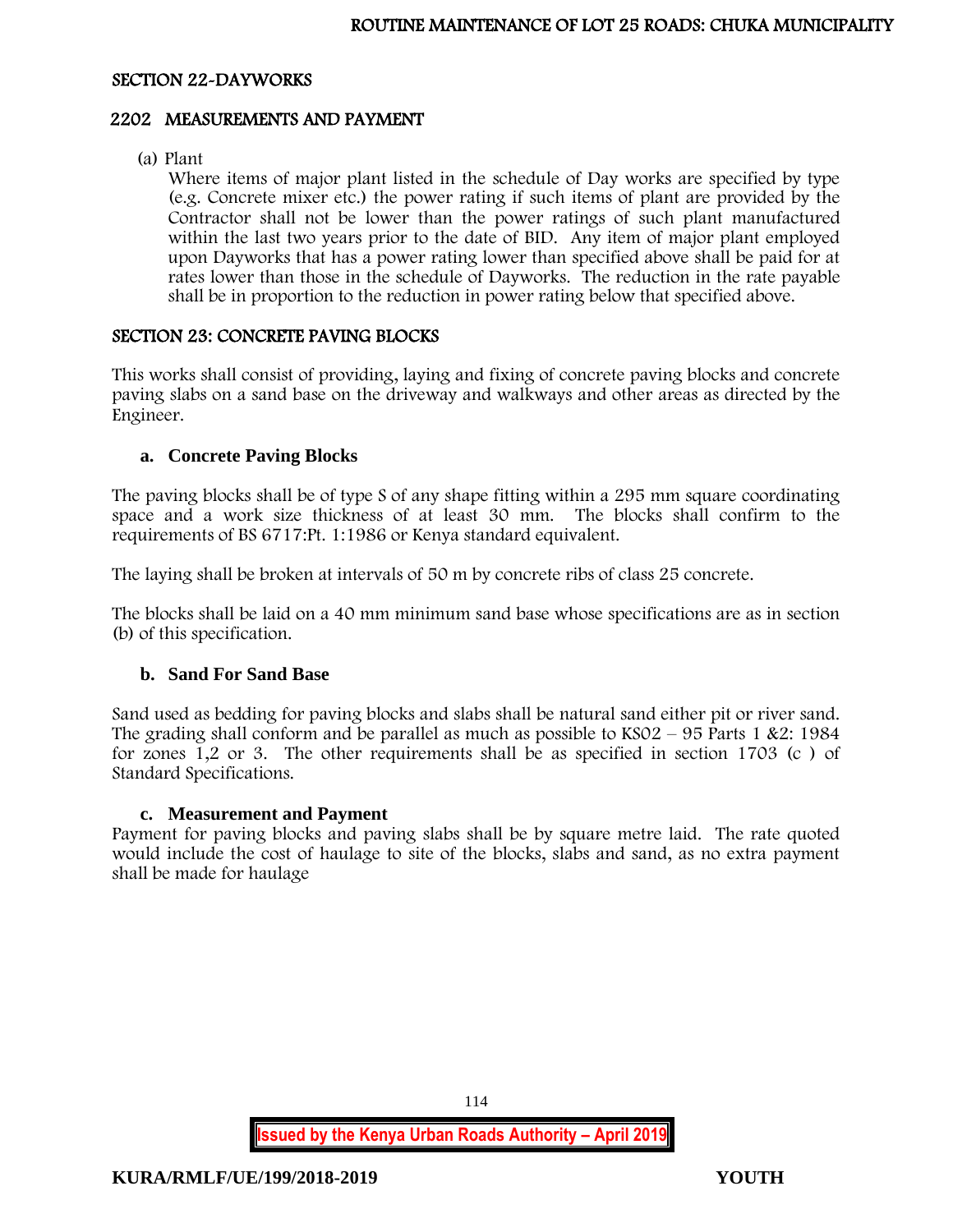## SECTION 22-DAYWORKS

### 2202 MEASUREMENTS AND PAYMENT

(a) Plant

Where items of major plant listed in the schedule of Day works are specified by type (e.g. Concrete mixer etc.) the power rating if such items of plant are provided by the Contractor shall not be lower than the power ratings of such plant manufactured within the last two years prior to the date of BID. Any item of major plant employed upon Dayworks that has a power rating lower than specified above shall be paid for at rates lower than those in the schedule of Dayworks. The reduction in the rate payable shall be in proportion to the reduction in power rating below that specified above.

## SECTION 23: CONCRETE PAVING BLOCKS

This works shall consist of providing, laying and fixing of concrete paving blocks and concrete paving slabs on a sand base on the driveway and walkways and other areas as directed by the Engineer.

### a. Concrete Paving Blocks

The paving blocks shall be of type S of any shape fitting within a 295 mm square coordinating space and a work size thickness of at least 30 mm. The blocks shall confirm to the requirements of BS 6717:Pt. 1:1986 or Kenya standard equivalent.

The laying shall be broken at intervals of 50 m by concrete ribs of class 25 concrete.

The blocks shall be laid on a 40 mm minimum sand base whose specifications are as in section (b) of this specification.

### b. Sand For Sand Base

Sand used as bedding for paving blocks and slabs shall be natural sand either pit or river sand. The grading shall conform and be parallel as much as possible to KS02 – 95 Parts 1 &2: 1984 for zones 1,2 or 3. The other requirements shall be as specified in section 1703 (c ) of Standard Specifications.

### c. Measurement and Payment

Payment for paving blocks and paving slabs shall be by square metre laid. The rate quoted would include the cost of haulage to site of the blocks, slabs and sand, as no extra payment shall be made for haulage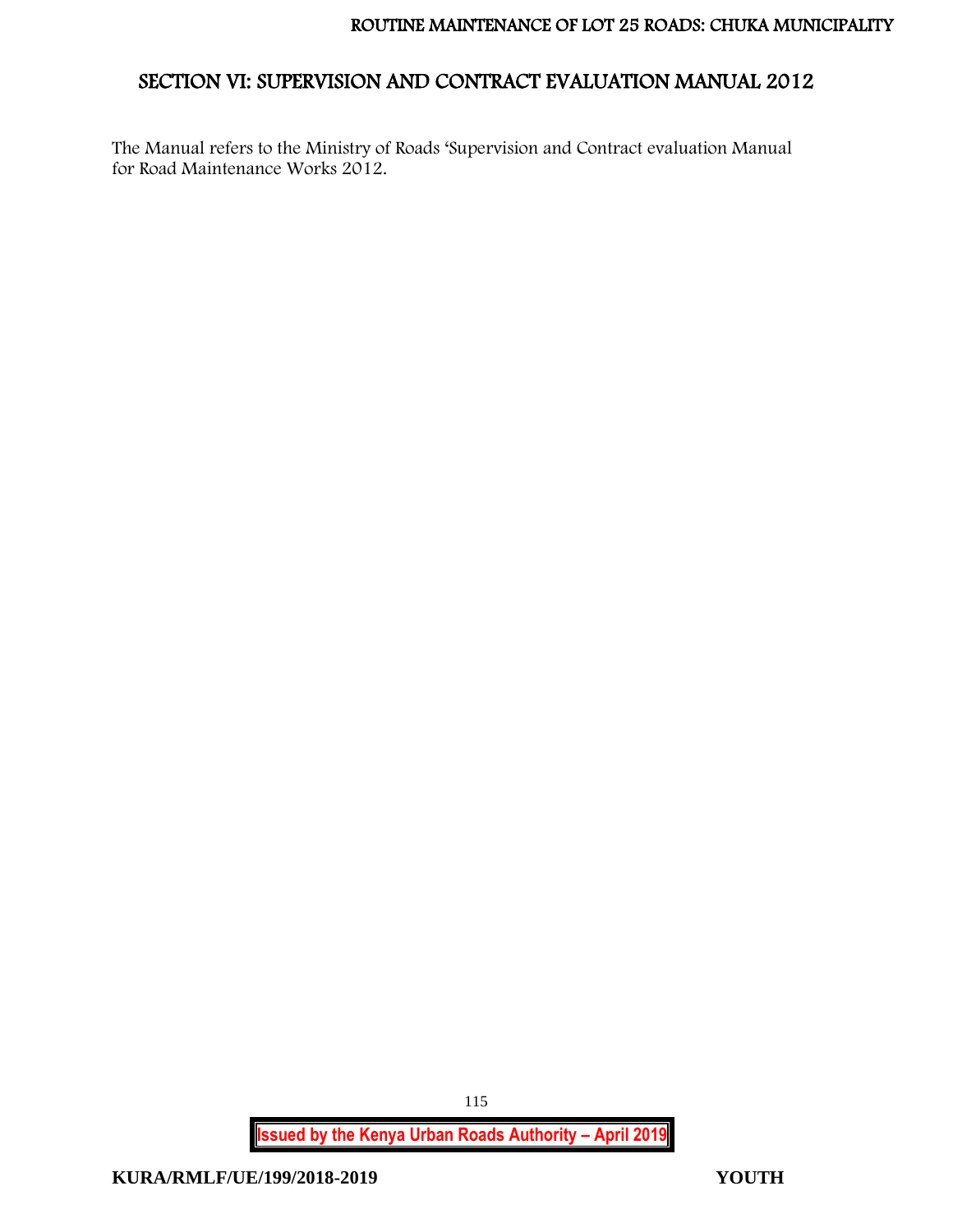# SECTION VI: SUPERVISION AND CONTRACT EVALUATION MANUAL 2012

The Manual refers to the Ministry of Roads 'Supervision and Contract evaluation Manual for Road Maintenance Works 2012.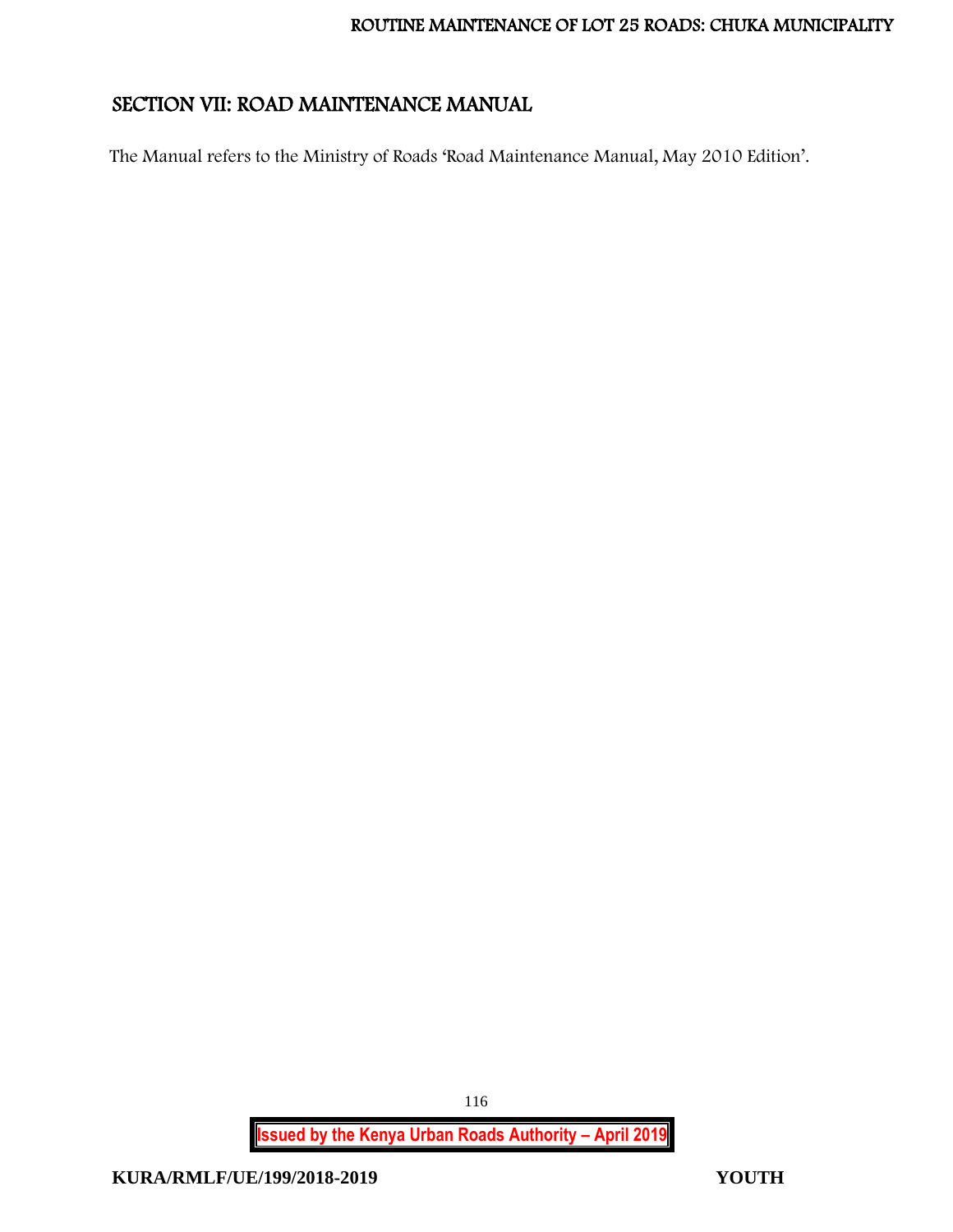## SECTION VII: ROAD MAINTENANCE MANUAL

The Manual refers to the Ministry of Roads 'Road Maintenance Manual, May 2010 Edition'.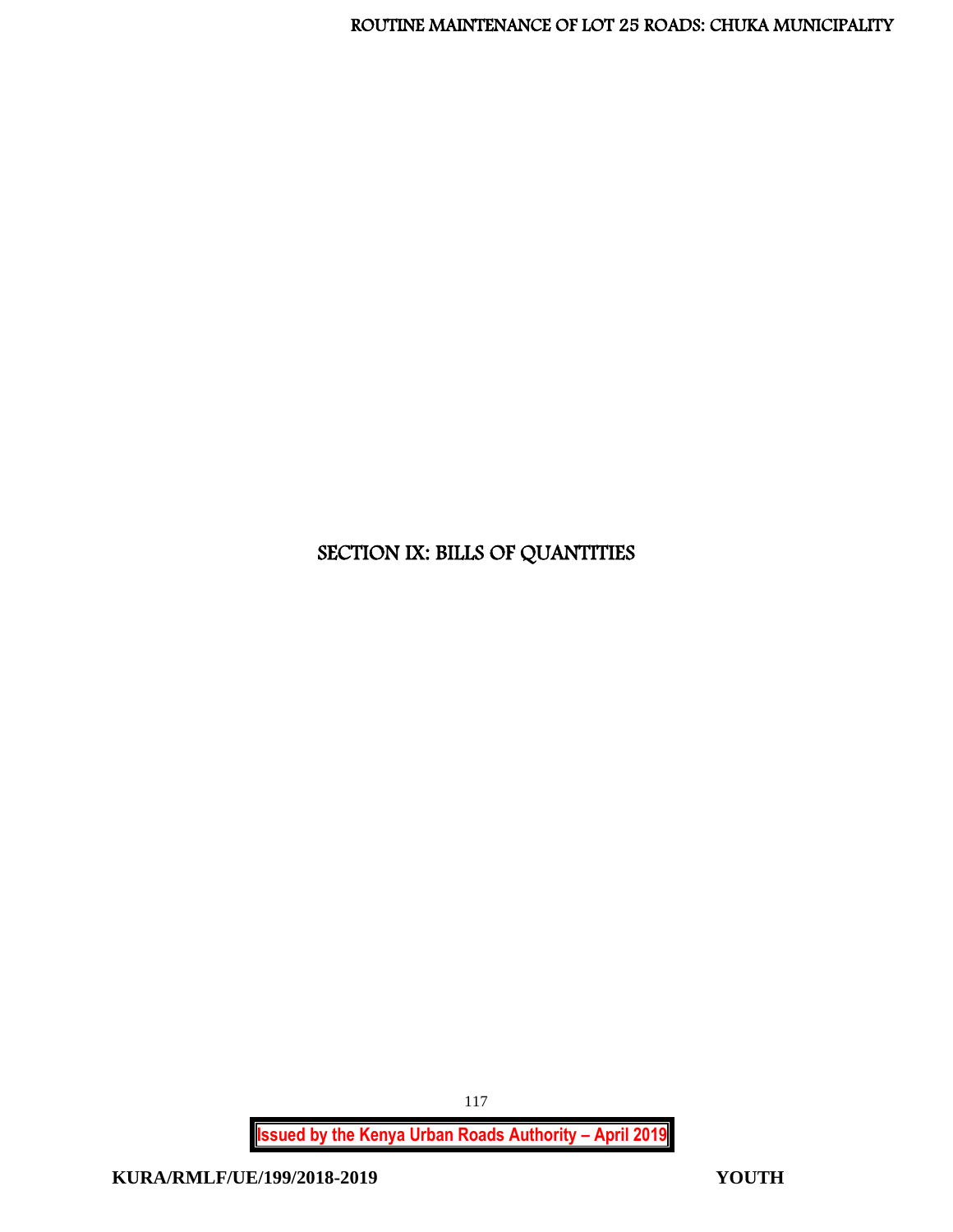# SECTION IX: BILLS OF QUANTITIES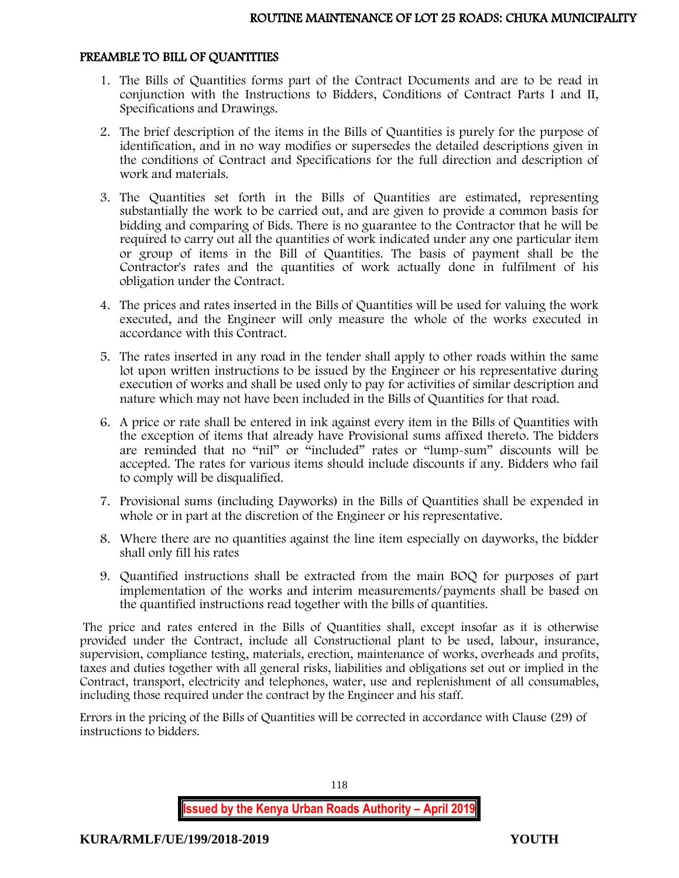## PREAMBLE TO BILL OF QUANTITIES

1. The Bills of Quantities forms part of the Contract Documents and are to be read in conjunction with the Instructions to Bidders, Conditions of Contract Parts I and II, Specifications and Drawings.
2. The brief description of the items in the Bills of Quantities is purely for the purpose of identification, and in no way modifies or supersedes the detailed descriptions given in the conditions of Contract and Specifications for the full direction and description of work and materials.
3. The Quantities set forth in the Bills of Quantities are estimated, representing substantially the work to be carried out, and are given to provide a common basis for bidding and comparing of Bids. There is no guarantee to the Contractor that he will be required to carry out all the quantities of work indicated under any one particular item or group of items in the Bill of Quantities. The basis of payment shall be the Contractor's rates and the quantities of work actually done in fulfilment of his obligation under the Contract.
4. The prices and rates inserted in the Bills of Quantities will be used for valuing the work executed, and the Engineer will only measure the whole of the works executed in accordance with this Contract.
5. The rates inserted in any road in the tender shall apply to other roads within the same lot upon written instructions to be issued by the Engineer or his representative during execution of works and shall be used only to pay for activities of similar description and nature which may not have been included in the Bills of Quantities for that road.
6. A price or rate shall be entered in ink against every item in the Bills of Quantities with the exception of items that already have Provisional sums affixed thereto. The bidders are reminded that no "nil" or "included" rates or "lump-sum" discounts will be accepted. The rates for various items should include discounts if any. Bidders who fail to comply will be disqualified.
7. Provisional sums (including Dayworks) in the Bills of Quantities shall be expended in whole or in part at the discretion of the Engineer or his representative.
8. Where there are no quantities against the line item especially on dayworks, the bidder shall only fill his rates
9. Quantified instructions shall be extracted from the main BOQ for purposes of part implementation of the works and interim measurements/payments shall be based on the quantified instructions read together with the bills of quantities.

The price and rates entered in the Bills of Quantities shall, except insofar as it is otherwise provided under the Contract, include all Constructional plant to be used, labour, insurance, supervision, compliance testing, materials, erection, maintenance of works, overheads and profits, taxes and duties together with all general risks, liabilities and obligations set out or implied in the Contract, transport, electricity and telephones, water, use and replenishment of all consumables, including those required under the contract by the Engineer and his staff.

Errors in the pricing of the Bills of Quantities will be corrected in accordance with Clause (29) of instructions to bidders.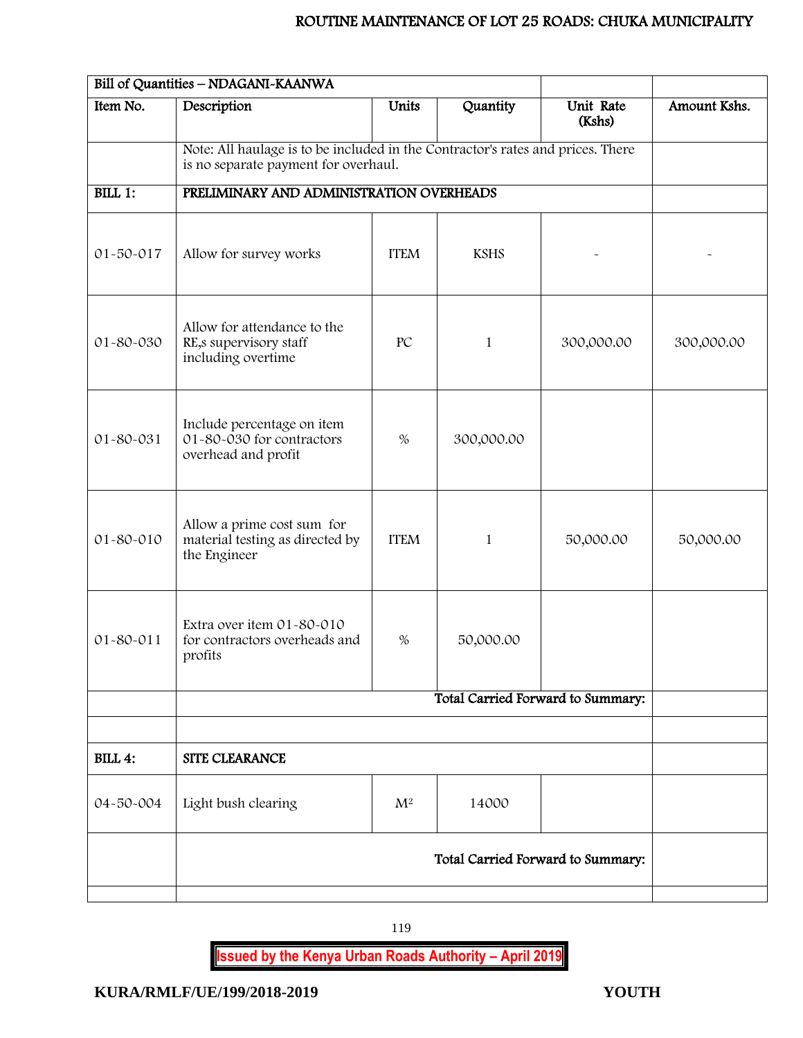| Bill of Quantities – NDAGANI-KAANWA | | | | | |
|---|---|---|---|---|---|
| Item No. | Description | Units | Quantity | Unit Rate (Kshs) | Amount Kshs. |
| | Note: All haulage is to be included in the Contractor's rates and prices. There is no separate payment for overhaul. | | | | |
| BILL 1: | PRELIMINARY AND ADMINISTRATION OVERHEADS | | | | |
| 01-50-017 | Allow for survey works | ITEM | KSHS | - | - |
| 01-80-030 | Allow for attendance to the RE,s supervisory staff including overtime | PC | 1 | 300,000.00 | 300,000.00 |
| 01-80-031 | Include percentage on item 01-80-030 for contractors overhead and profit | % | 300,000.00 | | |
| 01-80-010 | Allow a prime cost sum for material testing as directed by the Engineer | ITEM | 1 | 50,000.00 | 50,000.00 |
| 01-80-011 | Extra over item 01-80-010 for contractors overheads and profits | % | 50,000.00 | | |
| | Total Carried Forward to Summary: | | | | |
| | | | | | |
| BILL 4: | SITE CLEARANCE | | | | |
| 04-50-004 | Light bush clearing | M² | 14000 | | |
| | Total Carried Forward to Summary: | | | | |
| | | | | | |

**Issued by the Kenya Urban Roads Authority – April 2019**

**KURA/RMLF/UE/199/2018-2019** **YOUTH**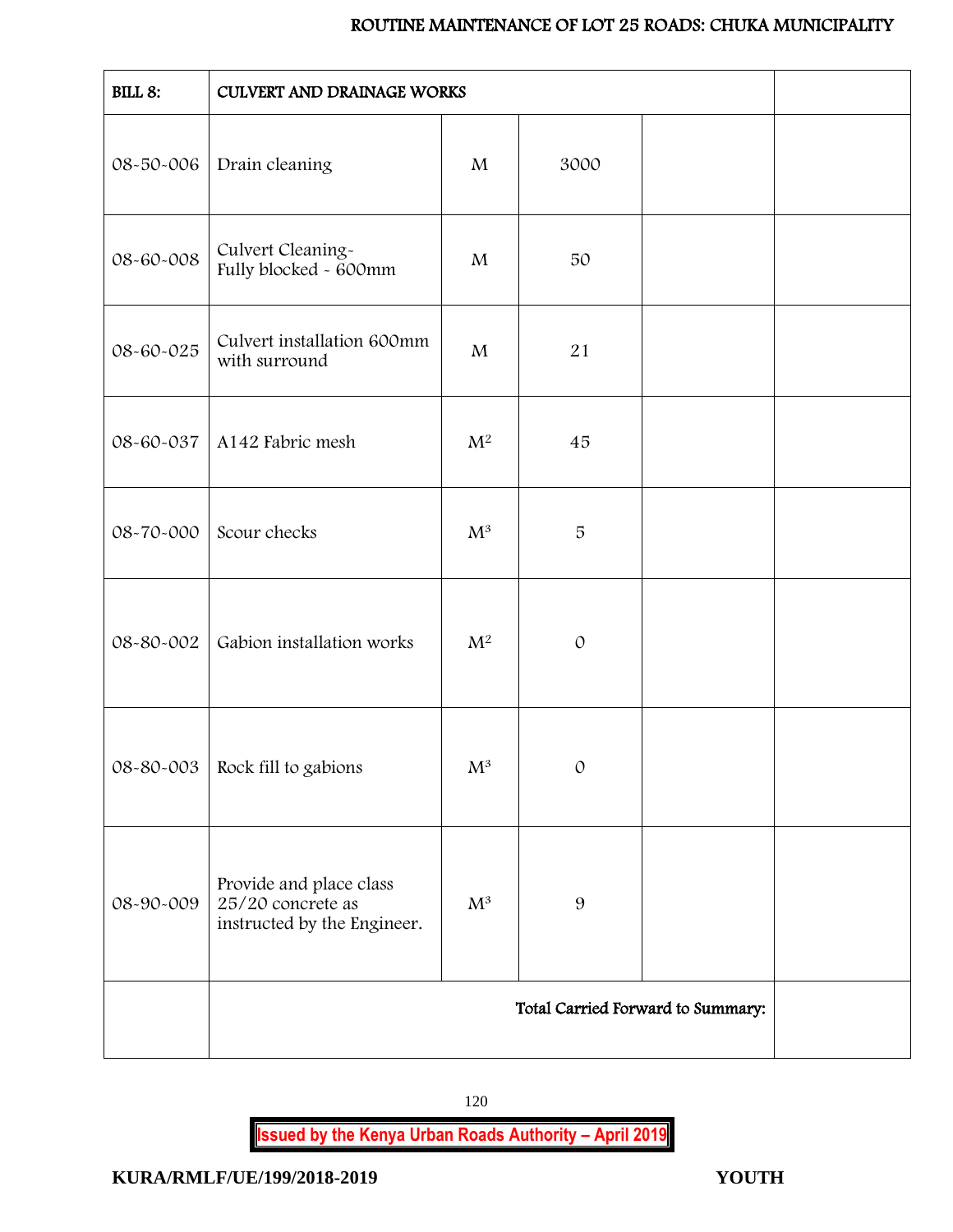| BILL 8: | CULVERT AND DRAINAGE WORKS | | | | |
|---|---|---|---|---|---|
| 08-50-006 | Drain cleaning | M | 3000 | | |
| 08-60-008 | Culvert Cleaning-<br>Fully blocked - 600mm | M | 50 | | |
| 08-60-025 | Culvert installation 600mm with surround | M | 21 | | |
| 08-60-037 | A142 Fabric mesh | $M^2$ | 45 | | |
| 08-70-000 | Scour checks | $M^3$ | 5 | | |
| 08-80-002 | Gabion installation works | $M^2$ | 0 | | |
| 08-80-003 | Rock fill to gabions | $M^3$ | 0 | | |
| 08-90-009 | Provide and place class 25/20 concrete as instructed by the Engineer. | $M^3$ | 9 | | |
| | **Total Carried Forward to Summary:** | | | | |

**Issued by the Kenya Urban Roads Authority – April 2019**

**KURA/RMLF/UE/199/2018-2019** **YOUTH**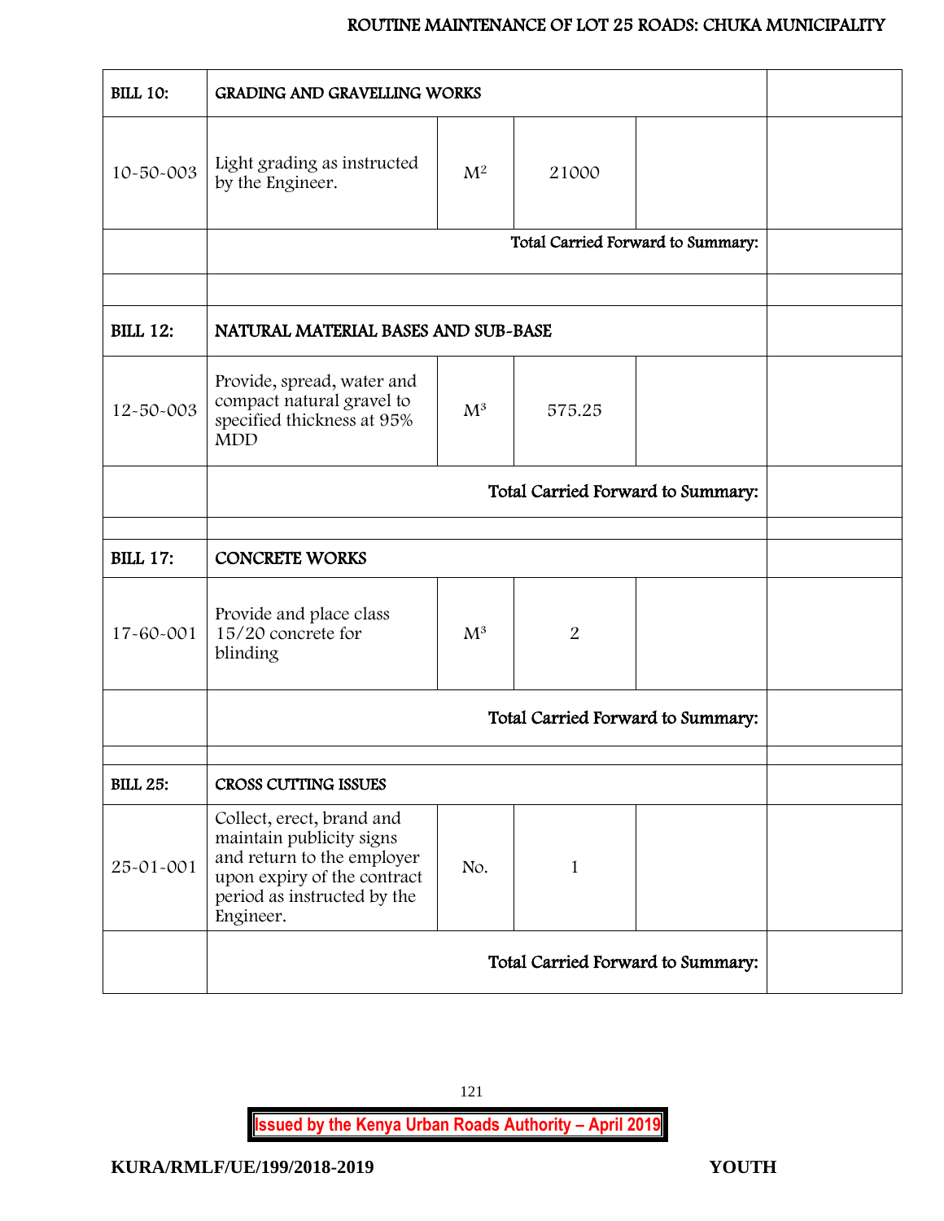| BILL 10: | GRADING AND GRAVELLING WORKS | | | | |
|---|---|---|---|---|---|
| 10-50-003 | Light grading as instructed by the Engineer. | $M^2$ | 21000 | | |
| | Total Carried Forward to Summary: | | | | |
| | | | | | |
| **BILL 12:** | **NATURAL MATERIAL BASES AND SUB-BASE** | | | | |
| 12-50-003 | Provide, spread, water and compact natural gravel to specified thickness at 95% MDD | $M^3$ | 575.25 | | |
| | **Total Carried Forward to Summary:** | | | | |
| | | | | | |
| **BILL 17:** | **CONCRETE WORKS** | | | | |
| 17-60-001 | Provide and place class 15/20 concrete for blinding | $M^3$ | 2 | | |
| | **Total Carried Forward to Summary:** | | | | |
| | | | | | |
| BILL 25: | CROSS CUTTING ISSUES | | | | |
| 25-01-001 | Collect, erect, brand and maintain publicity signs and return to the employer upon expiry of the contract period as instructed by the Engineer. | No. | 1 | | |
| | **Total Carried Forward to Summary:** | | | | |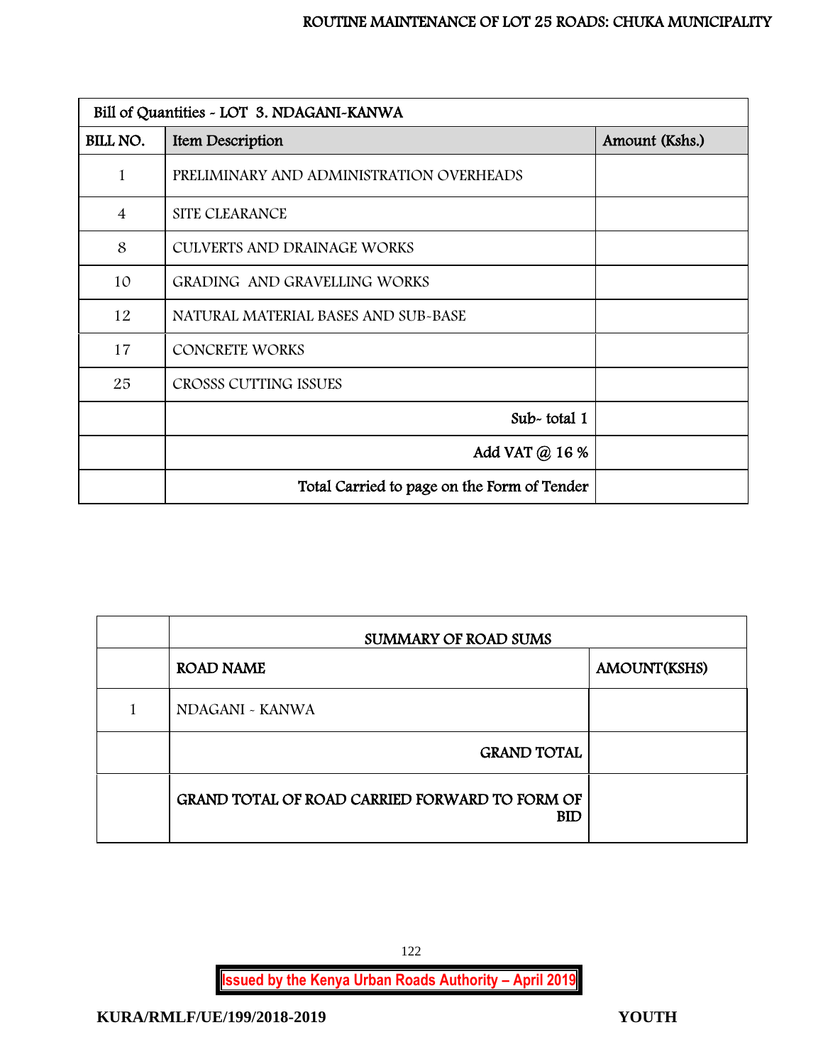| Bill of Quantities - LOT 3. NDAGANI-KANWA | | |
|---|---|---|
| **BILL NO.** | **Item Description** | **Amount (Kshs.)** |
| 1 | PRELIMINARY AND ADMINISTRATION OVERHEADS | |
| 4 | SITE CLEARANCE | |
| 8 | CULVERTS AND DRAINAGE WORKS | |
| 10 | GRADING AND GRAVELLING WORKS | |
| 12 | NATURAL MATERIAL BASES AND SUB-BASE | |
| 17 | CONCRETE WORKS | |
| 25 | CROSSS CUTTING ISSUES | |
| | Sub- total 1 | |
| | Add VAT @ 16 % | |
| | Total Carried to page on the Form of Tender | |

| | SUMMARY OF ROAD SUMS | |
|---|---|---|
| | **ROAD NAME** | **AMOUNT(KSHS)** |
| 1 | NDAGANI - KANWA | |
| | **GRAND TOTAL** | |
| | **GRAND TOTAL OF ROAD CARRIED FORWARD TO FORM OF BID** | |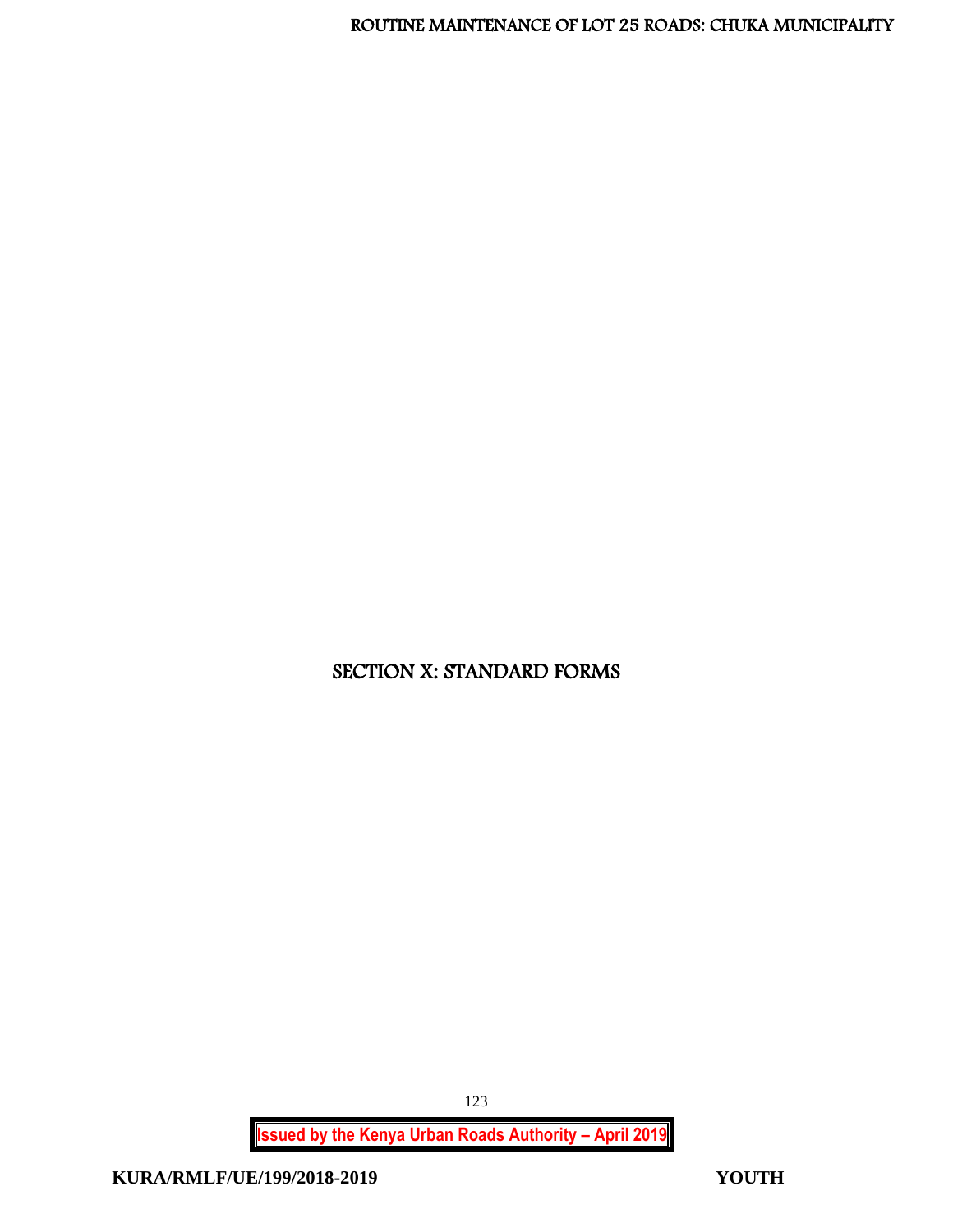# SECTION X: STANDARD FORMS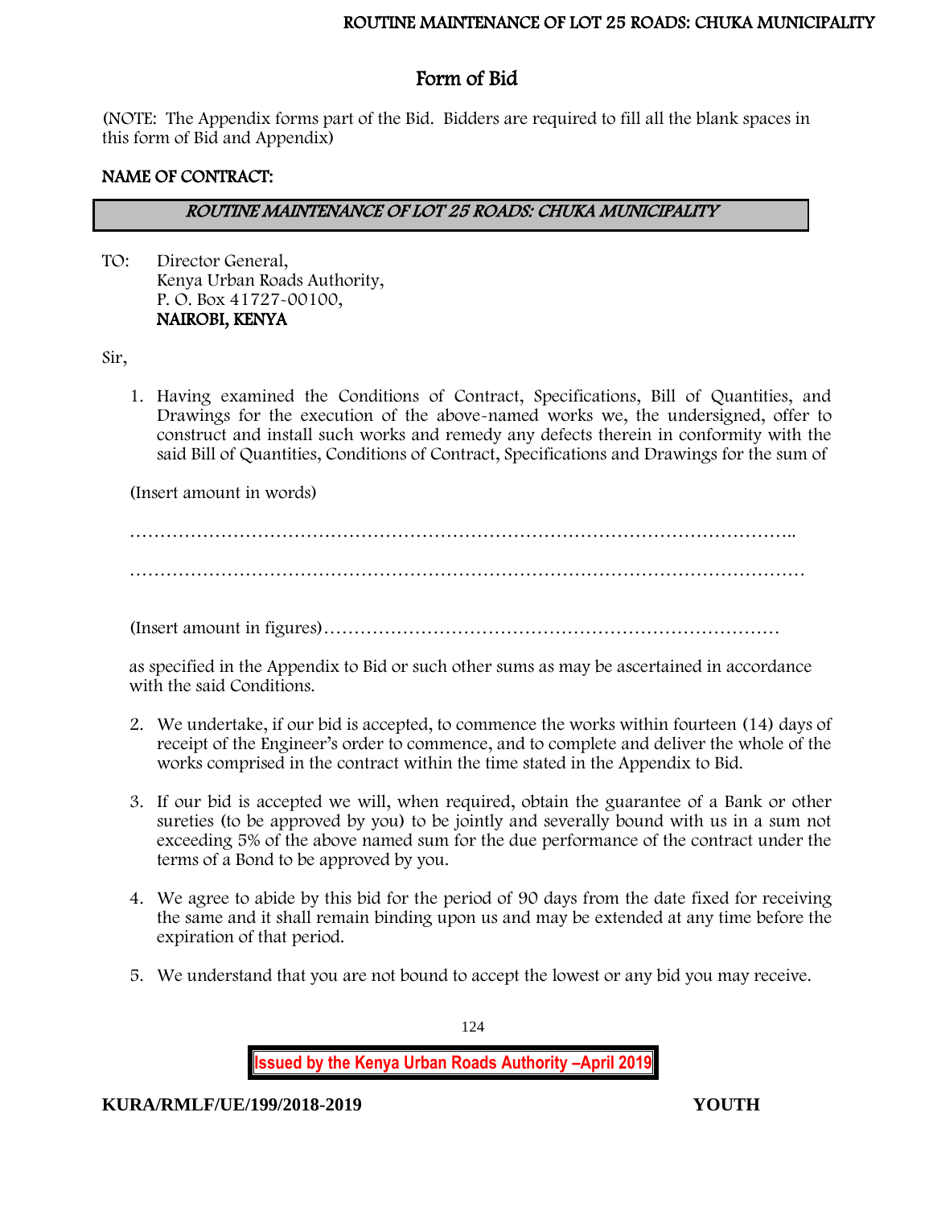# Form of Bid

(NOTE: The Appendix forms part of the Bid. Bidders are required to fill all the blank spaces in this form of Bid and Appendix)

**NAME OF CONTRACT:**

| ***ROUTINE MAINTENANCE OF LOT 25 ROADS: CHUKA MUNICIPALITY*** |
|---|

TO: Director General,
Kenya Urban Roads Authority,
P. O. Box 41727-00100,
**NAIROBI, KENYA**

Sir,

1. Having examined the Conditions of Contract, Specifications, Bill of Quantities, and Drawings for the execution of the above-named works we, the undersigned, offer to construct and install such works and remedy any defects therein in conformity with the said Bill of Quantities, Conditions of Contract, Specifications and Drawings for the sum of

   (Insert amount in words)

   ………………………………………………………………………………………………..

   ………………………………………………………………………………………………

   (Insert amount in figures)…………………………………………………………………

   as specified in the Appendix to Bid or such other sums as may be ascertained in accordance with the said Conditions.

2. We undertake, if our bid is accepted, to commence the works within fourteen (14) days of receipt of the Engineer's order to commence, and to complete and deliver the whole of the works comprised in the contract within the time stated in the Appendix to Bid.

3. If our bid is accepted we will, when required, obtain the guarantee of a Bank or other sureties (to be approved by you) to be jointly and severally bound with us in a sum not exceeding 5% of the above named sum for the due performance of the contract under the terms of a Bond to be approved by you.

4. We agree to abide by this bid for the period of 90 days from the date fixed for receiving the same and it shall remain binding upon us and may be extended at any time before the expiration of that period.

5. We understand that you are not bound to accept the lowest or any bid you may receive.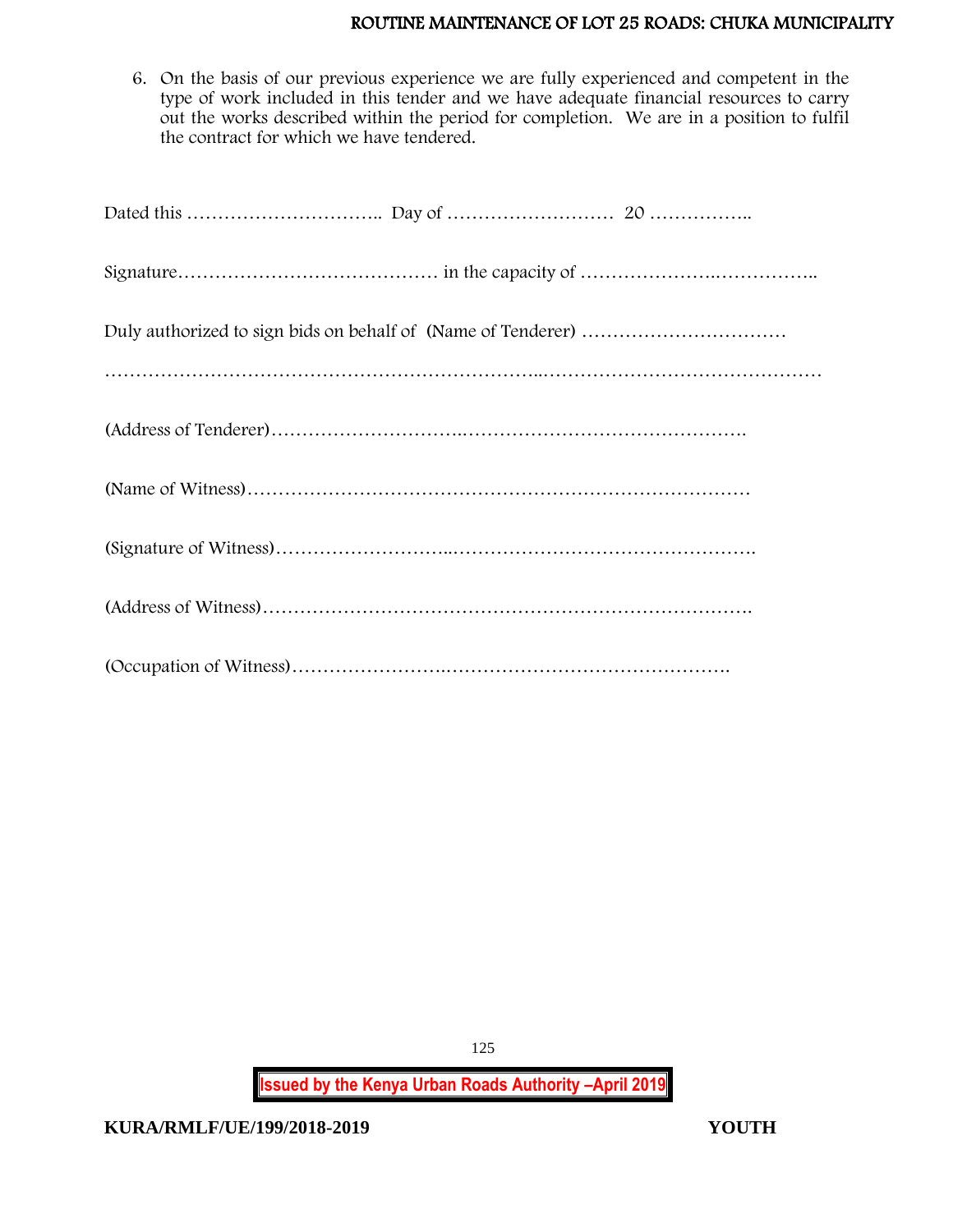6. On the basis of our previous experience we are fully experienced and competent in the type of work included in this tender and we have adequate financial resources to carry out the works described within the period for completion. We are in a position to fulfil the contract for which we have tendered.

Dated this ………………………….. Day of ……………………… 20 ……………..

Signature…………………………………… in the capacity of ………………….……………..

Duly authorized to sign bids on behalf of (Name of Tenderer) ……………………………

………………………………………………………..………………………………………

(Address of Tenderer)…………………………..……………………………………….

(Name of Witness)………………………………………………………………………

(Signature of Witness)………………………..…………………………………………….

(Address of Witness)……………………………………………………………………….

(Occupation of Witness)……………………..……………………………………….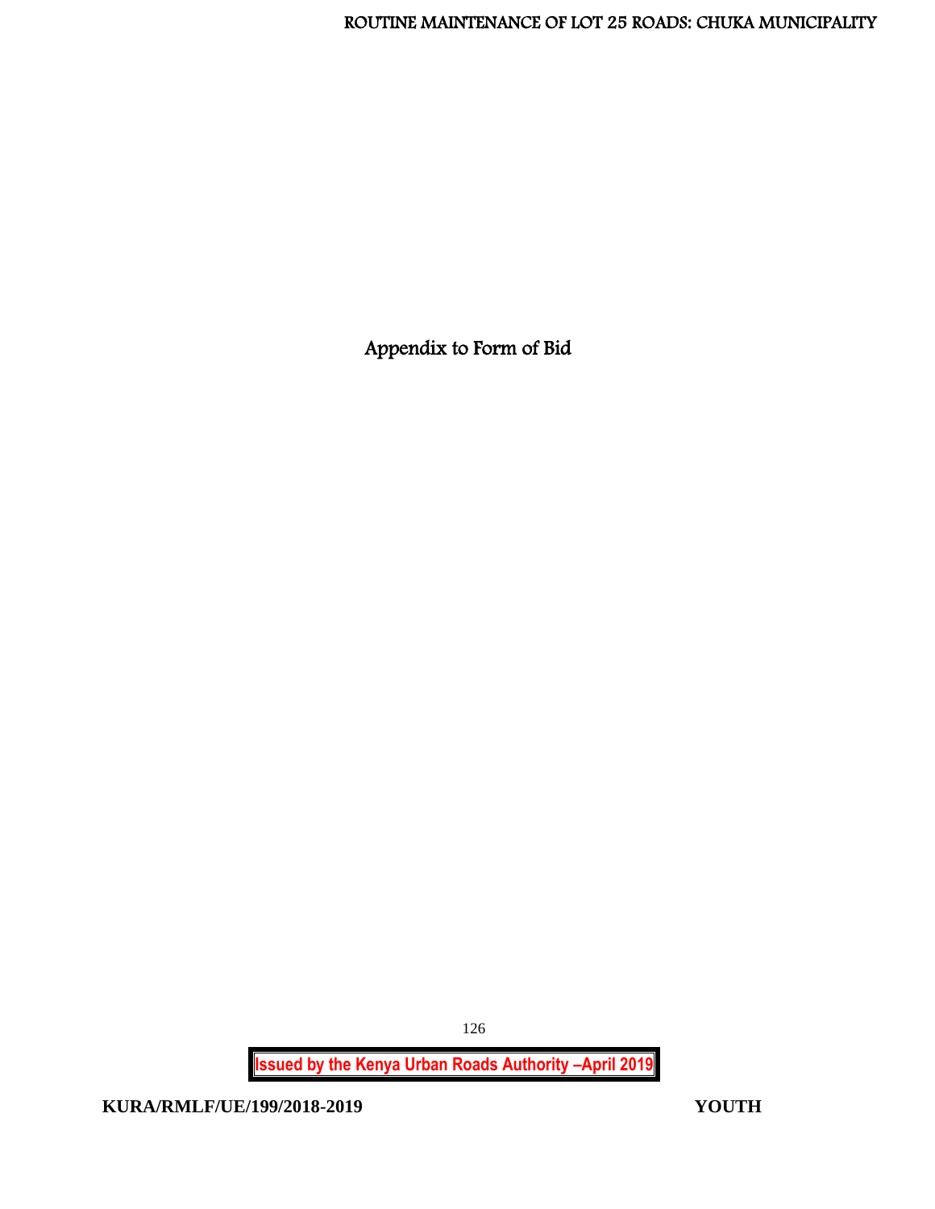# Appendix to Form of Bid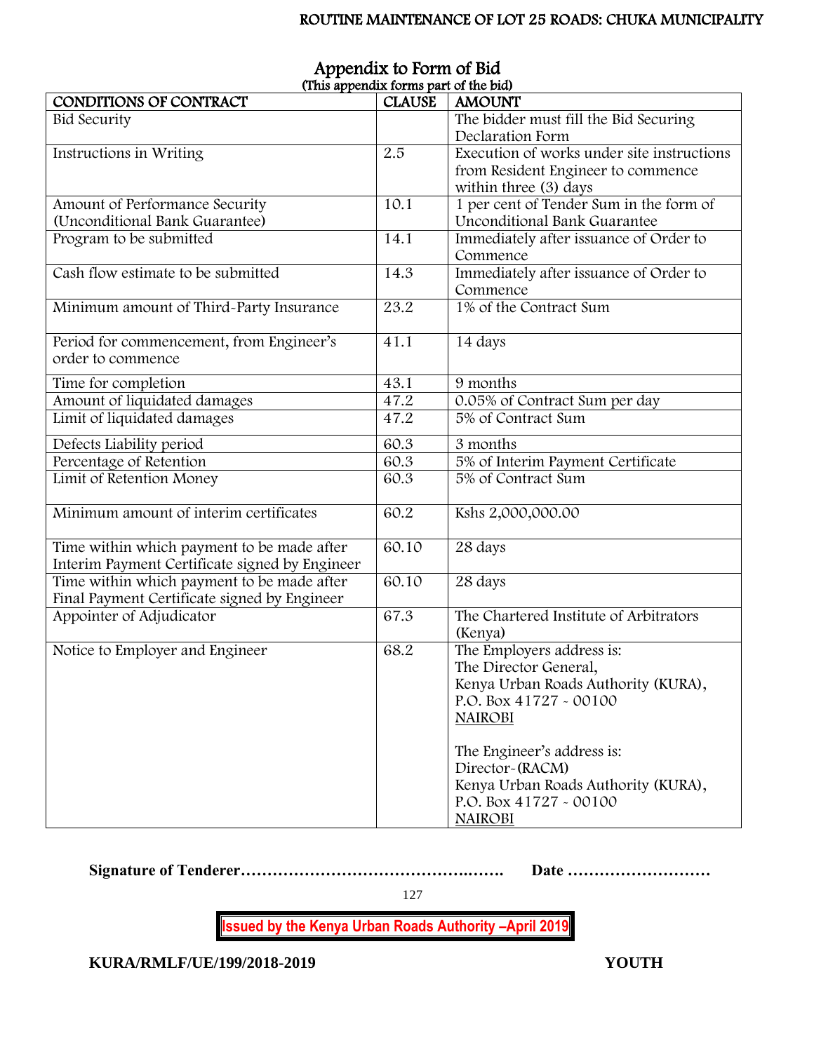# Appendix to Form of Bid

(This appendix forms part of the bid)

| CONDITIONS OF CONTRACT | CLAUSE | AMOUNT |
|---|---|---|
| Bid Security | | The bidder must fill the Bid Securing Declaration Form |
| Instructions in Writing | 2.5 | Execution of works under site instructions from Resident Engineer to commence within three (3) days |
| Amount of Performance Security (Unconditional Bank Guarantee) | 10.1 | 1 per cent of Tender Sum in the form of Unconditional Bank Guarantee |
| Program to be submitted | 14.1 | Immediately after issuance of Order to Commence |
| Cash flow estimate to be submitted | 14.3 | Immediately after issuance of Order to Commence |
| Minimum amount of Third-Party Insurance | 23.2 | 1% of the Contract Sum |
| Period for commencement, from Engineer's order to commence | 41.1 | 14 days |
| Time for completion | 43.1 | 9 months |
| Amount of liquidated damages | 47.2 | 0.05% of Contract Sum per day |
| Limit of liquidated damages | 47.2 | 5% of Contract Sum |
| Defects Liability period | 60.3 | 3 months |
| Percentage of Retention | 60.3 | 5% of Interim Payment Certificate |
| Limit of Retention Money | 60.3 | 5% of Contract Sum |
| Minimum amount of interim certificates | 60.2 | Kshs 2,000,000.00 |
| Time within which payment to be made after Interim Payment Certificate signed by Engineer | 60.10 | 28 days |
| Time within which payment to be made after Final Payment Certificate signed by Engineer | 60.10 | 28 days |
| Appointer of Adjudicator | 67.3 | The Chartered Institute of Arbitrators (Kenya) |
| Notice to Employer and Engineer | 68.2 | The Employers address is:<br>The Director General,<br>Kenya Urban Roads Authority (KURA),<br>P.O. Box 41727 - 00100<br>NAIROBI<br><br>The Engineer's address is:<br>Director-(RACM)<br>Kenya Urban Roads Authority (KURA),<br>P.O. Box 41727 - 00100<br>NAIROBI |

**Signature of Tenderer…………………………………….……. Date ………………………**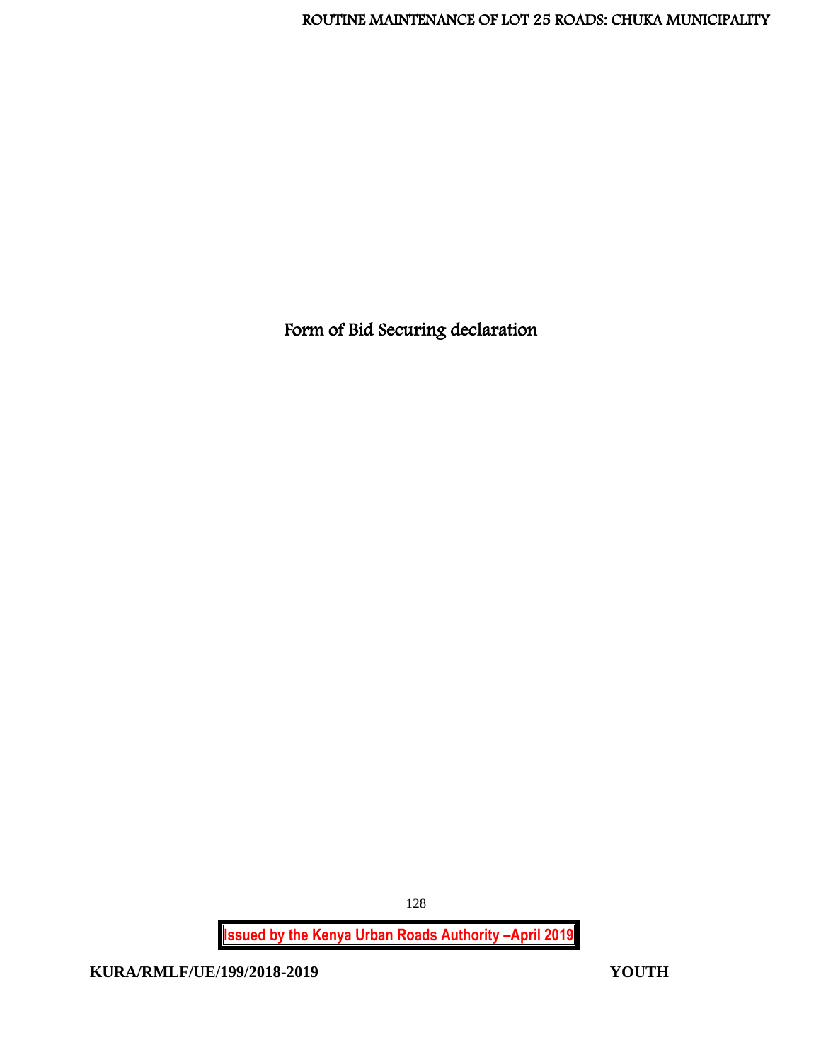# Form of Bid Securing declaration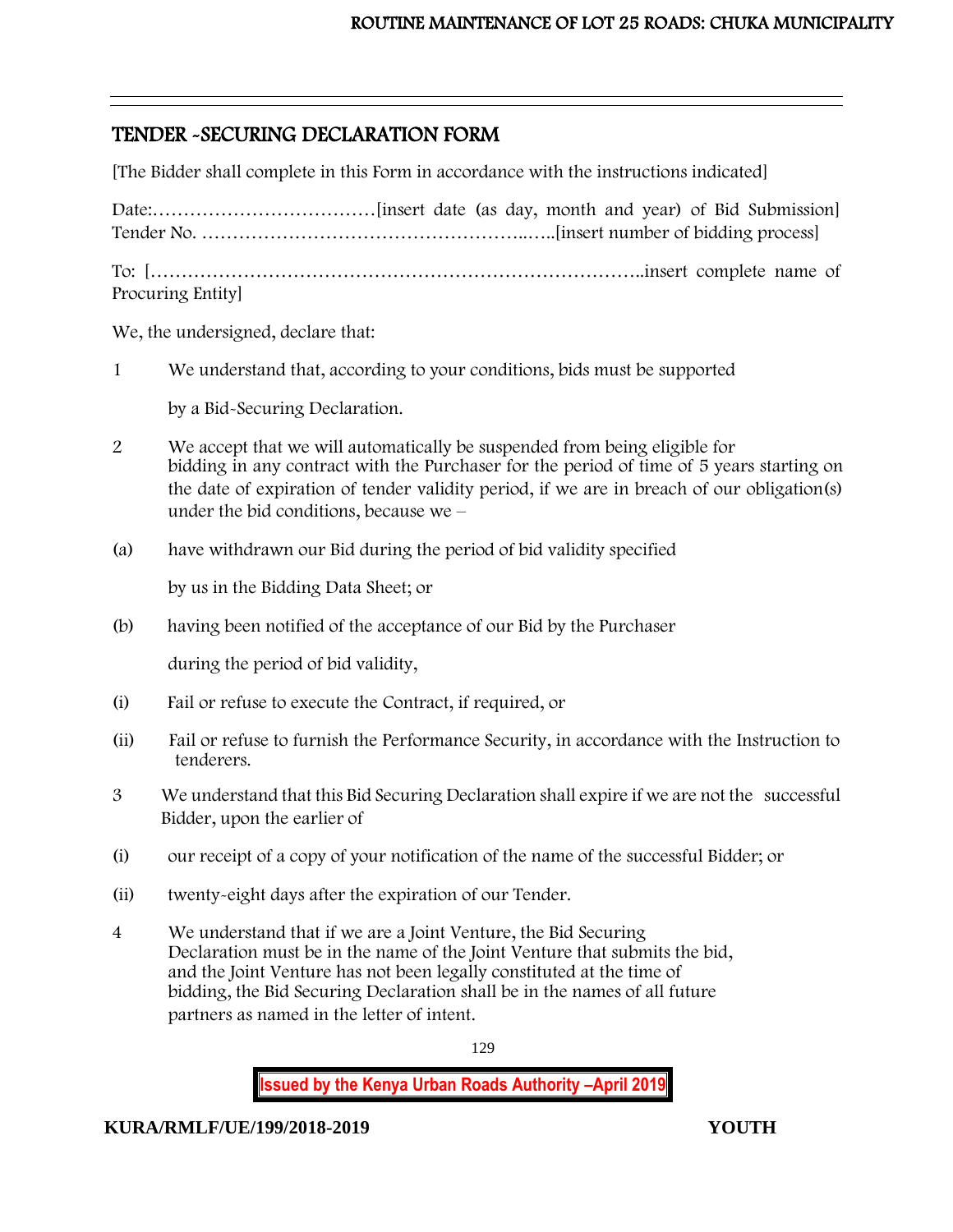## TENDER -SECURING DECLARATION FORM

[The Bidder shall complete in this Form in accordance with the instructions indicated]

Date:………………………………[insert date (as day, month and year) of Bid Submission]
Tender No. ……………………………………………..…..[insert number of bidding process]

To: […………………………………………………………………..insert complete name of Procuring Entity]

We, the undersigned, declare that:

1 We understand that, according to your conditions, bids must be supported

by a Bid-Securing Declaration.

2 We accept that we will automatically be suspended from being eligible for bidding in any contract with the Purchaser for the period of time of 5 years starting on the date of expiration of tender validity period, if we are in breach of our obligation(s) under the bid conditions, because we –

(a) have withdrawn our Bid during the period of bid validity specified

by us in the Bidding Data Sheet; or

(b) having been notified of the acceptance of our Bid by the Purchaser

during the period of bid validity,

(i) Fail or refuse to execute the Contract, if required, or

(ii) Fail or refuse to furnish the Performance Security, in accordance with the Instruction to tenderers.

3 We understand that this Bid Securing Declaration shall expire if we are not the successful Bidder, upon the earlier of

(i) our receipt of a copy of your notification of the name of the successful Bidder; or

(ii) twenty-eight days after the expiration of our Tender.

4 We understand that if we are a Joint Venture, the Bid Securing Declaration must be in the name of the Joint Venture that submits the bid, and the Joint Venture has not been legally constituted at the time of bidding, the Bid Securing Declaration shall be in the names of all future partners as named in the letter of intent.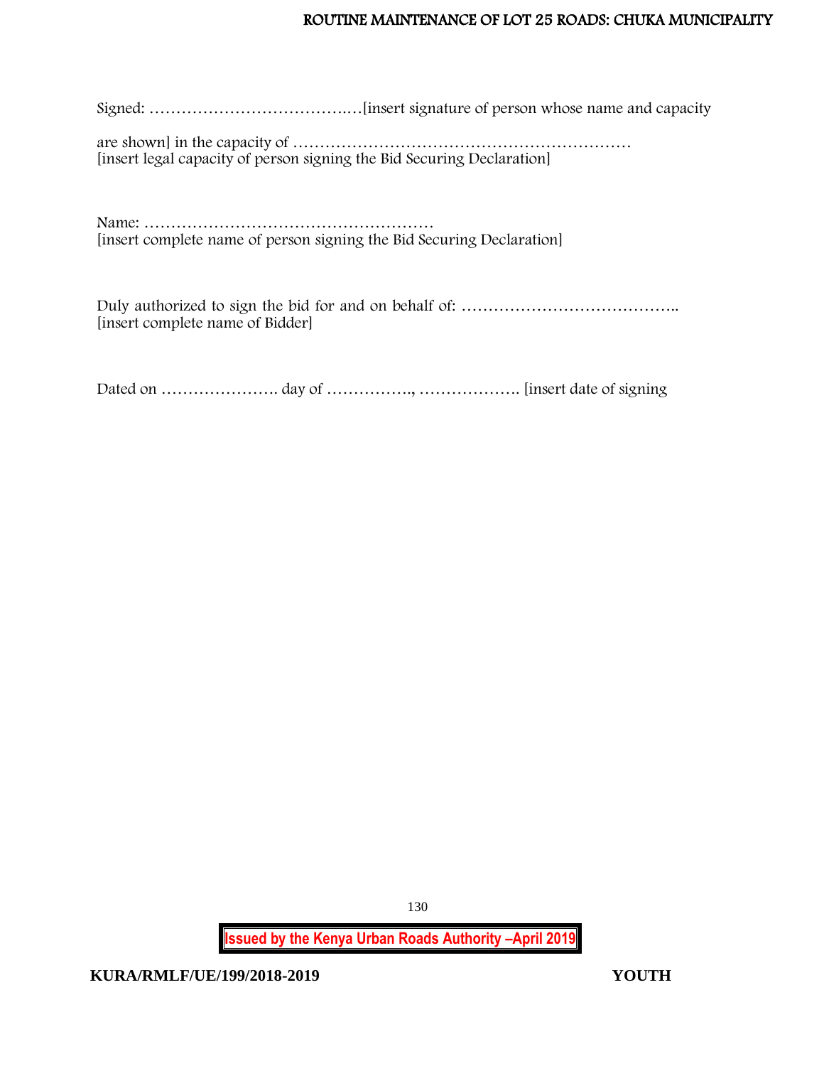Signed: ………………………………..…[insert signature of person whose name and capacity

are shown] in the capacity of ………………………………………………………
[insert legal capacity of person signing the Bid Securing Declaration]

Name: ………………………………………………
[insert complete name of person signing the Bid Securing Declaration]

Duly authorized to sign the bid for and on behalf of: …………………………………..
[insert complete name of Bidder]

Dated on …………………. day of ……………., ………………. [insert date of signing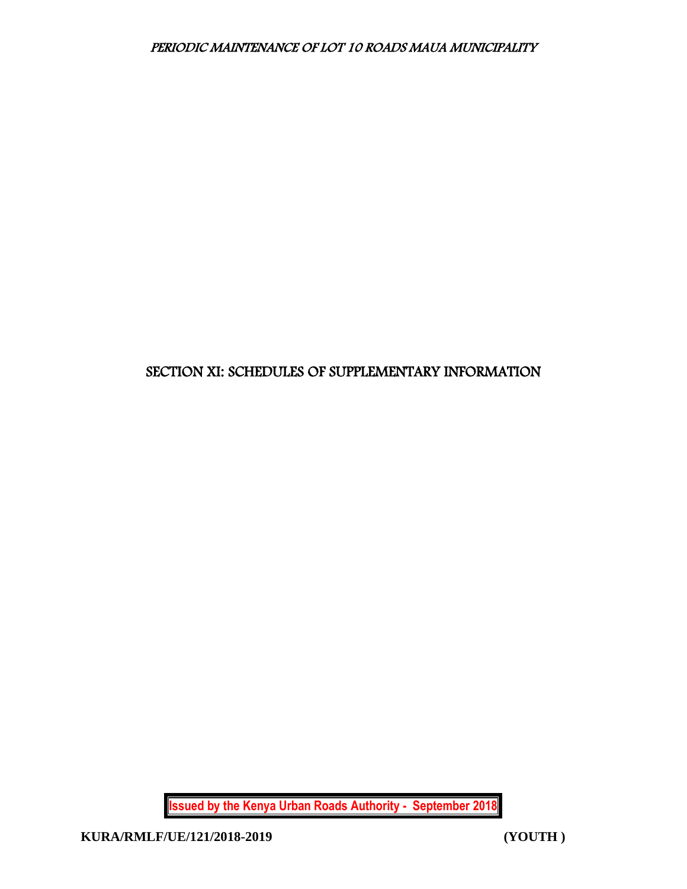# SECTION XI: SCHEDULES OF SUPPLEMENTARY INFORMATION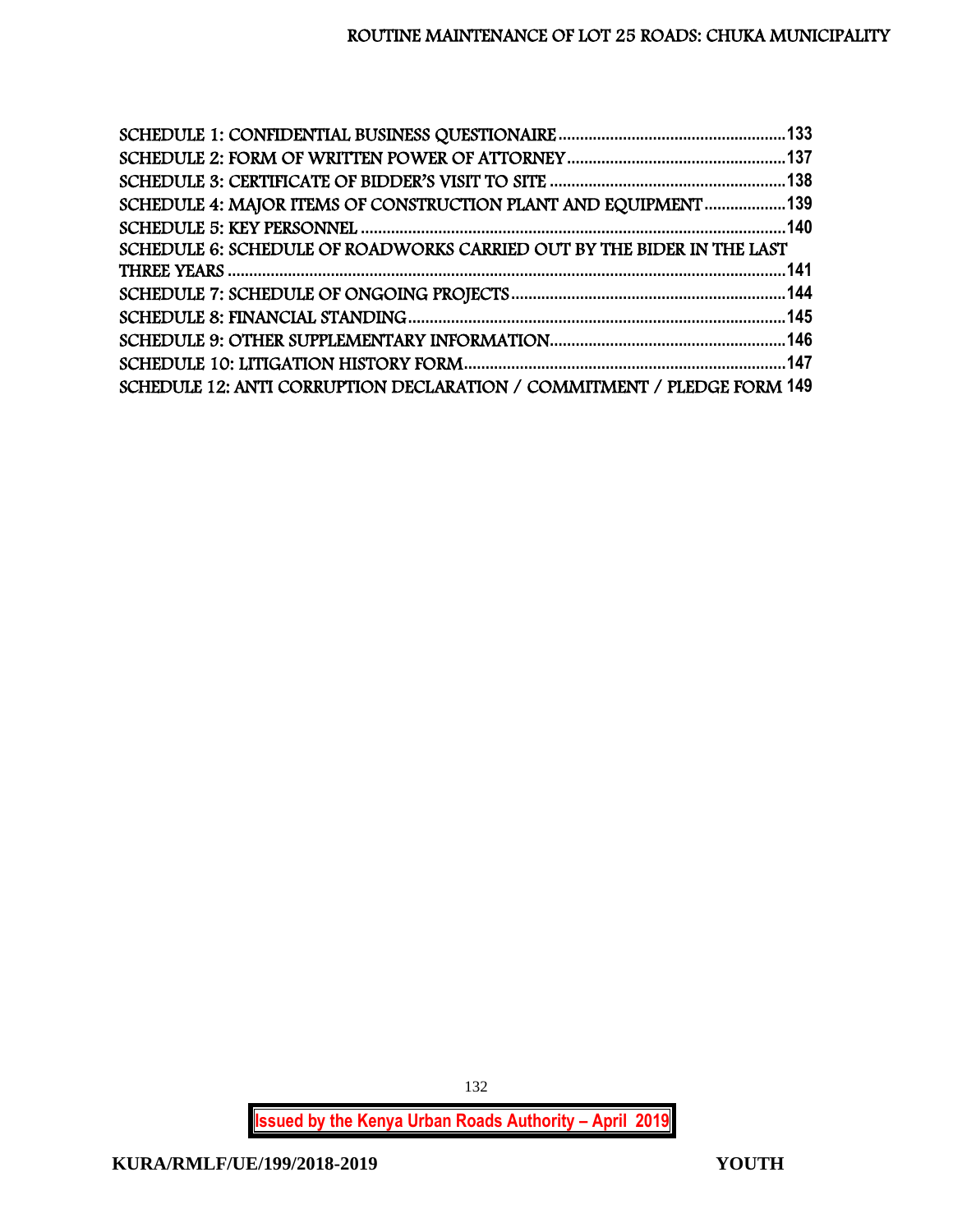SCHEDULE 1: CONFIDENTIAL BUSINESS QUESTIONAIRE .......................................................133
SCHEDULE 2: FORM OF WRITTEN POWER OF ATTORNEY .......................................................137
SCHEDULE 3: CERTIFICATE OF BIDDER'S VISIT TO SITE .......................................................138
SCHEDULE 4: MAJOR ITEMS OF CONSTRUCTION PLANT AND EQUIPMENT ....................139
SCHEDULE 5: KEY PERSONNEL .......................................................................................................140
SCHEDULE 6: SCHEDULE OF ROADWORKS CARRIED OUT BY THE BIDER IN THE LAST THREE YEARS ..................................................................................................................................141
SCHEDULE 7: SCHEDULE OF ONGOING PROJECTS ...................................................................144
SCHEDULE 8: FINANCIAL STANDING ..........................................................................................145
SCHEDULE 9: OTHER SUPPLEMENTARY INFORMATION .......................................................146
SCHEDULE 10: LITIGATION HISTORY FORM ...............................................................................147
SCHEDULE 12: ANTI CORRUPTION DECLARATION / COMMITMENT / PLEDGE FORM 149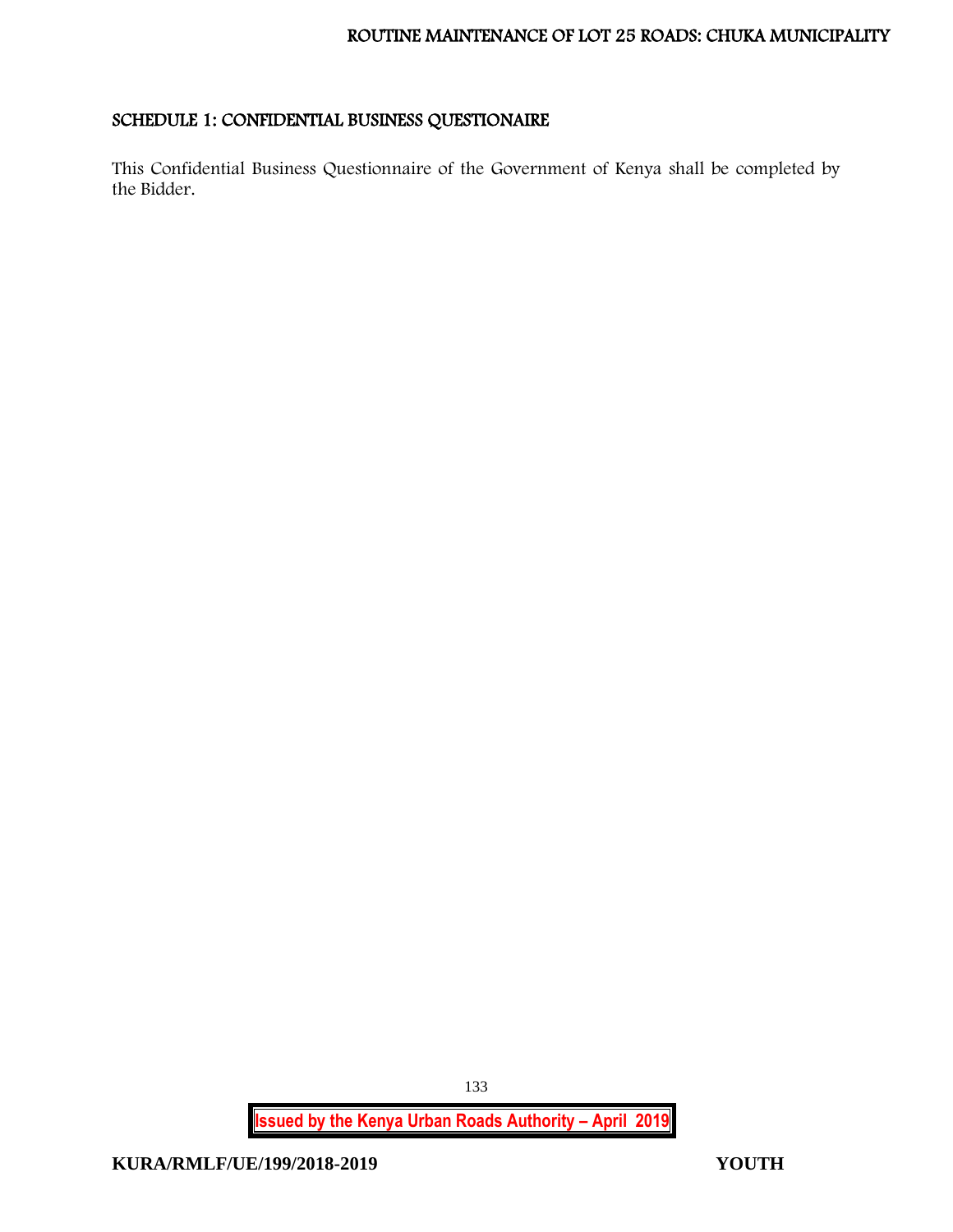## SCHEDULE 1: CONFIDENTIAL BUSINESS QUESTIONAIRE

This Confidential Business Questionnaire of the Government of Kenya shall be completed by the Bidder.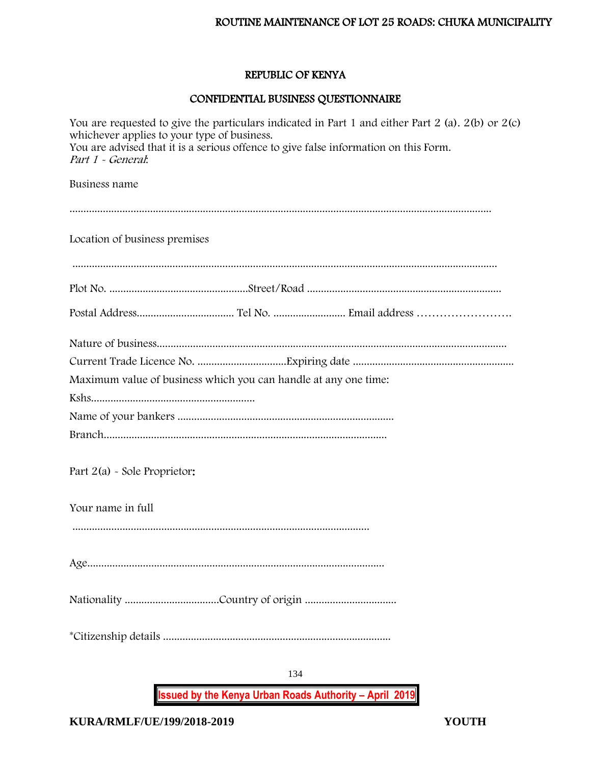## REPUBLIC OF KENYA

## CONFIDENTIAL BUSINESS QUESTIONNAIRE

You are requested to give the particulars indicated in Part 1 and either Part 2 (a). 2(b) or 2(c) whichever applies to your type of business.
You are advised that it is a serious offence to give false information on this Form.
*Part 1 - General*:

Business name

……………………………………………………………………………………………………………………………

Location of business premises

……………………………………………………………………………………………………………………………

Plot No. ………………………………………….Street/Road …………………………………………………………

Postal Address……………………………. Tel No. ……………………. Email address …………………….

Nature of business……………………………………………………………………………………………………
Current Trade Licence No. ………………………….Expiring date …………………………………………………
Maximum value of business which you can handle at any one time:
Kshs……………………………………………….
Name of your bankers …………………………………………………………………
Branch…………………………………………………………………………………

Part 2(a) - Sole Proprietor:

Your name in full

………………………………………………………………………………………

Age………………………………………………………………………………………

Nationality ……………………………Country of origin …………………………..

*Citizenship details …………………………………………………………………….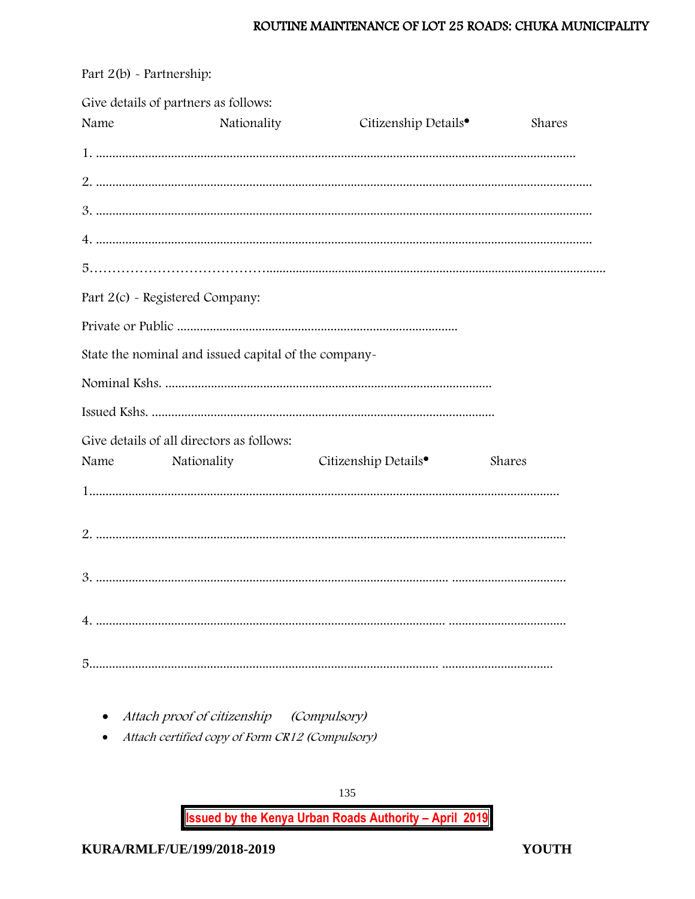Part 2(b) - Partnership:

Give details of partners as follows:

Name                    Nationality                    Citizenship Details•                    Shares

1. ……………………………………………………………………………………………………………

2. ……………………………………………………………………………………………………………

3. ……………………………………………………………………………………………………………

4. ……………………………………………………………………………………………………………

5.………………………………………………………………………………………………………………

Part 2(c) - Registered Company:

Private or Public ………………………………………………………………

State the nominal and issued capital of the company-

Nominal Kshs. ……………………………………………………………………

Issued Kshs. ………………………………………………………………………

Give details of all directors as follows:

Name                Nationality                    Citizenship Details•                    Shares

1……………………………………………………………………………………………………………

2. …………………………………………………………………………………………………………

3. ………………………………………………………………………………… ……………………………

4. ………………………………………………………………………………… ……………………………

5………………………………………………………………………………… ……………………………

- *Attach proof of citizenship (Compulsory)*
- *Attach certified copy of Form CR12 (Compulsory)*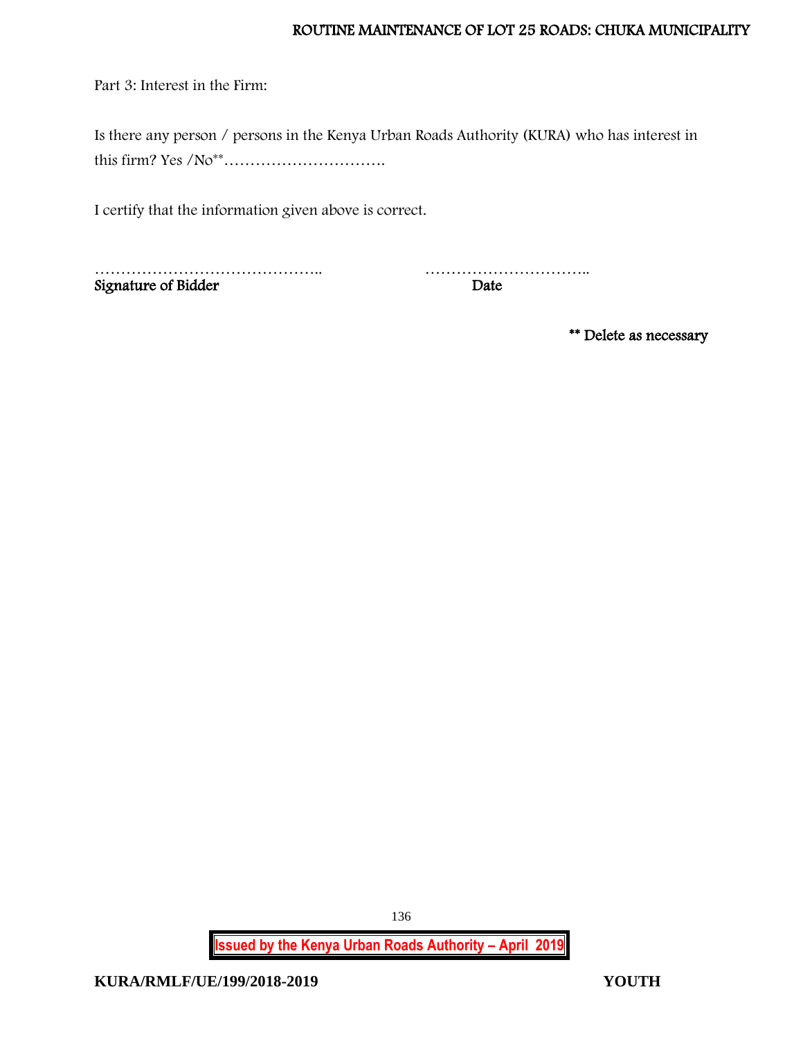Part 3: Interest in the Firm:

Is there any person / persons in the Kenya Urban Roads Authority (KURA) who has interest in this firm? Yes /No** ………………………….

I certify that the information given above is correct.

…………………………………….. …………………………..
**Signature of Bidder** **Date**

**** Delete as necessary**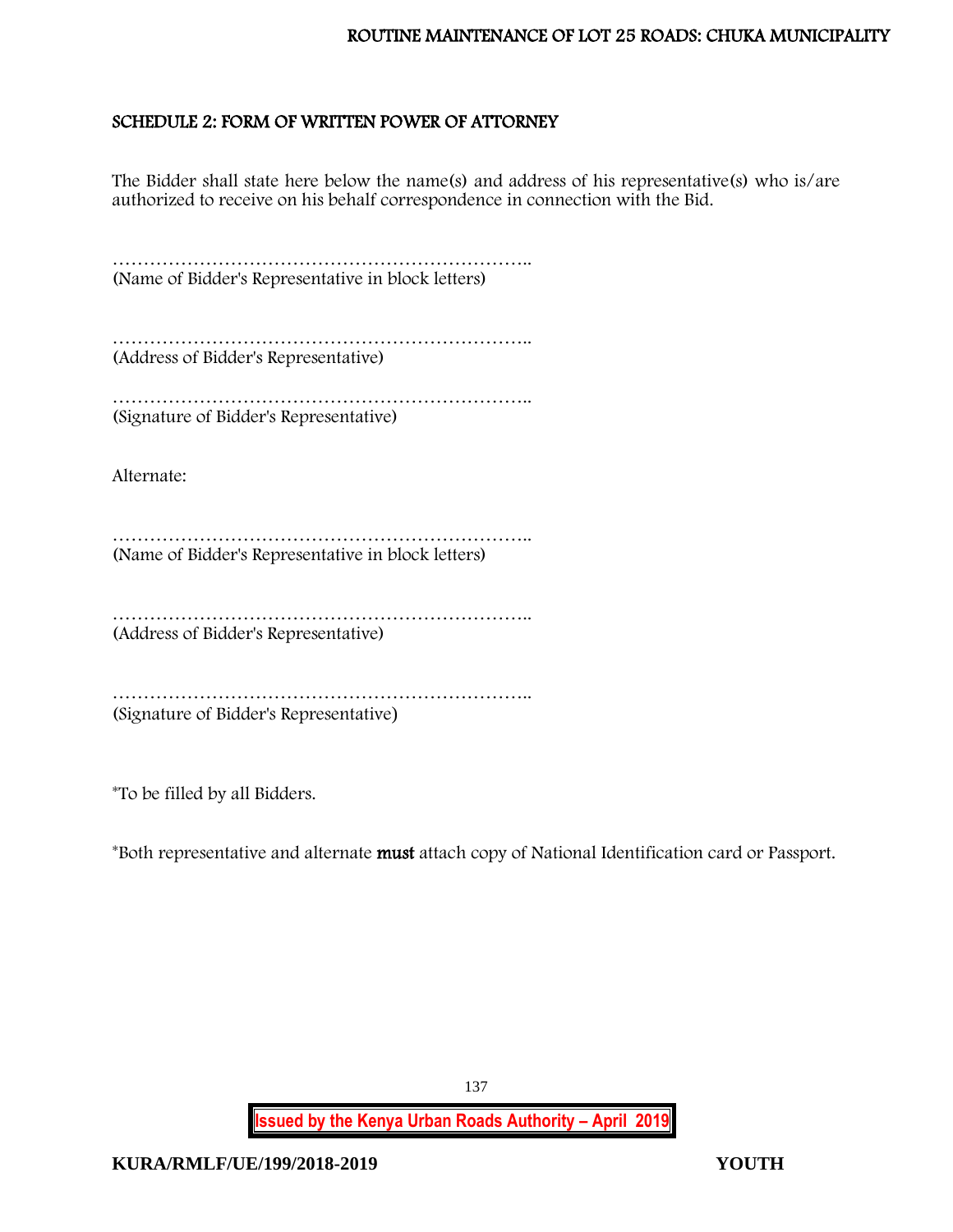## SCHEDULE 2: FORM OF WRITTEN POWER OF ATTORNEY

The Bidder shall state here below the name(s) and address of his representative(s) who is/are authorized to receive on his behalf correspondence in connection with the Bid.

…………………………………………………………..
(Name of Bidder's Representative in block letters)

…………………………………………………………..
(Address of Bidder's Representative)

…………………………………………………………..
(Signature of Bidder's Representative)

Alternate:

…………………………………………………………..
(Name of Bidder's Representative in block letters)

…………………………………………………………..
(Address of Bidder's Representative)

…………………………………………………………..
(Signature of Bidder's Representative)

*To be filled by all Bidders.

*Both representative and alternate **must** attach copy of National Identification card or Passport.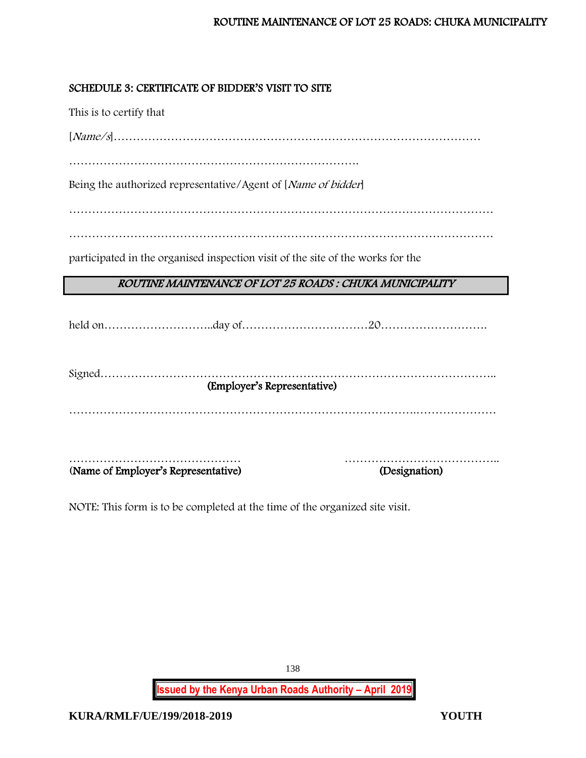## SCHEDULE 3: CERTIFICATE OF BIDDER'S VISIT TO SITE

This is to certify that

[*Name/s*]……………………………………………………………………………………

………………………………………………………………….

Being the authorized representative/Agent of [*Name of bidder*]

…………………………………………………………………………………………………

…………………………………………………………………………………………………

participated in the organised inspection visit of the site of the works for the

***ROUTINE MAINTENANCE OF LOT 25 ROADS : CHUKA MUNICIPALITY***

held on………………………..day of……………………………20……………………….

Signed………………………………………………………………………………………..
**(Employer's Representative)**

…………………………………………………………………………….…………………

………………………………………  …………………………………..
**(Name of Employer's Representative)**  **(Designation)**

NOTE: This form is to be completed at the time of the organized site visit.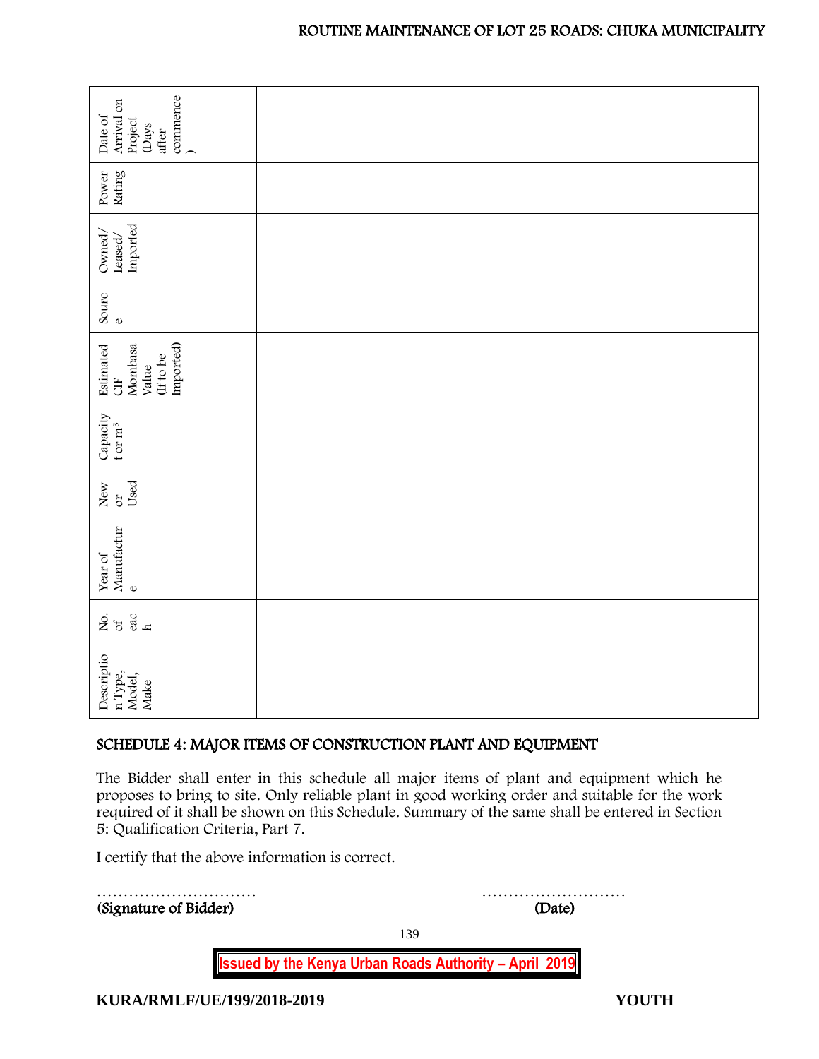| Description Type, Model, Make | No. of each | Year of Manufacture | New or Used | Capacity t or m³ | Estimated CIF Mombasa Value (If to be Imported) | Source | Owned/ Leased/ Imported | Power Rating | Date of Arrival on Project (Days after commence) |
|---|---|---|---|---|---|---|---|---|---|
| | | | | | | | | | |

## SCHEDULE 4: MAJOR ITEMS OF CONSTRUCTION PLANT AND EQUIPMENT

The Bidder shall enter in this schedule all major items of plant and equipment which he proposes to bring to site. Only reliable plant in good working order and suitable for the work required of it shall be shown on this Schedule. Summary of the same shall be entered in Section 5: Qualification Criteria, Part 7.

I certify that the above information is correct.

………………………… ………………………

**(Signature of Bidder)** **(Date)**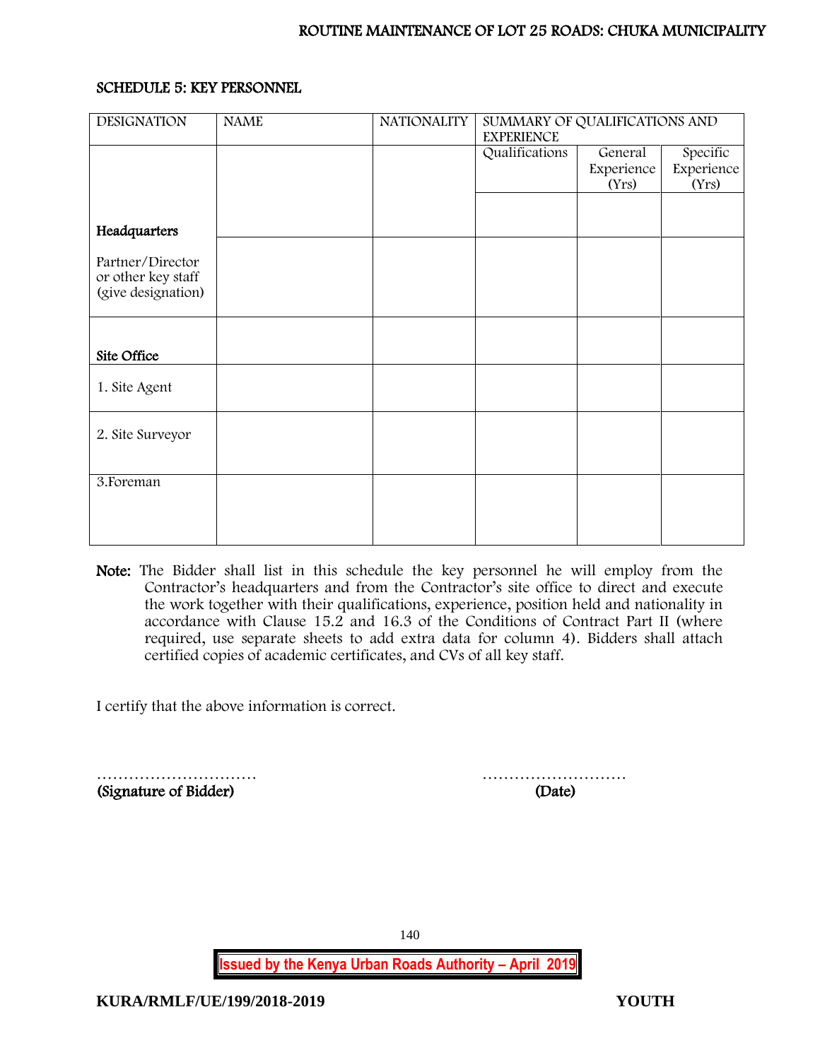## SCHEDULE 5: KEY PERSONNEL

| DESIGNATION | NAME | NATIONALITY | SUMMARY OF QUALIFICATIONS AND EXPERIENCE | | |
|---|---|---|---|---|---|
| | | | Qualifications | General Experience (Yrs) | Specific Experience (Yrs) |
| **Headquarters** | | | | | |
| Partner/Director or other key staff (give designation) | | | | | |
| **Site Office** | | | | | |
| 1. Site Agent | | | | | |
| 2. Site Surveyor | | | | | |
| 3.Foreman | | | | | |

**Note:** The Bidder shall list in this schedule the key personnel he will employ from the Contractor's headquarters and from the Contractor's site office to direct and execute the work together with their qualifications, experience, position held and nationality in accordance with Clause 15.2 and 16.3 of the Conditions of Contract Part II (where required, use separate sheets to add extra data for column 4). Bidders shall attach certified copies of academic certificates, and CVs of all key staff.

I certify that the above information is correct.

………………………… ………………………
**(Signature of Bidder)** **(Date)**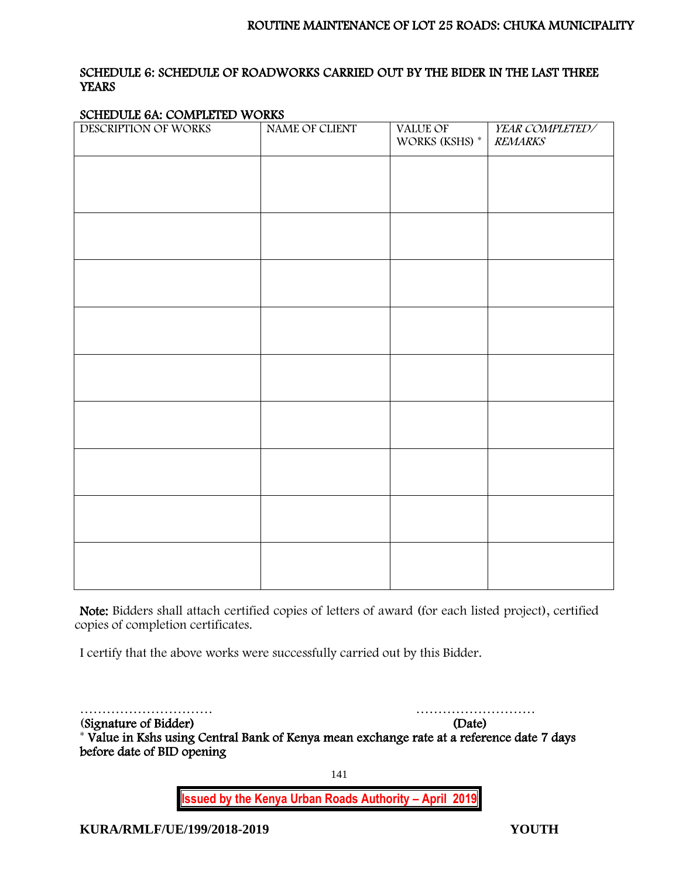## SCHEDULE 6: SCHEDULE OF ROADWORKS CARRIED OUT BY THE BIDER IN THE LAST THREE YEARS

### SCHEDULE 6A: COMPLETED WORKS

| DESCRIPTION OF WORKS | NAME OF CLIENT | VALUE OF WORKS (KSHS) * | *YEAR COMPLETED/ REMARKS* |
|---|---|---|---|
| | | | |
| | | | |
| | | | |
| | | | |
| | | | |
| | | | |
| | | | |
| | | | |
| | | | |

**Note:** Bidders shall attach certified copies of letters of award (for each listed project), certified copies of completion certificates.

I certify that the above works were successfully carried out by this Bidder.

………………………… ………………………

**(Signature of Bidder)** **(Date)**

**\* Value in Kshs using Central Bank of Kenya mean exchange rate at a reference date 7 days before date of BID opening**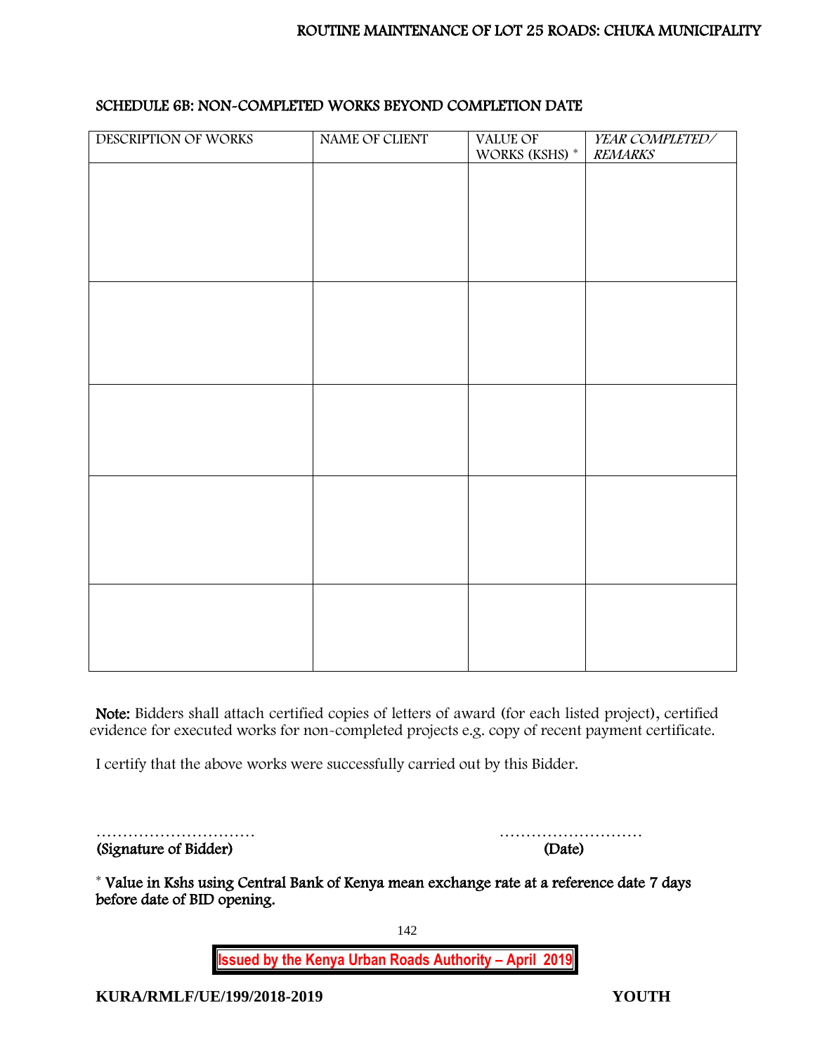## SCHEDULE 6B: NON-COMPLETED WORKS BEYOND COMPLETION DATE

| DESCRIPTION OF WORKS | NAME OF CLIENT | VALUE OF WORKS (KSHS) * | *YEAR COMPLETED/ REMARKS* |
|---|---|---|---|
| | | | |
| | | | |
| | | | |
| | | | |
| | | | |

**Note:** Bidders shall attach certified copies of letters of award (for each listed project), certified evidence for executed works for non-completed projects e.g. copy of recent payment certificate.

I certify that the above works were successfully carried out by this Bidder.

………………………… ………………………

**(Signature of Bidder)** **(Date)**

**\* Value in Kshs using Central Bank of Kenya mean exchange rate at a reference date 7 days before date of BID opening.**

**Issued by the Kenya Urban Roads Authority – April 2019**

**KURA/RMLF/UE/199/2018-2019** **YOUTH**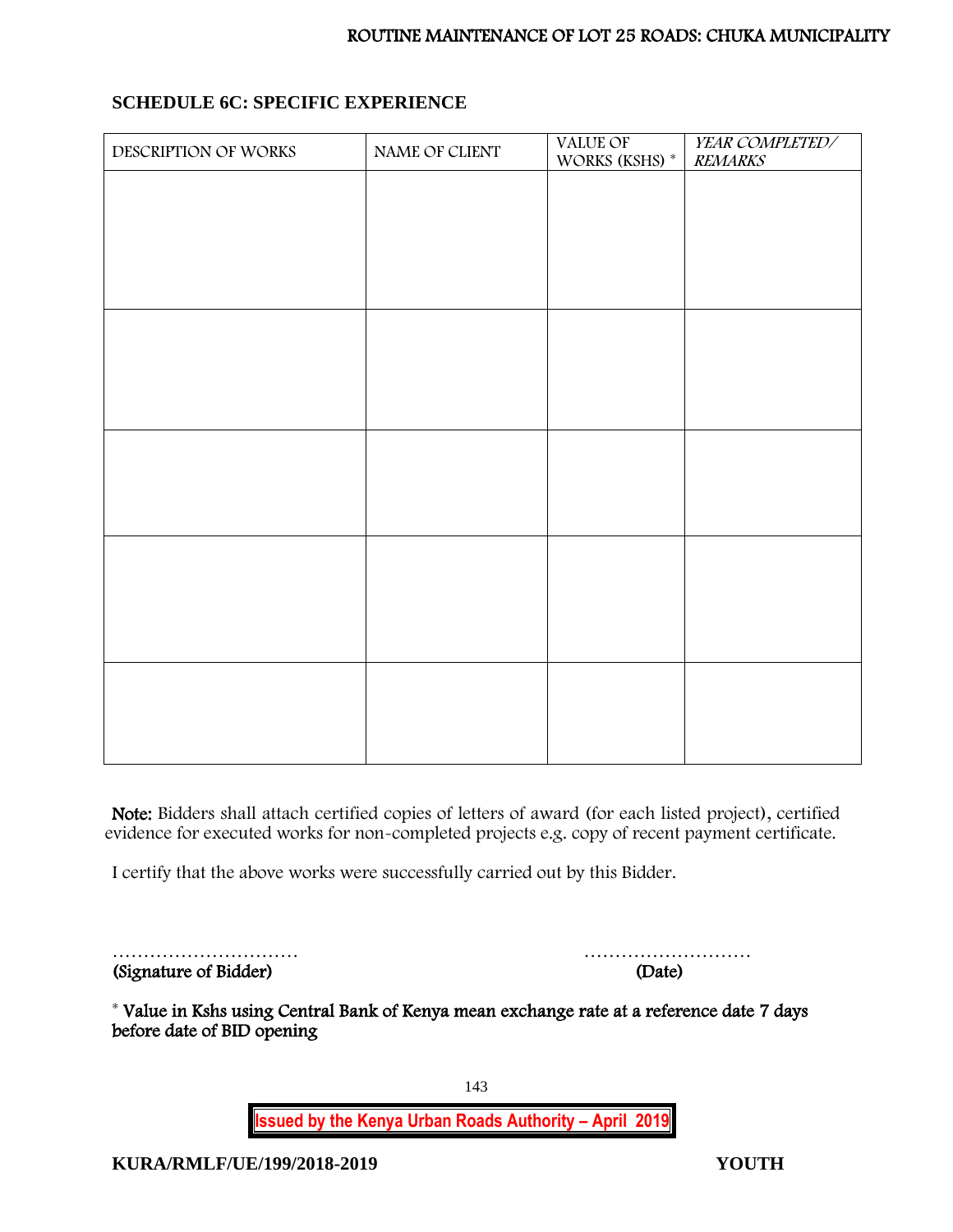## SCHEDULE 6C: SPECIFIC EXPERIENCE

| DESCRIPTION OF WORKS | NAME OF CLIENT | VALUE OF WORKS (KSHS) * | *YEAR COMPLETED/ REMARKS* |
|---|---|---|---|
| | | | |
| | | | |
| | | | |
| | | | |
| | | | |

**Note:** Bidders shall attach certified copies of letters of award (for each listed project), certified evidence for executed works for non-completed projects e.g. copy of recent payment certificate.

I certify that the above works were successfully carried out by this Bidder.

………………………… ………………………

(Signature of Bidder) (Date)

* Value in Kshs using Central Bank of Kenya mean exchange rate at a reference date 7 days before date of BID opening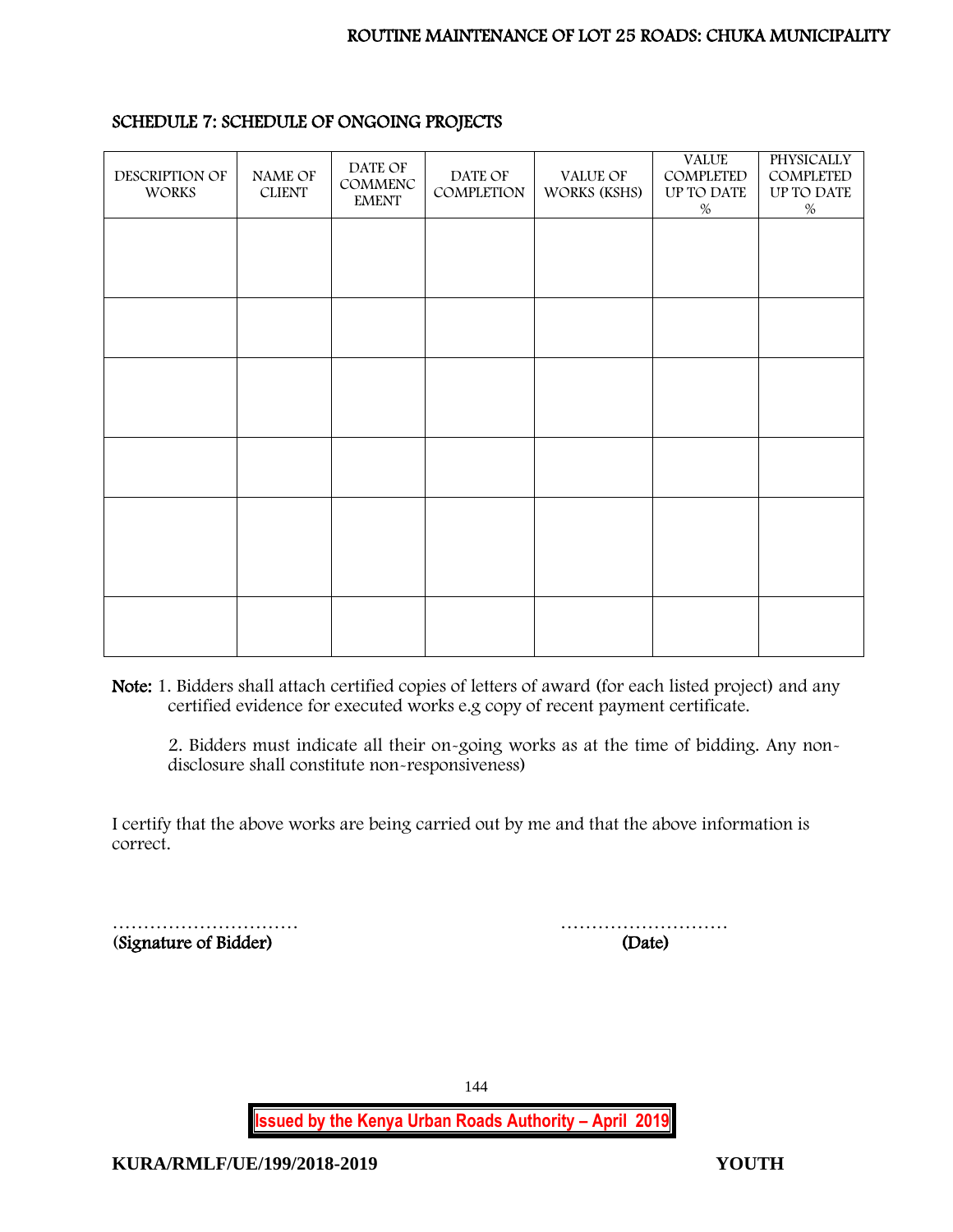## SCHEDULE 7: SCHEDULE OF ONGOING PROJECTS

| DESCRIPTION OF WORKS | NAME OF CLIENT | DATE OF COMMENCEMENT | DATE OF COMPLETION | VALUE OF WORKS (KSHS) | VALUE COMPLETED UP TO DATE % | PHYSICALLY COMPLETED UP TO DATE % |
|---|---|---|---|---|---|---|
| | | | | | | |
| | | | | | | |
| | | | | | | |
| | | | | | | |
| | | | | | | |
| | | | | | | |

**Note:** 1. Bidders shall attach certified copies of letters of award (for each listed project) and any certified evidence for executed works e.g copy of recent payment certificate.

2. Bidders must indicate all their on-going works as at the time of bidding. Any non-disclosure shall constitute non-responsiveness)

I certify that the above works are being carried out by me and that the above information is correct.

…………………………                                        ………………………
**(Signature of Bidder)**                                        **(Date)**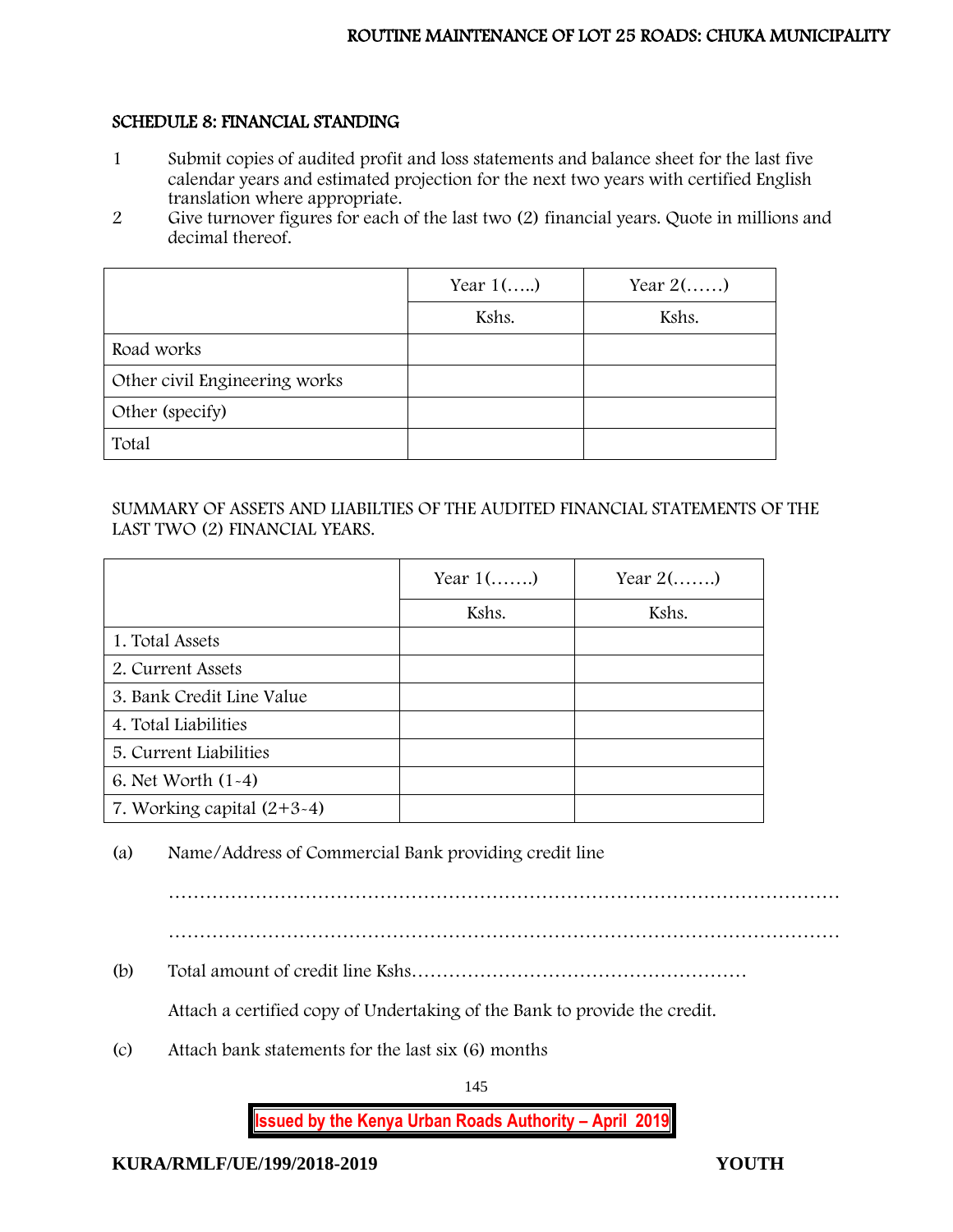## SCHEDULE 8: FINANCIAL STANDING

1. Submit copies of audited profit and loss statements and balance sheet for the last five calendar years and estimated projection for the next two years with certified English translation where appropriate.
2. Give turnover figures for each of the last two (2) financial years. Quote in millions and decimal thereof.

| | Year 1(…..) | Year 2(……) |
|---|---|---|
| | Kshs. | Kshs. |
| Road works | | |
| Other civil Engineering works | | |
| Other (specify) | | |
| Total | | |

SUMMARY OF ASSETS AND LIABILTIES OF THE AUDITED FINANCIAL STATEMENTS OF THE LAST TWO (2) FINANCIAL YEARS.

| | Year 1(…….) | Year 2(…….) |
|---|---|---|
| | Kshs. | Kshs. |
| 1. Total Assets | | |
| 2. Current Assets | | |
| 3. Bank Credit Line Value | | |
| 4. Total Liabilities | | |
| 5. Current Liabilities | | |
| 6. Net Worth (1-4) | | |
| 7. Working capital (2+3-4) | | |

(a) Name/Address of Commercial Bank providing credit line

…………………………………………………………………………………………………

…………………………………………………………………………………………………

(b) Total amount of credit line Kshs………………………………………………

Attach a certified copy of Undertaking of the Bank to provide the credit.

(c) Attach bank statements for the last six (6) months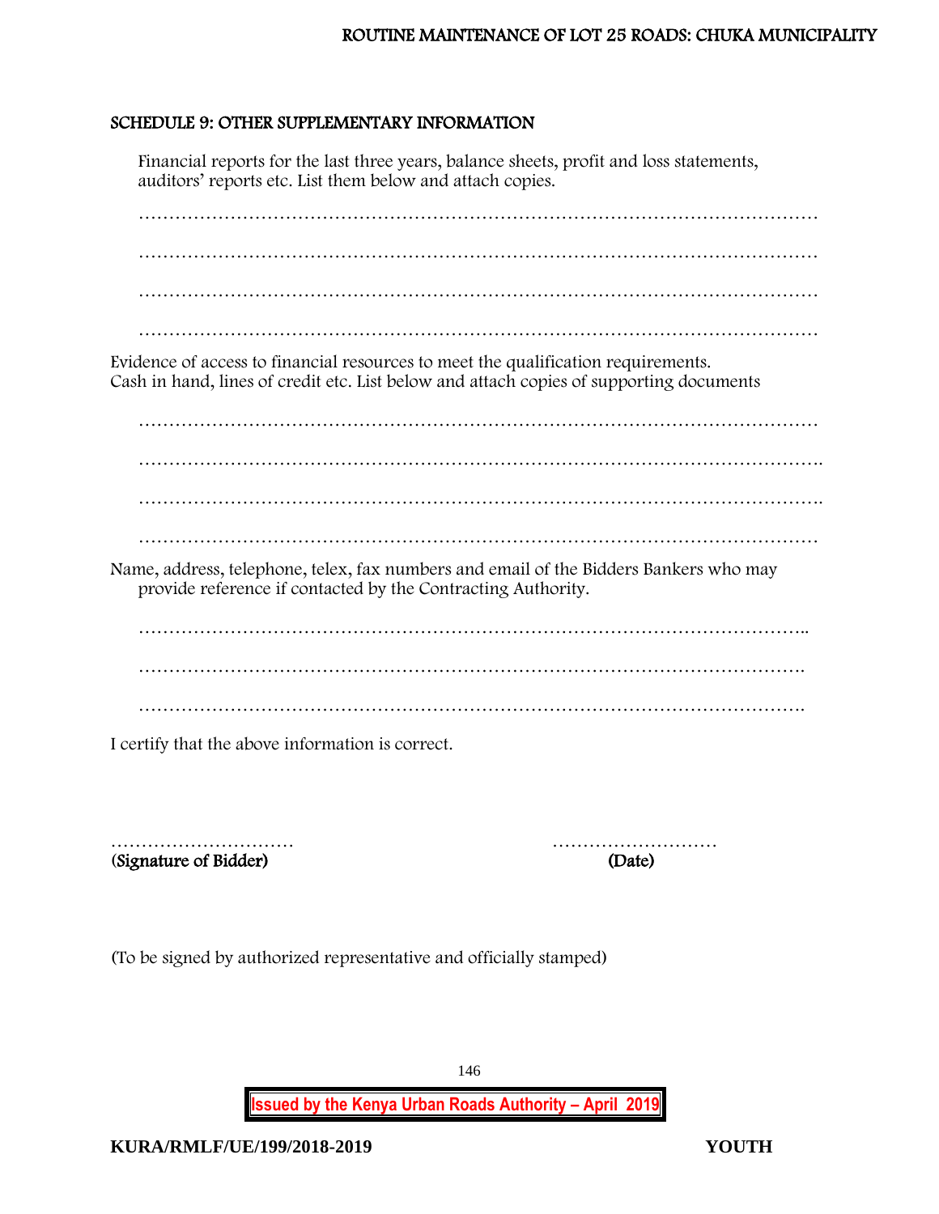## SCHEDULE 9: OTHER SUPPLEMENTARY INFORMATION

Financial reports for the last three years, balance sheets, profit and loss statements, auditors' reports etc. List them below and attach copies.

…………………………………………………………………………………………………

…………………………………………………………………………………………………

…………………………………………………………………………………………………

…………………………………………………………………………………………………

Evidence of access to financial resources to meet the qualification requirements.
Cash in hand, lines of credit etc. List below and attach copies of supporting documents

…………………………………………………………………………………………………

………………………………………………………………………………………………….

………………………………………………………………………………………………….

…………………………………………………………………………………………………

Name, address, telephone, telex, fax numbers and email of the Bidders Bankers who may provide reference if contacted by the Contracting Authority.

………………………………………………………………………………………………..

……………………………………………………………………………………………….

……………………………………………………………………………………………….

I certify that the above information is correct.

…………………………  ………………………

**(Signature of Bidder)**  **(Date)**

(To be signed by authorized representative and officially stamped)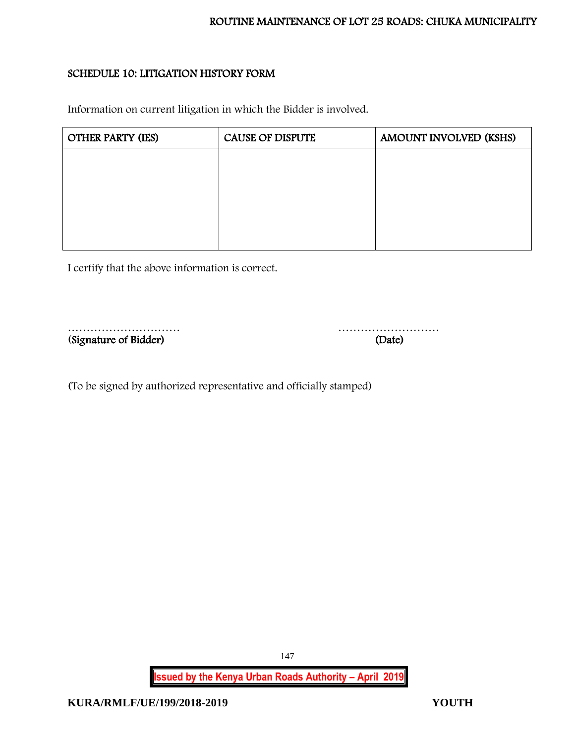## SCHEDULE 10: LITIGATION HISTORY FORM

Information on current litigation in which the Bidder is involved.

| OTHER PARTY (IES) | CAUSE OF DISPUTE | AMOUNT INVOLVED (KSHS) |
|---|---|---|
| | | |

I certify that the above information is correct.

………………………… ………………………

**(Signature of Bidder)** **(Date)**

(To be signed by authorized representative and officially stamped)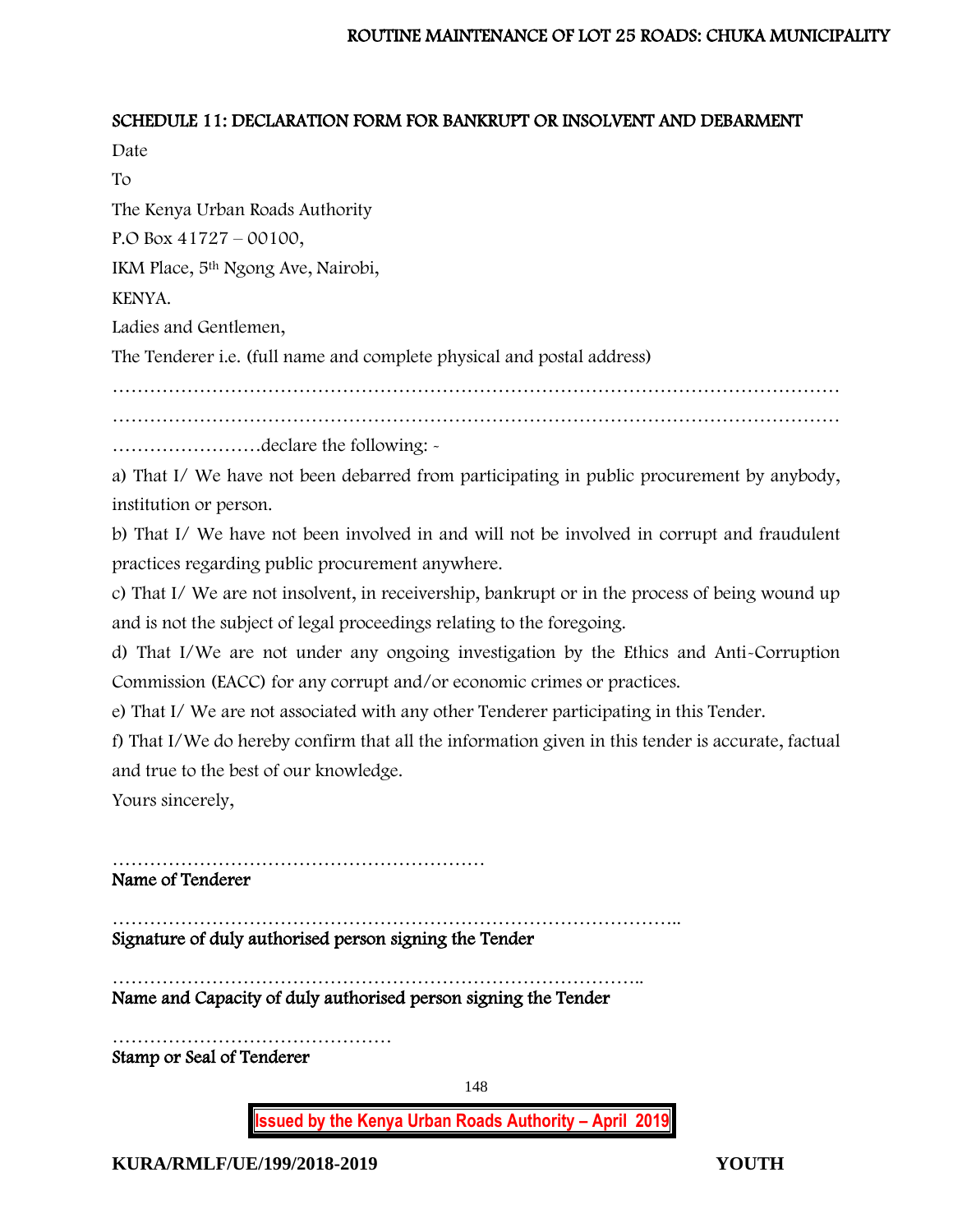## SCHEDULE 11: DECLARATION FORM FOR BANKRUPT OR INSOLVENT AND DEBARMENT

Date

To

The Kenya Urban Roads Authority

P.O Box 41727 – 00100,

IKM Place, 5th Ngong Ave, Nairobi,

KENYA.

Ladies and Gentlemen,

The Tenderer i.e. (full name and complete physical and postal address)

…………………………………………………………………………………………………………

…………………………………………………………………………………………………………

……………………declare the following: -

a) That I/ We have not been debarred from participating in public procurement by anybody, institution or person.

b) That I/ We have not been involved in and will not be involved in corrupt and fraudulent practices regarding public procurement anywhere.

c) That I/ We are not insolvent, in receivership, bankrupt or in the process of being wound up and is not the subject of legal proceedings relating to the foregoing.

d) That I/We are not under any ongoing investigation by the Ethics and Anti-Corruption Commission (EACC) for any corrupt and/or economic crimes or practices.

e) That I/ We are not associated with any other Tenderer participating in this Tender.

f) That I/We do hereby confirm that all the information given in this tender is accurate, factual and true to the best of our knowledge.

Yours sincerely,

……………………………………………………

**Name of Tenderer**

………………………………………………………………………………..

**Signature of duly authorised person signing the Tender**

…………………………………………………………………………..

**Name and Capacity of duly authorised person signing the Tender**

………………………………………

**Stamp or Seal of Tenderer**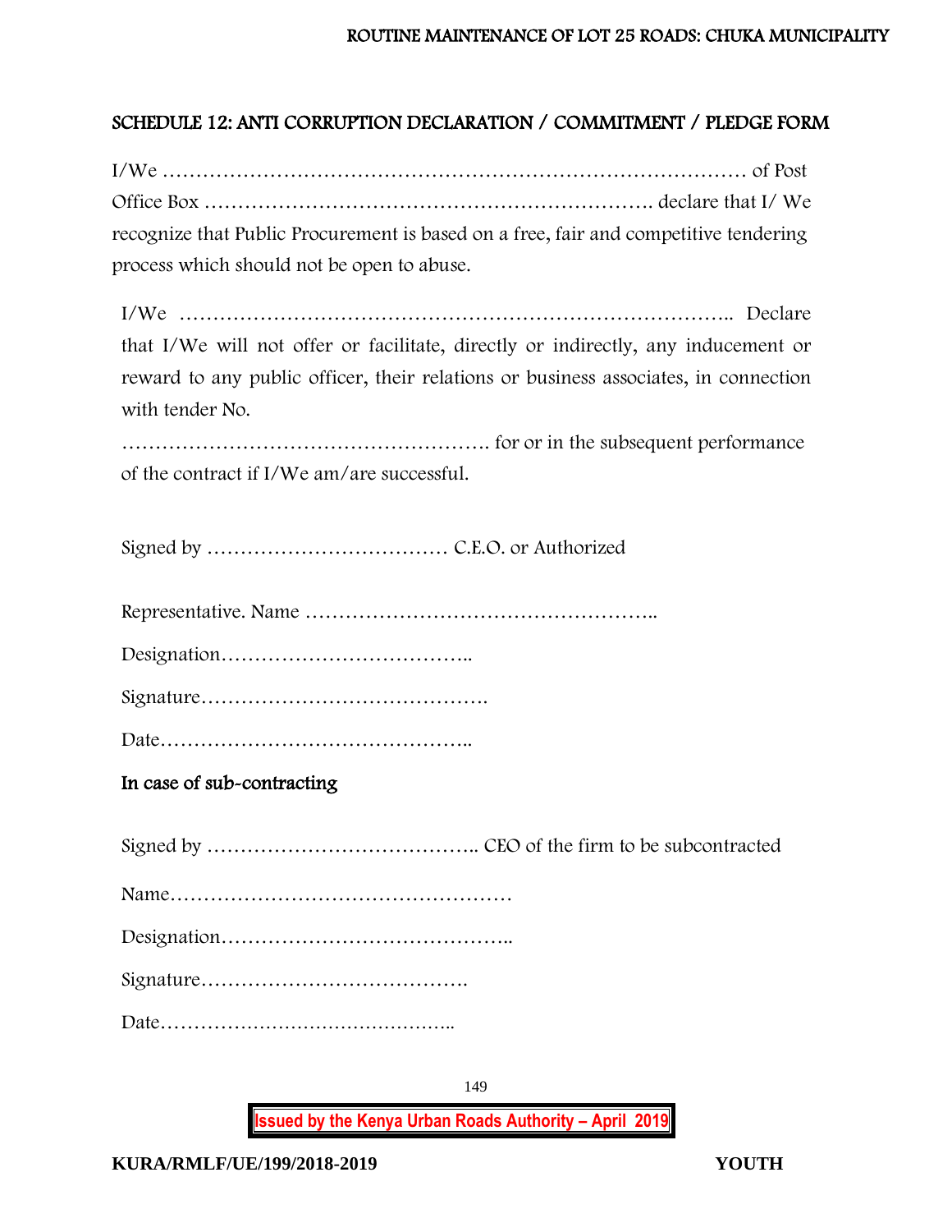## SCHEDULE 12: ANTI CORRUPTION DECLARATION / COMMITMENT / PLEDGE FORM

I/We ……………………………………………………………………………… of Post Office Box …………………………………………………………. declare that I/ We recognize that Public Procurement is based on a free, fair and competitive tendering process which should not be open to abuse.

I/We ……………………………………………………………………….. Declare that I/We will not offer or facilitate, directly or indirectly, any inducement or reward to any public officer, their relations or business associates, in connection with tender No.

………………………………………………. for or in the subsequent performance of the contract if I/We am/are successful.

Signed by ……………………………… C.E.O. or Authorized

Representative. Name ……………………………………………..

Designation………………………………..

Signature…………………………………….

Date………………………………………..

### In case of sub-contracting

Signed by ………………………………….. CEO of the firm to be subcontracted

Name……………………………………………

Designation……………………………………..

Signature………………………………….

Date………………………………………..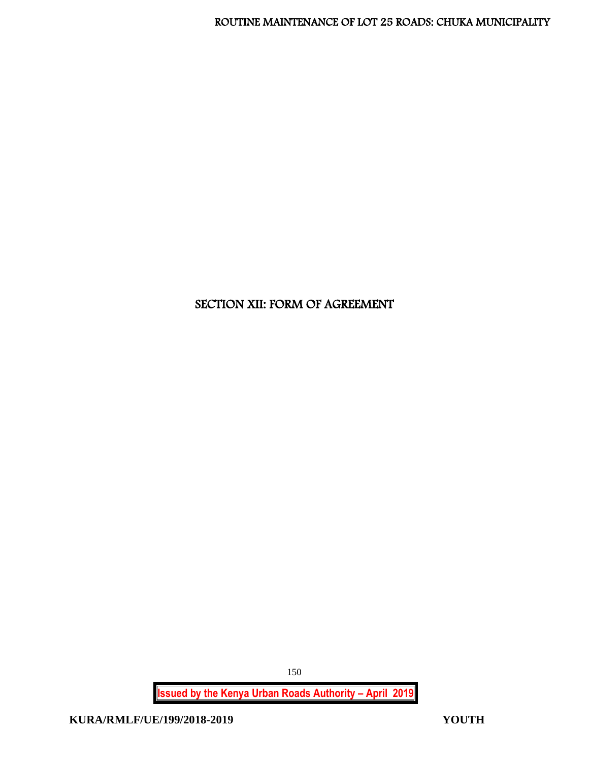# SECTION XII: FORM OF AGREEMENT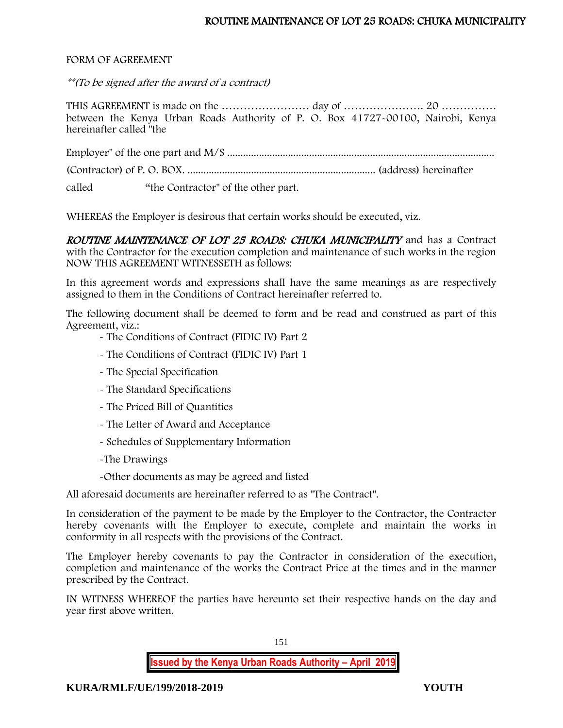FORM OF AGREEMENT

*\*\*(To be signed after the award of a contract)*

THIS AGREEMENT is made on the …………………… day of …………………. 20 …………… between the Kenya Urban Roads Authority of P. O. Box 41727-00100, Nairobi, Kenya hereinafter called "the

Employer" of the one part and M/S ....................................................................................................

(Contractor) of P. O. BOX. ....................................................................... (address) hereinafter

called "the Contractor" of the other part.

WHEREAS the Employer is desirous that certain works should be executed, viz.

***ROUTINE MAINTENANCE OF LOT 25 ROADS: CHUKA MUNICIPALITY*** and has a Contract with the Contractor for the execution completion and maintenance of such works in the region NOW THIS AGREEMENT WITNESSETH as follows:

In this agreement words and expressions shall have the same meanings as are respectively assigned to them in the Conditions of Contract hereinafter referred to.

The following document shall be deemed to form and be read and construed as part of this Agreement, viz.:

- The Conditions of Contract (FIDIC IV) Part 2
- The Conditions of Contract (FIDIC IV) Part 1
- The Special Specification
- The Standard Specifications
- The Priced Bill of Quantities
- The Letter of Award and Acceptance
- Schedules of Supplementary Information
- The Drawings
- Other documents as may be agreed and listed

All aforesaid documents are hereinafter referred to as "The Contract".

In consideration of the payment to be made by the Employer to the Contractor, the Contractor hereby covenants with the Employer to execute, complete and maintain the works in conformity in all respects with the provisions of the Contract.

The Employer hereby covenants to pay the Contractor in consideration of the execution, completion and maintenance of the works the Contract Price at the times and in the manner prescribed by the Contract.

IN WITNESS WHEREOF the parties have hereunto set their respective hands on the day and year first above written.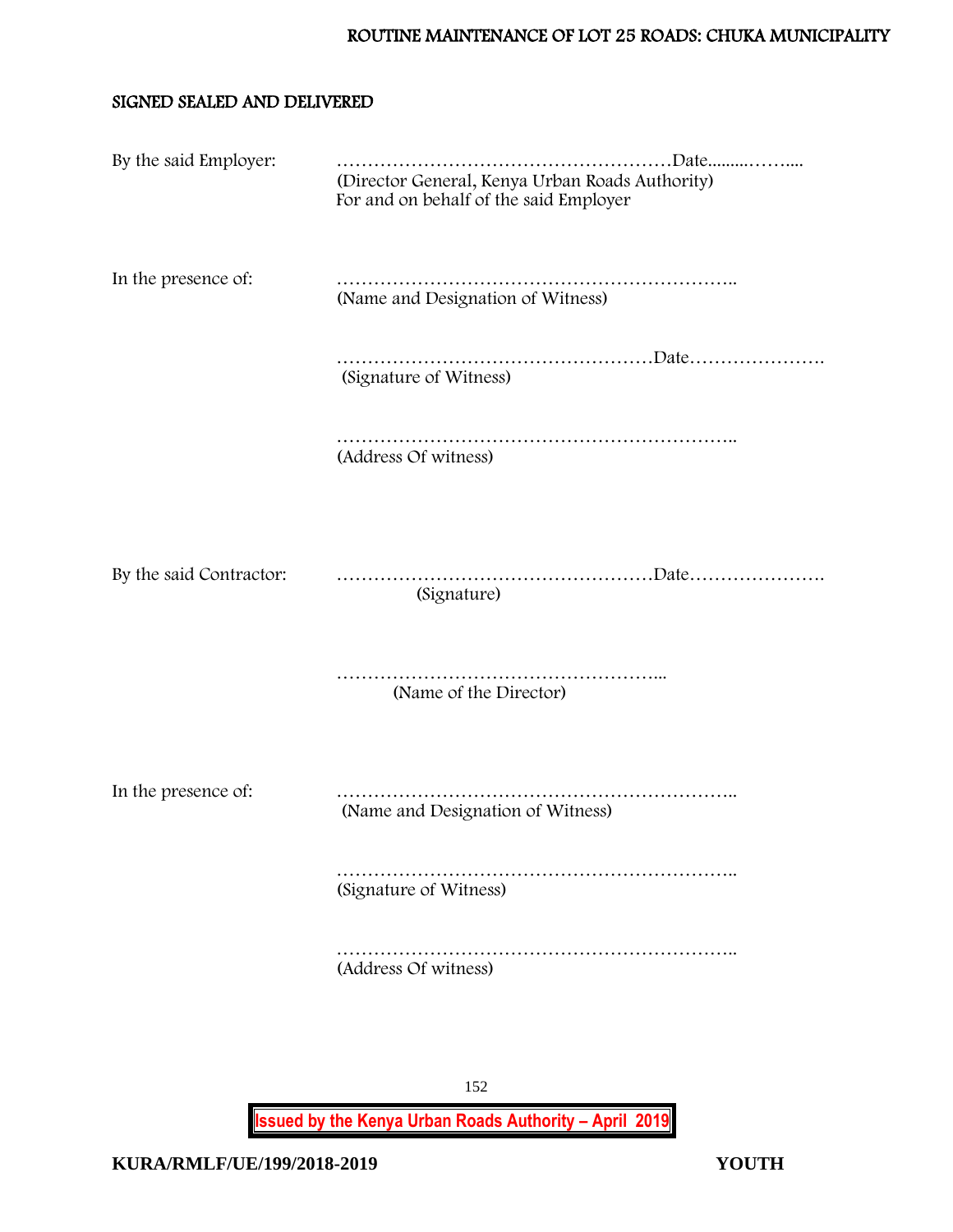## SIGNED SEALED AND DELIVERED

By the said Employer: ………………………………………………Date..........……....
(Director General, Kenya Urban Roads Authority)
For and on behalf of the said Employer

In the presence of: ………………………………………………………..
(Name and Designation of Witness)

……………………………………………Date………………….
(Signature of Witness)

………………………………………………………..
(Address Of witness)

By the said Contractor: ……………………………………………Date………………….
(Signature)

……………………………………………...
(Name of the Director)

In the presence of: ………………………………………………………..
(Name and Designation of Witness)

………………………………………………………..
(Signature of Witness)

………………………………………………………..
(Address Of witness)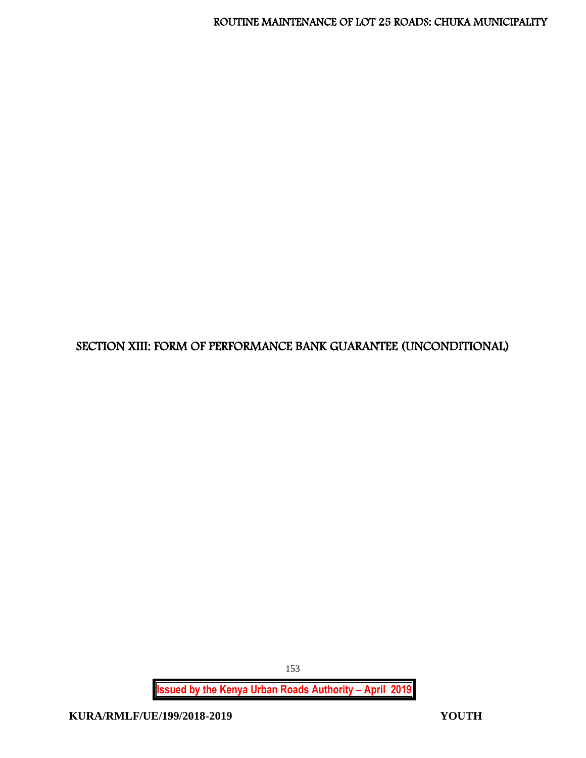# SECTION XIII: FORM OF PERFORMANCE BANK GUARANTEE (UNCONDITIONAL)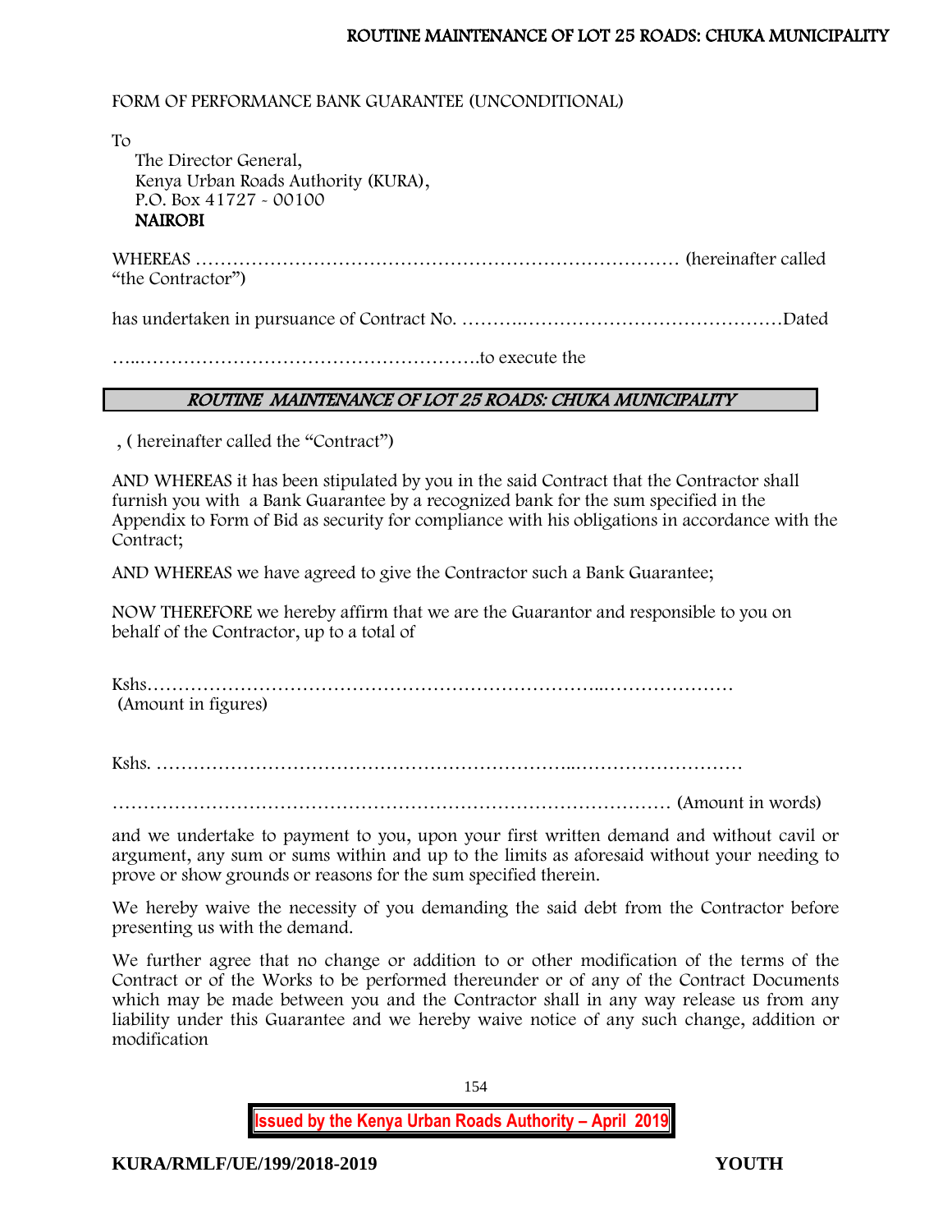FORM OF PERFORMANCE BANK GUARANTEE (UNCONDITIONAL)

To

The Director General,
Kenya Urban Roads Authority (KURA),
P.O. Box 41727 - 00100
**NAIROBI**

WHEREAS …………………………………………………………………… (hereinafter called "the Contractor")

has undertaken in pursuance of Contract No. ……….……………………………………Dated

…..……………………………………………….to execute the

***ROUTINE MAINTENANCE OF LOT 25 ROADS: CHUKA MUNICIPALITY***

, ( hereinafter called the "Contract")

AND WHEREAS it has been stipulated by you in the said Contract that the Contractor shall furnish you with a Bank Guarantee by a recognized bank for the sum specified in the Appendix to Form of Bid as security for compliance with his obligations in accordance with the Contract;

AND WHEREAS we have agreed to give the Contractor such a Bank Guarantee;

NOW THEREFORE we hereby affirm that we are the Guarantor and responsible to you on behalf of the Contractor, up to a total of

Kshs……………………………………………………………...…………………
(Amount in figures)

Kshs. …………………………………………………….………………………

……………………………………………………………………………… (Amount in words)

and we undertake to payment to you, upon your first written demand and without cavil or argument, any sum or sums within and up to the limits as aforesaid without your needing to prove or show grounds or reasons for the sum specified therein.

We hereby waive the necessity of you demanding the said debt from the Contractor before presenting us with the demand.

We further agree that no change or addition to or other modification of the terms of the Contract or of the Works to be performed thereunder or of any of the Contract Documents which may be made between you and the Contractor shall in any way release us from any liability under this Guarantee and we hereby waive notice of any such change, addition or modification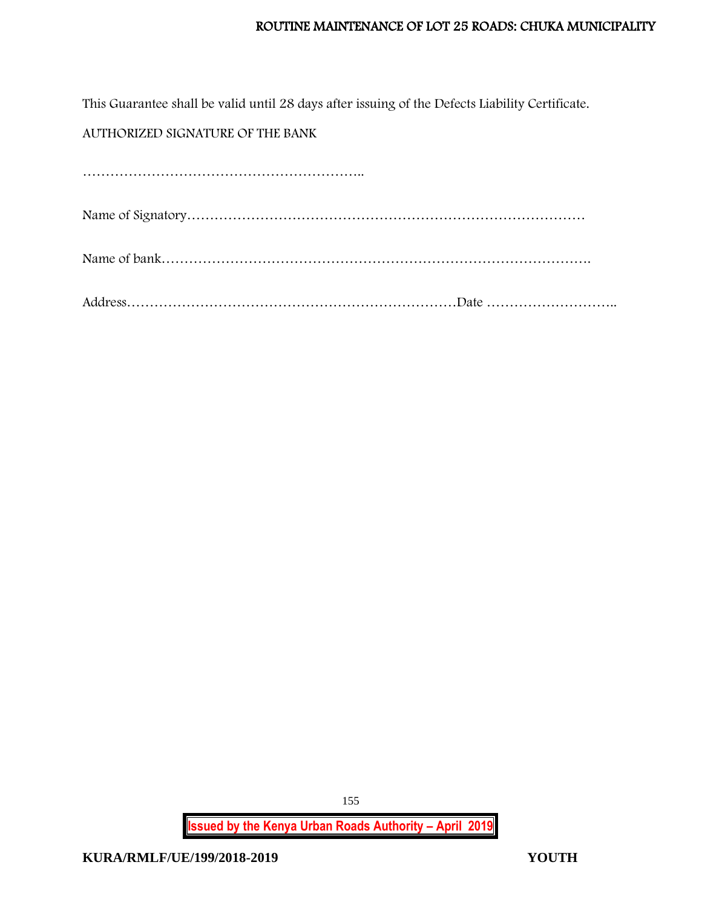This Guarantee shall be valid until 28 days after issuing of the Defects Liability Certificate.

AUTHORIZED SIGNATURE OF THE BANK

……………………………………………………..

Name of Signatory…………………………………………………………………………

Name of bank……………………………………………………………………………….

Address………………………………………………………………Date ………………………..